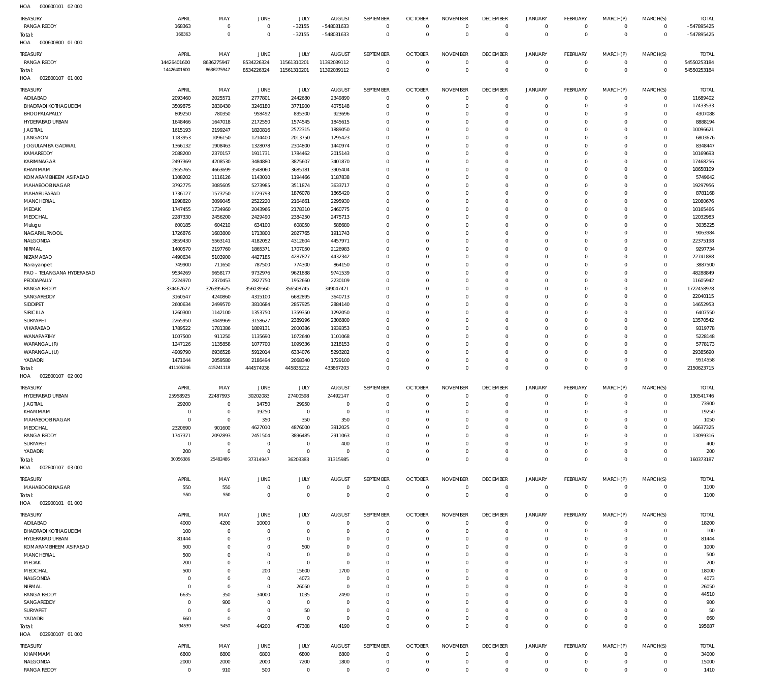HOA 000600101 02 000

| TREASURY | APRIL | MAY | JUNE | JULY | AUGUST | SEPTEMBER | OCTOBER | NOVEMBER | DECEMBER | JANUARY | FEBRUARY | MARCH(P) | MARCH(S) | TOTAL |
|---|---|---|---|---|---|---|---|---|---|---|---|---|---|---|
| RANGA REDDY | 168363 | 0 | 0 | -32155 | -548031633 | 0 | 0 | 0 | 0 | 0 | 0 | 0 | 0 | -547895425 |
| Total: | 168363 | 0 | 0 | -32155 | -548031633 | 0 | 0 | 0 | 0 | 0 | 0 | 0 | 0 | -547895425 |

HOA 000600800 01 000

| TREASURY | APRIL | MAY | JUNE | JULY | AUGUST | SEPTEMBER | OCTOBER | NOVEMBER | DECEMBER | JANUARY | FEBRUARY | MARCH(P) | MARCH(S) | TOTAL |
|---|---|---|---|---|---|---|---|---|---|---|---|---|---|---|
| RANGA REDDY | 14426401600 | 8636275947 | 8534226324 | 11561310201 | 11392039112 | 0 | 0 | 0 | 0 | 0 | 0 | 0 | 0 | 54550253184 |
| Total: | 14426401600 | 8636275947 | 8534226324 | 11561310201 | 11392039112 | 0 | 0 | 0 | 0 | 0 | 0 | 0 | 0 | 54550253184 |

HOA 002800107 01 000

| TREASURY | APRIL | MAY | JUNE | JULY | AUGUST | SEPTEMBER | OCTOBER | NOVEMBER | DECEMBER | JANUARY | FEBRUARY | MARCH(P) | MARCH(S) | TOTAL |
|---|---|---|---|---|---|---|---|---|---|---|---|---|---|---|
| ADILABAD | 2093460 | 2025571 | 2777801 | 2442680 | 2349890 | 0 | 0 | 0 | 0 | 0 | 0 | 0 | 0 | 11689402 |
| BHADRADI KOTHAGUDEM | 3509875 | 2830430 | 3246180 | 3771900 | 4075148 | 0 | 0 | 0 | 0 | 0 | 0 | 0 | 0 | 17433533 |
| BHOOPALAPALLY | 809250 | 780350 | 958492 | 835300 | 923696 | 0 | 0 | 0 | 0 | 0 | 0 | 0 | 0 | 4307088 |
| HYDERABAD URBAN | 1648466 | 1647018 | 2172550 | 1574545 | 1845615 | 0 | 0 | 0 | 0 | 0 | 0 | 0 | 0 | 8888194 |
| JAGTIAL | 1615193 | 2199247 | 1820816 | 2572315 | 1889050 | 0 | 0 | 0 | 0 | 0 | 0 | 0 | 0 | 10096621 |
| JANGAON | 1183953 | 1096150 | 1214400 | 2013750 | 1295423 | 0 | 0 | 0 | 0 | 0 | 0 | 0 | 0 | 6803676 |
| JOGULAMBA GADWAL | 1366132 | 1908463 | 1328078 | 2304800 | 1440974 | 0 | 0 | 0 | 0 | 0 | 0 | 0 | 0 | 8348447 |
| KAMAREDDY | 2088200 | 2370157 | 1911731 | 1784462 | 2015143 | 0 | 0 | 0 | 0 | 0 | 0 | 0 | 0 | 10169693 |
| KARIMNAGAR | 2497369 | 4208530 | 3484880 | 3875607 | 3401870 | 0 | 0 | 0 | 0 | 0 | 0 | 0 | 0 | 17468256 |
| KHAMMAM | 2855765 | 4663699 | 3548060 | 3685181 | 3905404 | 0 | 0 | 0 | 0 | 0 | 0 | 0 | 0 | 18658109 |
| KOMARAMBHEEM ASIFABAD | 1108202 | 1116126 | 1143010 | 1194466 | 1187838 | 0 | 0 | 0 | 0 | 0 | 0 | 0 | 0 | 5749642 |
| MAHABOOB NAGAR | 3792775 | 3085605 | 5273985 | 3511874 | 3633717 | 0 | 0 | 0 | 0 | 0 | 0 | 0 | 0 | 19297956 |
| MAHABUBABAD | 1736127 | 1573750 | 1729793 | 1876078 | 1865420 | 0 | 0 | 0 | 0 | 0 | 0 | 0 | 0 | 8781168 |
| MANCHERIAL | 1998820 | 3099045 | 2522220 | 2164661 | 2295930 | 0 | 0 | 0 | 0 | 0 | 0 | 0 | 0 | 12080676 |
| MEDAK | 1747455 | 1734960 | 2043966 | 2178310 | 2460775 | 0 | 0 | 0 | 0 | 0 | 0 | 0 | 0 | 10165466 |
| MEDCHAL | 2287330 | 2456200 | 2429490 | 2384250 | 2475713 | 0 | 0 | 0 | 0 | 0 | 0 | 0 | 0 | 12032983 |
| Mulugu | 600185 | 604210 | 634100 | 608050 | 588680 | 0 | 0 | 0 | 0 | 0 | 0 | 0 | 0 | 3035225 |
| NAGARKURNOOL | 1726876 | 1683800 | 1713800 | 2027765 | 1911743 | 0 | 0 | 0 | 0 | 0 | 0 | 0 | 0 | 9063984 |
| NALGONDA | 3859430 | 5563141 | 4182052 | 4312604 | 4457971 | 0 | 0 | 0 | 0 | 0 | 0 | 0 | 0 | 22375198 |
| NIRMAL | 1400570 | 2197760 | 1865371 | 1707050 | 2126983 | 0 | 0 | 0 | 0 | 0 | 0 | 0 | 0 | 9297734 |
| NIZAMABAD | 4490634 | 5103900 | 4427185 | 4287827 | 4432342 | 0 | 0 | 0 | 0 | 0 | 0 | 0 | 0 | 22741888 |
| Narayanpet | 749900 | 711650 | 787500 | 774300 | 864150 | 0 | 0 | 0 | 0 | 0 | 0 | 0 | 0 | 3887500 |
| PAO - TELANGANA HYDERABAD | 9534269 | 9658177 | 9732976 | 9621888 | 9741539 | 0 | 0 | 0 | 0 | 0 | 0 | 0 | 0 | 48288849 |
| PEDDAPALLY | 2224970 | 2370453 | 2827750 | 1952660 | 2230109 | 0 | 0 | 0 | 0 | 0 | 0 | 0 | 0 | 11605942 |
| RANGA REDDY | 334467627 | 326395625 | 356039560 | 356508745 | 349047421 | 0 | 0 | 0 | 0 | 0 | 0 | 0 | 0 | 1722458978 |
| SANGAREDDY | 3160547 | 4240860 | 4315100 | 6682895 | 3640713 | 0 | 0 | 0 | 0 | 0 | 0 | 0 | 0 | 22040115 |
| SIDDIPET | 2600634 | 2499570 | 3810684 | 2857925 | 2884140 | 0 | 0 | 0 | 0 | 0 | 0 | 0 | 0 | 14652953 |
| SIRICILLA | 1260300 | 1142100 | 1353750 | 1359350 | 1292050 | 0 | 0 | 0 | 0 | 0 | 0 | 0 | 0 | 6407550 |
| SURYAPET | 2265950 | 3449969 | 3158627 | 2389196 | 2306800 | 0 | 0 | 0 | 0 | 0 | 0 | 0 | 0 | 13570542 |
| VIKARABAD | 1789522 | 1781386 | 1809131 | 2000386 | 1939353 | 0 | 0 | 0 | 0 | 0 | 0 | 0 | 0 | 9319778 |
| WANAPARTHY | 1007500 | 911250 | 1135690 | 1072640 | 1101068 | 0 | 0 | 0 | 0 | 0 | 0 | 0 | 0 | 5228148 |
| WARANGAL (R) | 1247126 | 1135858 | 1077700 | 1099336 | 1218153 | 0 | 0 | 0 | 0 | 0 | 0 | 0 | 0 | 5778173 |
| WARANGAL (U) | 4909790 | 6936528 | 5912014 | 6334076 | 5293282 | 0 | 0 | 0 | 0 | 0 | 0 | 0 | 0 | 29385690 |
| YADADRI | 1471044 | 2059580 | 2186494 | 2068340 | 1729100 | 0 | 0 | 0 | 0 | 0 | 0 | 0 | 0 | 9514558 |
| Total: | 411105246 | 415241118 | 444574936 | 445835212 | 433867203 | 0 | 0 | 0 | 0 | 0 | 0 | 0 | 0 | 2150623715 |

HOA 002800107 02 000

| TREASURY | APRIL | MAY | JUNE | JULY | AUGUST | SEPTEMBER | OCTOBER | NOVEMBER | DECEMBER | JANUARY | FEBRUARY | MARCH(P) | MARCH(S) | TOTAL |
|---|---|---|---|---|---|---|---|---|---|---|---|---|---|---|
| HYDERABAD URBAN | 25958925 | 22487993 | 30202083 | 27400598 | 24492147 | 0 | 0 | 0 | 0 | 0 | 0 | 0 | 0 | 130541746 |
| JAGTIAL | 29200 | 0 | 14750 | 29950 | 0 | 0 | 0 | 0 | 0 | 0 | 0 | 0 | 0 | 73900 |
| KHAMMAM | 0 | 0 | 19250 | 0 | 0 | 0 | 0 | 0 | 0 | 0 | 0 | 0 | 0 | 19250 |
| MAHABOOB NAGAR | 0 | 0 | 350 | 350 | 350 | 0 | 0 | 0 | 0 | 0 | 0 | 0 | 0 | 1050 |
| MEDCHAL | 2320690 | 901600 | 4627010 | 4876000 | 3912025 | 0 | 0 | 0 | 0 | 0 | 0 | 0 | 0 | 16637325 |
| RANGA REDDY | 1747371 | 2092893 | 2451504 | 3896485 | 2911063 | 0 | 0 | 0 | 0 | 0 | 0 | 0 | 0 | 13099316 |
| SURYAPET | 0 | 0 | 0 | 0 | 400 | 0 | 0 | 0 | 0 | 0 | 0 | 0 | 0 | 400 |
| YADADRI | 200 | 0 | 0 | 0 | 0 | 0 | 0 | 0 | 0 | 0 | 0 | 0 | 0 | 200 |
| Total: | 30056386 | 25482486 | 37314947 | 36203383 | 31315985 | 0 | 0 | 0 | 0 | 0 | 0 | 0 | 0 | 160373187 |

HOA 002800107 03 000

| TREASURY | APRIL | MAY | JUNE | JULY | AUGUST | SEPTEMBER | OCTOBER | NOVEMBER | DECEMBER | JANUARY | FEBRUARY | MARCH(P) | MARCH(S) | TOTAL |
|---|---|---|---|---|---|---|---|---|---|---|---|---|---|---|
| MAHABOOB NAGAR | 550 | 550 | 0 | 0 | 0 | 0 | 0 | 0 | 0 | 0 | 0 | 0 | 0 | 1100 |
| Total: | 550 | 550 | 0 | 0 | 0 | 0 | 0 | 0 | 0 | 0 | 0 | 0 | 0 | 1100 |

HOA 002900101 01 000

| TREASURY | APRIL | MAY | JUNE | JULY | AUGUST | SEPTEMBER | OCTOBER | NOVEMBER | DECEMBER | JANUARY | FEBRUARY | MARCH(P) | MARCH(S) | TOTAL |
|---|---|---|---|---|---|---|---|---|---|---|---|---|---|---|
| ADILABAD | 4000 | 4200 | 10000 | 0 | 0 | 0 | 0 | 0 | 0 | 0 | 0 | 0 | 0 | 18200 |
| BHADRADI KOTHAGUDEM | 100 | 0 | 0 | 0 | 0 | 0 | 0 | 0 | 0 | 0 | 0 | 0 | 0 | 100 |
| HYDERABAD URBAN | 81444 | 0 | 0 | 0 | 0 | 0 | 0 | 0 | 0 | 0 | 0 | 0 | 0 | 81444 |
| KOMARAMBHEEM ASIFABAD | 500 | 0 | 0 | 500 | 0 | 0 | 0 | 0 | 0 | 0 | 0 | 0 | 0 | 1000 |
| MANCHERIAL | 500 | 0 | 0 | 0 | 0 | 0 | 0 | 0 | 0 | 0 | 0 | 0 | 0 | 500 |
| MEDAK | 200 | 0 | 0 | 0 | 0 | 0 | 0 | 0 | 0 | 0 | 0 | 0 | 0 | 200 |
| MEDCHAL | 500 | 0 | 200 | 15600 | 1700 | 0 | 0 | 0 | 0 | 0 | 0 | 0 | 0 | 18000 |
| NALGONDA | 0 | 0 | 0 | 4073 | 0 | 0 | 0 | 0 | 0 | 0 | 0 | 0 | 0 | 4073 |
| NIRMAL | 0 | 0 | 0 | 26050 | 0 | 0 | 0 | 0 | 0 | 0 | 0 | 0 | 0 | 26050 |
| RANGA REDDY | 6635 | 350 | 34000 | 1035 | 2490 | 0 | 0 | 0 | 0 | 0 | 0 | 0 | 0 | 44510 |
| SANGAREDDY | 0 | 900 | 0 | 0 | 0 | 0 | 0 | 0 | 0 | 0 | 0 | 0 | 0 | 900 |
| SURYAPET | 0 | 0 | 0 | 50 | 0 | 0 | 0 | 0 | 0 | 0 | 0 | 0 | 0 | 50 |
| YADADRI | 660 | 0 | 0 | 0 | 0 | 0 | 0 | 0 | 0 | 0 | 0 | 0 | 0 | 660 |
| Total: | 94539 | 5450 | 44200 | 47308 | 4190 | 0 | 0 | 0 | 0 | 0 | 0 | 0 | 0 | 195687 |

HOA 002900107 01 000

| TREASURY | APRIL | MAY | JUNE | JULY | AUGUST | SEPTEMBER | OCTOBER | NOVEMBER | DECEMBER | JANUARY | FEBRUARY | MARCH(P) | MARCH(S) | TOTAL |
|---|---|---|---|---|---|---|---|---|---|---|---|---|---|---|
| KHAMMAM | 6800 | 6800 | 6800 | 6800 | 6800 | 0 | 0 | 0 | 0 | 0 | 0 | 0 | 0 | 34000 |
| NALGONDA | 2000 | 2000 | 2000 | 7200 | 1800 | 0 | 0 | 0 | 0 | 0 | 0 | 0 | 0 | 15000 |
| RANGA REDDY | 0 | 910 | 500 | 0 | 0 | 0 | 0 | 0 | 0 | 0 | 0 | 0 | 0 | 1410 |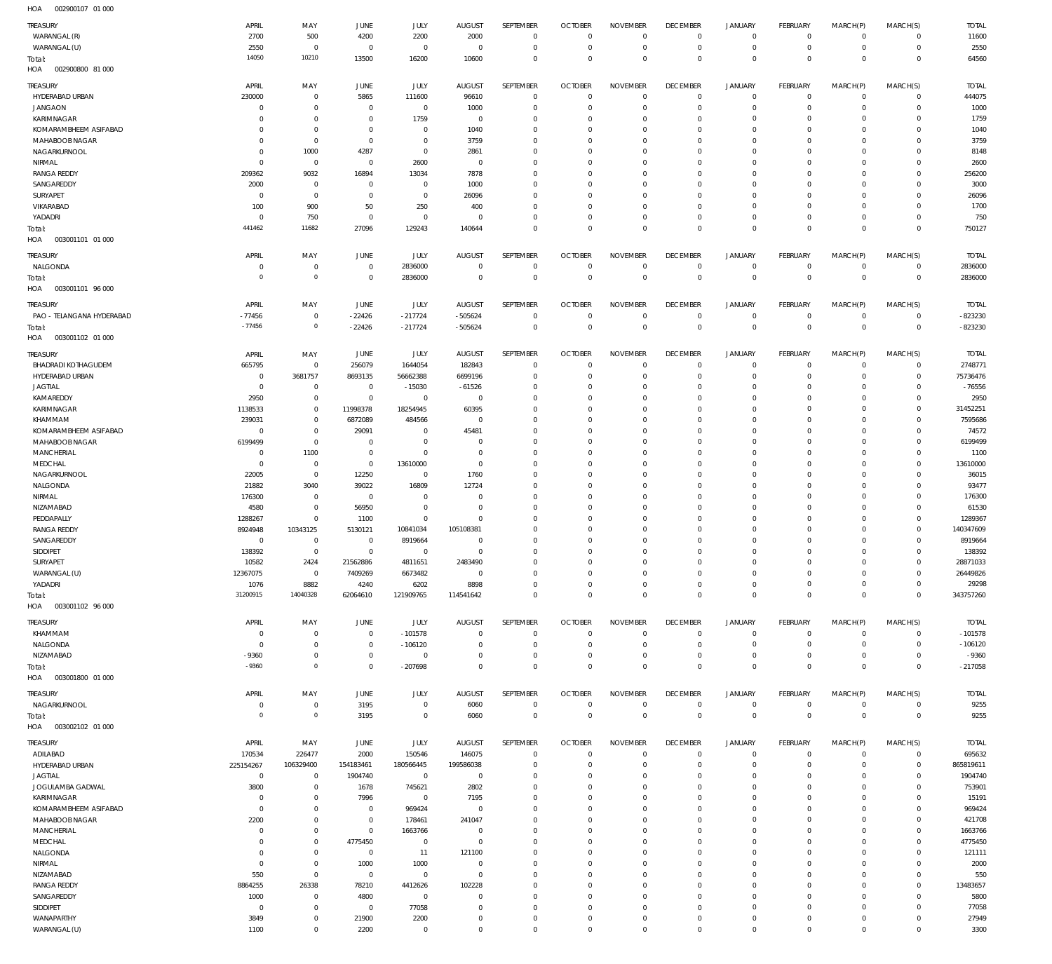HOA 002900107 01 000

| TREASURY | APRIL | MAY | JUNE | JULY | AUGUST | SEPTEMBER | OCTOBER | NOVEMBER | DECEMBER | JANUARY | FEBRUARY | MARCH(P) | MARCH(S) | TOTAL |
|---|---|---|---|---|---|---|---|---|---|---|---|---|---|---|
| WARANGAL (R) | 2700 | 500 | 4200 | 2200 | 2000 | 0 | 0 | 0 | 0 | 0 | 0 | 0 | 0 | 11600 |
| WARANGAL (U) | 2550 | 0 | 0 | 0 | 0 | 0 | 0 | 0 | 0 | 0 | 0 | 0 | 0 | 2550 |
| Total: | 14050 | 10210 | 13500 | 16200 | 10600 | 0 | 0 | 0 | 0 | 0 | 0 | 0 | 0 | 64560 |

HOA 002900800 81 000

| TREASURY | APRIL | MAY | JUNE | JULY | AUGUST | SEPTEMBER | OCTOBER | NOVEMBER | DECEMBER | JANUARY | FEBRUARY | MARCH(P) | MARCH(S) | TOTAL |
|---|---|---|---|---|---|---|---|---|---|---|---|---|---|---|
| HYDERABAD URBAN | 230000 | 0 | 5865 | 111600 | 96610 | 0 | 0 | 0 | 0 | 0 | 0 | 0 | 0 | 444075 |
| JANGAON | 0 | 0 | 0 | 0 | 1000 | 0 | 0 | 0 | 0 | 0 | 0 | 0 | 0 | 1000 |
| KARIMNAGAR | 0 | 0 | 0 | 1759 | 0 | 0 | 0 | 0 | 0 | 0 | 0 | 0 | 0 | 1759 |
| KOMARAMBHEEM ASIFABAD | 0 | 0 | 0 | 0 | 1040 | 0 | 0 | 0 | 0 | 0 | 0 | 0 | 0 | 1040 |
| MAHABOOB NAGAR | 0 | 0 | 0 | 0 | 3759 | 0 | 0 | 0 | 0 | 0 | 0 | 0 | 0 | 3759 |
| NAGARKURNOOL | 0 | 1000 | 4287 | 0 | 2861 | 0 | 0 | 0 | 0 | 0 | 0 | 0 | 0 | 8148 |
| NIRMAL | 0 | 0 | 0 | 2600 | 0 | 0 | 0 | 0 | 0 | 0 | 0 | 0 | 0 | 2600 |
| RANGA REDDY | 209362 | 9032 | 16894 | 13034 | 7878 | 0 | 0 | 0 | 0 | 0 | 0 | 0 | 0 | 256200 |
| SANGAREDDY | 2000 | 0 | 0 | 0 | 1000 | 0 | 0 | 0 | 0 | 0 | 0 | 0 | 0 | 3000 |
| SURYAPET | 0 | 0 | 0 | 0 | 26096 | 0 | 0 | 0 | 0 | 0 | 0 | 0 | 0 | 26096 |
| VIKARABAD | 100 | 900 | 50 | 250 | 400 | 0 | 0 | 0 | 0 | 0 | 0 | 0 | 0 | 1700 |
| YADADRI | 0 | 750 | 0 | 0 | 0 | 0 | 0 | 0 | 0 | 0 | 0 | 0 | 0 | 750 |
| Total: | 441462 | 11682 | 27096 | 129243 | 140644 | 0 | 0 | 0 | 0 | 0 | 0 | 0 | 0 | 750127 |

HOA 003001101 01 000

| TREASURY | APRIL | MAY | JUNE | JULY | AUGUST | SEPTEMBER | OCTOBER | NOVEMBER | DECEMBER | JANUARY | FEBRUARY | MARCH(P) | MARCH(S) | TOTAL |
|---|---|---|---|---|---|---|---|---|---|---|---|---|---|---|
| NALGONDA | 0 | 0 | 0 | 2836000 | 0 | 0 | 0 | 0 | 0 | 0 | 0 | 0 | 0 | 2836000 |
| Total: | 0 | 0 | 0 | 2836000 | 0 | 0 | 0 | 0 | 0 | 0 | 0 | 0 | 0 | 2836000 |

HOA 003001101 96 000

| TREASURY | APRIL | MAY | JUNE | JULY | AUGUST | SEPTEMBER | OCTOBER | NOVEMBER | DECEMBER | JANUARY | FEBRUARY | MARCH(P) | MARCH(S) | TOTAL |
|---|---|---|---|---|---|---|---|---|---|---|---|---|---|---|
| PAO - TELANGANA HYDERABAD | -77456 | 0 | -22426 | -217724 | -505624 | 0 | 0 | 0 | 0 | 0 | 0 | 0 | 0 | -823230 |
| Total: | -77456 | 0 | -22426 | -217724 | -505624 | 0 | 0 | 0 | 0 | 0 | 0 | 0 | 0 | -823230 |

HOA 003001102 01 000

| TREASURY | APRIL | MAY | JUNE | JULY | AUGUST | SEPTEMBER | OCTOBER | NOVEMBER | DECEMBER | JANUARY | FEBRUARY | MARCH(P) | MARCH(S) | TOTAL |
|---|---|---|---|---|---|---|---|---|---|---|---|---|---|---|
| BHADRADI KOTHAGUDEM | 665795 | 0 | 256079 | 1644054 | 182843 | 0 | 0 | 0 | 0 | 0 | 0 | 0 | 0 | 2748771 |
| HYDERABAD URBAN | 0 | 3681757 | 8693135 | 56662388 | 6699196 | 0 | 0 | 0 | 0 | 0 | 0 | 0 | 0 | 75736476 |
| JAGTIAL | 0 | 0 | 0 | -15030 | -61526 | 0 | 0 | 0 | 0 | 0 | 0 | 0 | 0 | -76556 |
| KAMAREDDY | 2950 | 0 | 0 | 0 | 0 | 0 | 0 | 0 | 0 | 0 | 0 | 0 | 0 | 2950 |
| KARIMNAGAR | 1138533 | 0 | 11998378 | 18254945 | 60395 | 0 | 0 | 0 | 0 | 0 | 0 | 0 | 0 | 31452251 |
| KHAMMAM | 239031 | 0 | 6872089 | 484566 | 0 | 0 | 0 | 0 | 0 | 0 | 0 | 0 | 0 | 7595686 |
| KOMARAMBHEEM ASIFABAD | 0 | 0 | 29091 | 0 | 45481 | 0 | 0 | 0 | 0 | 0 | 0 | 0 | 0 | 74572 |
| MAHABOOB NAGAR | 6199499 | 0 | 0 | 0 | 0 | 0 | 0 | 0 | 0 | 0 | 0 | 0 | 0 | 6199499 |
| MANCHERIAL | 0 | 1100 | 0 | 0 | 0 | 0 | 0 | 0 | 0 | 0 | 0 | 0 | 0 | 1100 |
| MEDCHAL | 0 | 0 | 0 | 13610000 | 0 | 0 | 0 | 0 | 0 | 0 | 0 | 0 | 0 | 13610000 |
| NAGARKURNOOL | 22005 | 0 | 12250 | 0 | 1760 | 0 | 0 | 0 | 0 | 0 | 0 | 0 | 0 | 36015 |
| NALGONDA | 21882 | 3040 | 39022 | 16809 | 12724 | 0 | 0 | 0 | 0 | 0 | 0 | 0 | 0 | 93477 |
| NIRMAL | 176300 | 0 | 0 | 0 | 0 | 0 | 0 | 0 | 0 | 0 | 0 | 0 | 0 | 176300 |
| NIZAMABAD | 4580 | 0 | 56950 | 0 | 0 | 0 | 0 | 0 | 0 | 0 | 0 | 0 | 0 | 61530 |
| PEDDAPALLY | 1288267 | 0 | 1100 | 0 | 0 | 0 | 0 | 0 | 0 | 0 | 0 | 0 | 0 | 1289367 |
| RANGA REDDY | 8924948 | 10343125 | 5130121 | 10841034 | 105108381 | 0 | 0 | 0 | 0 | 0 | 0 | 0 | 0 | 140347609 |
| SANGAREDDY | 0 | 0 | 0 | 8919664 | 0 | 0 | 0 | 0 | 0 | 0 | 0 | 0 | 0 | 8919664 |
| SIDDIPET | 138392 | 0 | 0 | 0 | 0 | 0 | 0 | 0 | 0 | 0 | 0 | 0 | 0 | 138392 |
| SURYAPET | 10582 | 2424 | 21562886 | 4811651 | 2483490 | 0 | 0 | 0 | 0 | 0 | 0 | 0 | 0 | 28871033 |
| WARANGAL (U) | 12367075 | 0 | 7409269 | 6673482 | 0 | 0 | 0 | 0 | 0 | 0 | 0 | 0 | 0 | 26449826 |
| YADADRI | 1076 | 8882 | 4240 | 6202 | 8898 | 0 | 0 | 0 | 0 | 0 | 0 | 0 | 0 | 29298 |
| Total: | 31200915 | 14040328 | 62064610 | 121909765 | 114541642 | 0 | 0 | 0 | 0 | 0 | 0 | 0 | 0 | 343757260 |

HOA 003001102 96 000

| TREASURY | APRIL | MAY | JUNE | JULY | AUGUST | SEPTEMBER | OCTOBER | NOVEMBER | DECEMBER | JANUARY | FEBRUARY | MARCH(P) | MARCH(S) | TOTAL |
|---|---|---|---|---|---|---|---|---|---|---|---|---|---|---|
| KHAMMAM | 0 | 0 | 0 | -101578 | 0 | 0 | 0 | 0 | 0 | 0 | 0 | 0 | 0 | -101578 |
| NALGONDA | 0 | 0 | 0 | -106120 | 0 | 0 | 0 | 0 | 0 | 0 | 0 | 0 | 0 | -106120 |
| NIZAMABAD | -9360 | 0 | 0 | 0 | 0 | 0 | 0 | 0 | 0 | 0 | 0 | 0 | 0 | -9360 |
| Total: | -9360 | 0 | 0 | -207698 | 0 | 0 | 0 | 0 | 0 | 0 | 0 | 0 | 0 | -217058 |

HOA 003001800 01 000

| TREASURY | APRIL | MAY | JUNE | JULY | AUGUST | SEPTEMBER | OCTOBER | NOVEMBER | DECEMBER | JANUARY | FEBRUARY | MARCH(P) | MARCH(S) | TOTAL |
|---|---|---|---|---|---|---|---|---|---|---|---|---|---|---|
| NAGARKURNOOL | 0 | 0 | 3195 | 0 | 6060 | 0 | 0 | 0 | 0 | 0 | 0 | 0 | 0 | 9255 |
| Total: | 0 | 0 | 3195 | 0 | 6060 | 0 | 0 | 0 | 0 | 0 | 0 | 0 | 0 | 9255 |

HOA 003002102 01 000

| TREASURY | APRIL | MAY | JUNE | JULY | AUGUST | SEPTEMBER | OCTOBER | NOVEMBER | DECEMBER | JANUARY | FEBRUARY | MARCH(P) | MARCH(S) | TOTAL |
|---|---|---|---|---|---|---|---|---|---|---|---|---|---|---|
| ADILABAD | 170534 | 226477 | 2000 | 150546 | 146075 | 0 | 0 | 0 | 0 | 0 | 0 | 0 | 0 | 695632 |
| HYDERABAD URBAN | 225154267 | 106329400 | 154183461 | 180566445 | 199586038 | 0 | 0 | 0 | 0 | 0 | 0 | 0 | 0 | 865819611 |
| JAGTIAL | 0 | 0 | 1904740 | 0 | 0 | 0 | 0 | 0 | 0 | 0 | 0 | 0 | 0 | 1904740 |
| JOGULAMBA GADWAL | 3800 | 0 | 1678 | 745621 | 2802 | 0 | 0 | 0 | 0 | 0 | 0 | 0 | 0 | 753901 |
| KARIMNAGAR | 0 | 0 | 7996 | 0 | 7195 | 0 | 0 | 0 | 0 | 0 | 0 | 0 | 0 | 15191 |
| KOMARAMBHEEM ASIFABAD | 0 | 0 | 0 | 969424 | 0 | 0 | 0 | 0 | 0 | 0 | 0 | 0 | 0 | 969424 |
| MAHABOOB NAGAR | 2200 | 0 | 0 | 178461 | 241047 | 0 | 0 | 0 | 0 | 0 | 0 | 0 | 0 | 421708 |
| MANCHERIAL | 0 | 0 | 0 | 1663766 | 0 | 0 | 0 | 0 | 0 | 0 | 0 | 0 | 0 | 1663766 |
| MEDCHAL | 0 | 0 | 4775450 | 0 | 0 | 0 | 0 | 0 | 0 | 0 | 0 | 0 | 0 | 4775450 |
| NALGONDA | 0 | 0 | 0 | 11 | 121100 | 0 | 0 | 0 | 0 | 0 | 0 | 0 | 0 | 121111 |
| NIRMAL | 0 | 0 | 1000 | 1000 | 0 | 0 | 0 | 0 | 0 | 0 | 0 | 0 | 0 | 2000 |
| NIZAMABAD | 550 | 0 | 0 | 0 | 0 | 0 | 0 | 0 | 0 | 0 | 0 | 0 | 0 | 550 |
| RANGA REDDY | 8864255 | 26338 | 78210 | 4412626 | 102228 | 0 | 0 | 0 | 0 | 0 | 0 | 0 | 0 | 13483657 |
| SANGAREDDY | 1000 | 0 | 4800 | 0 | 0 | 0 | 0 | 0 | 0 | 0 | 0 | 0 | 0 | 5800 |
| SIDDIPET | 0 | 0 | 0 | 77058 | 0 | 0 | 0 | 0 | 0 | 0 | 0 | 0 | 0 | 77058 |
| WANAPARTHY | 3849 | 0 | 21900 | 2200 | 0 | 0 | 0 | 0 | 0 | 0 | 0 | 0 | 0 | 27949 |
| WARANGAL (U) | 1100 | 0 | 2200 | 0 | 0 | 0 | 0 | 0 | 0 | 0 | 0 | 0 | 0 | 3300 |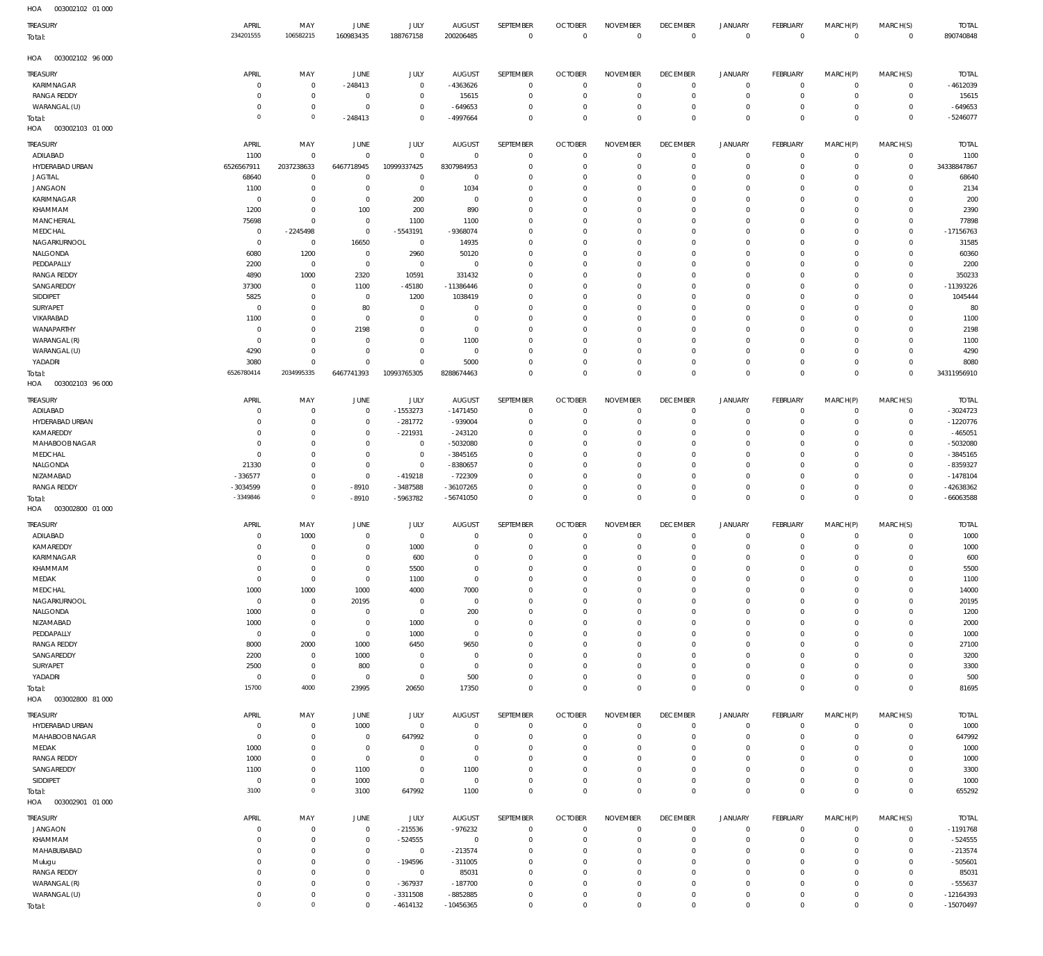HOA 003002102 01 000

| TREASURY | APRIL | MAY | JUNE | JULY | AUGUST | SEPTEMBER | OCTOBER | NOVEMBER | DECEMBER | JANUARY | FEBRUARY | MARCH(P) | MARCH(S) | TOTAL |
|---|---|---|---|---|---|---|---|---|---|---|---|---|---|---|
| Total: | 234201555 | 106582215 | 160983435 | 188767158 | 200206485 | 0 | 0 | 0 | 0 | 0 | 0 | 0 | 0 | 890740848 |

HOA 003002102 96 000

| TREASURY | APRIL | MAY | JUNE | JULY | AUGUST | SEPTEMBER | OCTOBER | NOVEMBER | DECEMBER | JANUARY | FEBRUARY | MARCH(P) | MARCH(S) | TOTAL |
|---|---|---|---|---|---|---|---|---|---|---|---|---|---|---|
| KARIMNAGAR | 0 | 0 | -248413 | 0 | -4363626 | 0 | 0 | 0 | 0 | 0 | 0 | 0 | 0 | -4612039 |
| RANGA REDDY | 0 | 0 | 0 | 0 | 15615 | 0 | 0 | 0 | 0 | 0 | 0 | 0 | 0 | 15615 |
| WARANGAL (U) | 0 | 0 | 0 | 0 | -649653 | 0 | 0 | 0 | 0 | 0 | 0 | 0 | 0 | -649653 |
| Total: | 0 | 0 | -248413 | 0 | -4997664 | 0 | 0 | 0 | 0 | 0 | 0 | 0 | 0 | -5246077 |

HOA 003002103 01 000

| TREASURY | APRIL | MAY | JUNE | JULY | AUGUST | SEPTEMBER | OCTOBER | NOVEMBER | DECEMBER | JANUARY | FEBRUARY | MARCH(P) | MARCH(S) | TOTAL |
|---|---|---|---|---|---|---|---|---|---|---|---|---|---|---|
| ADILABAD | 1100 | 0 | 0 | 0 | 0 | 0 | 0 | 0 | 0 | 0 | 0 | 0 | 0 | 1100 |
| HYDERABAD URBAN | 6526567911 | 2037238633 | 6467718945 | 10999337425 | 8307984953 | 0 | 0 | 0 | 0 | 0 | 0 | 0 | 0 | 34338847867 |
| JAGTIAL | 68640 | 0 | 0 | 0 | 0 | 0 | 0 | 0 | 0 | 0 | 0 | 0 | 0 | 68640 |
| JANGAON | 1100 | 0 | 0 | 0 | 1034 | 0 | 0 | 0 | 0 | 0 | 0 | 0 | 0 | 2134 |
| KARIMNAGAR | 0 | 0 | 0 | 200 | 0 | 0 | 0 | 0 | 0 | 0 | 0 | 0 | 0 | 200 |
| KHAMMAM | 1200 | 0 | 100 | 200 | 890 | 0 | 0 | 0 | 0 | 0 | 0 | 0 | 0 | 2390 |
| MANCHERIAL | 75698 | 0 | 0 | 1100 | 1100 | 0 | 0 | 0 | 0 | 0 | 0 | 0 | 0 | 77898 |
| MEDCHAL | 0 | -2245498 | 0 | -5543191 | -9368074 | 0 | 0 | 0 | 0 | 0 | 0 | 0 | 0 | -17156763 |
| NAGARKURNOOL | 0 | 0 | 16650 | 0 | 14935 | 0 | 0 | 0 | 0 | 0 | 0 | 0 | 0 | 31585 |
| NALGONDA | 6080 | 1200 | 0 | 2960 | 50120 | 0 | 0 | 0 | 0 | 0 | 0 | 0 | 0 | 60360 |
| PEDDAPALLY | 2200 | 0 | 0 | 0 | 0 | 0 | 0 | 0 | 0 | 0 | 0 | 0 | 0 | 2200 |
| RANGA REDDY | 4890 | 1000 | 2320 | 10591 | 331432 | 0 | 0 | 0 | 0 | 0 | 0 | 0 | 0 | 350233 |
| SANGAREDDY | 37300 | 0 | 1100 | -45180 | -11386446 | 0 | 0 | 0 | 0 | 0 | 0 | 0 | 0 | -11393226 |
| SIDDIPET | 5825 | 0 | 0 | 1200 | 1038419 | 0 | 0 | 0 | 0 | 0 | 0 | 0 | 0 | 1045444 |
| SURYAPET | 0 | 0 | 80 | 0 | 0 | 0 | 0 | 0 | 0 | 0 | 0 | 0 | 0 | 80 |
| VIKARABAD | 1100 | 0 | 0 | 0 | 0 | 0 | 0 | 0 | 0 | 0 | 0 | 0 | 0 | 1100 |
| WANAPARTHY | 0 | 0 | 2198 | 0 | 0 | 0 | 0 | 0 | 0 | 0 | 0 | 0 | 0 | 2198 |
| WARANGAL (R) | 0 | 0 | 0 | 0 | 1100 | 0 | 0 | 0 | 0 | 0 | 0 | 0 | 0 | 1100 |
| WARANGAL (U) | 4290 | 0 | 0 | 0 | 0 | 0 | 0 | 0 | 0 | 0 | 0 | 0 | 0 | 4290 |
| YADADRI | 3080 | 0 | 0 | 0 | 5000 | 0 | 0 | 0 | 0 | 0 | 0 | 0 | 0 | 8080 |
| Total: | 6526780414 | 2034995335 | 6467741393 | 10993765305 | 8288674463 | 0 | 0 | 0 | 0 | 0 | 0 | 0 | 0 | 34311956910 |

HOA 003002103 96 000

| TREASURY | APRIL | MAY | JUNE | JULY | AUGUST | SEPTEMBER | OCTOBER | NOVEMBER | DECEMBER | JANUARY | FEBRUARY | MARCH(P) | MARCH(S) | TOTAL |
|---|---|---|---|---|---|---|---|---|---|---|---|---|---|---|
| ADILABAD | 0 | 0 | 0 | -1553273 | -1471450 | 0 | 0 | 0 | 0 | 0 | 0 | 0 | 0 | -3024723 |
| HYDERABAD URBAN | 0 | 0 | 0 | -281772 | -939004 | 0 | 0 | 0 | 0 | 0 | 0 | 0 | 0 | -1220776 |
| KAMAREDDY | 0 | 0 | 0 | -221931 | -243120 | 0 | 0 | 0 | 0 | 0 | 0 | 0 | 0 | -465051 |
| MAHABOOB NAGAR | 0 | 0 | 0 | 0 | -5032080 | 0 | 0 | 0 | 0 | 0 | 0 | 0 | 0 | -5032080 |
| MEDCHAL | 0 | 0 | 0 | 0 | -3845165 | 0 | 0 | 0 | 0 | 0 | 0 | 0 | 0 | -3845165 |
| NALGONDA | 21330 | 0 | 0 | 0 | -8380657 | 0 | 0 | 0 | 0 | 0 | 0 | 0 | 0 | -8359327 |
| NIZAMABAD | -336577 | 0 | 0 | -419218 | -722309 | 0 | 0 | 0 | 0 | 0 | 0 | 0 | 0 | -1478104 |
| RANGA REDDY | -3034599 | 0 | -8910 | -3487588 | -36107265 | 0 | 0 | 0 | 0 | 0 | 0 | 0 | 0 | -42638362 |
| Total: | -3349846 | 0 | -8910 | -5963782 | -56741050 | 0 | 0 | 0 | 0 | 0 | 0 | 0 | 0 | -66063588 |

HOA 003002800 01 000

| TREASURY | APRIL | MAY | JUNE | JULY | AUGUST | SEPTEMBER | OCTOBER | NOVEMBER | DECEMBER | JANUARY | FEBRUARY | MARCH(P) | MARCH(S) | TOTAL |
|---|---|---|---|---|---|---|---|---|---|---|---|---|---|---|
| ADILABAD | 0 | 1000 | 0 | 0 | 0 | 0 | 0 | 0 | 0 | 0 | 0 | 0 | 0 | 1000 |
| KAMAREDDY | 0 | 0 | 0 | 1000 | 0 | 0 | 0 | 0 | 0 | 0 | 0 | 0 | 0 | 1000 |
| KARIMNAGAR | 0 | 0 | 0 | 600 | 0 | 0 | 0 | 0 | 0 | 0 | 0 | 0 | 0 | 600 |
| KHAMMAM | 0 | 0 | 0 | 5500 | 0 | 0 | 0 | 0 | 0 | 0 | 0 | 0 | 0 | 5500 |
| MEDAK | 0 | 0 | 0 | 1100 | 0 | 0 | 0 | 0 | 0 | 0 | 0 | 0 | 0 | 1100 |
| MEDCHAL | 1000 | 1000 | 1000 | 4000 | 7000 | 0 | 0 | 0 | 0 | 0 | 0 | 0 | 0 | 14000 |
| NAGARKURNOOL | 0 | 0 | 20195 | 0 | 0 | 0 | 0 | 0 | 0 | 0 | 0 | 0 | 0 | 20195 |
| NALGONDA | 1000 | 0 | 0 | 0 | 200 | 0 | 0 | 0 | 0 | 0 | 0 | 0 | 0 | 1200 |
| NIZAMABAD | 1000 | 0 | 0 | 1000 | 0 | 0 | 0 | 0 | 0 | 0 | 0 | 0 | 0 | 2000 |
| PEDDAPALLY | 0 | 0 | 0 | 1000 | 0 | 0 | 0 | 0 | 0 | 0 | 0 | 0 | 0 | 1000 |
| RANGA REDDY | 8000 | 2000 | 1000 | 6450 | 9650 | 0 | 0 | 0 | 0 | 0 | 0 | 0 | 0 | 27100 |
| SANGAREDDY | 2200 | 0 | 1000 | 0 | 0 | 0 | 0 | 0 | 0 | 0 | 0 | 0 | 0 | 3200 |
| SURYAPET | 2500 | 0 | 800 | 0 | 0 | 0 | 0 | 0 | 0 | 0 | 0 | 0 | 0 | 3300 |
| YADADRI | 0 | 0 | 0 | 0 | 500 | 0 | 0 | 0 | 0 | 0 | 0 | 0 | 0 | 500 |
| Total: | 15700 | 4000 | 23995 | 20650 | 17350 | 0 | 0 | 0 | 0 | 0 | 0 | 0 | 0 | 81695 |

HOA 003002800 81 000

| TREASURY | APRIL | MAY | JUNE | JULY | AUGUST | SEPTEMBER | OCTOBER | NOVEMBER | DECEMBER | JANUARY | FEBRUARY | MARCH(P) | MARCH(S) | TOTAL |
|---|---|---|---|---|---|---|---|---|---|---|---|---|---|---|
| HYDERABAD URBAN | 0 | 0 | 1000 | 0 | 0 | 0 | 0 | 0 | 0 | 0 | 0 | 0 | 0 | 1000 |
| MAHABOOB NAGAR | 0 | 0 | 0 | 647992 | 0 | 0 | 0 | 0 | 0 | 0 | 0 | 0 | 0 | 647992 |
| MEDAK | 1000 | 0 | 0 | 0 | 0 | 0 | 0 | 0 | 0 | 0 | 0 | 0 | 0 | 1000 |
| RANGA REDDY | 1000 | 0 | 0 | 0 | 0 | 0 | 0 | 0 | 0 | 0 | 0 | 0 | 0 | 1000 |
| SANGAREDDY | 1100 | 0 | 1100 | 0 | 1100 | 0 | 0 | 0 | 0 | 0 | 0 | 0 | 0 | 3300 |
| SIDDIPET | 0 | 0 | 1000 | 0 | 0 | 0 | 0 | 0 | 0 | 0 | 0 | 0 | 0 | 1000 |
| Total: | 3100 | 0 | 3100 | 647992 | 1100 | 0 | 0 | 0 | 0 | 0 | 0 | 0 | 0 | 655292 |

HOA 003002901 01 000

| TREASURY | APRIL | MAY | JUNE | JULY | AUGUST | SEPTEMBER | OCTOBER | NOVEMBER | DECEMBER | JANUARY | FEBRUARY | MARCH(P) | MARCH(S) | TOTAL |
|---|---|---|---|---|---|---|---|---|---|---|---|---|---|---|
| JANGAON | 0 | 0 | 0 | -215536 | -976232 | 0 | 0 | 0 | 0 | 0 | 0 | 0 | 0 | -1191768 |
| KHAMMAM | 0 | 0 | 0 | -524555 | 0 | 0 | 0 | 0 | 0 | 0 | 0 | 0 | 0 | -524555 |
| MAHABUBABAD | 0 | 0 | 0 | 0 | -213574 | 0 | 0 | 0 | 0 | 0 | 0 | 0 | 0 | -213574 |
| Mulugu | 0 | 0 | 0 | -194596 | -311005 | 0 | 0 | 0 | 0 | 0 | 0 | 0 | 0 | -505601 |
| RANGA REDDY | 0 | 0 | 0 | 0 | 85031 | 0 | 0 | 0 | 0 | 0 | 0 | 0 | 0 | 85031 |
| WARANGAL (R) | 0 | 0 | 0 | -367937 | -187700 | 0 | 0 | 0 | 0 | 0 | 0 | 0 | 0 | -555637 |
| WARANGAL (U) | 0 | 0 | 0 | -3311508 | -8852885 | 0 | 0 | 0 | 0 | 0 | 0 | 0 | 0 | -12164393 |
| Total: | 0 | 0 | 0 | -4614132 | -10456365 | 0 | 0 | 0 | 0 | 0 | 0 | 0 | 0 | -15070497 |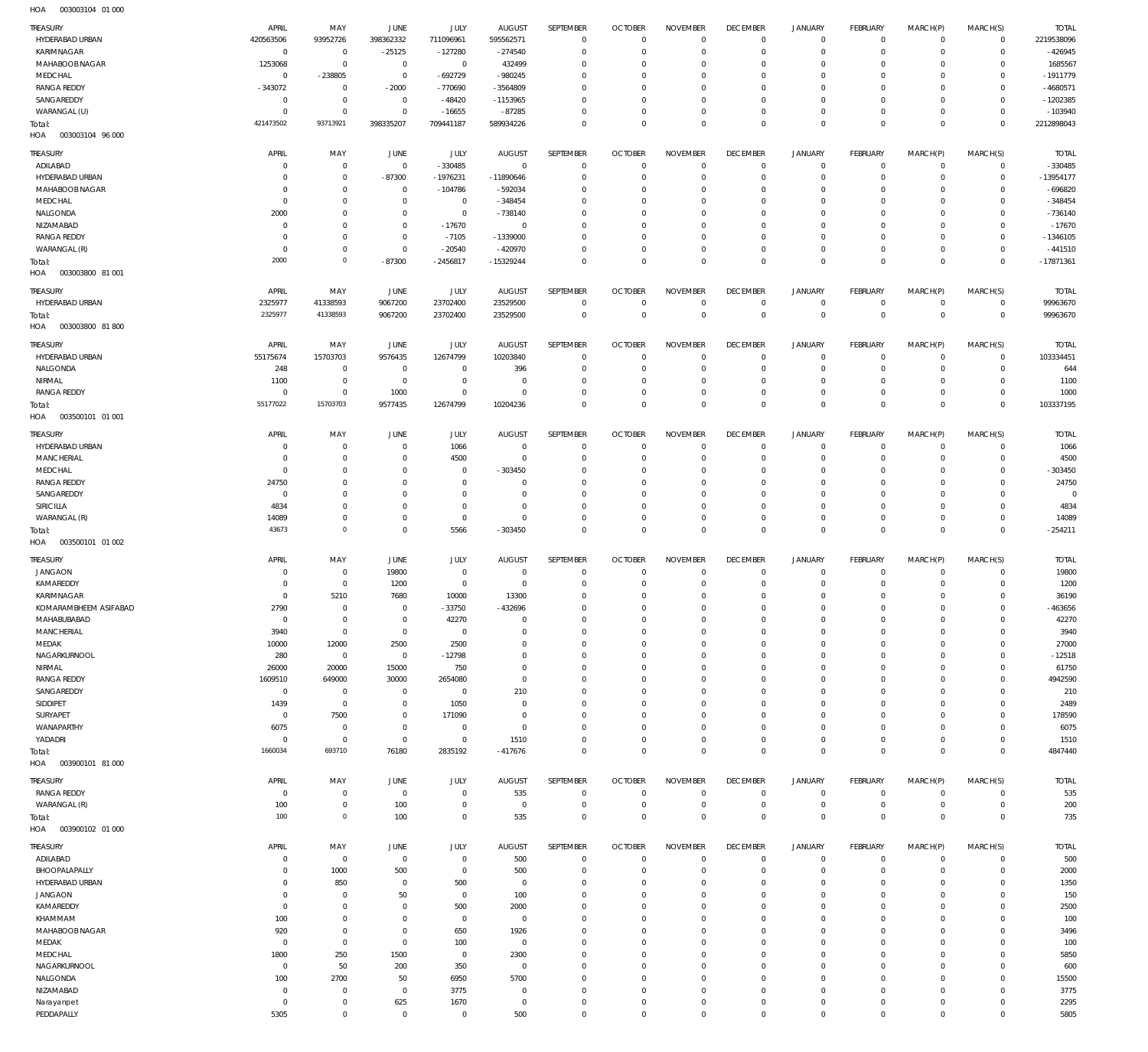HOA 003003104 01 000

| TREASURY | APRIL | MAY | JUNE | JULY | AUGUST | SEPTEMBER | OCTOBER | NOVEMBER | DECEMBER | JANUARY | FEBRUARY | MARCH(P) | MARCH(S) | TOTAL |
|---|---|---|---|---|---|---|---|---|---|---|---|---|---|---|
| HYDERABAD URBAN | 420563506 | 93952726 | 398362332 | 711096961 | 595562571 | 0 | 0 | 0 | 0 | 0 | 0 | 0 | 0 | 2219538096 |
| KARIMNAGAR | 0 | 0 | -25125 | -127280 | -274540 | 0 | 0 | 0 | 0 | 0 | 0 | 0 | 0 | -426945 |
| MAHABOOB NAGAR | 1253068 | 0 | 0 | 0 | 432499 | 0 | 0 | 0 | 0 | 0 | 0 | 0 | 0 | 1685567 |
| MEDCHAL | 0 | -238805 | 0 | -692729 | -980245 | 0 | 0 | 0 | 0 | 0 | 0 | 0 | 0 | -1911779 |
| RANGA REDDY | -343072 | 0 | -2000 | -770690 | -3564809 | 0 | 0 | 0 | 0 | 0 | 0 | 0 | 0 | -4680571 |
| SANGAREDDY | 0 | 0 | 0 | -48420 | -1153965 | 0 | 0 | 0 | 0 | 0 | 0 | 0 | 0 | -1202385 |
| WARANGAL (U) | 0 | 0 | 0 | -16655 | -87285 | 0 | 0 | 0 | 0 | 0 | 0 | 0 | 0 | -103940 |
| Total: | 421473502 | 93713921 | 398335207 | 709441187 | 589934226 | 0 | 0 | 0 | 0 | 0 | 0 | 0 | 0 | 2212898043 |

HOA 003003104 96 000

| TREASURY | APRIL | MAY | JUNE | JULY | AUGUST | SEPTEMBER | OCTOBER | NOVEMBER | DECEMBER | JANUARY | FEBRUARY | MARCH(P) | MARCH(S) | TOTAL |
|---|---|---|---|---|---|---|---|---|---|---|---|---|---|---|
| ADILABAD | 0 | 0 | 0 | -330485 | 0 | 0 | 0 | 0 | 0 | 0 | 0 | 0 | 0 | -330485 |
| HYDERABAD URBAN | 0 | 0 | -87300 | -1976231 | -11890646 | 0 | 0 | 0 | 0 | 0 | 0 | 0 | 0 | -13954177 |
| MAHABOOB NAGAR | 0 | 0 | 0 | -104786 | -592034 | 0 | 0 | 0 | 0 | 0 | 0 | 0 | 0 | -696820 |
| MEDCHAL | 0 | 0 | 0 | 0 | -348454 | 0 | 0 | 0 | 0 | 0 | 0 | 0 | 0 | -348454 |
| NALGONDA | 2000 | 0 | 0 | 0 | -738140 | 0 | 0 | 0 | 0 | 0 | 0 | 0 | 0 | -736140 |
| NIZAMABAD | 0 | 0 | 0 | -17670 | 0 | 0 | 0 | 0 | 0 | 0 | 0 | 0 | 0 | -17670 |
| RANGA REDDY | 0 | 0 | 0 | -7105 | -1339000 | 0 | 0 | 0 | 0 | 0 | 0 | 0 | 0 | -1346105 |
| WARANGAL (R) | 0 | 0 | 0 | -20540 | -420970 | 0 | 0 | 0 | 0 | 0 | 0 | 0 | 0 | -441510 |
| Total: | 2000 | 0 | -87300 | -2456817 | -15329244 | 0 | 0 | 0 | 0 | 0 | 0 | 0 | 0 | -17871361 |

HOA 003003800 81 001

| TREASURY | APRIL | MAY | JUNE | JULY | AUGUST | SEPTEMBER | OCTOBER | NOVEMBER | DECEMBER | JANUARY | FEBRUARY | MARCH(P) | MARCH(S) | TOTAL |
|---|---|---|---|---|---|---|---|---|---|---|---|---|---|---|
| HYDERABAD URBAN | 2325977 | 41338593 | 9067200 | 23702400 | 23529500 | 0 | 0 | 0 | 0 | 0 | 0 | 0 | 0 | 99963670 |
| Total: | 2325977 | 41338593 | 9067200 | 23702400 | 23529500 | 0 | 0 | 0 | 0 | 0 | 0 | 0 | 0 | 99963670 |

HOA 003003800 81 800

| TREASURY | APRIL | MAY | JUNE | JULY | AUGUST | SEPTEMBER | OCTOBER | NOVEMBER | DECEMBER | JANUARY | FEBRUARY | MARCH(P) | MARCH(S) | TOTAL |
|---|---|---|---|---|---|---|---|---|---|---|---|---|---|---|
| HYDERABAD URBAN | 55175674 | 15703703 | 9576435 | 12674799 | 10203840 | 0 | 0 | 0 | 0 | 0 | 0 | 0 | 0 | 103334451 |
| NALGONDA | 248 | 0 | 0 | 0 | 396 | 0 | 0 | 0 | 0 | 0 | 0 | 0 | 0 | 644 |
| NIRMAL | 1100 | 0 | 0 | 0 | 0 | 0 | 0 | 0 | 0 | 0 | 0 | 0 | 0 | 1100 |
| RANGA REDDY | 0 | 0 | 1000 | 0 | 0 | 0 | 0 | 0 | 0 | 0 | 0 | 0 | 0 | 1000 |
| Total: | 55177022 | 15703703 | 9577435 | 12674799 | 10204236 | 0 | 0 | 0 | 0 | 0 | 0 | 0 | 0 | 103337195 |

HOA 003500101 01 001

| TREASURY | APRIL | MAY | JUNE | JULY | AUGUST | SEPTEMBER | OCTOBER | NOVEMBER | DECEMBER | JANUARY | FEBRUARY | MARCH(P) | MARCH(S) | TOTAL |
|---|---|---|---|---|---|---|---|---|---|---|---|---|---|---|
| HYDERABAD URBAN | 0 | 0 | 0 | 1066 | 0 | 0 | 0 | 0 | 0 | 0 | 0 | 0 | 0 | 1066 |
| MANCHERIAL | 0 | 0 | 0 | 4500 | 0 | 0 | 0 | 0 | 0 | 0 | 0 | 0 | 0 | 4500 |
| MEDCHAL | 0 | 0 | 0 | 0 | -303450 | 0 | 0 | 0 | 0 | 0 | 0 | 0 | 0 | -303450 |
| RANGA REDDY | 24750 | 0 | 0 | 0 | 0 | 0 | 0 | 0 | 0 | 0 | 0 | 0 | 0 | 24750 |
| SANGAREDDY | 0 | 0 | 0 | 0 | 0 | 0 | 0 | 0 | 0 | 0 | 0 | 0 | 0 | 0 |
| SIRICILLA | 4834 | 0 | 0 | 0 | 0 | 0 | 0 | 0 | 0 | 0 | 0 | 0 | 0 | 4834 |
| WARANGAL (R) | 14089 | 0 | 0 | 0 | 0 | 0 | 0 | 0 | 0 | 0 | 0 | 0 | 0 | 14089 |
| Total: | 43673 | 0 | 0 | 5566 | -303450 | 0 | 0 | 0 | 0 | 0 | 0 | 0 | 0 | -254211 |

HOA 003500101 01 002

| TREASURY | APRIL | MAY | JUNE | JULY | AUGUST | SEPTEMBER | OCTOBER | NOVEMBER | DECEMBER | JANUARY | FEBRUARY | MARCH(P) | MARCH(S) | TOTAL |
|---|---|---|---|---|---|---|---|---|---|---|---|---|---|---|
| JANGAON | 0 | 0 | 19800 | 0 | 0 | 0 | 0 | 0 | 0 | 0 | 0 | 0 | 0 | 19800 |
| KAMAREDDY | 0 | 0 | 1200 | 0 | 0 | 0 | 0 | 0 | 0 | 0 | 0 | 0 | 0 | 1200 |
| KARIMNAGAR | 0 | 5210 | 7680 | 10000 | 13300 | 0 | 0 | 0 | 0 | 0 | 0 | 0 | 0 | 36190 |
| KOMARAMBHEEM ASIFABAD | 2790 | 0 | 0 | -33750 | -432696 | 0 | 0 | 0 | 0 | 0 | 0 | 0 | 0 | -463656 |
| MAHABUBABAD | 0 | 0 | 0 | 42270 | 0 | 0 | 0 | 0 | 0 | 0 | 0 | 0 | 0 | 42270 |
| MANCHERIAL | 3940 | 0 | 0 | 0 | 0 | 0 | 0 | 0 | 0 | 0 | 0 | 0 | 0 | 3940 |
| MEDAK | 10000 | 12000 | 2500 | 2500 | 0 | 0 | 0 | 0 | 0 | 0 | 0 | 0 | 0 | 27000 |
| NAGARKURNOOL | 280 | 0 | 0 | -12798 | 0 | 0 | 0 | 0 | 0 | 0 | 0 | 0 | 0 | -12518 |
| NIRMAL | 26000 | 20000 | 15000 | 750 | 0 | 0 | 0 | 0 | 0 | 0 | 0 | 0 | 0 | 61750 |
| RANGA REDDY | 1609510 | 649000 | 30000 | 2654080 | 0 | 0 | 0 | 0 | 0 | 0 | 0 | 0 | 0 | 4942590 |
| SANGAREDDY | 0 | 0 | 0 | 0 | 210 | 0 | 0 | 0 | 0 | 0 | 0 | 0 | 0 | 210 |
| SIDDIPET | 1439 | 0 | 0 | 1050 | 0 | 0 | 0 | 0 | 0 | 0 | 0 | 0 | 0 | 2489 |
| SURYAPET | 0 | 7500 | 0 | 171090 | 0 | 0 | 0 | 0 | 0 | 0 | 0 | 0 | 0 | 178590 |
| WANAPARTHY | 6075 | 0 | 0 | 0 | 0 | 0 | 0 | 0 | 0 | 0 | 0 | 0 | 0 | 6075 |
| YADADRI | 0 | 0 | 0 | 0 | 1510 | 0 | 0 | 0 | 0 | 0 | 0 | 0 | 0 | 1510 |
| Total: | 1660034 | 693710 | 76180 | 2835192 | -417676 | 0 | 0 | 0 | 0 | 0 | 0 | 0 | 0 | 4847440 |

HOA 003900101 81 000

| TREASURY | APRIL | MAY | JUNE | JULY | AUGUST | SEPTEMBER | OCTOBER | NOVEMBER | DECEMBER | JANUARY | FEBRUARY | MARCH(P) | MARCH(S) | TOTAL |
|---|---|---|---|---|---|---|---|---|---|---|---|---|---|---|
| RANGA REDDY | 0 | 0 | 0 | 0 | 535 | 0 | 0 | 0 | 0 | 0 | 0 | 0 | 0 | 535 |
| WARANGAL (R) | 100 | 0 | 100 | 0 | 0 | 0 | 0 | 0 | 0 | 0 | 0 | 0 | 0 | 200 |
| Total: | 100 | 0 | 100 | 0 | 535 | 0 | 0 | 0 | 0 | 0 | 0 | 0 | 0 | 735 |

HOA 003900102 01 000

| TREASURY | APRIL | MAY | JUNE | JULY | AUGUST | SEPTEMBER | OCTOBER | NOVEMBER | DECEMBER | JANUARY | FEBRUARY | MARCH(P) | MARCH(S) | TOTAL |
|---|---|---|---|---|---|---|---|---|---|---|---|---|---|---|
| ADILABAD | 0 | 0 | 0 | 0 | 500 | 0 | 0 | 0 | 0 | 0 | 0 | 0 | 0 | 500 |
| BHOOPALAPALLY | 0 | 1000 | 500 | 0 | 500 | 0 | 0 | 0 | 0 | 0 | 0 | 0 | 0 | 2000 |
| HYDERABAD URBAN | 0 | 850 | 0 | 500 | 0 | 0 | 0 | 0 | 0 | 0 | 0 | 0 | 0 | 1350 |
| JANGAON | 0 | 0 | 50 | 0 | 100 | 0 | 0 | 0 | 0 | 0 | 0 | 0 | 0 | 150 |
| KAMAREDDY | 0 | 0 | 0 | 500 | 2000 | 0 | 0 | 0 | 0 | 0 | 0 | 0 | 0 | 2500 |
| KHAMMAM | 100 | 0 | 0 | 0 | 0 | 0 | 0 | 0 | 0 | 0 | 0 | 0 | 0 | 100 |
| MAHABOOB NAGAR | 920 | 0 | 0 | 650 | 1926 | 0 | 0 | 0 | 0 | 0 | 0 | 0 | 0 | 3496 |
| MEDAK | 0 | 0 | 0 | 100 | 0 | 0 | 0 | 0 | 0 | 0 | 0 | 0 | 0 | 100 |
| MEDCHAL | 1800 | 250 | 1500 | 0 | 2300 | 0 | 0 | 0 | 0 | 0 | 0 | 0 | 0 | 5850 |
| NAGARKURNOOL | 0 | 50 | 200 | 350 | 0 | 0 | 0 | 0 | 0 | 0 | 0 | 0 | 0 | 600 |
| NALGONDA | 100 | 2700 | 50 | 6950 | 5700 | 0 | 0 | 0 | 0 | 0 | 0 | 0 | 0 | 15500 |
| NIZAMABAD | 0 | 0 | 0 | 3775 | 0 | 0 | 0 | 0 | 0 | 0 | 0 | 0 | 0 | 3775 |
| Narayanpet | 0 | 0 | 625 | 1670 | 0 | 0 | 0 | 0 | 0 | 0 | 0 | 0 | 0 | 2295 |
| PEDDAPALLY | 5305 | 0 | 0 | 0 | 500 | 0 | 0 | 0 | 0 | 0 | 0 | 0 | 0 | 5805 |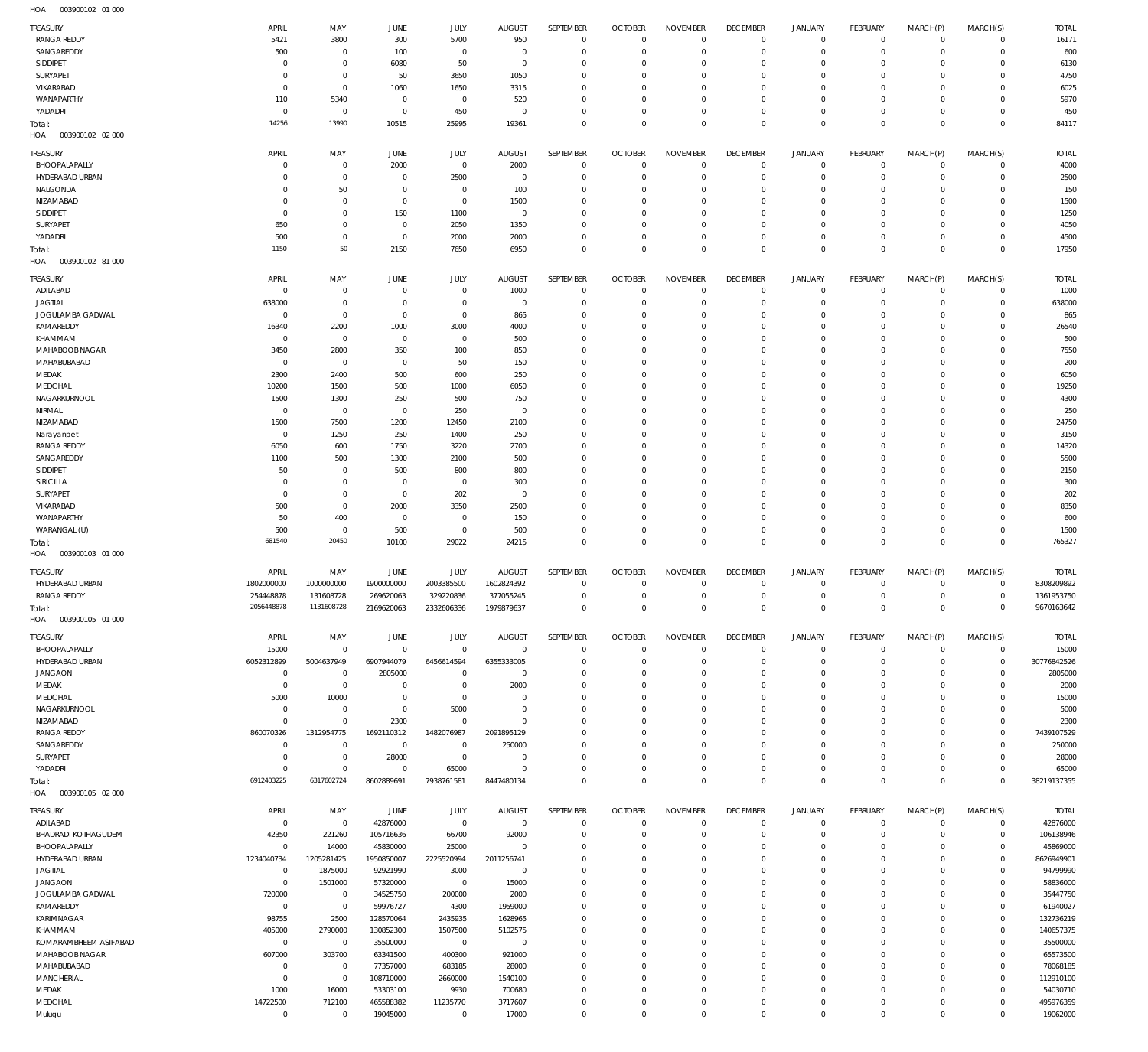HOA 003900102 01 000

| TREASURY | APRIL | MAY | JUNE | JULY | AUGUST | SEPTEMBER | OCTOBER | NOVEMBER | DECEMBER | JANUARY | FEBRUARY | MARCH(P) | MARCH(S) | TOTAL |
|---|---|---|---|---|---|---|---|---|---|---|---|---|---|---|
| RANGA REDDY | 5421 | 3800 | 300 | 5700 | 950 | 0 | 0 | 0 | 0 | 0 | 0 | 0 | 0 | 16171 |
| SANGAREDDY | 500 | 0 | 100 | 0 | 0 | 0 | 0 | 0 | 0 | 0 | 0 | 0 | 0 | 600 |
| SIDDIPET | 0 | 0 | 6080 | 50 | 0 | 0 | 0 | 0 | 0 | 0 | 0 | 0 | 0 | 6130 |
| SURYAPET | 0 | 0 | 50 | 3650 | 1050 | 0 | 0 | 0 | 0 | 0 | 0 | 0 | 0 | 4750 |
| VIKARABAD | 0 | 0 | 1060 | 1650 | 3315 | 0 | 0 | 0 | 0 | 0 | 0 | 0 | 0 | 6025 |
| WANAPARTHY | 110 | 5340 | 0 | 0 | 520 | 0 | 0 | 0 | 0 | 0 | 0 | 0 | 0 | 5970 |
| YADADRI | 0 | 0 | 0 | 450 | 0 | 0 | 0 | 0 | 0 | 0 | 0 | 0 | 0 | 450 |
| Total: | 14256 | 13990 | 10515 | 25995 | 19361 | 0 | 0 | 0 | 0 | 0 | 0 | 0 | 0 | 84117 |

HOA 003900102 02 000

| TREASURY | APRIL | MAY | JUNE | JULY | AUGUST | SEPTEMBER | OCTOBER | NOVEMBER | DECEMBER | JANUARY | FEBRUARY | MARCH(P) | MARCH(S) | TOTAL |
|---|---|---|---|---|---|---|---|---|---|---|---|---|---|---|
| BHOOPALAPALLY | 0 | 0 | 2000 | 0 | 2000 | 0 | 0 | 0 | 0 | 0 | 0 | 0 | 0 | 4000 |
| HYDERABAD URBAN | 0 | 0 | 0 | 2500 | 0 | 0 | 0 | 0 | 0 | 0 | 0 | 0 | 0 | 2500 |
| NALGONDA | 0 | 50 | 0 | 0 | 100 | 0 | 0 | 0 | 0 | 0 | 0 | 0 | 0 | 150 |
| NIZAMABAD | 0 | 0 | 0 | 0 | 1500 | 0 | 0 | 0 | 0 | 0 | 0 | 0 | 0 | 1500 |
| SIDDIPET | 0 | 0 | 150 | 1100 | 0 | 0 | 0 | 0 | 0 | 0 | 0 | 0 | 0 | 1250 |
| SURYAPET | 650 | 0 | 0 | 2050 | 1350 | 0 | 0 | 0 | 0 | 0 | 0 | 0 | 0 | 4050 |
| YADADRI | 500 | 0 | 0 | 2000 | 2000 | 0 | 0 | 0 | 0 | 0 | 0 | 0 | 0 | 4500 |
| Total: | 1150 | 50 | 2150 | 7650 | 6950 | 0 | 0 | 0 | 0 | 0 | 0 | 0 | 0 | 17950 |

HOA 003900102 81 000

| TREASURY | APRIL | MAY | JUNE | JULY | AUGUST | SEPTEMBER | OCTOBER | NOVEMBER | DECEMBER | JANUARY | FEBRUARY | MARCH(P) | MARCH(S) | TOTAL |
|---|---|---|---|---|---|---|---|---|---|---|---|---|---|---|
| ADILABAD | 0 | 0 | 0 | 0 | 1000 | 0 | 0 | 0 | 0 | 0 | 0 | 0 | 0 | 1000 |
| JAGTIAL | 638000 | 0 | 0 | 0 | 0 | 0 | 0 | 0 | 0 | 0 | 0 | 0 | 0 | 638000 |
| JOGULAMBA GADWAL | 0 | 0 | 0 | 0 | 865 | 0 | 0 | 0 | 0 | 0 | 0 | 0 | 0 | 865 |
| KAMAREDDY | 16340 | 2200 | 1000 | 3000 | 4000 | 0 | 0 | 0 | 0 | 0 | 0 | 0 | 0 | 26540 |
| KHAMMAM | 0 | 0 | 0 | 0 | 500 | 0 | 0 | 0 | 0 | 0 | 0 | 0 | 0 | 500 |
| MAHABOOBNAGAR | 3450 | 2800 | 350 | 100 | 850 | 0 | 0 | 0 | 0 | 0 | 0 | 0 | 0 | 7550 |
| MAHABUBABAD | 0 | 0 | 0 | 50 | 150 | 0 | 0 | 0 | 0 | 0 | 0 | 0 | 0 | 200 |
| MEDAK | 2300 | 2400 | 500 | 600 | 250 | 0 | 0 | 0 | 0 | 0 | 0 | 0 | 0 | 6050 |
| MEDCHAL | 10200 | 1500 | 500 | 1000 | 6050 | 0 | 0 | 0 | 0 | 0 | 0 | 0 | 0 | 19250 |
| NAGARKURNOOL | 1500 | 1300 | 250 | 500 | 750 | 0 | 0 | 0 | 0 | 0 | 0 | 0 | 0 | 4300 |
| NIRMAL | 0 | 0 | 0 | 250 | 0 | 0 | 0 | 0 | 0 | 0 | 0 | 0 | 0 | 250 |
| NIZAMABAD | 1500 | 7500 | 1200 | 12450 | 2100 | 0 | 0 | 0 | 0 | 0 | 0 | 0 | 0 | 24750 |
| Narayanpet | 0 | 1250 | 250 | 1400 | 250 | 0 | 0 | 0 | 0 | 0 | 0 | 0 | 0 | 3150 |
| RANGA REDDY | 6050 | 600 | 1750 | 3220 | 2700 | 0 | 0 | 0 | 0 | 0 | 0 | 0 | 0 | 14320 |
| SANGAREDDY | 1100 | 500 | 1300 | 2100 | 500 | 0 | 0 | 0 | 0 | 0 | 0 | 0 | 0 | 5500 |
| SIDDIPET | 50 | 0 | 500 | 800 | 800 | 0 | 0 | 0 | 0 | 0 | 0 | 0 | 0 | 2150 |
| SIRICILLA | 0 | 0 | 0 | 0 | 300 | 0 | 0 | 0 | 0 | 0 | 0 | 0 | 0 | 300 |
| SURYAPET | 0 | 0 | 0 | 202 | 0 | 0 | 0 | 0 | 0 | 0 | 0 | 0 | 0 | 202 |
| VIKARABAD | 500 | 0 | 2000 | 3350 | 2500 | 0 | 0 | 0 | 0 | 0 | 0 | 0 | 0 | 8350 |
| WANAPARTHY | 50 | 400 | 0 | 0 | 150 | 0 | 0 | 0 | 0 | 0 | 0 | 0 | 0 | 600 |
| WARANGAL (U) | 500 | 0 | 500 | 0 | 500 | 0 | 0 | 0 | 0 | 0 | 0 | 0 | 0 | 1500 |
| Total: | 681540 | 20450 | 10100 | 29022 | 24215 | 0 | 0 | 0 | 0 | 0 | 0 | 0 | 0 | 765327 |

HOA 003900103 01 000

| TREASURY | APRIL | MAY | JUNE | JULY | AUGUST | SEPTEMBER | OCTOBER | NOVEMBER | DECEMBER | JANUARY | FEBRUARY | MARCH(P) | MARCH(S) | TOTAL |
|---|---|---|---|---|---|---|---|---|---|---|---|---|---|---|
| HYDERABAD URBAN | 1802000000 | 1000000000 | 1900000000 | 2003385500 | 1602824392 | 0 | 0 | 0 | 0 | 0 | 0 | 0 | 0 | 8308209892 |
| RANGA REDDY | 254448878 | 131608728 | 269620063 | 329220836 | 377055245 | 0 | 0 | 0 | 0 | 0 | 0 | 0 | 0 | 1361953750 |
| Total: | 2056448878 | 1131608728 | 2169620063 | 2332606336 | 1979879637 | 0 | 0 | 0 | 0 | 0 | 0 | 0 | 0 | 9670163642 |

HOA 003900105 01 000

| TREASURY | APRIL | MAY | JUNE | JULY | AUGUST | SEPTEMBER | OCTOBER | NOVEMBER | DECEMBER | JANUARY | FEBRUARY | MARCH(P) | MARCH(S) | TOTAL |
|---|---|---|---|---|---|---|---|---|---|---|---|---|---|---|
| BHOOPALAPALLY | 15000 | 0 | 0 | 0 | 0 | 0 | 0 | 0 | 0 | 0 | 0 | 0 | 0 | 15000 |
| HYDERABAD URBAN | 6052312899 | 5004637949 | 6907944079 | 6456614594 | 6355333005 | 0 | 0 | 0 | 0 | 0 | 0 | 0 | 0 | 30776842526 |
| JANGAON | 0 | 0 | 2805000 | 0 | 0 | 0 | 0 | 0 | 0 | 0 | 0 | 0 | 0 | 2805000 |
| MEDAK | 0 | 0 | 0 | 0 | 2000 | 0 | 0 | 0 | 0 | 0 | 0 | 0 | 0 | 2000 |
| MEDCHAL | 5000 | 10000 | 0 | 0 | 0 | 0 | 0 | 0 | 0 | 0 | 0 | 0 | 0 | 15000 |
| NAGARKURNOOL | 0 | 0 | 0 | 5000 | 0 | 0 | 0 | 0 | 0 | 0 | 0 | 0 | 0 | 5000 |
| NIZAMABAD | 0 | 0 | 2300 | 0 | 0 | 0 | 0 | 0 | 0 | 0 | 0 | 0 | 0 | 2300 |
| RANGA REDDY | 860070326 | 1312954775 | 1692110312 | 1482076987 | 2091895129 | 0 | 0 | 0 | 0 | 0 | 0 | 0 | 0 | 7439107529 |
| SANGAREDDY | 0 | 0 | 0 | 0 | 250000 | 0 | 0 | 0 | 0 | 0 | 0 | 0 | 0 | 250000 |
| SURYAPET | 0 | 0 | 28000 | 0 | 0 | 0 | 0 | 0 | 0 | 0 | 0 | 0 | 0 | 28000 |
| YADADRI | 0 | 0 | 0 | 65000 | 0 | 0 | 0 | 0 | 0 | 0 | 0 | 0 | 0 | 65000 |
| Total: | 6912403225 | 6317602724 | 8602889691 | 7938761581 | 8447480134 | 0 | 0 | 0 | 0 | 0 | 0 | 0 | 0 | 38219137355 |

HOA 003900105 02 000

| TREASURY | APRIL | MAY | JUNE | JULY | AUGUST | SEPTEMBER | OCTOBER | NOVEMBER | DECEMBER | JANUARY | FEBRUARY | MARCH(P) | MARCH(S) | TOTAL |
|---|---|---|---|---|---|---|---|---|---|---|---|---|---|---|
| ADILABAD | 0 | 0 | 42876000 | 0 | 0 | 0 | 0 | 0 | 0 | 0 | 0 | 0 | 0 | 42876000 |
| BHADRADI KOTHAGUDEM | 42350 | 221260 | 105716636 | 66700 | 92000 | 0 | 0 | 0 | 0 | 0 | 0 | 0 | 0 | 106138946 |
| BHOOPALAPALLY | 0 | 14000 | 45830000 | 25000 | 0 | 0 | 0 | 0 | 0 | 0 | 0 | 0 | 0 | 45869000 |
| HYDERABAD URBAN | 1234040734 | 1205281425 | 1950850007 | 2225520994 | 2011256741 | 0 | 0 | 0 | 0 | 0 | 0 | 0 | 0 | 8626949901 |
| JAGTIAL | 0 | 1875000 | 92921990 | 3000 | 0 | 0 | 0 | 0 | 0 | 0 | 0 | 0 | 0 | 94799990 |
| JANGAON | 0 | 1501000 | 57320000 | 0 | 15000 | 0 | 0 | 0 | 0 | 0 | 0 | 0 | 0 | 58836000 |
| JOGULAMBA GADWAL | 720000 | 0 | 34525750 | 200000 | 2000 | 0 | 0 | 0 | 0 | 0 | 0 | 0 | 0 | 35447750 |
| KAMAREDDY | 0 | 0 | 59976727 | 4300 | 1959000 | 0 | 0 | 0 | 0 | 0 | 0 | 0 | 0 | 61940027 |
| KARIMNAGAR | 98755 | 2500 | 128570064 | 2435935 | 1628965 | 0 | 0 | 0 | 0 | 0 | 0 | 0 | 0 | 132736219 |
| KHAMMAM | 405000 | 2790000 | 130852300 | 1507500 | 5102575 | 0 | 0 | 0 | 0 | 0 | 0 | 0 | 0 | 140657375 |
| KOMARAMBHEEM ASIFABAD | 0 | 0 | 35500000 | 0 | 0 | 0 | 0 | 0 | 0 | 0 | 0 | 0 | 0 | 35500000 |
| MAHABOOBNAGAR | 607000 | 303700 | 63341500 | 400300 | 921000 | 0 | 0 | 0 | 0 | 0 | 0 | 0 | 0 | 65573500 |
| MAHABUBABAD | 0 | 0 | 77357000 | 683185 | 28000 | 0 | 0 | 0 | 0 | 0 | 0 | 0 | 0 | 78068185 |
| MANCHERIAL | 0 | 0 | 108710000 | 2660000 | 1540100 | 0 | 0 | 0 | 0 | 0 | 0 | 0 | 0 | 112910100 |
| MEDAK | 1000 | 16000 | 53303100 | 9930 | 700680 | 0 | 0 | 0 | 0 | 0 | 0 | 0 | 0 | 54030710 |
| MEDCHAL | 14722500 | 712100 | 465588382 | 11235770 | 3717607 | 0 | 0 | 0 | 0 | 0 | 0 | 0 | 0 | 495976359 |
| Mulugu | 0 | 0 | 19045000 | 0 | 17000 | 0 | 0 | 0 | 0 | 0 | 0 | 0 | 0 | 19062000 |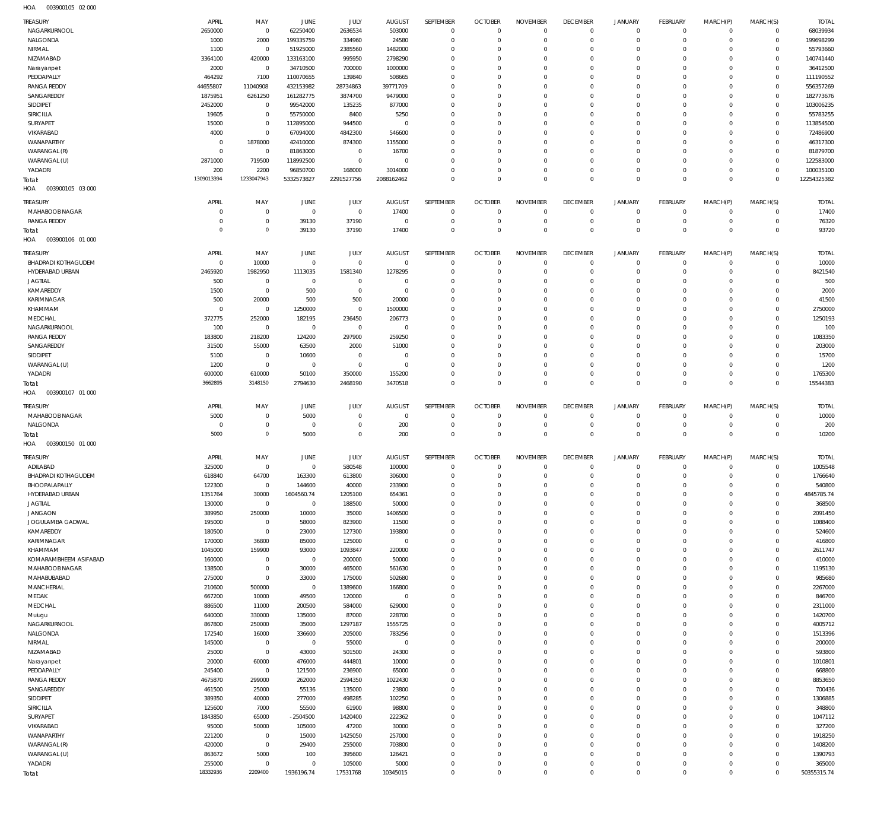HOA 003900105 02 000

| TREASURY | APRIL | MAY | JUNE | JULY | AUGUST | SEPTEMBER | OCTOBER | NOVEMBER | DECEMBER | JANUARY | FEBRUARY | MARCH(P) | MARCH(S) | TOTAL |
|---|---|---|---|---|---|---|---|---|---|---|---|---|---|---|
| NAGARKURNOOL | 2650000 | 0 | 62250400 | 2636534 | 503000 | 0 | 0 | 0 | 0 | 0 | 0 | 0 | 0 | 68039934 |
| NALGONDA | 1000 | 2000 | 199335759 | 334960 | 24580 | 0 | 0 | 0 | 0 | 0 | 0 | 0 | 0 | 199698299 |
| NIRMAL | 1100 | 0 | 51925000 | 2385560 | 1482000 | 0 | 0 | 0 | 0 | 0 | 0 | 0 | 0 | 55793660 |
| NIZAMABAD | 3364100 | 420000 | 133163100 | 995950 | 2798290 | 0 | 0 | 0 | 0 | 0 | 0 | 0 | 0 | 140741440 |
| Narayanpet | 2000 | 0 | 34710500 | 700000 | 1000000 | 0 | 0 | 0 | 0 | 0 | 0 | 0 | 0 | 36412500 |
| PEDDAPALLY | 464292 | 7100 | 110070655 | 139840 | 508665 | 0 | 0 | 0 | 0 | 0 | 0 | 0 | 0 | 111190552 |
| RANGA REDDY | 44655807 | 11040908 | 432153982 | 28734863 | 39771709 | 0 | 0 | 0 | 0 | 0 | 0 | 0 | 0 | 556357269 |
| SANGAREDDY | 1875951 | 6261250 | 161282775 | 3874700 | 9479000 | 0 | 0 | 0 | 0 | 0 | 0 | 0 | 0 | 182773676 |
| SIDDIPET | 2452000 | 0 | 99542000 | 135235 | 877000 | 0 | 0 | 0 | 0 | 0 | 0 | 0 | 0 | 103006235 |
| SIRICILLA | 19605 | 0 | 55750000 | 8400 | 5250 | 0 | 0 | 0 | 0 | 0 | 0 | 0 | 0 | 55783255 |
| SURYAPET | 15000 | 0 | 112895000 | 944500 | 0 | 0 | 0 | 0 | 0 | 0 | 0 | 0 | 0 | 113854500 |
| VIKARABAD | 4000 | 0 | 67094000 | 4842300 | 546600 | 0 | 0 | 0 | 0 | 0 | 0 | 0 | 0 | 72486900 |
| WANAPARTHY | 0 | 1878000 | 42410000 | 874300 | 1155000 | 0 | 0 | 0 | 0 | 0 | 0 | 0 | 0 | 46317300 |
| WARANGAL (R) | 0 | 0 | 81863000 | 0 | 16700 | 0 | 0 | 0 | 0 | 0 | 0 | 0 | 0 | 81879700 |
| WARANGAL (U) | 2871000 | 719500 | 118992500 | 0 | 0 | 0 | 0 | 0 | 0 | 0 | 0 | 0 | 0 | 122583000 |
| YADADRI | 200 | 2200 | 96850700 | 168000 | 3014000 | 0 | 0 | 0 | 0 | 0 | 0 | 0 | 0 | 100035100 |
| Total: | 1309013394 | 1233047943 | 5332573827 | 2291527756 | 2088162462 | 0 | 0 | 0 | 0 | 0 | 0 | 0 | 0 | 12254325382 |

HOA 003900105 03 000

| TREASURY | APRIL | MAY | JUNE | JULY | AUGUST | SEPTEMBER | OCTOBER | NOVEMBER | DECEMBER | JANUARY | FEBRUARY | MARCH(P) | MARCH(S) | TOTAL |
|---|---|---|---|---|---|---|---|---|---|---|---|---|---|---|
| MAHABOOB NAGAR | 0 | 0 | 0 | 0 | 17400 | 0 | 0 | 0 | 0 | 0 | 0 | 0 | 0 | 17400 |
| RANGA REDDY | 0 | 0 | 39130 | 37190 | 0 | 0 | 0 | 0 | 0 | 0 | 0 | 0 | 0 | 76320 |
| Total: | 0 | 0 | 39130 | 37190 | 17400 | 0 | 0 | 0 | 0 | 0 | 0 | 0 | 0 | 93720 |

HOA 003900106 01 000

| TREASURY | APRIL | MAY | JUNE | JULY | AUGUST | SEPTEMBER | OCTOBER | NOVEMBER | DECEMBER | JANUARY | FEBRUARY | MARCH(P) | MARCH(S) | TOTAL |
|---|---|---|---|---|---|---|---|---|---|---|---|---|---|---|
| BHADRADI KOTHAGUDEM | 0 | 10000 | 0 | 0 | 0 | 0 | 0 | 0 | 0 | 0 | 0 | 0 | 0 | 10000 |
| HYDERABAD URBAN | 2465920 | 1982950 | 1113035 | 1581340 | 1278295 | 0 | 0 | 0 | 0 | 0 | 0 | 0 | 0 | 8421540 |
| JAGTIAL | 500 | 0 | 0 | 0 | 0 | 0 | 0 | 0 | 0 | 0 | 0 | 0 | 0 | 500 |
| KAMAREDDY | 1500 | 0 | 500 | 0 | 0 | 0 | 0 | 0 | 0 | 0 | 0 | 0 | 0 | 2000 |
| KARIMNAGAR | 500 | 20000 | 500 | 500 | 20000 | 0 | 0 | 0 | 0 | 0 | 0 | 0 | 0 | 41500 |
| KHAMMAM | 0 | 0 | 1250000 | 0 | 1500000 | 0 | 0 | 0 | 0 | 0 | 0 | 0 | 0 | 2750000 |
| MEDCHAL | 372775 | 252000 | 182195 | 236450 | 206773 | 0 | 0 | 0 | 0 | 0 | 0 | 0 | 0 | 1250193 |
| NAGARKURNOOL | 100 | 0 | 0 | 0 | 0 | 0 | 0 | 0 | 0 | 0 | 0 | 0 | 0 | 100 |
| RANGA REDDY | 183800 | 218200 | 124200 | 297900 | 259250 | 0 | 0 | 0 | 0 | 0 | 0 | 0 | 0 | 1083350 |
| SANGAREDDY | 31500 | 55000 | 63500 | 2000 | 51000 | 0 | 0 | 0 | 0 | 0 | 0 | 0 | 0 | 203000 |
| SIDDIPET | 5100 | 0 | 10600 | 0 | 0 | 0 | 0 | 0 | 0 | 0 | 0 | 0 | 0 | 15700 |
| WARANGAL (U) | 1200 | 0 | 0 | 0 | 0 | 0 | 0 | 0 | 0 | 0 | 0 | 0 | 0 | 1200 |
| YADADRI | 600000 | 610000 | 50100 | 350000 | 155200 | 0 | 0 | 0 | 0 | 0 | 0 | 0 | 0 | 1765300 |
| Total: | 3662895 | 3148150 | 2794630 | 2468190 | 3470518 | 0 | 0 | 0 | 0 | 0 | 0 | 0 | 0 | 15544383 |

HOA 003900107 01 000

| TREASURY | APRIL | MAY | JUNE | JULY | AUGUST | SEPTEMBER | OCTOBER | NOVEMBER | DECEMBER | JANUARY | FEBRUARY | MARCH(P) | MARCH(S) | TOTAL |
|---|---|---|---|---|---|---|---|---|---|---|---|---|---|---|
| MAHABOOB NAGAR | 5000 | 0 | 5000 | 0 | 0 | 0 | 0 | 0 | 0 | 0 | 0 | 0 | 0 | 10000 |
| NALGONDA | 0 | 0 | 0 | 0 | 200 | 0 | 0 | 0 | 0 | 0 | 0 | 0 | 0 | 200 |
| Total: | 5000 | 0 | 5000 | 0 | 200 | 0 | 0 | 0 | 0 | 0 | 0 | 0 | 0 | 10200 |

HOA 003900150 01 000

| TREASURY | APRIL | MAY | JUNE | JULY | AUGUST | SEPTEMBER | OCTOBER | NOVEMBER | DECEMBER | JANUARY | FEBRUARY | MARCH(P) | MARCH(S) | TOTAL |
|---|---|---|---|---|---|---|---|---|---|---|---|---|---|---|
| ADILABAD | 325000 | 0 | 0 | 580548 | 100000 | 0 | 0 | 0 | 0 | 0 | 0 | 0 | 0 | 1005548 |
| BHADRADI KOTHAGUDEM | 618840 | 64700 | 163300 | 613800 | 306000 | 0 | 0 | 0 | 0 | 0 | 0 | 0 | 0 | 1766640 |
| BHOOPALAPALLY | 122300 | 0 | 144600 | 40000 | 233900 | 0 | 0 | 0 | 0 | 0 | 0 | 0 | 0 | 540800 |
| HYDERABAD URBAN | 1351764 | 30000 | 1604560.74 | 1205100 | 654361 | 0 | 0 | 0 | 0 | 0 | 0 | 0 | 0 | 4845785.74 |
| JAGTIAL | 130000 | 0 | 0 | 188500 | 50000 | 0 | 0 | 0 | 0 | 0 | 0 | 0 | 0 | 368500 |
| JANGAON | 389950 | 250000 | 10000 | 35000 | 1406500 | 0 | 0 | 0 | 0 | 0 | 0 | 0 | 0 | 2091450 |
| JOGULAMBA GADWAL | 195000 | 0 | 58000 | 823900 | 11500 | 0 | 0 | 0 | 0 | 0 | 0 | 0 | 0 | 1088400 |
| KAMAREDDY | 180500 | 0 | 23000 | 127300 | 193800 | 0 | 0 | 0 | 0 | 0 | 0 | 0 | 0 | 524600 |
| KARIMNAGAR | 170000 | 36800 | 85000 | 125000 | 0 | 0 | 0 | 0 | 0 | 0 | 0 | 0 | 0 | 416800 |
| KHAMMAM | 1045000 | 159900 | 93000 | 1093847 | 220000 | 0 | 0 | 0 | 0 | 0 | 0 | 0 | 0 | 2611747 |
| KOMARAMBHEEM ASIFABAD | 160000 | 0 | 0 | 200000 | 50000 | 0 | 0 | 0 | 0 | 0 | 0 | 0 | 0 | 410000 |
| MAHABOOB NAGAR | 138500 | 0 | 30000 | 465000 | 561630 | 0 | 0 | 0 | 0 | 0 | 0 | 0 | 0 | 1195130 |
| MAHABUBABAD | 275000 | 0 | 33000 | 175000 | 502680 | 0 | 0 | 0 | 0 | 0 | 0 | 0 | 0 | 985680 |
| MANCHERIAL | 210600 | 500000 | 0 | 1389600 | 166800 | 0 | 0 | 0 | 0 | 0 | 0 | 0 | 0 | 2267000 |
| MEDAK | 667200 | 10000 | 49500 | 120000 | 0 | 0 | 0 | 0 | 0 | 0 | 0 | 0 | 0 | 846700 |
| MEDCHAL | 886500 | 11000 | 200500 | 584000 | 629000 | 0 | 0 | 0 | 0 | 0 | 0 | 0 | 0 | 2311000 |
| Mulugu | 640000 | 330000 | 135000 | 87000 | 228700 | 0 | 0 | 0 | 0 | 0 | 0 | 0 | 0 | 1420700 |
| NAGARKURNOOL | 867800 | 250000 | 35000 | 1297187 | 1555725 | 0 | 0 | 0 | 0 | 0 | 0 | 0 | 0 | 4005712 |
| NALGONDA | 172540 | 16000 | 336600 | 205000 | 783256 | 0 | 0 | 0 | 0 | 0 | 0 | 0 | 0 | 1513396 |
| NIRMAL | 145000 | 0 | 0 | 55000 | 0 | 0 | 0 | 0 | 0 | 0 | 0 | 0 | 0 | 200000 |
| NIZAMABAD | 25000 | 0 | 43000 | 501500 | 24300 | 0 | 0 | 0 | 0 | 0 | 0 | 0 | 0 | 593800 |
| Narayanpet | 20000 | 60000 | 476000 | 444801 | 10000 | 0 | 0 | 0 | 0 | 0 | 0 | 0 | 0 | 1010801 |
| PEDDAPALLY | 245400 | 0 | 121500 | 236900 | 65000 | 0 | 0 | 0 | 0 | 0 | 0 | 0 | 0 | 668800 |
| RANGA REDDY | 4675870 | 299000 | 262000 | 2594350 | 1022430 | 0 | 0 | 0 | 0 | 0 | 0 | 0 | 0 | 8853650 |
| SANGAREDDY | 461500 | 25000 | 55136 | 135000 | 23800 | 0 | 0 | 0 | 0 | 0 | 0 | 0 | 0 | 700436 |
| SIDDIPET | 389350 | 40000 | 277000 | 498285 | 102250 | 0 | 0 | 0 | 0 | 0 | 0 | 0 | 0 | 1306885 |
| SIRICILLA | 125600 | 7000 | 55500 | 61900 | 98800 | 0 | 0 | 0 | 0 | 0 | 0 | 0 | 0 | 348800 |
| SURYAPET | 1843850 | 65000 | -2504500 | 1420400 | 222362 | 0 | 0 | 0 | 0 | 0 | 0 | 0 | 0 | 1047112 |
| VIKARABAD | 95000 | 50000 | 105000 | 47200 | 30000 | 0 | 0 | 0 | 0 | 0 | 0 | 0 | 0 | 327200 |
| WANAPARTHY | 221200 | 0 | 15000 | 1425050 | 257000 | 0 | 0 | 0 | 0 | 0 | 0 | 0 | 0 | 1918250 |
| WARANGAL (R) | 420000 | 0 | 29400 | 255000 | 703800 | 0 | 0 | 0 | 0 | 0 | 0 | 0 | 0 | 1408200 |
| WARANGAL (U) | 863672 | 5000 | 100 | 395600 | 126421 | 0 | 0 | 0 | 0 | 0 | 0 | 0 | 0 | 1390793 |
| YADADRI | 255000 | 0 | 0 | 105000 | 5000 | 0 | 0 | 0 | 0 | 0 | 0 | 0 | 0 | 365000 |
| Total: | 18332936 | 2209400 | 1936196.74 | 17531768 | 10345015 | 0 | 0 | 0 | 0 | 0 | 0 | 0 | 0 | 50355315.74 |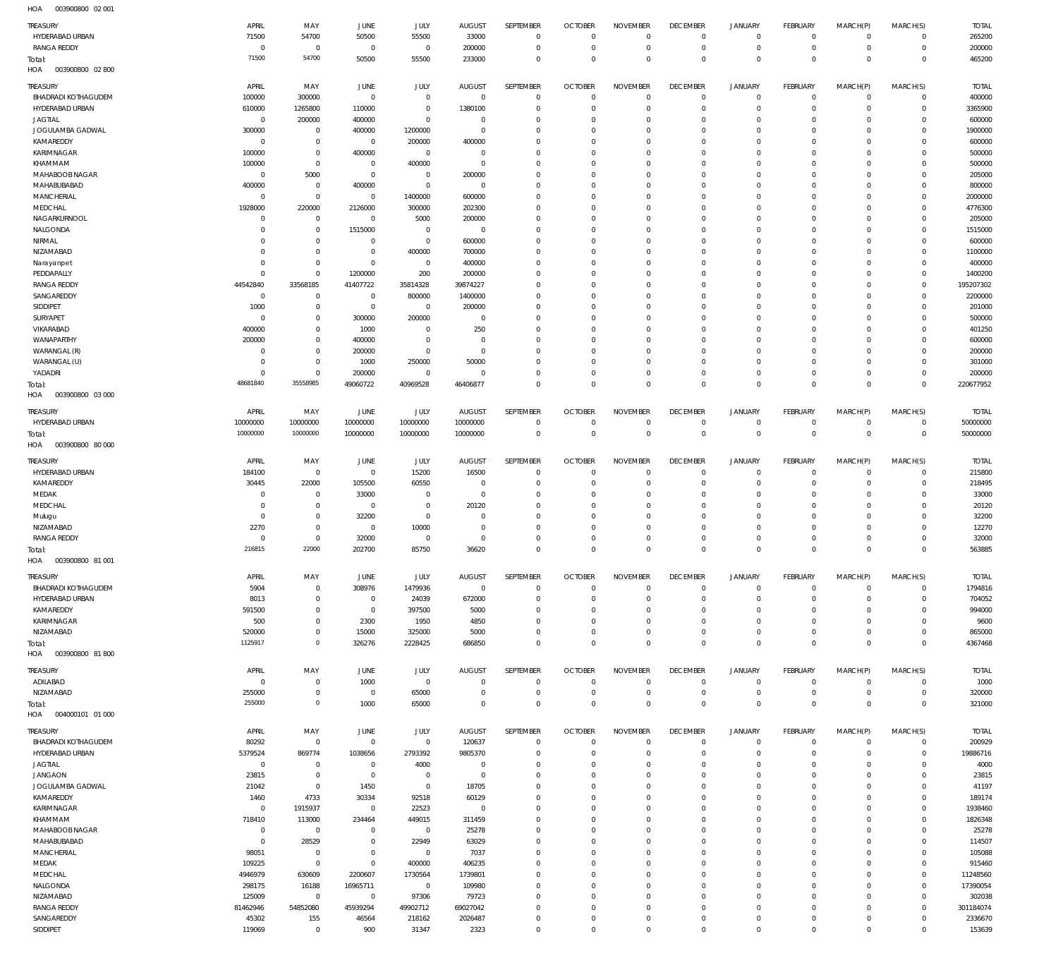HOA 003900800 02 001

| TREASURY | APRIL | MAY | JUNE | JULY | AUGUST | SEPTEMBER | OCTOBER | NOVEMBER | DECEMBER | JANUARY | FEBRUARY | MARCH(P) | MARCH(S) | TOTAL |
|---|---|---|---|---|---|---|---|---|---|---|---|---|---|---|
| HYDERABAD URBAN | 71500 | 54700 | 50500 | 55500 | 33000 | 0 | 0 | 0 | 0 | 0 | 0 | 0 | 0 | 265200 |
| RANGA REDDY | 0 | 0 | 0 | 0 | 200000 | 0 | 0 | 0 | 0 | 0 | 0 | 0 | 0 | 200000 |
| Total: | 71500 | 54700 | 50500 | 55500 | 233000 | 0 | 0 | 0 | 0 | 0 | 0 | 0 | 0 | 465200 |

HOA 003900800 02 800

| TREASURY | APRIL | MAY | JUNE | JULY | AUGUST | SEPTEMBER | OCTOBER | NOVEMBER | DECEMBER | JANUARY | FEBRUARY | MARCH(P) | MARCH(S) | TOTAL |
|---|---|---|---|---|---|---|---|---|---|---|---|---|---|---|
| BHADRADI KOTHAGUDEM | 100000 | 300000 | 0 | 0 | 0 | 0 | 0 | 0 | 0 | 0 | 0 | 0 | 0 | 400000 |
| HYDERABAD URBAN | 610000 | 1265800 | 110000 | 0 | 1380100 | 0 | 0 | 0 | 0 | 0 | 0 | 0 | 0 | 3365900 |
| JAGTIAL | 0 | 200000 | 400000 | 0 | 0 | 0 | 0 | 0 | 0 | 0 | 0 | 0 | 0 | 600000 |
| JOGULAMBA GADWAL | 300000 | 0 | 400000 | 1200000 | 0 | 0 | 0 | 0 | 0 | 0 | 0 | 0 | 0 | 1900000 |
| KAMAREDDY | 0 | 0 | 0 | 200000 | 400000 | 0 | 0 | 0 | 0 | 0 | 0 | 0 | 0 | 600000 |
| KARIMNAGAR | 100000 | 0 | 400000 | 0 | 0 | 0 | 0 | 0 | 0 | 0 | 0 | 0 | 0 | 500000 |
| KHAMMAM | 100000 | 0 | 0 | 400000 | 0 | 0 | 0 | 0 | 0 | 0 | 0 | 0 | 0 | 500000 |
| MAHABOOB NAGAR | 0 | 5000 | 0 | 0 | 200000 | 0 | 0 | 0 | 0 | 0 | 0 | 0 | 0 | 205000 |
| MAHABUBABAD | 400000 | 0 | 400000 | 0 | 0 | 0 | 0 | 0 | 0 | 0 | 0 | 0 | 0 | 800000 |
| MANCHERIAL | 0 | 0 | 0 | 1400000 | 600000 | 0 | 0 | 0 | 0 | 0 | 0 | 0 | 0 | 2000000 |
| MEDCHAL | 1928000 | 220000 | 2126000 | 300000 | 202300 | 0 | 0 | 0 | 0 | 0 | 0 | 0 | 0 | 4776300 |
| NAGARKURNOOL | 0 | 0 | 0 | 5000 | 200000 | 0 | 0 | 0 | 0 | 0 | 0 | 0 | 0 | 205000 |
| NALGONDA | 0 | 0 | 1515000 | 0 | 0 | 0 | 0 | 0 | 0 | 0 | 0 | 0 | 0 | 1515000 |
| NIRMAL | 0 | 0 | 0 | 0 | 600000 | 0 | 0 | 0 | 0 | 0 | 0 | 0 | 0 | 600000 |
| NIZAMABAD | 0 | 0 | 0 | 400000 | 700000 | 0 | 0 | 0 | 0 | 0 | 0 | 0 | 0 | 1100000 |
| Narayanpet | 0 | 0 | 0 | 0 | 400000 | 0 | 0 | 0 | 0 | 0 | 0 | 0 | 0 | 400000 |
| PEDDAPALLY | 0 | 0 | 1200000 | 200 | 200000 | 0 | 0 | 0 | 0 | 0 | 0 | 0 | 0 | 1400200 |
| RANGA REDDY | 44542840 | 33568185 | 41407722 | 35814328 | 39874227 | 0 | 0 | 0 | 0 | 0 | 0 | 0 | 0 | 195207302 |
| SANGAREDDY | 0 | 0 | 0 | 800000 | 1400000 | 0 | 0 | 0 | 0 | 0 | 0 | 0 | 0 | 2200000 |
| SIDDIPET | 1000 | 0 | 0 | 0 | 200000 | 0 | 0 | 0 | 0 | 0 | 0 | 0 | 0 | 201000 |
| SURYAPET | 0 | 0 | 300000 | 200000 | 0 | 0 | 0 | 0 | 0 | 0 | 0 | 0 | 0 | 500000 |
| VIKARABAD | 400000 | 0 | 1000 | 0 | 250 | 0 | 0 | 0 | 0 | 0 | 0 | 0 | 0 | 401250 |
| WANAPARTHY | 200000 | 0 | 400000 | 0 | 0 | 0 | 0 | 0 | 0 | 0 | 0 | 0 | 0 | 600000 |
| WARANGAL (R) | 0 | 0 | 200000 | 0 | 0 | 0 | 0 | 0 | 0 | 0 | 0 | 0 | 0 | 200000 |
| WARANGAL (U) | 0 | 0 | 1000 | 250000 | 50000 | 0 | 0 | 0 | 0 | 0 | 0 | 0 | 0 | 301000 |
| YADADRI | 0 | 0 | 200000 | 0 | 0 | 0 | 0 | 0 | 0 | 0 | 0 | 0 | 0 | 200000 |
| Total: | 48681840 | 35558985 | 49060722 | 40969528 | 46406877 | 0 | 0 | 0 | 0 | 0 | 0 | 0 | 0 | 220677952 |

HOA 003900800 03 000

| TREASURY | APRIL | MAY | JUNE | JULY | AUGUST | SEPTEMBER | OCTOBER | NOVEMBER | DECEMBER | JANUARY | FEBRUARY | MARCH(P) | MARCH(S) | TOTAL |
|---|---|---|---|---|---|---|---|---|---|---|---|---|---|---|
| HYDERABAD URBAN | 10000000 | 10000000 | 10000000 | 10000000 | 10000000 | 0 | 0 | 0 | 0 | 0 | 0 | 0 | 0 | 50000000 |
| Total: | 10000000 | 10000000 | 10000000 | 10000000 | 10000000 | 0 | 0 | 0 | 0 | 0 | 0 | 0 | 0 | 50000000 |

HOA 003900800 80 000

| TREASURY | APRIL | MAY | JUNE | JULY | AUGUST | SEPTEMBER | OCTOBER | NOVEMBER | DECEMBER | JANUARY | FEBRUARY | MARCH(P) | MARCH(S) | TOTAL |
|---|---|---|---|---|---|---|---|---|---|---|---|---|---|---|
| HYDERABAD URBAN | 184100 | 0 | 0 | 15200 | 16500 | 0 | 0 | 0 | 0 | 0 | 0 | 0 | 0 | 215800 |
| KAMAREDDY | 30445 | 22000 | 105500 | 60550 | 0 | 0 | 0 | 0 | 0 | 0 | 0 | 0 | 0 | 218495 |
| MEDAK | 0 | 0 | 33000 | 0 | 0 | 0 | 0 | 0 | 0 | 0 | 0 | 0 | 0 | 33000 |
| MEDCHAL | 0 | 0 | 0 | 0 | 20120 | 0 | 0 | 0 | 0 | 0 | 0 | 0 | 0 | 20120 |
| Mulugu | 0 | 0 | 32200 | 0 | 0 | 0 | 0 | 0 | 0 | 0 | 0 | 0 | 0 | 32200 |
| NIZAMABAD | 2270 | 0 | 0 | 10000 | 0 | 0 | 0 | 0 | 0 | 0 | 0 | 0 | 0 | 12270 |
| RANGA REDDY | 0 | 0 | 32000 | 0 | 0 | 0 | 0 | 0 | 0 | 0 | 0 | 0 | 0 | 32000 |
| Total: | 216815 | 22000 | 202700 | 85750 | 36620 | 0 | 0 | 0 | 0 | 0 | 0 | 0 | 0 | 563885 |

HOA 003900800 81 001

| TREASURY | APRIL | MAY | JUNE | JULY | AUGUST | SEPTEMBER | OCTOBER | NOVEMBER | DECEMBER | JANUARY | FEBRUARY | MARCH(P) | MARCH(S) | TOTAL |
|---|---|---|---|---|---|---|---|---|---|---|---|---|---|---|
| BHADRADI KOTHAGUDEM | 5904 | 0 | 308976 | 1479936 | 0 | 0 | 0 | 0 | 0 | 0 | 0 | 0 | 0 | 1794816 |
| HYDERABAD URBAN | 8013 | 0 | 0 | 24039 | 672000 | 0 | 0 | 0 | 0 | 0 | 0 | 0 | 0 | 704052 |
| KAMAREDDY | 591500 | 0 | 0 | 397500 | 5000 | 0 | 0 | 0 | 0 | 0 | 0 | 0 | 0 | 994000 |
| KARIMNAGAR | 500 | 0 | 2300 | 1950 | 4850 | 0 | 0 | 0 | 0 | 0 | 0 | 0 | 0 | 9600 |
| NIZAMABAD | 520000 | 0 | 15000 | 325000 | 5000 | 0 | 0 | 0 | 0 | 0 | 0 | 0 | 0 | 865000 |
| Total: | 1125917 | 0 | 326276 | 2228425 | 686850 | 0 | 0 | 0 | 0 | 0 | 0 | 0 | 0 | 4367468 |

HOA 003900800 81 800

| TREASURY | APRIL | MAY | JUNE | JULY | AUGUST | SEPTEMBER | OCTOBER | NOVEMBER | DECEMBER | JANUARY | FEBRUARY | MARCH(P) | MARCH(S) | TOTAL |
|---|---|---|---|---|---|---|---|---|---|---|---|---|---|---|
| ADILABAD | 0 | 0 | 1000 | 0 | 0 | 0 | 0 | 0 | 0 | 0 | 0 | 0 | 0 | 1000 |
| NIZAMABAD | 255000 | 0 | 0 | 65000 | 0 | 0 | 0 | 0 | 0 | 0 | 0 | 0 | 0 | 320000 |
| Total: | 255000 | 0 | 1000 | 65000 | 0 | 0 | 0 | 0 | 0 | 0 | 0 | 0 | 0 | 321000 |

HOA 004000101 01 000

| TREASURY | APRIL | MAY | JUNE | JULY | AUGUST | SEPTEMBER | OCTOBER | NOVEMBER | DECEMBER | JANUARY | FEBRUARY | MARCH(P) | MARCH(S) | TOTAL |
|---|---|---|---|---|---|---|---|---|---|---|---|---|---|---|
| BHADRADI KOTHAGUDEM | 80292 | 0 | 0 | 0 | 120637 | 0 | 0 | 0 | 0 | 0 | 0 | 0 | 0 | 200929 |
| HYDERABAD URBAN | 5379524 | 869774 | 1038656 | 2793392 | 9805370 | 0 | 0 | 0 | 0 | 0 | 0 | 0 | 0 | 19886716 |
| JAGTIAL | 0 | 0 | 0 | 4000 | 0 | 0 | 0 | 0 | 0 | 0 | 0 | 0 | 0 | 4000 |
| JANGAON | 23815 | 0 | 0 | 0 | 0 | 0 | 0 | 0 | 0 | 0 | 0 | 0 | 0 | 23815 |
| JOGULAMBA GADWAL | 21042 | 0 | 1450 | 0 | 18705 | 0 | 0 | 0 | 0 | 0 | 0 | 0 | 0 | 41197 |
| KAMAREDDY | 1460 | 4733 | 30334 | 92518 | 60129 | 0 | 0 | 0 | 0 | 0 | 0 | 0 | 0 | 189174 |
| KARIMNAGAR | 0 | 1915937 | 0 | 22523 | 0 | 0 | 0 | 0 | 0 | 0 | 0 | 0 | 0 | 1938460 |
| KHAMMAM | 718410 | 113000 | 234464 | 449015 | 311459 | 0 | 0 | 0 | 0 | 0 | 0 | 0 | 0 | 1826348 |
| MAHABOOB NAGAR | 0 | 0 | 0 | 0 | 25278 | 0 | 0 | 0 | 0 | 0 | 0 | 0 | 0 | 25278 |
| MAHABUBABAD | 0 | 28529 | 0 | 22949 | 63029 | 0 | 0 | 0 | 0 | 0 | 0 | 0 | 0 | 114507 |
| MANCHERIAL | 98051 | 0 | 0 | 0 | 7037 | 0 | 0 | 0 | 0 | 0 | 0 | 0 | 0 | 105088 |
| MEDAK | 109225 | 0 | 0 | 400000 | 406235 | 0 | 0 | 0 | 0 | 0 | 0 | 0 | 0 | 915460 |
| MEDCHAL | 4946979 | 630609 | 2200607 | 1730564 | 1739801 | 0 | 0 | 0 | 0 | 0 | 0 | 0 | 0 | 11248560 |
| NALGONDA | 298175 | 16188 | 16965711 | 0 | 109980 | 0 | 0 | 0 | 0 | 0 | 0 | 0 | 0 | 17390054 |
| NIZAMABAD | 125009 | 0 | 0 | 97306 | 79723 | 0 | 0 | 0 | 0 | 0 | 0 | 0 | 0 | 302038 |
| RANGA REDDY | 81462946 | 54852080 | 45939294 | 49902712 | 69027042 | 0 | 0 | 0 | 0 | 0 | 0 | 0 | 0 | 301184074 |
| SANGAREDDY | 45302 | 155 | 46564 | 218162 | 2026487 | 0 | 0 | 0 | 0 | 0 | 0 | 0 | 0 | 2336670 |
| SIDDIPET | 119069 | 0 | 900 | 31347 | 2323 | 0 | 0 | 0 | 0 | 0 | 0 | 0 | 0 | 153639 |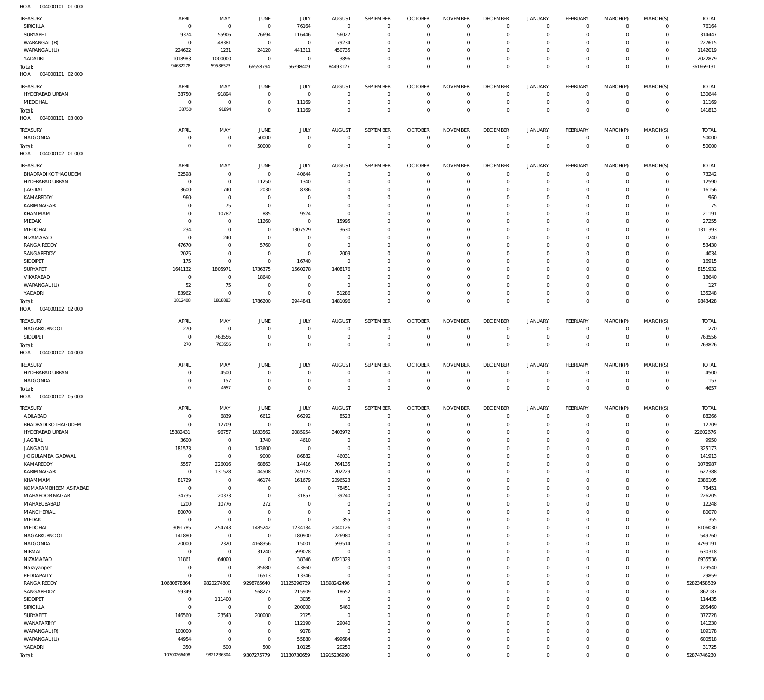HOA 004000101 01 000

| TREASURY | APRIL | MAY | JUNE | JULY | AUGUST | SEPTEMBER | OCTOBER | NOVEMBER | DECEMBER | JANUARY | FEBRUARY | MARCH(P) | MARCH(S) | TOTAL |
|---|---|---|---|---|---|---|---|---|---|---|---|---|---|---|
| SIRICILLA | 0 | 0 | 0 | 76164 | 0 | 0 | 0 | 0 | 0 | 0 | 0 | 0 | 0 | 76164 |
| SURYAPET | 9374 | 55906 | 76694 | 116446 | 56027 | 0 | 0 | 0 | 0 | 0 | 0 | 0 | 0 | 314447 |
| WARANGAL (R) | 0 | 48381 | 0 | 0 | 179234 | 0 | 0 | 0 | 0 | 0 | 0 | 0 | 0 | 227615 |
| WARANGAL (U) | 224622 | 1231 | 24120 | 441311 | 450735 | 0 | 0 | 0 | 0 | 0 | 0 | 0 | 0 | 1142019 |
| YADADRI | 1018983 | 1000000 | 0 | 0 | 3896 | 0 | 0 | 0 | 0 | 0 | 0 | 0 | 0 | 2022879 |
| Total: | 94682278 | 59536523 | 66558794 | 56398409 | 84493127 | 0 | 0 | 0 | 0 | 0 | 0 | 0 | 0 | 361669131 |

HOA 004000101 02 000

| TREASURY | APRIL | MAY | JUNE | JULY | AUGUST | SEPTEMBER | OCTOBER | NOVEMBER | DECEMBER | JANUARY | FEBRUARY | MARCH(P) | MARCH(S) | TOTAL |
|---|---|---|---|---|---|---|---|---|---|---|---|---|---|---|
| HYDERABAD URBAN | 38750 | 91894 | 0 | 0 | 0 | 0 | 0 | 0 | 0 | 0 | 0 | 0 | 0 | 130644 |
| MEDCHAL | 0 | 0 | 0 | 11169 | 0 | 0 | 0 | 0 | 0 | 0 | 0 | 0 | 0 | 11169 |
| Total: | 38750 | 91894 | 0 | 11169 | 0 | 0 | 0 | 0 | 0 | 0 | 0 | 0 | 0 | 141813 |

HOA 004000101 03 000

| TREASURY | APRIL | MAY | JUNE | JULY | AUGUST | SEPTEMBER | OCTOBER | NOVEMBER | DECEMBER | JANUARY | FEBRUARY | MARCH(P) | MARCH(S) | TOTAL |
|---|---|---|---|---|---|---|---|---|---|---|---|---|---|---|
| NALGONDA | 0 | 0 | 50000 | 0 | 0 | 0 | 0 | 0 | 0 | 0 | 0 | 0 | 0 | 50000 |
| Total: | 0 | 0 | 50000 | 0 | 0 | 0 | 0 | 0 | 0 | 0 | 0 | 0 | 0 | 50000 |

HOA 004000102 01 000

| TREASURY | APRIL | MAY | JUNE | JULY | AUGUST | SEPTEMBER | OCTOBER | NOVEMBER | DECEMBER | JANUARY | FEBRUARY | MARCH(P) | MARCH(S) | TOTAL |
|---|---|---|---|---|---|---|---|---|---|---|---|---|---|---|
| BHADRADI KOTHAGUDEM | 32598 | 0 | 0 | 40644 | 0 | 0 | 0 | 0 | 0 | 0 | 0 | 0 | 0 | 73242 |
| HYDERABAD URBAN | 0 | 0 | 11250 | 1340 | 0 | 0 | 0 | 0 | 0 | 0 | 0 | 0 | 0 | 12590 |
| JAGTIAL | 3600 | 1740 | 2030 | 8786 | 0 | 0 | 0 | 0 | 0 | 0 | 0 | 0 | 0 | 16156 |
| KAMAREDDY | 960 | 0 | 0 | 0 | 0 | 0 | 0 | 0 | 0 | 0 | 0 | 0 | 0 | 960 |
| KARIMNAGAR | 0 | 75 | 0 | 0 | 0 | 0 | 0 | 0 | 0 | 0 | 0 | 0 | 0 | 75 |
| KHAMMAM | 0 | 10782 | 885 | 9524 | 0 | 0 | 0 | 0 | 0 | 0 | 0 | 0 | 0 | 21191 |
| MEDAK | 0 | 0 | 11260 | 0 | 15995 | 0 | 0 | 0 | 0 | 0 | 0 | 0 | 0 | 27255 |
| MEDCHAL | 234 | 0 | 0 | 1307529 | 3630 | 0 | 0 | 0 | 0 | 0 | 0 | 0 | 0 | 1311393 |
| NIZAMABAD | 0 | 240 | 0 | 0 | 0 | 0 | 0 | 0 | 0 | 0 | 0 | 0 | 0 | 240 |
| RANGA REDDY | 47670 | 0 | 5760 | 0 | 0 | 0 | 0 | 0 | 0 | 0 | 0 | 0 | 0 | 53430 |
| SANGAREDDY | 2025 | 0 | 0 | 0 | 2009 | 0 | 0 | 0 | 0 | 0 | 0 | 0 | 0 | 4034 |
| SIDDIPET | 175 | 0 | 0 | 16740 | 0 | 0 | 0 | 0 | 0 | 0 | 0 | 0 | 0 | 16915 |
| SURYAPET | 1641132 | 1805971 | 1736375 | 1560278 | 1408176 | 0 | 0 | 0 | 0 | 0 | 0 | 0 | 0 | 8151932 |
| VIKARABAD | 0 | 0 | 18640 | 0 | 0 | 0 | 0 | 0 | 0 | 0 | 0 | 0 | 0 | 18640 |
| WARANGAL (U) | 52 | 75 | 0 | 0 | 0 | 0 | 0 | 0 | 0 | 0 | 0 | 0 | 0 | 127 |
| YADADRI | 83962 | 0 | 0 | 0 | 51286 | 0 | 0 | 0 | 0 | 0 | 0 | 0 | 0 | 135248 |
| Total: | 1812408 | 1818883 | 1786200 | 2944841 | 1481096 | 0 | 0 | 0 | 0 | 0 | 0 | 0 | 0 | 9843428 |

HOA 004000102 02 000

| TREASURY | APRIL | MAY | JUNE | JULY | AUGUST | SEPTEMBER | OCTOBER | NOVEMBER | DECEMBER | JANUARY | FEBRUARY | MARCH(P) | MARCH(S) | TOTAL |
|---|---|---|---|---|---|---|---|---|---|---|---|---|---|---|
| NAGARKURNOOL | 270 | 0 | 0 | 0 | 0 | 0 | 0 | 0 | 0 | 0 | 0 | 0 | 0 | 270 |
| SIDDIPET | 0 | 763556 | 0 | 0 | 0 | 0 | 0 | 0 | 0 | 0 | 0 | 0 | 0 | 763556 |
| Total: | 270 | 763556 | 0 | 0 | 0 | 0 | 0 | 0 | 0 | 0 | 0 | 0 | 0 | 763826 |

HOA 004000102 04 000

| TREASURY | APRIL | MAY | JUNE | JULY | AUGUST | SEPTEMBER | OCTOBER | NOVEMBER | DECEMBER | JANUARY | FEBRUARY | MARCH(P) | MARCH(S) | TOTAL |
|---|---|---|---|---|---|---|---|---|---|---|---|---|---|---|
| HYDERABAD URBAN | 0 | 4500 | 0 | 0 | 0 | 0 | 0 | 0 | 0 | 0 | 0 | 0 | 0 | 4500 |
| NALGONDA | 0 | 157 | 0 | 0 | 0 | 0 | 0 | 0 | 0 | 0 | 0 | 0 | 0 | 157 |
| Total: | 0 | 4657 | 0 | 0 | 0 | 0 | 0 | 0 | 0 | 0 | 0 | 0 | 0 | 4657 |

HOA 004000102 05 000

| TREASURY | APRIL | MAY | JUNE | JULY | AUGUST | SEPTEMBER | OCTOBER | NOVEMBER | DECEMBER | JANUARY | FEBRUARY | MARCH(P) | MARCH(S) | TOTAL |
|---|---|---|---|---|---|---|---|---|---|---|---|---|---|---|
| ADILABAD | 0 | 6839 | 6612 | 66292 | 8523 | 0 | 0 | 0 | 0 | 0 | 0 | 0 | 0 | 88266 |
| BHADRADI KOTHAGUDEM | 0 | 12709 | 0 | 0 | 0 | 0 | 0 | 0 | 0 | 0 | 0 | 0 | 0 | 12709 |
| HYDERABAD URBAN | 15382431 | 96757 | 1633562 | 2085954 | 3403972 | 0 | 0 | 0 | 0 | 0 | 0 | 0 | 0 | 22602676 |
| JAGTIAL | 3600 | 0 | 1740 | 4610 | 0 | 0 | 0 | 0 | 0 | 0 | 0 | 0 | 0 | 9950 |
| JANGAON | 181573 | 0 | 143600 | 0 | 0 | 0 | 0 | 0 | 0 | 0 | 0 | 0 | 0 | 325173 |
| JOGULAMBA GADWAL | 0 | 0 | 9000 | 86882 | 46031 | 0 | 0 | 0 | 0 | 0 | 0 | 0 | 0 | 141913 |
| KAMAREDDY | 5557 | 226016 | 68863 | 14416 | 764135 | 0 | 0 | 0 | 0 | 0 | 0 | 0 | 0 | 1078987 |
| KARIMNAGAR | 0 | 131528 | 44508 | 249123 | 202229 | 0 | 0 | 0 | 0 | 0 | 0 | 0 | 0 | 627388 |
| KHAMMAM | 81729 | 0 | 46174 | 161679 | 2096523 | 0 | 0 | 0 | 0 | 0 | 0 | 0 | 0 | 2386105 |
| KOMARAMBHEEM ASIFABAD | 0 | 0 | 0 | 0 | 78451 | 0 | 0 | 0 | 0 | 0 | 0 | 0 | 0 | 78451 |
| MAHABOOBNAGAR | 34735 | 20373 | 0 | 31857 | 139240 | 0 | 0 | 0 | 0 | 0 | 0 | 0 | 0 | 226205 |
| MAHABUBABAD | 1200 | 10776 | 272 | 0 | 0 | 0 | 0 | 0 | 0 | 0 | 0 | 0 | 0 | 12248 |
| MANCHERIAL | 80070 | 0 | 0 | 0 | 0 | 0 | 0 | 0 | 0 | 0 | 0 | 0 | 0 | 80070 |
| MEDAK | 0 | 0 | 0 | 0 | 355 | 0 | 0 | 0 | 0 | 0 | 0 | 0 | 0 | 355 |
| MEDCHAL | 3091785 | 254743 | 1485242 | 1234134 | 2040126 | 0 | 0 | 0 | 0 | 0 | 0 | 0 | 0 | 8106030 |
| NAGARKURNOOL | 141880 | 0 | 0 | 180900 | 226980 | 0 | 0 | 0 | 0 | 0 | 0 | 0 | 0 | 549760 |
| NALGONDA | 20000 | 2320 | 4168356 | 15001 | 593514 | 0 | 0 | 0 | 0 | 0 | 0 | 0 | 0 | 4799191 |
| NIRMAL | 0 | 0 | 31240 | 599078 | 0 | 0 | 0 | 0 | 0 | 0 | 0 | 0 | 0 | 630318 |
| NIZAMABAD | 11861 | 64000 | 0 | 38346 | 6821329 | 0 | 0 | 0 | 0 | 0 | 0 | 0 | 0 | 6935536 |
| Narayanpet | 0 | 0 | 85680 | 43860 | 0 | 0 | 0 | 0 | 0 | 0 | 0 | 0 | 0 | 129540 |
| PEDDAPALLY | 0 | 0 | 16513 | 13346 | 0 | 0 | 0 | 0 | 0 | 0 | 0 | 0 | 0 | 29859 |
| RANGA REDDY | 10680878864 | 9820274800 | 9298765640 | 11125296739 | 11898242496 | 0 | 0 | 0 | 0 | 0 | 0 | 0 | 0 | 52823458539 |
| SANGAREDDY | 59349 | 0 | 568277 | 215909 | 18652 | 0 | 0 | 0 | 0 | 0 | 0 | 0 | 0 | 862187 |
| SIDDIPET | 0 | 111400 | 0 | 3035 | 0 | 0 | 0 | 0 | 0 | 0 | 0 | 0 | 0 | 114435 |
| SIRICILLA | 0 | 0 | 0 | 200000 | 5460 | 0 | 0 | 0 | 0 | 0 | 0 | 0 | 0 | 205460 |
| SURYAPET | 146560 | 23543 | 200000 | 2125 | 0 | 0 | 0 | 0 | 0 | 0 | 0 | 0 | 0 | 372228 |
| WANAPARTHY | 0 | 0 | 0 | 112190 | 29040 | 0 | 0 | 0 | 0 | 0 | 0 | 0 | 0 | 141230 |
| WARANGAL (R) | 100000 | 0 | 0 | 9178 | 0 | 0 | 0 | 0 | 0 | 0 | 0 | 0 | 0 | 109178 |
| WARANGAL (U) | 44954 | 0 | 0 | 55880 | 499684 | 0 | 0 | 0 | 0 | 0 | 0 | 0 | 0 | 600518 |
| YADADRI | 350 | 500 | 500 | 10125 | 20250 | 0 | 0 | 0 | 0 | 0 | 0 | 0 | 0 | 31725 |
| Total: | 10700266498 | 9821236304 | 9307275779 | 11130730659 | 11915236990 | 0 | 0 | 0 | 0 | 0 | 0 | 0 | 0 | 52874746230 |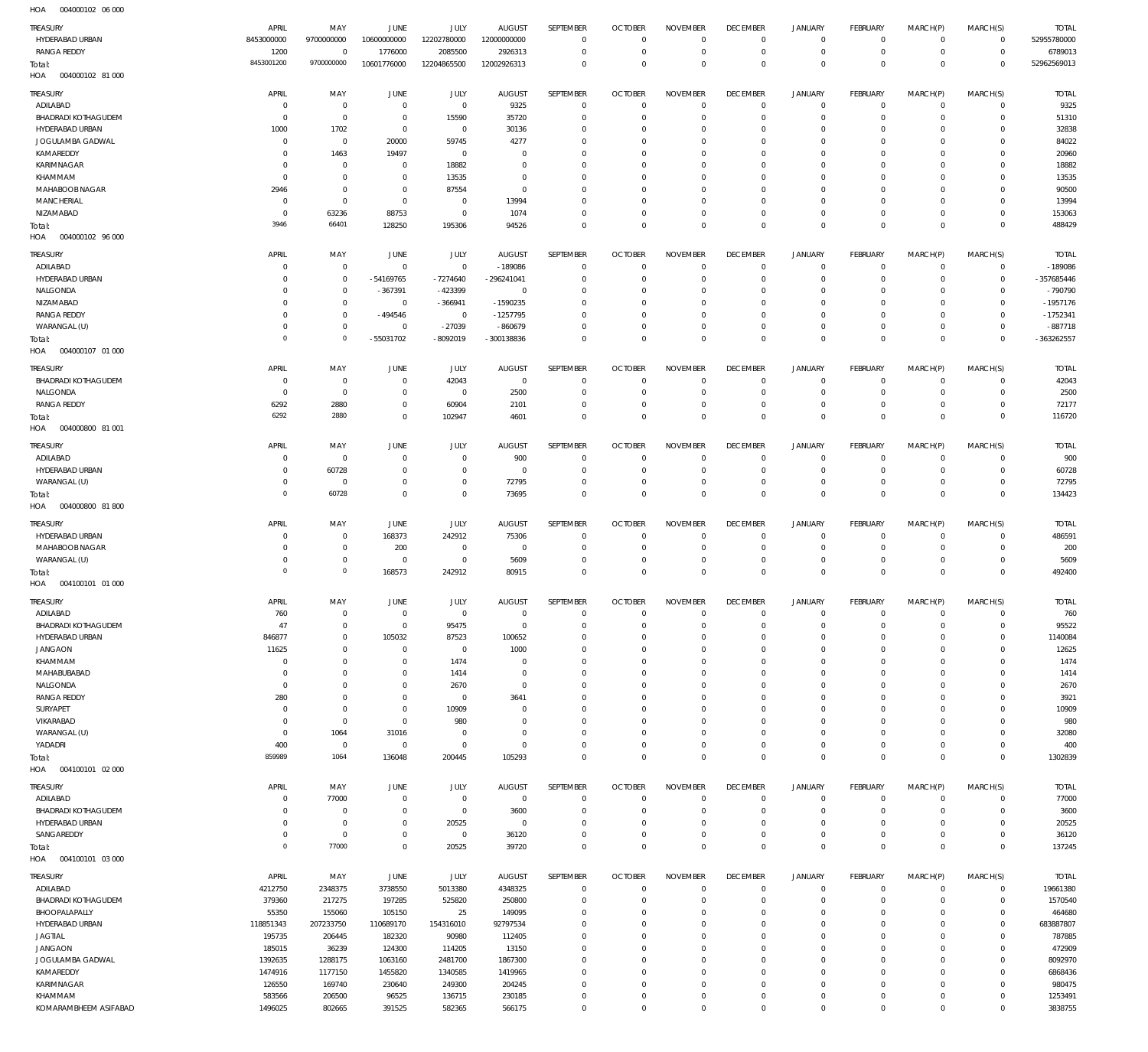HOA 004000102 06 000

| TREASURY | APRIL | MAY | JUNE | JULY | AUGUST | SEPTEMBER | OCTOBER | NOVEMBER | DECEMBER | JANUARY | FEBRUARY | MARCH(P) | MARCH(S) | TOTAL |
|---|---|---|---|---|---|---|---|---|---|---|---|---|---|---|
| HYDERABAD URBAN | 8453000000 | 9700000000 | 10600000000 | 12202780000 | 12000000000 | 0 | 0 | 0 | 0 | 0 | 0 | 0 | 0 | 52955780000 |
| RANGA REDDY | 1200 | 0 | 1776000 | 2085500 | 2926313 | 0 | 0 | 0 | 0 | 0 | 0 | 0 | 0 | 6789013 |
| Total: | 8453001200 | 9700000000 | 10601776000 | 12204865500 | 12002926313 | 0 | 0 | 0 | 0 | 0 | 0 | 0 | 0 | 52962569013 |

HOA 004000102 81 000

| TREASURY | APRIL | MAY | JUNE | JULY | AUGUST | SEPTEMBER | OCTOBER | NOVEMBER | DECEMBER | JANUARY | FEBRUARY | MARCH(P) | MARCH(S) | TOTAL |
|---|---|---|---|---|---|---|---|---|---|---|---|---|---|---|
| ADILABAD | 0 | 0 | 0 | 0 | 9325 | 0 | 0 | 0 | 0 | 0 | 0 | 0 | 0 | 9325 |
| BHADRADI KOTHAGUDEM | 0 | 0 | 0 | 15590 | 35720 | 0 | 0 | 0 | 0 | 0 | 0 | 0 | 0 | 51310 |
| HYDERABAD URBAN | 1000 | 1702 | 0 | 0 | 30136 | 0 | 0 | 0 | 0 | 0 | 0 | 0 | 0 | 32838 |
| JOGULAMBA GADWAL | 0 | 0 | 20000 | 59745 | 4277 | 0 | 0 | 0 | 0 | 0 | 0 | 0 | 0 | 84022 |
| KAMAREDDY | 0 | 1463 | 19497 | 0 | 0 | 0 | 0 | 0 | 0 | 0 | 0 | 0 | 0 | 20960 |
| KARIMNAGAR | 0 | 0 | 0 | 18882 | 0 | 0 | 0 | 0 | 0 | 0 | 0 | 0 | 0 | 18882 |
| KHAMMAM | 0 | 0 | 0 | 13535 | 0 | 0 | 0 | 0 | 0 | 0 | 0 | 0 | 0 | 13535 |
| MAHABOOBNAGAR | 2946 | 0 | 0 | 87554 | 0 | 0 | 0 | 0 | 0 | 0 | 0 | 0 | 0 | 90500 |
| MANCHERIAL | 0 | 0 | 0 | 0 | 13994 | 0 | 0 | 0 | 0 | 0 | 0 | 0 | 0 | 13994 |
| NIZAMABAD | 0 | 63236 | 88753 | 0 | 1074 | 0 | 0 | 0 | 0 | 0 | 0 | 0 | 0 | 153063 |
| Total: | 3946 | 66401 | 128250 | 195306 | 94526 | 0 | 0 | 0 | 0 | 0 | 0 | 0 | 0 | 488429 |

HOA 004000102 96 000

| TREASURY | APRIL | MAY | JUNE | JULY | AUGUST | SEPTEMBER | OCTOBER | NOVEMBER | DECEMBER | JANUARY | FEBRUARY | MARCH(P) | MARCH(S) | TOTAL |
|---|---|---|---|---|---|---|---|---|---|---|---|---|---|---|
| ADILABAD | 0 | 0 | 0 | 0 | -189086 | 0 | 0 | 0 | 0 | 0 | 0 | 0 | 0 | -189086 |
| HYDERABAD URBAN | 0 | 0 | -54169765 | -7274640 | -296241041 | 0 | 0 | 0 | 0 | 0 | 0 | 0 | 0 | -357685446 |
| NALGONDA | 0 | 0 | -367391 | -423399 | 0 | 0 | 0 | 0 | 0 | 0 | 0 | 0 | 0 | -790790 |
| NIZAMABAD | 0 | 0 | 0 | -366941 | -1590235 | 0 | 0 | 0 | 0 | 0 | 0 | 0 | 0 | -1957176 |
| RANGA REDDY | 0 | 0 | -494546 | 0 | -1257795 | 0 | 0 | 0 | 0 | 0 | 0 | 0 | 0 | -1752341 |
| WARANGAL (U) | 0 | 0 | 0 | -27039 | -860679 | 0 | 0 | 0 | 0 | 0 | 0 | 0 | 0 | -887718 |
| Total: | 0 | 0 | -55031702 | -8092019 | -300138836 | 0 | 0 | 0 | 0 | 0 | 0 | 0 | 0 | -363262557 |

HOA 004000107 01 000

| TREASURY | APRIL | MAY | JUNE | JULY | AUGUST | SEPTEMBER | OCTOBER | NOVEMBER | DECEMBER | JANUARY | FEBRUARY | MARCH(P) | MARCH(S) | TOTAL |
|---|---|---|---|---|---|---|---|---|---|---|---|---|---|---|
| BHADRADI KOTHAGUDEM | 0 | 0 | 0 | 42043 | 0 | 0 | 0 | 0 | 0 | 0 | 0 | 0 | 0 | 42043 |
| NALGONDA | 0 | 0 | 0 | 0 | 2500 | 0 | 0 | 0 | 0 | 0 | 0 | 0 | 0 | 2500 |
| RANGA REDDY | 6292 | 2880 | 0 | 60904 | 2101 | 0 | 0 | 0 | 0 | 0 | 0 | 0 | 0 | 72177 |
| Total: | 6292 | 2880 | 0 | 102947 | 4601 | 0 | 0 | 0 | 0 | 0 | 0 | 0 | 0 | 116720 |

HOA 004000800 81 001

| TREASURY | APRIL | MAY | JUNE | JULY | AUGUST | SEPTEMBER | OCTOBER | NOVEMBER | DECEMBER | JANUARY | FEBRUARY | MARCH(P) | MARCH(S) | TOTAL |
|---|---|---|---|---|---|---|---|---|---|---|---|---|---|---|
| ADILABAD | 0 | 0 | 0 | 0 | 900 | 0 | 0 | 0 | 0 | 0 | 0 | 0 | 0 | 900 |
| HYDERABAD URBAN | 0 | 60728 | 0 | 0 | 0 | 0 | 0 | 0 | 0 | 0 | 0 | 0 | 0 | 60728 |
| WARANGAL (U) | 0 | 0 | 0 | 0 | 72795 | 0 | 0 | 0 | 0 | 0 | 0 | 0 | 0 | 72795 |
| Total: | 0 | 60728 | 0 | 0 | 73695 | 0 | 0 | 0 | 0 | 0 | 0 | 0 | 0 | 134423 |

HOA 004000800 81 800

| TREASURY | APRIL | MAY | JUNE | JULY | AUGUST | SEPTEMBER | OCTOBER | NOVEMBER | DECEMBER | JANUARY | FEBRUARY | MARCH(P) | MARCH(S) | TOTAL |
|---|---|---|---|---|---|---|---|---|---|---|---|---|---|---|
| HYDERABAD URBAN | 0 | 0 | 168373 | 242912 | 75306 | 0 | 0 | 0 | 0 | 0 | 0 | 0 | 0 | 486591 |
| MAHABOOBNAGAR | 0 | 0 | 200 | 0 | 0 | 0 | 0 | 0 | 0 | 0 | 0 | 0 | 0 | 200 |
| WARANGAL (U) | 0 | 0 | 0 | 0 | 5609 | 0 | 0 | 0 | 0 | 0 | 0 | 0 | 0 | 5609 |
| Total: | 0 | 0 | 168573 | 242912 | 80915 | 0 | 0 | 0 | 0 | 0 | 0 | 0 | 0 | 492400 |

HOA 004100101 01 000

| TREASURY | APRIL | MAY | JUNE | JULY | AUGUST | SEPTEMBER | OCTOBER | NOVEMBER | DECEMBER | JANUARY | FEBRUARY | MARCH(P) | MARCH(S) | TOTAL |
|---|---|---|---|---|---|---|---|---|---|---|---|---|---|---|
| ADILABAD | 760 | 0 | 0 | 0 | 0 | 0 | 0 | 0 | 0 | 0 | 0 | 0 | 0 | 760 |
| BHADRADI KOTHAGUDEM | 47 | 0 | 0 | 95475 | 0 | 0 | 0 | 0 | 0 | 0 | 0 | 0 | 0 | 95522 |
| HYDERABAD URBAN | 846877 | 0 | 105032 | 87523 | 100652 | 0 | 0 | 0 | 0 | 0 | 0 | 0 | 0 | 1140084 |
| JANGAON | 11625 | 0 | 0 | 0 | 1000 | 0 | 0 | 0 | 0 | 0 | 0 | 0 | 0 | 12625 |
| KHAMMAM | 0 | 0 | 0 | 1474 | 0 | 0 | 0 | 0 | 0 | 0 | 0 | 0 | 0 | 1474 |
| MAHABUBABAD | 0 | 0 | 0 | 1414 | 0 | 0 | 0 | 0 | 0 | 0 | 0 | 0 | 0 | 1414 |
| NALGONDA | 0 | 0 | 0 | 2670 | 0 | 0 | 0 | 0 | 0 | 0 | 0 | 0 | 0 | 2670 |
| RANGA REDDY | 280 | 0 | 0 | 0 | 3641 | 0 | 0 | 0 | 0 | 0 | 0 | 0 | 0 | 3921 |
| SURYAPET | 0 | 0 | 0 | 10909 | 0 | 0 | 0 | 0 | 0 | 0 | 0 | 0 | 0 | 10909 |
| VIKARABAD | 0 | 0 | 0 | 980 | 0 | 0 | 0 | 0 | 0 | 0 | 0 | 0 | 0 | 980 |
| WARANGAL (U) | 0 | 1064 | 31016 | 0 | 0 | 0 | 0 | 0 | 0 | 0 | 0 | 0 | 0 | 32080 |
| YADADRI | 400 | 0 | 0 | 0 | 0 | 0 | 0 | 0 | 0 | 0 | 0 | 0 | 0 | 400 |
| Total: | 859989 | 1064 | 136048 | 200445 | 105293 | 0 | 0 | 0 | 0 | 0 | 0 | 0 | 0 | 1302839 |

HOA 004100101 02 000

| TREASURY | APRIL | MAY | JUNE | JULY | AUGUST | SEPTEMBER | OCTOBER | NOVEMBER | DECEMBER | JANUARY | FEBRUARY | MARCH(P) | MARCH(S) | TOTAL |
|---|---|---|---|---|---|---|---|---|---|---|---|---|---|---|
| ADILABAD | 0 | 77000 | 0 | 0 | 0 | 0 | 0 | 0 | 0 | 0 | 0 | 0 | 0 | 77000 |
| BHADRADI KOTHAGUDEM | 0 | 0 | 0 | 0 | 3600 | 0 | 0 | 0 | 0 | 0 | 0 | 0 | 0 | 3600 |
| HYDERABAD URBAN | 0 | 0 | 0 | 20525 | 0 | 0 | 0 | 0 | 0 | 0 | 0 | 0 | 0 | 20525 |
| SANGAREDDY | 0 | 0 | 0 | 0 | 36120 | 0 | 0 | 0 | 0 | 0 | 0 | 0 | 0 | 36120 |
| Total: | 0 | 77000 | 0 | 20525 | 39720 | 0 | 0 | 0 | 0 | 0 | 0 | 0 | 0 | 137245 |

HOA 004100101 03 000

| TREASURY | APRIL | MAY | JUNE | JULY | AUGUST | SEPTEMBER | OCTOBER | NOVEMBER | DECEMBER | JANUARY | FEBRUARY | MARCH(P) | MARCH(S) | TOTAL |
|---|---|---|---|---|---|---|---|---|---|---|---|---|---|---|
| ADILABAD | 4212750 | 2348375 | 3738550 | 5013380 | 4348325 | 0 | 0 | 0 | 0 | 0 | 0 | 0 | 0 | 19661380 |
| BHADRADI KOTHAGUDEM | 379360 | 217275 | 197285 | 525820 | 250800 | 0 | 0 | 0 | 0 | 0 | 0 | 0 | 0 | 1570540 |
| BHOOPALAPALLY | 55350 | 155060 | 105150 | 25 | 149095 | 0 | 0 | 0 | 0 | 0 | 0 | 0 | 0 | 464680 |
| HYDERABAD URBAN | 118851343 | 207233750 | 110689170 | 154316010 | 92797534 | 0 | 0 | 0 | 0 | 0 | 0 | 0 | 0 | 683887807 |
| JAGTIAL | 195735 | 206445 | 182320 | 90980 | 112405 | 0 | 0 | 0 | 0 | 0 | 0 | 0 | 0 | 787885 |
| JANGAON | 185015 | 36239 | 124300 | 114205 | 13150 | 0 | 0 | 0 | 0 | 0 | 0 | 0 | 0 | 472909 |
| JOGULAMBA GADWAL | 1392635 | 1288175 | 1063160 | 2481700 | 1867300 | 0 | 0 | 0 | 0 | 0 | 0 | 0 | 0 | 8092970 |
| KAMAREDDY | 1474916 | 1177150 | 1455820 | 1340585 | 1419965 | 0 | 0 | 0 | 0 | 0 | 0 | 0 | 0 | 6868436 |
| KARIMNAGAR | 126550 | 169740 | 230640 | 249300 | 204245 | 0 | 0 | 0 | 0 | 0 | 0 | 0 | 0 | 980475 |
| KHAMMAM | 583566 | 206500 | 96525 | 136715 | 230185 | 0 | 0 | 0 | 0 | 0 | 0 | 0 | 0 | 1253491 |
| KOMARAMBHEEM ASIFABAD | 1496025 | 802665 | 391525 | 582365 | 566175 | 0 | 0 | 0 | 0 | 0 | 0 | 0 | 0 | 3838755 |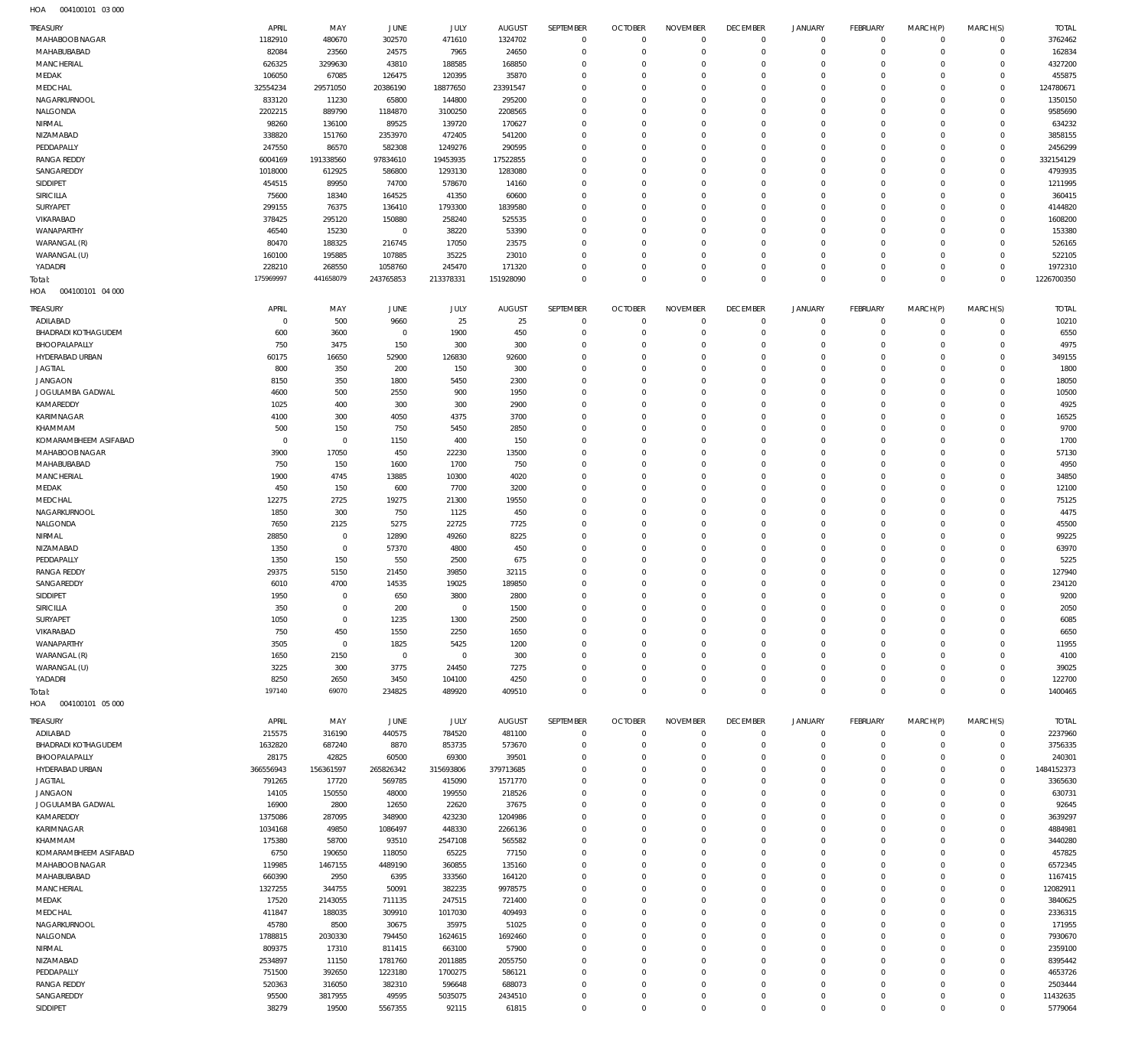HOA 004100101 03 000

| TREASURY | APRIL | MAY | JUNE | JULY | AUGUST | SEPTEMBER | OCTOBER | NOVEMBER | DECEMBER | JANUARY | FEBRUARY | MARCH(P) | MARCH(S) | TOTAL |
|---|---|---|---|---|---|---|---|---|---|---|---|---|---|---|
| MAHABOOB NAGAR | 1182910 | 480670 | 302570 | 471610 | 1324702 | 0 | 0 | 0 | 0 | 0 | 0 | 0 | 0 | 3762462 |
| MAHABUBABAD | 82084 | 23560 | 24575 | 7965 | 24650 | 0 | 0 | 0 | 0 | 0 | 0 | 0 | 0 | 162834 |
| MANCHERIAL | 626325 | 3299630 | 43810 | 188585 | 168850 | 0 | 0 | 0 | 0 | 0 | 0 | 0 | 0 | 4327200 |
| MEDAK | 106050 | 67085 | 126475 | 120395 | 35870 | 0 | 0 | 0 | 0 | 0 | 0 | 0 | 0 | 455875 |
| MEDCHAL | 32554234 | 29571050 | 20386190 | 18877650 | 23391547 | 0 | 0 | 0 | 0 | 0 | 0 | 0 | 0 | 124780671 |
| NAGARKURNOOL | 833120 | 11230 | 65800 | 144800 | 295200 | 0 | 0 | 0 | 0 | 0 | 0 | 0 | 0 | 1350150 |
| NALGONDA | 2202215 | 889790 | 1184870 | 3100250 | 2208565 | 0 | 0 | 0 | 0 | 0 | 0 | 0 | 0 | 9585690 |
| NIRMAL | 98260 | 136100 | 89525 | 139720 | 170627 | 0 | 0 | 0 | 0 | 0 | 0 | 0 | 0 | 634232 |
| NIZAMABAD | 338820 | 151760 | 2353970 | 472405 | 541200 | 0 | 0 | 0 | 0 | 0 | 0 | 0 | 0 | 3858155 |
| PEDDAPALLY | 247550 | 86570 | 582308 | 1249276 | 290595 | 0 | 0 | 0 | 0 | 0 | 0 | 0 | 0 | 2456299 |
| RANGA REDDY | 6004169 | 191338560 | 97834610 | 19453935 | 17522855 | 0 | 0 | 0 | 0 | 0 | 0 | 0 | 0 | 332154129 |
| SANGAREDDY | 1018000 | 612925 | 586800 | 1293130 | 1283080 | 0 | 0 | 0 | 0 | 0 | 0 | 0 | 0 | 4793935 |
| SIDDIPET | 454515 | 89950 | 74700 | 578670 | 14160 | 0 | 0 | 0 | 0 | 0 | 0 | 0 | 0 | 1211995 |
| SIRICILLA | 75600 | 18340 | 164525 | 41350 | 60600 | 0 | 0 | 0 | 0 | 0 | 0 | 0 | 0 | 360415 |
| SURYAPET | 299155 | 76375 | 136410 | 1793300 | 1839580 | 0 | 0 | 0 | 0 | 0 | 0 | 0 | 0 | 4144820 |
| VIKARABAD | 378425 | 295120 | 150880 | 258240 | 525535 | 0 | 0 | 0 | 0 | 0 | 0 | 0 | 0 | 1608200 |
| WANAPARTHY | 46540 | 15230 | 0 | 38220 | 53390 | 0 | 0 | 0 | 0 | 0 | 0 | 0 | 0 | 153380 |
| WARANGAL (R) | 80470 | 188325 | 216745 | 17050 | 23575 | 0 | 0 | 0 | 0 | 0 | 0 | 0 | 0 | 526165 |
| WARANGAL (U) | 160100 | 195885 | 107885 | 35225 | 23010 | 0 | 0 | 0 | 0 | 0 | 0 | 0 | 0 | 522105 |
| YADADRI | 228210 | 268550 | 1058760 | 245470 | 171320 | 0 | 0 | 0 | 0 | 0 | 0 | 0 | 0 | 1972310 |
| Total: | 175969997 | 441658079 | 243765853 | 213378331 | 151928090 | 0 | 0 | 0 | 0 | 0 | 0 | 0 | 0 | 1226700350 |

HOA 004100101 04 000

| TREASURY | APRIL | MAY | JUNE | JULY | AUGUST | SEPTEMBER | OCTOBER | NOVEMBER | DECEMBER | JANUARY | FEBRUARY | MARCH(P) | MARCH(S) | TOTAL |
|---|---|---|---|---|---|---|---|---|---|---|---|---|---|---|
| ADILABAD | 0 | 500 | 9660 | 25 | 25 | 0 | 0 | 0 | 0 | 0 | 0 | 0 | 0 | 10210 |
| BHADRADI KOTHAGUDEM | 600 | 3600 | 0 | 1900 | 450 | 0 | 0 | 0 | 0 | 0 | 0 | 0 | 0 | 6550 |
| BHOOPALAPALLY | 750 | 3475 | 150 | 300 | 300 | 0 | 0 | 0 | 0 | 0 | 0 | 0 | 0 | 4975 |
| HYDERABAD URBAN | 60175 | 16650 | 52900 | 126830 | 92600 | 0 | 0 | 0 | 0 | 0 | 0 | 0 | 0 | 349155 |
| JAGTIAL | 800 | 350 | 200 | 150 | 300 | 0 | 0 | 0 | 0 | 0 | 0 | 0 | 0 | 1800 |
| JANGAON | 8150 | 350 | 1800 | 5450 | 2300 | 0 | 0 | 0 | 0 | 0 | 0 | 0 | 0 | 18050 |
| JOGULAMBA GADWAL | 4600 | 500 | 2550 | 900 | 1950 | 0 | 0 | 0 | 0 | 0 | 0 | 0 | 0 | 10500 |
| KAMAREDDY | 1025 | 400 | 300 | 300 | 2900 | 0 | 0 | 0 | 0 | 0 | 0 | 0 | 0 | 4925 |
| KARIMNAGAR | 4100 | 300 | 4050 | 4375 | 3700 | 0 | 0 | 0 | 0 | 0 | 0 | 0 | 0 | 16525 |
| KHAMMAM | 500 | 150 | 750 | 5450 | 2850 | 0 | 0 | 0 | 0 | 0 | 0 | 0 | 0 | 9700 |
| KOMARAMBHEEM ASIFABAD | 0 | 0 | 1150 | 400 | 150 | 0 | 0 | 0 | 0 | 0 | 0 | 0 | 0 | 1700 |
| MAHABOOB NAGAR | 3900 | 17050 | 450 | 22230 | 13500 | 0 | 0 | 0 | 0 | 0 | 0 | 0 | 0 | 57130 |
| MAHABUBABAD | 750 | 150 | 1600 | 1700 | 750 | 0 | 0 | 0 | 0 | 0 | 0 | 0 | 0 | 4950 |
| MANCHERIAL | 1900 | 4745 | 13885 | 10300 | 4020 | 0 | 0 | 0 | 0 | 0 | 0 | 0 | 0 | 34850 |
| MEDAK | 450 | 150 | 600 | 7700 | 3200 | 0 | 0 | 0 | 0 | 0 | 0 | 0 | 0 | 12100 |
| MEDCHAL | 12275 | 2725 | 19275 | 21300 | 19550 | 0 | 0 | 0 | 0 | 0 | 0 | 0 | 0 | 75125 |
| NAGARKURNOOL | 1850 | 300 | 750 | 1125 | 450 | 0 | 0 | 0 | 0 | 0 | 0 | 0 | 0 | 4475 |
| NALGONDA | 7650 | 2125 | 5275 | 22725 | 7725 | 0 | 0 | 0 | 0 | 0 | 0 | 0 | 0 | 45500 |
| NIRMAL | 28850 | 0 | 12890 | 49260 | 8225 | 0 | 0 | 0 | 0 | 0 | 0 | 0 | 0 | 99225 |
| NIZAMABAD | 1350 | 0 | 57370 | 4800 | 450 | 0 | 0 | 0 | 0 | 0 | 0 | 0 | 0 | 63970 |
| PEDDAPALLY | 1350 | 150 | 550 | 2500 | 675 | 0 | 0 | 0 | 0 | 0 | 0 | 0 | 0 | 5225 |
| RANGA REDDY | 29375 | 5150 | 21450 | 39850 | 32115 | 0 | 0 | 0 | 0 | 0 | 0 | 0 | 0 | 127940 |
| SANGAREDDY | 6010 | 4700 | 14535 | 19025 | 189850 | 0 | 0 | 0 | 0 | 0 | 0 | 0 | 0 | 234120 |
| SIDDIPET | 1950 | 0 | 650 | 3800 | 2800 | 0 | 0 | 0 | 0 | 0 | 0 | 0 | 0 | 9200 |
| SIRICILLA | 350 | 0 | 200 | 0 | 1500 | 0 | 0 | 0 | 0 | 0 | 0 | 0 | 0 | 2050 |
| SURYAPET | 1050 | 0 | 1235 | 1300 | 2500 | 0 | 0 | 0 | 0 | 0 | 0 | 0 | 0 | 6085 |
| VIKARABAD | 750 | 450 | 1550 | 2250 | 1650 | 0 | 0 | 0 | 0 | 0 | 0 | 0 | 0 | 6650 |
| WANAPARTHY | 3505 | 0 | 1825 | 5425 | 1200 | 0 | 0 | 0 | 0 | 0 | 0 | 0 | 0 | 11955 |
| WARANGAL (R) | 1650 | 2150 | 0 | 0 | 300 | 0 | 0 | 0 | 0 | 0 | 0 | 0 | 0 | 4100 |
| WARANGAL (U) | 3225 | 300 | 3775 | 24450 | 7275 | 0 | 0 | 0 | 0 | 0 | 0 | 0 | 0 | 39025 |
| YADADRI | 8250 | 2650 | 3450 | 104100 | 4250 | 0 | 0 | 0 | 0 | 0 | 0 | 0 | 0 | 122700 |
| Total: | 197140 | 69070 | 234825 | 489920 | 409510 | 0 | 0 | 0 | 0 | 0 | 0 | 0 | 0 | 1400465 |

HOA 004100101 05 000

| TREASURY | APRIL | MAY | JUNE | JULY | AUGUST | SEPTEMBER | OCTOBER | NOVEMBER | DECEMBER | JANUARY | FEBRUARY | MARCH(P) | MARCH(S) | TOTAL |
|---|---|---|---|---|---|---|---|---|---|---|---|---|---|---|
| ADILABAD | 215575 | 316190 | 440575 | 784520 | 481100 | 0 | 0 | 0 | 0 | 0 | 0 | 0 | 0 | 2237960 |
| BHADRADI KOTHAGUDEM | 1632820 | 687240 | 8870 | 853735 | 573670 | 0 | 0 | 0 | 0 | 0 | 0 | 0 | 0 | 3756335 |
| BHOOPALAPALLY | 28175 | 42825 | 60500 | 69300 | 39501 | 0 | 0 | 0 | 0 | 0 | 0 | 0 | 0 | 240301 |
| HYDERABAD URBAN | 366556943 | 156361597 | 265826342 | 315693806 | 379713685 | 0 | 0 | 0 | 0 | 0 | 0 | 0 | 0 | 1484152373 |
| JAGTIAL | 791265 | 17720 | 569785 | 415090 | 1571770 | 0 | 0 | 0 | 0 | 0 | 0 | 0 | 0 | 3365630 |
| JANGAON | 14105 | 150550 | 48000 | 199550 | 218526 | 0 | 0 | 0 | 0 | 0 | 0 | 0 | 0 | 630731 |
| JOGULAMBA GADWAL | 16900 | 2800 | 12650 | 22620 | 37675 | 0 | 0 | 0 | 0 | 0 | 0 | 0 | 0 | 92645 |
| KAMAREDDY | 1375086 | 287095 | 348900 | 423230 | 1204986 | 0 | 0 | 0 | 0 | 0 | 0 | 0 | 0 | 3639297 |
| KARIMNAGAR | 1034168 | 49850 | 1086497 | 448330 | 2266136 | 0 | 0 | 0 | 0 | 0 | 0 | 0 | 0 | 4884981 |
| KHAMMAM | 175380 | 58700 | 93510 | 2547108 | 565582 | 0 | 0 | 0 | 0 | 0 | 0 | 0 | 0 | 3440280 |
| KOMARAMBHEEM ASIFABAD | 6750 | 190650 | 118050 | 65225 | 77150 | 0 | 0 | 0 | 0 | 0 | 0 | 0 | 0 | 457825 |
| MAHABOOB NAGAR | 119985 | 1467155 | 4489190 | 360855 | 135160 | 0 | 0 | 0 | 0 | 0 | 0 | 0 | 0 | 6572345 |
| MAHABUBABAD | 660390 | 2950 | 6395 | 333560 | 164120 | 0 | 0 | 0 | 0 | 0 | 0 | 0 | 0 | 1167415 |
| MANCHERIAL | 1327255 | 344755 | 50091 | 382235 | 9978575 | 0 | 0 | 0 | 0 | 0 | 0 | 0 | 0 | 12082911 |
| MEDAK | 17520 | 2143055 | 711135 | 247515 | 721400 | 0 | 0 | 0 | 0 | 0 | 0 | 0 | 0 | 3840625 |
| MEDCHAL | 411847 | 188035 | 309910 | 1017030 | 409493 | 0 | 0 | 0 | 0 | 0 | 0 | 0 | 0 | 2336315 |
| NAGARKURNOOL | 45780 | 8500 | 30675 | 35975 | 51025 | 0 | 0 | 0 | 0 | 0 | 0 | 0 | 0 | 171955 |
| NALGONDA | 1788815 | 2030330 | 794450 | 1624615 | 1692460 | 0 | 0 | 0 | 0 | 0 | 0 | 0 | 0 | 7930670 |
| NIRMAL | 809375 | 17310 | 811415 | 663100 | 57900 | 0 | 0 | 0 | 0 | 0 | 0 | 0 | 0 | 2359100 |
| NIZAMABAD | 2534897 | 11150 | 1781760 | 2011885 | 2055750 | 0 | 0 | 0 | 0 | 0 | 0 | 0 | 0 | 8395442 |
| PEDDAPALLY | 751500 | 392650 | 1223180 | 1700275 | 586121 | 0 | 0 | 0 | 0 | 0 | 0 | 0 | 0 | 4653726 |
| RANGA REDDY | 520363 | 316050 | 382310 | 596648 | 688073 | 0 | 0 | 0 | 0 | 0 | 0 | 0 | 0 | 2503444 |
| SANGAREDDY | 95500 | 3817955 | 49595 | 5035075 | 2434510 | 0 | 0 | 0 | 0 | 0 | 0 | 0 | 0 | 11432635 |
| SIDDIPET | 38279 | 19500 | 5567355 | 92115 | 61815 | 0 | 0 | 0 | 0 | 0 | 0 | 0 | 0 | 5779064 |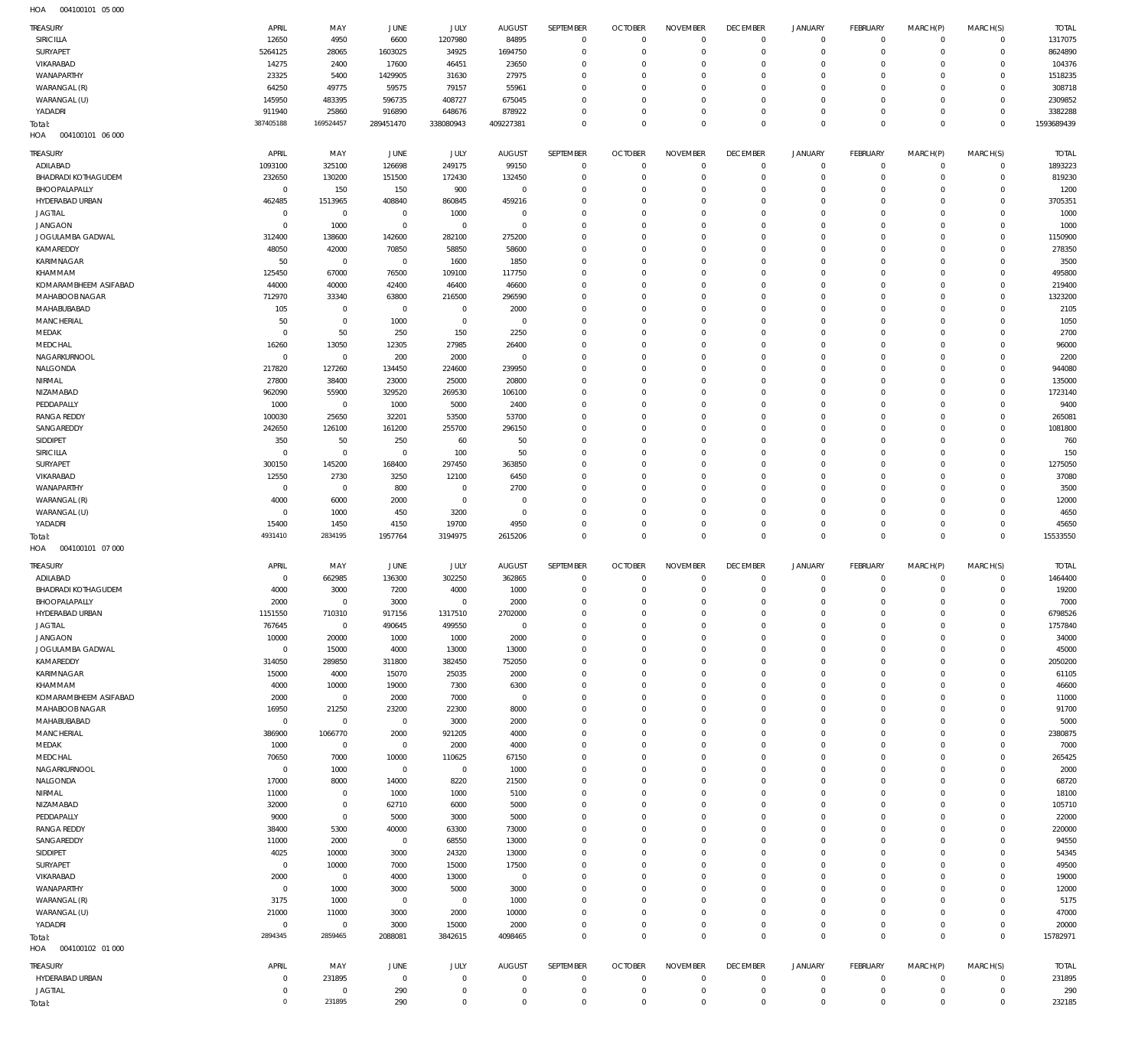HOA 004100101 05 000

| TREASURY | APRIL | MAY | JUNE | JULY | AUGUST | SEPTEMBER | OCTOBER | NOVEMBER | DECEMBER | JANUARY | FEBRUARY | MARCH(P) | MARCH(S) | TOTAL |
|---|---|---|---|---|---|---|---|---|---|---|---|---|---|---|
| SIRICILLA | 12650 | 4950 | 6600 | 1207980 | 84895 | 0 | 0 | 0 | 0 | 0 | 0 | 0 | 0 | 1317075 |
| SURYAPET | 5264125 | 28065 | 1603025 | 34925 | 1694750 | 0 | 0 | 0 | 0 | 0 | 0 | 0 | 0 | 8624890 |
| VIKARABAD | 14275 | 2400 | 17600 | 46451 | 23650 | 0 | 0 | 0 | 0 | 0 | 0 | 0 | 0 | 104376 |
| WANAPARTHY | 23325 | 5400 | 1429905 | 31630 | 27975 | 0 | 0 | 0 | 0 | 0 | 0 | 0 | 0 | 1518235 |
| WARANGAL (R) | 64250 | 49775 | 59575 | 79157 | 55961 | 0 | 0 | 0 | 0 | 0 | 0 | 0 | 0 | 308718 |
| WARANGAL (U) | 145950 | 483395 | 596735 | 408727 | 675045 | 0 | 0 | 0 | 0 | 0 | 0 | 0 | 0 | 2309852 |
| YADADRI | 911940 | 25860 | 916890 | 648676 | 878922 | 0 | 0 | 0 | 0 | 0 | 0 | 0 | 0 | 3382288 |
| Total: | 387405188 | 169524457 | 289451470 | 338080943 | 409227381 | 0 | 0 | 0 | 0 | 0 | 0 | 0 | 0 | 1593689439 |

HOA 004100101 06 000

| TREASURY | APRIL | MAY | JUNE | JULY | AUGUST | SEPTEMBER | OCTOBER | NOVEMBER | DECEMBER | JANUARY | FEBRUARY | MARCH(P) | MARCH(S) | TOTAL |
|---|---|---|---|---|---|---|---|---|---|---|---|---|---|---|
| ADILABAD | 1093100 | 325100 | 126698 | 249175 | 99150 | 0 | 0 | 0 | 0 | 0 | 0 | 0 | 0 | 1893223 |
| BHADRADI KOTHAGUDEM | 232650 | 130200 | 151500 | 172430 | 132450 | 0 | 0 | 0 | 0 | 0 | 0 | 0 | 0 | 819230 |
| BHOOPALAPALLY | 0 | 150 | 150 | 900 | 0 | 0 | 0 | 0 | 0 | 0 | 0 | 0 | 0 | 1200 |
| HYDERABAD URBAN | 462485 | 1513965 | 408840 | 860845 | 459216 | 0 | 0 | 0 | 0 | 0 | 0 | 0 | 0 | 3705351 |
| JAGTIAL | 0 | 0 | 0 | 1000 | 0 | 0 | 0 | 0 | 0 | 0 | 0 | 0 | 0 | 1000 |
| JANGAON | 0 | 1000 | 0 | 0 | 0 | 0 | 0 | 0 | 0 | 0 | 0 | 0 | 0 | 1000 |
| JOGULAMBA GADWAL | 312400 | 138600 | 142600 | 282100 | 275200 | 0 | 0 | 0 | 0 | 0 | 0 | 0 | 0 | 1150900 |
| KAMAREDDY | 48050 | 42000 | 70850 | 58850 | 58600 | 0 | 0 | 0 | 0 | 0 | 0 | 0 | 0 | 278350 |
| KARIMNAGAR | 50 | 0 | 0 | 1600 | 1850 | 0 | 0 | 0 | 0 | 0 | 0 | 0 | 0 | 3500 |
| KHAMMAM | 125450 | 67000 | 76500 | 109100 | 117750 | 0 | 0 | 0 | 0 | 0 | 0 | 0 | 0 | 495800 |
| KOMARAMBHEEM ASIFABAD | 44000 | 40000 | 42400 | 46400 | 46600 | 0 | 0 | 0 | 0 | 0 | 0 | 0 | 0 | 219400 |
| MAHABOOBNAGAR | 712970 | 33340 | 63800 | 216500 | 296590 | 0 | 0 | 0 | 0 | 0 | 0 | 0 | 0 | 1323200 |
| MAHABUBABAD | 105 | 0 | 0 | 0 | 2000 | 0 | 0 | 0 | 0 | 0 | 0 | 0 | 0 | 2105 |
| MANCHERIAL | 50 | 0 | 1000 | 0 | 0 | 0 | 0 | 0 | 0 | 0 | 0 | 0 | 0 | 1050 |
| MEDAK | 0 | 50 | 250 | 150 | 2250 | 0 | 0 | 0 | 0 | 0 | 0 | 0 | 0 | 2700 |
| MEDCHAL | 16260 | 13050 | 12305 | 27985 | 26400 | 0 | 0 | 0 | 0 | 0 | 0 | 0 | 0 | 96000 |
| NAGARKURNOOL | 0 | 0 | 200 | 2000 | 0 | 0 | 0 | 0 | 0 | 0 | 0 | 0 | 0 | 2200 |
| NALGONDA | 217820 | 127260 | 134450 | 224600 | 239950 | 0 | 0 | 0 | 0 | 0 | 0 | 0 | 0 | 944080 |
| NIRMAL | 27800 | 38400 | 23000 | 25000 | 20800 | 0 | 0 | 0 | 0 | 0 | 0 | 0 | 0 | 135000 |
| NIZAMABAD | 962090 | 55900 | 329520 | 269530 | 106100 | 0 | 0 | 0 | 0 | 0 | 0 | 0 | 0 | 1723140 |
| PEDDAPALLY | 1000 | 0 | 1000 | 5000 | 2400 | 0 | 0 | 0 | 0 | 0 | 0 | 0 | 0 | 9400 |
| RANGA REDDY | 100030 | 25650 | 32201 | 53500 | 53700 | 0 | 0 | 0 | 0 | 0 | 0 | 0 | 0 | 265081 |
| SANGAREDDY | 242650 | 126100 | 161200 | 255700 | 296150 | 0 | 0 | 0 | 0 | 0 | 0 | 0 | 0 | 1081800 |
| SIDDIPET | 350 | 50 | 250 | 60 | 50 | 0 | 0 | 0 | 0 | 0 | 0 | 0 | 0 | 760 |
| SIRICILLA | 0 | 0 | 0 | 100 | 50 | 0 | 0 | 0 | 0 | 0 | 0 | 0 | 0 | 150 |
| SURYAPET | 300150 | 145200 | 168400 | 297450 | 363850 | 0 | 0 | 0 | 0 | 0 | 0 | 0 | 0 | 1275050 |
| VIKARABAD | 12550 | 2730 | 3250 | 12100 | 6450 | 0 | 0 | 0 | 0 | 0 | 0 | 0 | 0 | 37080 |
| WANAPARTHY | 0 | 0 | 800 | 0 | 2700 | 0 | 0 | 0 | 0 | 0 | 0 | 0 | 0 | 3500 |
| WARANGAL (R) | 4000 | 6000 | 2000 | 0 | 0 | 0 | 0 | 0 | 0 | 0 | 0 | 0 | 0 | 12000 |
| WARANGAL (U) | 0 | 1000 | 450 | 3200 | 0 | 0 | 0 | 0 | 0 | 0 | 0 | 0 | 0 | 4650 |
| YADADRI | 15400 | 1450 | 4150 | 19700 | 4950 | 0 | 0 | 0 | 0 | 0 | 0 | 0 | 0 | 45650 |
| Total: | 4931410 | 2834195 | 1957764 | 3194975 | 2615206 | 0 | 0 | 0 | 0 | 0 | 0 | 0 | 0 | 15533550 |

HOA 004100101 07 000

| TREASURY | APRIL | MAY | JUNE | JULY | AUGUST | SEPTEMBER | OCTOBER | NOVEMBER | DECEMBER | JANUARY | FEBRUARY | MARCH(P) | MARCH(S) | TOTAL |
|---|---|---|---|---|---|---|---|---|---|---|---|---|---|---|
| ADILABAD | 0 | 662985 | 136300 | 302250 | 362865 | 0 | 0 | 0 | 0 | 0 | 0 | 0 | 0 | 1464400 |
| BHADRADI KOTHAGUDEM | 4000 | 3000 | 7200 | 4000 | 1000 | 0 | 0 | 0 | 0 | 0 | 0 | 0 | 0 | 19200 |
| BHOOPALAPALLY | 2000 | 0 | 3000 | 0 | 2000 | 0 | 0 | 0 | 0 | 0 | 0 | 0 | 0 | 7000 |
| HYDERABAD URBAN | 1151550 | 710310 | 917156 | 1317510 | 2702000 | 0 | 0 | 0 | 0 | 0 | 0 | 0 | 0 | 6798526 |
| JAGTIAL | 767645 | 0 | 490645 | 499550 | 0 | 0 | 0 | 0 | 0 | 0 | 0 | 0 | 0 | 1757840 |
| JANGAON | 10000 | 20000 | 1000 | 1000 | 2000 | 0 | 0 | 0 | 0 | 0 | 0 | 0 | 0 | 34000 |
| JOGULAMBA GADWAL | 0 | 15000 | 4000 | 13000 | 13000 | 0 | 0 | 0 | 0 | 0 | 0 | 0 | 0 | 45000 |
| KAMAREDDY | 314050 | 289850 | 311800 | 382450 | 752050 | 0 | 0 | 0 | 0 | 0 | 0 | 0 | 0 | 2050200 |
| KARIMNAGAR | 15000 | 4000 | 15070 | 25035 | 2000 | 0 | 0 | 0 | 0 | 0 | 0 | 0 | 0 | 61105 |
| KHAMMAM | 4000 | 10000 | 19000 | 7300 | 6300 | 0 | 0 | 0 | 0 | 0 | 0 | 0 | 0 | 46600 |
| KOMARAMBHEEM ASIFABAD | 2000 | 0 | 2000 | 7000 | 0 | 0 | 0 | 0 | 0 | 0 | 0 | 0 | 0 | 11000 |
| MAHABOOBNAGAR | 16950 | 21250 | 23200 | 22300 | 8000 | 0 | 0 | 0 | 0 | 0 | 0 | 0 | 0 | 91700 |
| MAHABUBABAD | 0 | 0 | 0 | 3000 | 2000 | 0 | 0 | 0 | 0 | 0 | 0 | 0 | 0 | 5000 |
| MANCHERIAL | 386900 | 1066770 | 2000 | 921205 | 4000 | 0 | 0 | 0 | 0 | 0 | 0 | 0 | 0 | 2380875 |
| MEDAK | 1000 | 0 | 0 | 2000 | 4000 | 0 | 0 | 0 | 0 | 0 | 0 | 0 | 0 | 7000 |
| MEDCHAL | 70650 | 7000 | 10000 | 110625 | 67150 | 0 | 0 | 0 | 0 | 0 | 0 | 0 | 0 | 265425 |
| NAGARKURNOOL | 0 | 1000 | 0 | 0 | 1000 | 0 | 0 | 0 | 0 | 0 | 0 | 0 | 0 | 2000 |
| NALGONDA | 17000 | 8000 | 14000 | 8220 | 21500 | 0 | 0 | 0 | 0 | 0 | 0 | 0 | 0 | 68720 |
| NIRMAL | 11000 | 0 | 1000 | 1000 | 5100 | 0 | 0 | 0 | 0 | 0 | 0 | 0 | 0 | 18100 |
| NIZAMABAD | 32000 | 0 | 62710 | 6000 | 5000 | 0 | 0 | 0 | 0 | 0 | 0 | 0 | 0 | 105710 |
| PEDDAPALLY | 9000 | 0 | 5000 | 3000 | 5000 | 0 | 0 | 0 | 0 | 0 | 0 | 0 | 0 | 22000 |
| RANGA REDDY | 38400 | 5300 | 40000 | 63300 | 73000 | 0 | 0 | 0 | 0 | 0 | 0 | 0 | 0 | 220000 |
| SANGAREDDY | 11000 | 2000 | 0 | 68550 | 13000 | 0 | 0 | 0 | 0 | 0 | 0 | 0 | 0 | 94550 |
| SIDDIPET | 4025 | 10000 | 3000 | 24320 | 13000 | 0 | 0 | 0 | 0 | 0 | 0 | 0 | 0 | 54345 |
| SURYAPET | 0 | 10000 | 7000 | 15000 | 17500 | 0 | 0 | 0 | 0 | 0 | 0 | 0 | 0 | 49500 |
| VIKARABAD | 2000 | 0 | 4000 | 13000 | 0 | 0 | 0 | 0 | 0 | 0 | 0 | 0 | 0 | 19000 |
| WANAPARTHY | 0 | 1000 | 3000 | 5000 | 3000 | 0 | 0 | 0 | 0 | 0 | 0 | 0 | 0 | 12000 |
| WARANGAL (R) | 3175 | 1000 | 0 | 0 | 1000 | 0 | 0 | 0 | 0 | 0 | 0 | 0 | 0 | 5175 |
| WARANGAL (U) | 21000 | 11000 | 3000 | 2000 | 10000 | 0 | 0 | 0 | 0 | 0 | 0 | 0 | 0 | 47000 |
| YADADRI | 0 | 0 | 3000 | 15000 | 2000 | 0 | 0 | 0 | 0 | 0 | 0 | 0 | 0 | 20000 |
| Total: | 2894345 | 2859465 | 2088081 | 3842615 | 4098465 | 0 | 0 | 0 | 0 | 0 | 0 | 0 | 0 | 15782971 |

HOA 004100102 01 000

| TREASURY | APRIL | MAY | JUNE | JULY | AUGUST | SEPTEMBER | OCTOBER | NOVEMBER | DECEMBER | JANUARY | FEBRUARY | MARCH(P) | MARCH(S) | TOTAL |
|---|---|---|---|---|---|---|---|---|---|---|---|---|---|---|
| HYDERABAD URBAN | 0 | 231895 | 0 | 0 | 0 | 0 | 0 | 0 | 0 | 0 | 0 | 0 | 0 | 231895 |
| JAGTIAL | 0 | 0 | 290 | 0 | 0 | 0 | 0 | 0 | 0 | 0 | 0 | 0 | 0 | 290 |
| Total: | 0 | 231895 | 290 | 0 | 0 | 0 | 0 | 0 | 0 | 0 | 0 | 0 | 0 | 232185 |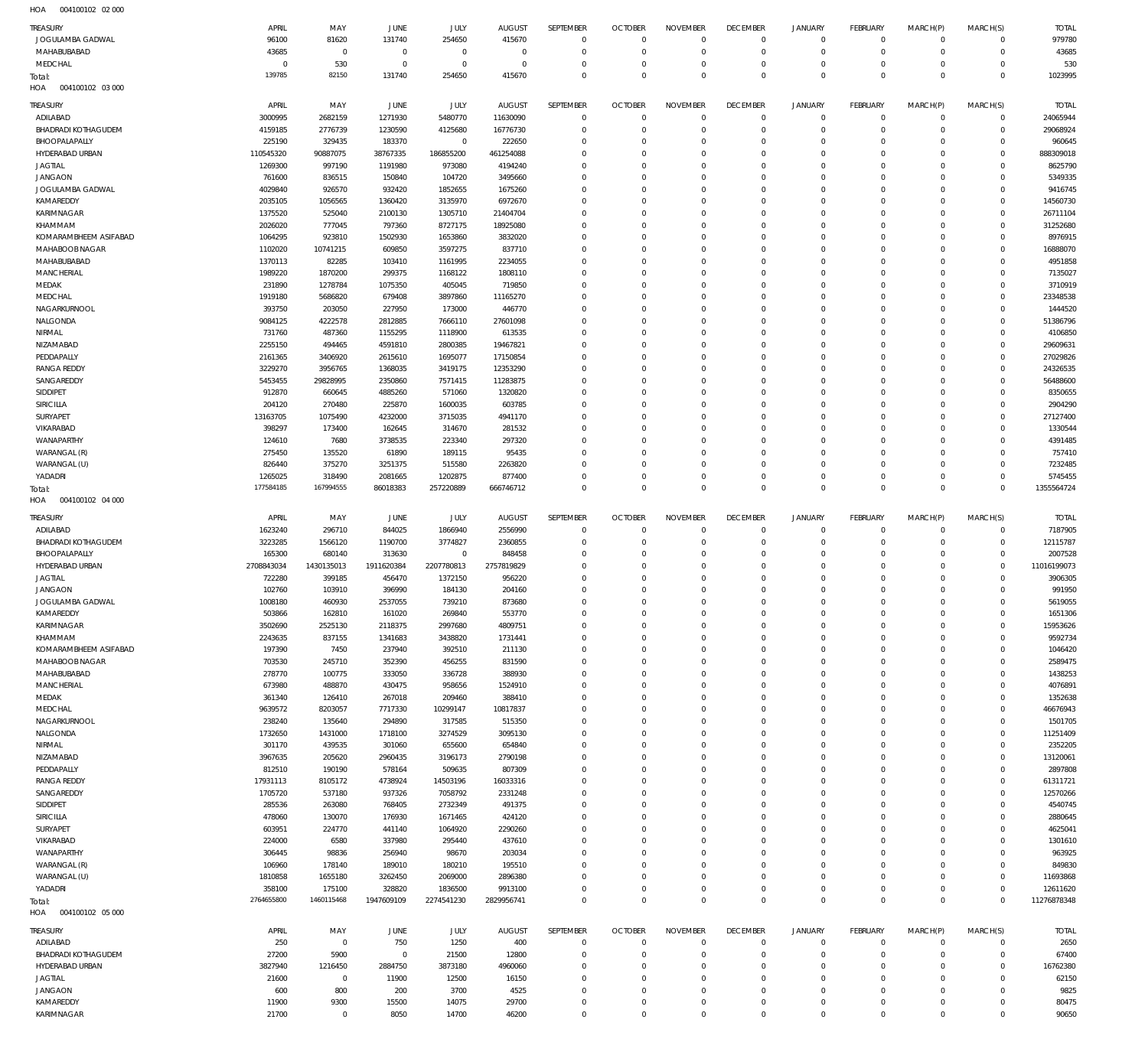HOA 004100102 02 000

| TREASURY | APRIL | MAY | JUNE | JULY | AUGUST | SEPTEMBER | OCTOBER | NOVEMBER | DECEMBER | JANUARY | FEBRUARY | MARCH(P) | MARCH(S) | TOTAL |
|---|---|---|---|---|---|---|---|---|---|---|---|---|---|---|
| JOGULAMBA GADWAL | 96100 | 81620 | 131740 | 254650 | 415670 | 0 | 0 | 0 | 0 | 0 | 0 | 0 | 0 | 979780 |
| MAHABUBABAD | 43685 | 0 | 0 | 0 | 0 | 0 | 0 | 0 | 0 | 0 | 0 | 0 | 0 | 43685 |
| MEDCHAL | 0 | 530 | 0 | 0 | 0 | 0 | 0 | 0 | 0 | 0 | 0 | 0 | 0 | 530 |
| Total: | 139785 | 82150 | 131740 | 254650 | 415670 | 0 | 0 | 0 | 0 | 0 | 0 | 0 | 0 | 1023995 |

HOA 004100102 03 000

| TREASURY | APRIL | MAY | JUNE | JULY | AUGUST | SEPTEMBER | OCTOBER | NOVEMBER | DECEMBER | JANUARY | FEBRUARY | MARCH(P) | MARCH(S) | TOTAL |
|---|---|---|---|---|---|---|---|---|---|---|---|---|---|---|
| ADILABAD | 3000995 | 2682159 | 1271930 | 5480770 | 11630090 | 0 | 0 | 0 | 0 | 0 | 0 | 0 | 0 | 24065944 |
| BHADRADI KOTHAGUDEM | 4159185 | 2776739 | 1230590 | 4125680 | 16776730 | 0 | 0 | 0 | 0 | 0 | 0 | 0 | 0 | 29068924 |
| BHOOPALAPALLY | 225190 | 329435 | 183370 | 0 | 222650 | 0 | 0 | 0 | 0 | 0 | 0 | 0 | 0 | 960645 |
| HYDERABAD URBAN | 110545320 | 90887075 | 38767335 | 186855200 | 461254088 | 0 | 0 | 0 | 0 | 0 | 0 | 0 | 0 | 888309018 |
| JAGTIAL | 1269300 | 997190 | 1191980 | 973080 | 4194240 | 0 | 0 | 0 | 0 | 0 | 0 | 0 | 0 | 8625790 |
| JANGAON | 761600 | 836515 | 150840 | 104720 | 3495660 | 0 | 0 | 0 | 0 | 0 | 0 | 0 | 0 | 5349335 |
| JOGULAMBA GADWAL | 4029840 | 926570 | 932420 | 1852655 | 1675260 | 0 | 0 | 0 | 0 | 0 | 0 | 0 | 0 | 9416745 |
| KAMAREDDY | 2035105 | 1056565 | 1360420 | 3135970 | 6972670 | 0 | 0 | 0 | 0 | 0 | 0 | 0 | 0 | 14560730 |
| KARIMNAGAR | 1375520 | 525040 | 2100130 | 1305710 | 21404704 | 0 | 0 | 0 | 0 | 0 | 0 | 0 | 0 | 26711104 |
| KHAMMAM | 2026020 | 777045 | 797360 | 8727175 | 18925080 | 0 | 0 | 0 | 0 | 0 | 0 | 0 | 0 | 31252680 |
| KOMARAMBHEEM ASIFABAD | 1064295 | 923810 | 1502930 | 1653860 | 3832020 | 0 | 0 | 0 | 0 | 0 | 0 | 0 | 0 | 8976915 |
| MAHABOOBNAGAR | 1102020 | 10741215 | 609850 | 3597275 | 837710 | 0 | 0 | 0 | 0 | 0 | 0 | 0 | 0 | 16888070 |
| MAHABUBABAD | 1370113 | 82285 | 103410 | 1161995 | 2234055 | 0 | 0 | 0 | 0 | 0 | 0 | 0 | 0 | 4951858 |
| MANCHERIAL | 1989220 | 1870200 | 299375 | 1168122 | 1808110 | 0 | 0 | 0 | 0 | 0 | 0 | 0 | 0 | 7135027 |
| MEDAK | 231890 | 1278784 | 1075350 | 405045 | 719850 | 0 | 0 | 0 | 0 | 0 | 0 | 0 | 0 | 3710919 |
| MEDCHAL | 1919180 | 5686820 | 679408 | 3897860 | 11165270 | 0 | 0 | 0 | 0 | 0 | 0 | 0 | 0 | 23348538 |
| NAGARKURNOOL | 393750 | 203050 | 227950 | 173000 | 446770 | 0 | 0 | 0 | 0 | 0 | 0 | 0 | 0 | 1444520 |
| NALGONDA | 9084125 | 4222578 | 2812885 | 7666110 | 27601098 | 0 | 0 | 0 | 0 | 0 | 0 | 0 | 0 | 51386796 |
| NIRMAL | 731760 | 487360 | 1155295 | 1118900 | 613535 | 0 | 0 | 0 | 0 | 0 | 0 | 0 | 0 | 4106850 |
| NIZAMABAD | 2255150 | 494465 | 4591810 | 2800385 | 19467821 | 0 | 0 | 0 | 0 | 0 | 0 | 0 | 0 | 29609631 |
| PEDDAPALLY | 2161365 | 3406920 | 2615610 | 1695077 | 17150854 | 0 | 0 | 0 | 0 | 0 | 0 | 0 | 0 | 27029826 |
| RANGA REDDY | 3229270 | 3956765 | 1368035 | 3419175 | 12353290 | 0 | 0 | 0 | 0 | 0 | 0 | 0 | 0 | 24326535 |
| SANGAREDDY | 5453455 | 29828995 | 2350860 | 7571415 | 11283875 | 0 | 0 | 0 | 0 | 0 | 0 | 0 | 0 | 56488600 |
| SIDDIPET | 912870 | 660645 | 4885260 | 571060 | 1320820 | 0 | 0 | 0 | 0 | 0 | 0 | 0 | 0 | 8350655 |
| SIRICILLA | 204120 | 270480 | 225870 | 1600035 | 603785 | 0 | 0 | 0 | 0 | 0 | 0 | 0 | 0 | 2904290 |
| SURYAPET | 13163705 | 1075490 | 4232000 | 3715035 | 4941170 | 0 | 0 | 0 | 0 | 0 | 0 | 0 | 0 | 27127400 |
| VIKARABAD | 398297 | 173400 | 162645 | 314670 | 281532 | 0 | 0 | 0 | 0 | 0 | 0 | 0 | 0 | 1330544 |
| WANAPARTHY | 124610 | 7680 | 3738535 | 223340 | 297320 | 0 | 0 | 0 | 0 | 0 | 0 | 0 | 0 | 4391485 |
| WARANGAL (R) | 275450 | 135520 | 61890 | 189115 | 95435 | 0 | 0 | 0 | 0 | 0 | 0 | 0 | 0 | 757410 |
| WARANGAL (U) | 826440 | 375270 | 3251375 | 515580 | 2263820 | 0 | 0 | 0 | 0 | 0 | 0 | 0 | 0 | 7232485 |
| YADADRI | 1265025 | 318490 | 2081665 | 1202875 | 877400 | 0 | 0 | 0 | 0 | 0 | 0 | 0 | 0 | 5745455 |
| Total: | 177584185 | 167994555 | 86018383 | 257220889 | 666746712 | 0 | 0 | 0 | 0 | 0 | 0 | 0 | 0 | 1355564724 |

HOA 004100102 04 000

| TREASURY | APRIL | MAY | JUNE | JULY | AUGUST | SEPTEMBER | OCTOBER | NOVEMBER | DECEMBER | JANUARY | FEBRUARY | MARCH(P) | MARCH(S) | TOTAL |
|---|---|---|---|---|---|---|---|---|---|---|---|---|---|---|
| ADILABAD | 1623240 | 296710 | 844025 | 1866940 | 2556990 | 0 | 0 | 0 | 0 | 0 | 0 | 0 | 0 | 7187905 |
| BHADRADI KOTHAGUDEM | 3223285 | 1566120 | 1190700 | 3774827 | 2360855 | 0 | 0 | 0 | 0 | 0 | 0 | 0 | 0 | 12115787 |
| BHOOPALAPALLY | 165300 | 680140 | 313630 | 0 | 848458 | 0 | 0 | 0 | 0 | 0 | 0 | 0 | 0 | 2007528 |
| HYDERABAD URBAN | 2708843034 | 1430135013 | 1911620384 | 2207780813 | 2757819829 | 0 | 0 | 0 | 0 | 0 | 0 | 0 | 0 | 11016199073 |
| JAGTIAL | 722280 | 399185 | 456470 | 1372150 | 956220 | 0 | 0 | 0 | 0 | 0 | 0 | 0 | 0 | 3906305 |
| JANGAON | 102760 | 103910 | 396990 | 184130 | 204160 | 0 | 0 | 0 | 0 | 0 | 0 | 0 | 0 | 991950 |
| JOGULAMBA GADWAL | 1008180 | 460930 | 2537055 | 739210 | 873680 | 0 | 0 | 0 | 0 | 0 | 0 | 0 | 0 | 5619055 |
| KAMAREDDY | 503866 | 162810 | 161020 | 269840 | 553770 | 0 | 0 | 0 | 0 | 0 | 0 | 0 | 0 | 1651306 |
| KARIMNAGAR | 3502690 | 2525130 | 2118375 | 2997680 | 4809751 | 0 | 0 | 0 | 0 | 0 | 0 | 0 | 0 | 15953626 |
| KHAMMAM | 2243635 | 837155 | 1341683 | 3438820 | 1731441 | 0 | 0 | 0 | 0 | 0 | 0 | 0 | 0 | 9592734 |
| KOMARAMBHEEM ASIFABAD | 197390 | 7450 | 237940 | 392510 | 211130 | 0 | 0 | 0 | 0 | 0 | 0 | 0 | 0 | 1046420 |
| MAHABOOBNAGAR | 703530 | 245710 | 352390 | 456255 | 831590 | 0 | 0 | 0 | 0 | 0 | 0 | 0 | 0 | 2589475 |
| MAHABUBABAD | 278770 | 100775 | 333050 | 336728 | 388930 | 0 | 0 | 0 | 0 | 0 | 0 | 0 | 0 | 1438253 |
| MANCHERIAL | 673980 | 488870 | 430475 | 958656 | 1524910 | 0 | 0 | 0 | 0 | 0 | 0 | 0 | 0 | 4076891 |
| MEDAK | 361340 | 126410 | 267018 | 209460 | 388410 | 0 | 0 | 0 | 0 | 0 | 0 | 0 | 0 | 1352638 |
| MEDCHAL | 9639572 | 8203057 | 7717330 | 10299147 | 10817837 | 0 | 0 | 0 | 0 | 0 | 0 | 0 | 0 | 46676943 |
| NAGARKURNOOL | 238240 | 135640 | 294890 | 317585 | 515350 | 0 | 0 | 0 | 0 | 0 | 0 | 0 | 0 | 1501705 |
| NALGONDA | 1732650 | 1431000 | 1718100 | 3274529 | 3095130 | 0 | 0 | 0 | 0 | 0 | 0 | 0 | 0 | 11251409 |
| NIRMAL | 301170 | 439535 | 301060 | 655600 | 654840 | 0 | 0 | 0 | 0 | 0 | 0 | 0 | 0 | 2352205 |
| NIZAMABAD | 3967635 | 205620 | 2960435 | 3196173 | 2790198 | 0 | 0 | 0 | 0 | 0 | 0 | 0 | 0 | 13120061 |
| PEDDAPALLY | 812510 | 190190 | 578164 | 509635 | 807309 | 0 | 0 | 0 | 0 | 0 | 0 | 0 | 0 | 2897808 |
| RANGA REDDY | 17931113 | 8105172 | 4738924 | 14503196 | 16033316 | 0 | 0 | 0 | 0 | 0 | 0 | 0 | 0 | 61311721 |
| SANGAREDDY | 1705720 | 537180 | 937326 | 7058792 | 2331248 | 0 | 0 | 0 | 0 | 0 | 0 | 0 | 0 | 12570266 |
| SIDDIPET | 285536 | 263080 | 768405 | 2732349 | 491375 | 0 | 0 | 0 | 0 | 0 | 0 | 0 | 0 | 4540745 |
| SIRICILLA | 478060 | 130070 | 176930 | 1671465 | 424120 | 0 | 0 | 0 | 0 | 0 | 0 | 0 | 0 | 2880645 |
| SURYAPET | 603951 | 224770 | 441140 | 1064920 | 2290260 | 0 | 0 | 0 | 0 | 0 | 0 | 0 | 0 | 4625041 |
| VIKARABAD | 224000 | 6580 | 337980 | 295440 | 437610 | 0 | 0 | 0 | 0 | 0 | 0 | 0 | 0 | 1301610 |
| WANAPARTHY | 306445 | 98836 | 256940 | 98670 | 203034 | 0 | 0 | 0 | 0 | 0 | 0 | 0 | 0 | 963925 |
| WARANGAL (R) | 106960 | 178140 | 189010 | 180210 | 195510 | 0 | 0 | 0 | 0 | 0 | 0 | 0 | 0 | 849830 |
| WARANGAL (U) | 1810858 | 1655180 | 3262450 | 2069000 | 2896380 | 0 | 0 | 0 | 0 | 0 | 0 | 0 | 0 | 11693868 |
| YADADRI | 358100 | 175100 | 328820 | 1836500 | 9913100 | 0 | 0 | 0 | 0 | 0 | 0 | 0 | 0 | 12611620 |
| Total: | 2764655800 | 1460115468 | 1947609109 | 2274541230 | 2829956741 | 0 | 0 | 0 | 0 | 0 | 0 | 0 | 0 | 11276878348 |

HOA 004100102 05 000

| TREASURY | APRIL | MAY | JUNE | JULY | AUGUST | SEPTEMBER | OCTOBER | NOVEMBER | DECEMBER | JANUARY | FEBRUARY | MARCH(P) | MARCH(S) | TOTAL |
|---|---|---|---|---|---|---|---|---|---|---|---|---|---|---|
| ADILABAD | 250 | 0 | 750 | 1250 | 400 | 0 | 0 | 0 | 0 | 0 | 0 | 0 | 0 | 2650 |
| BHADRADI KOTHAGUDEM | 27200 | 5900 | 0 | 21500 | 12800 | 0 | 0 | 0 | 0 | 0 | 0 | 0 | 0 | 67400 |
| HYDERABAD URBAN | 3827940 | 1216450 | 2884750 | 3873180 | 4960060 | 0 | 0 | 0 | 0 | 0 | 0 | 0 | 0 | 16762380 |
| JAGTIAL | 21600 | 0 | 11900 | 12500 | 16150 | 0 | 0 | 0 | 0 | 0 | 0 | 0 | 0 | 62150 |
| JANGAON | 600 | 800 | 200 | 3700 | 4525 | 0 | 0 | 0 | 0 | 0 | 0 | 0 | 0 | 9825 |
| KAMAREDDY | 11900 | 9300 | 15500 | 14075 | 29700 | 0 | 0 | 0 | 0 | 0 | 0 | 0 | 0 | 80475 |
| KARIMNAGAR | 21700 | 0 | 8050 | 14700 | 46200 | 0 | 0 | 0 | 0 | 0 | 0 | 0 | 0 | 90650 |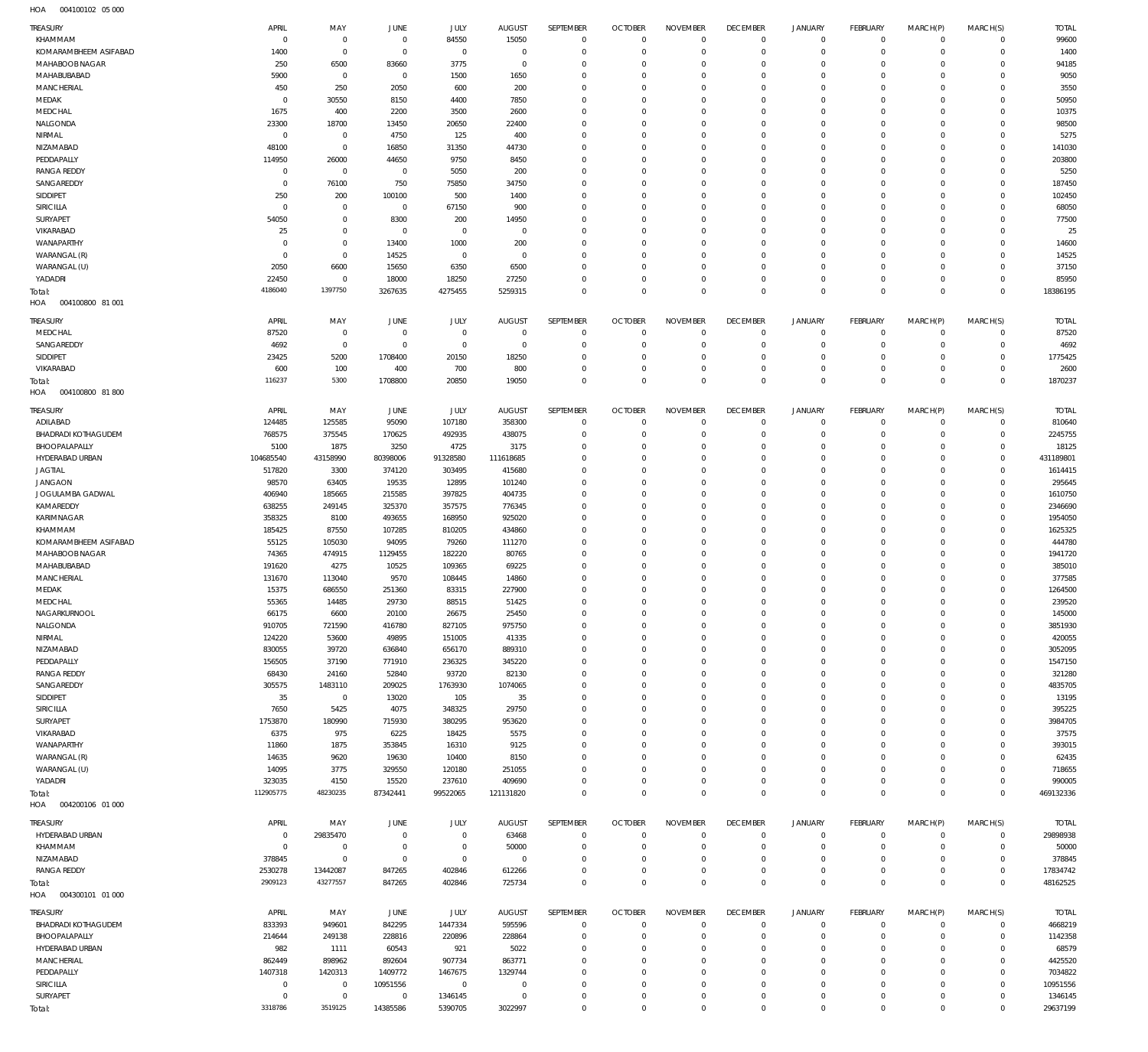HOA 004100102 05 000

| TREASURY | APRIL | MAY | JUNE | JULY | AUGUST | SEPTEMBER | OCTOBER | NOVEMBER | DECEMBER | JANUARY | FEBRUARY | MARCH(P) | MARCH(S) | TOTAL |
|---|---|---|---|---|---|---|---|---|---|---|---|---|---|---|
| KHAMMAM | 0 | 0 | 0 | 84550 | 15050 | 0 | 0 | 0 | 0 | 0 | 0 | 0 | 0 | 99600 |
| KOMARAMBHEEM ASIFABAD | 1400 | 0 | 0 | 0 | 0 | 0 | 0 | 0 | 0 | 0 | 0 | 0 | 0 | 1400 |
| MAHABOOB NAGAR | 250 | 6500 | 83660 | 3775 | 0 | 0 | 0 | 0 | 0 | 0 | 0 | 0 | 0 | 94185 |
| MAHABUBABAD | 5900 | 0 | 0 | 1500 | 1650 | 0 | 0 | 0 | 0 | 0 | 0 | 0 | 0 | 9050 |
| MANCHERIAL | 450 | 250 | 2050 | 600 | 200 | 0 | 0 | 0 | 0 | 0 | 0 | 0 | 0 | 3550 |
| MEDAK | 0 | 30550 | 8150 | 4400 | 7850 | 0 | 0 | 0 | 0 | 0 | 0 | 0 | 0 | 50950 |
| MEDCHAL | 1675 | 400 | 2200 | 3500 | 2600 | 0 | 0 | 0 | 0 | 0 | 0 | 0 | 0 | 10375 |
| NALGONDA | 23300 | 18700 | 13450 | 20650 | 22400 | 0 | 0 | 0 | 0 | 0 | 0 | 0 | 0 | 98500 |
| NIRMAL | 0 | 0 | 4750 | 125 | 400 | 0 | 0 | 0 | 0 | 0 | 0 | 0 | 0 | 5275 |
| NIZAMABAD | 48100 | 0 | 16850 | 31350 | 44730 | 0 | 0 | 0 | 0 | 0 | 0 | 0 | 0 | 141030 |
| PEDDAPALLY | 114950 | 26000 | 44650 | 9750 | 8450 | 0 | 0 | 0 | 0 | 0 | 0 | 0 | 0 | 203800 |
| RANGA REDDY | 0 | 0 | 0 | 5050 | 200 | 0 | 0 | 0 | 0 | 0 | 0 | 0 | 0 | 5250 |
| SANGAREDDY | 0 | 76100 | 750 | 75850 | 34750 | 0 | 0 | 0 | 0 | 0 | 0 | 0 | 0 | 187450 |
| SIDDIPET | 250 | 200 | 100100 | 500 | 1400 | 0 | 0 | 0 | 0 | 0 | 0 | 0 | 0 | 102450 |
| SIRICILLA | 0 | 0 | 0 | 67150 | 900 | 0 | 0 | 0 | 0 | 0 | 0 | 0 | 0 | 68050 |
| SURYAPET | 54050 | 0 | 8300 | 200 | 14950 | 0 | 0 | 0 | 0 | 0 | 0 | 0 | 0 | 77500 |
| VIKARABAD | 25 | 0 | 0 | 0 | 0 | 0 | 0 | 0 | 0 | 0 | 0 | 0 | 0 | 25 |
| WANAPARTHY | 0 | 0 | 13400 | 1000 | 200 | 0 | 0 | 0 | 0 | 0 | 0 | 0 | 0 | 14600 |
| WARANGAL (R) | 0 | 0 | 14525 | 0 | 0 | 0 | 0 | 0 | 0 | 0 | 0 | 0 | 0 | 14525 |
| WARANGAL (U) | 2050 | 6600 | 15650 | 6350 | 6500 | 0 | 0 | 0 | 0 | 0 | 0 | 0 | 0 | 37150 |
| YADADRI | 22450 | 0 | 18000 | 18250 | 27250 | 0 | 0 | 0 | 0 | 0 | 0 | 0 | 0 | 85950 |
| Total: | 4186040 | 1397750 | 3267635 | 4275455 | 5259315 | 0 | 0 | 0 | 0 | 0 | 0 | 0 | 0 | 18386195 |

HOA 004100800 81 001

| TREASURY | APRIL | MAY | JUNE | JULY | AUGUST | SEPTEMBER | OCTOBER | NOVEMBER | DECEMBER | JANUARY | FEBRUARY | MARCH(P) | MARCH(S) | TOTAL |
|---|---|---|---|---|---|---|---|---|---|---|---|---|---|---|
| MEDCHAL | 87520 | 0 | 0 | 0 | 0 | 0 | 0 | 0 | 0 | 0 | 0 | 0 | 0 | 87520 |
| SANGAREDDY | 4692 | 0 | 0 | 0 | 0 | 0 | 0 | 0 | 0 | 0 | 0 | 0 | 0 | 4692 |
| SIDDIPET | 23425 | 5200 | 1708400 | 20150 | 18250 | 0 | 0 | 0 | 0 | 0 | 0 | 0 | 0 | 1775425 |
| VIKARABAD | 600 | 100 | 400 | 700 | 800 | 0 | 0 | 0 | 0 | 0 | 0 | 0 | 0 | 2600 |
| Total: | 116237 | 5300 | 1708800 | 20850 | 19050 | 0 | 0 | 0 | 0 | 0 | 0 | 0 | 0 | 1870237 |

HOA 004100800 81 800

| TREASURY | APRIL | MAY | JUNE | JULY | AUGUST | SEPTEMBER | OCTOBER | NOVEMBER | DECEMBER | JANUARY | FEBRUARY | MARCH(P) | MARCH(S) | TOTAL |
|---|---|---|---|---|---|---|---|---|---|---|---|---|---|---|
| ADILABAD | 124485 | 125585 | 95090 | 107180 | 358300 | 0 | 0 | 0 | 0 | 0 | 0 | 0 | 0 | 810640 |
| BHADRADI KOTHAGUDEM | 768575 | 375545 | 170625 | 492935 | 438075 | 0 | 0 | 0 | 0 | 0 | 0 | 0 | 0 | 2245755 |
| BHOOPALAPALLY | 5100 | 1875 | 3250 | 4725 | 3175 | 0 | 0 | 0 | 0 | 0 | 0 | 0 | 0 | 18125 |
| HYDERABAD URBAN | 104685540 | 43158990 | 80398006 | 91328580 | 111618685 | 0 | 0 | 0 | 0 | 0 | 0 | 0 | 0 | 431189801 |
| JAGTIAL | 517820 | 3300 | 374120 | 303495 | 415680 | 0 | 0 | 0 | 0 | 0 | 0 | 0 | 0 | 1614415 |
| JANGAON | 98570 | 63405 | 19535 | 12895 | 101240 | 0 | 0 | 0 | 0 | 0 | 0 | 0 | 0 | 295645 |
| JOGULAMBA GADWAL | 406940 | 185665 | 215585 | 397825 | 404735 | 0 | 0 | 0 | 0 | 0 | 0 | 0 | 0 | 1610750 |
| KAMAREDDY | 638255 | 249145 | 325370 | 357575 | 776345 | 0 | 0 | 0 | 0 | 0 | 0 | 0 | 0 | 2346690 |
| KARIMNAGAR | 358325 | 8100 | 493655 | 168950 | 925020 | 0 | 0 | 0 | 0 | 0 | 0 | 0 | 0 | 1954050 |
| KHAMMAM | 185425 | 87550 | 107285 | 810205 | 434860 | 0 | 0 | 0 | 0 | 0 | 0 | 0 | 0 | 1625325 |
| KOMARAMBHEEM ASIFABAD | 55125 | 105030 | 94095 | 79260 | 111270 | 0 | 0 | 0 | 0 | 0 | 0 | 0 | 0 | 444780 |
| MAHABOOB NAGAR | 74365 | 474915 | 1129455 | 182220 | 80765 | 0 | 0 | 0 | 0 | 0 | 0 | 0 | 0 | 1941720 |
| MAHABUBABAD | 191620 | 4275 | 10525 | 109365 | 69225 | 0 | 0 | 0 | 0 | 0 | 0 | 0 | 0 | 385010 |
| MANCHERIAL | 131670 | 113040 | 9570 | 108445 | 14860 | 0 | 0 | 0 | 0 | 0 | 0 | 0 | 0 | 377585 |
| MEDAK | 15375 | 686550 | 251360 | 83315 | 227900 | 0 | 0 | 0 | 0 | 0 | 0 | 0 | 0 | 1264500 |
| MEDCHAL | 55365 | 14485 | 29730 | 88515 | 51425 | 0 | 0 | 0 | 0 | 0 | 0 | 0 | 0 | 239520 |
| NAGARKURNOOL | 66175 | 6600 | 20100 | 26675 | 25450 | 0 | 0 | 0 | 0 | 0 | 0 | 0 | 0 | 145000 |
| NALGONDA | 910705 | 721590 | 416780 | 827105 | 975750 | 0 | 0 | 0 | 0 | 0 | 0 | 0 | 0 | 3851930 |
| NIRMAL | 124220 | 53600 | 49895 | 151005 | 41335 | 0 | 0 | 0 | 0 | 0 | 0 | 0 | 0 | 420055 |
| NIZAMABAD | 830055 | 39720 | 636840 | 656170 | 889310 | 0 | 0 | 0 | 0 | 0 | 0 | 0 | 0 | 3052095 |
| PEDDAPALLY | 156505 | 37190 | 771910 | 236325 | 345220 | 0 | 0 | 0 | 0 | 0 | 0 | 0 | 0 | 1547150 |
| RANGA REDDY | 68430 | 24160 | 52840 | 93720 | 82130 | 0 | 0 | 0 | 0 | 0 | 0 | 0 | 0 | 321280 |
| SANGAREDDY | 305575 | 1483110 | 209025 | 1763930 | 1074065 | 0 | 0 | 0 | 0 | 0 | 0 | 0 | 0 | 4835705 |
| SIDDIPET | 35 | 0 | 13020 | 105 | 35 | 0 | 0 | 0 | 0 | 0 | 0 | 0 | 0 | 13195 |
| SIRICILLA | 7650 | 5425 | 4075 | 348325 | 29750 | 0 | 0 | 0 | 0 | 0 | 0 | 0 | 0 | 395225 |
| SURYAPET | 1753870 | 180990 | 715930 | 380295 | 953620 | 0 | 0 | 0 | 0 | 0 | 0 | 0 | 0 | 3984705 |
| VIKARABAD | 6375 | 975 | 6225 | 18425 | 5575 | 0 | 0 | 0 | 0 | 0 | 0 | 0 | 0 | 37575 |
| WANAPARTHY | 11860 | 1875 | 353845 | 16310 | 9125 | 0 | 0 | 0 | 0 | 0 | 0 | 0 | 0 | 393015 |
| WARANGAL (R) | 14635 | 9620 | 19630 | 10400 | 8150 | 0 | 0 | 0 | 0 | 0 | 0 | 0 | 0 | 62435 |
| WARANGAL (U) | 14095 | 3775 | 329550 | 120180 | 251055 | 0 | 0 | 0 | 0 | 0 | 0 | 0 | 0 | 718655 |
| YADADRI | 323035 | 4150 | 15520 | 237610 | 409690 | 0 | 0 | 0 | 0 | 0 | 0 | 0 | 0 | 990005 |
| Total: | 112905775 | 48230235 | 87342441 | 99522065 | 121131820 | 0 | 0 | 0 | 0 | 0 | 0 | 0 | 0 | 469132336 |

HOA 004200106 01 000

| TREASURY | APRIL | MAY | JUNE | JULY | AUGUST | SEPTEMBER | OCTOBER | NOVEMBER | DECEMBER | JANUARY | FEBRUARY | MARCH(P) | MARCH(S) | TOTAL |
|---|---|---|---|---|---|---|---|---|---|---|---|---|---|---|
| HYDERABAD URBAN | 0 | 29835470 | 0 | 0 | 63468 | 0 | 0 | 0 | 0 | 0 | 0 | 0 | 0 | 29898938 |
| KHAMMAM | 0 | 0 | 0 | 0 | 50000 | 0 | 0 | 0 | 0 | 0 | 0 | 0 | 0 | 50000 |
| NIZAMABAD | 378845 | 0 | 0 | 0 | 0 | 0 | 0 | 0 | 0 | 0 | 0 | 0 | 0 | 378845 |
| RANGA REDDY | 2530278 | 13442087 | 847265 | 402846 | 612266 | 0 | 0 | 0 | 0 | 0 | 0 | 0 | 0 | 17834742 |
| Total: | 2909123 | 43277557 | 847265 | 402846 | 725734 | 0 | 0 | 0 | 0 | 0 | 0 | 0 | 0 | 48162525 |

HOA 004300101 01 000

| TREASURY | APRIL | MAY | JUNE | JULY | AUGUST | SEPTEMBER | OCTOBER | NOVEMBER | DECEMBER | JANUARY | FEBRUARY | MARCH(P) | MARCH(S) | TOTAL |
|---|---|---|---|---|---|---|---|---|---|---|---|---|---|---|
| BHADRADI KOTHAGUDEM | 833393 | 949601 | 842295 | 1447334 | 595596 | 0 | 0 | 0 | 0 | 0 | 0 | 0 | 0 | 4668219 |
| BHOOPALAPALLY | 214644 | 249138 | 228816 | 220896 | 228864 | 0 | 0 | 0 | 0 | 0 | 0 | 0 | 0 | 1142358 |
| HYDERABAD URBAN | 982 | 1111 | 60543 | 921 | 5022 | 0 | 0 | 0 | 0 | 0 | 0 | 0 | 0 | 68579 |
| MANCHERIAL | 862449 | 898962 | 892604 | 907734 | 863771 | 0 | 0 | 0 | 0 | 0 | 0 | 0 | 0 | 4425520 |
| PEDDAPALLY | 1407318 | 1420313 | 1409772 | 1467675 | 1329744 | 0 | 0 | 0 | 0 | 0 | 0 | 0 | 0 | 7034822 |
| SIRICILLA | 0 | 0 | 10951556 | 0 | 0 | 0 | 0 | 0 | 0 | 0 | 0 | 0 | 0 | 10951556 |
| SURYAPET | 0 | 0 | 0 | 1346145 | 0 | 0 | 0 | 0 | 0 | 0 | 0 | 0 | 0 | 1346145 |
| Total: | 3318786 | 3519125 | 14385586 | 5390705 | 3022997 | 0 | 0 | 0 | 0 | 0 | 0 | 0 | 0 | 29637199 |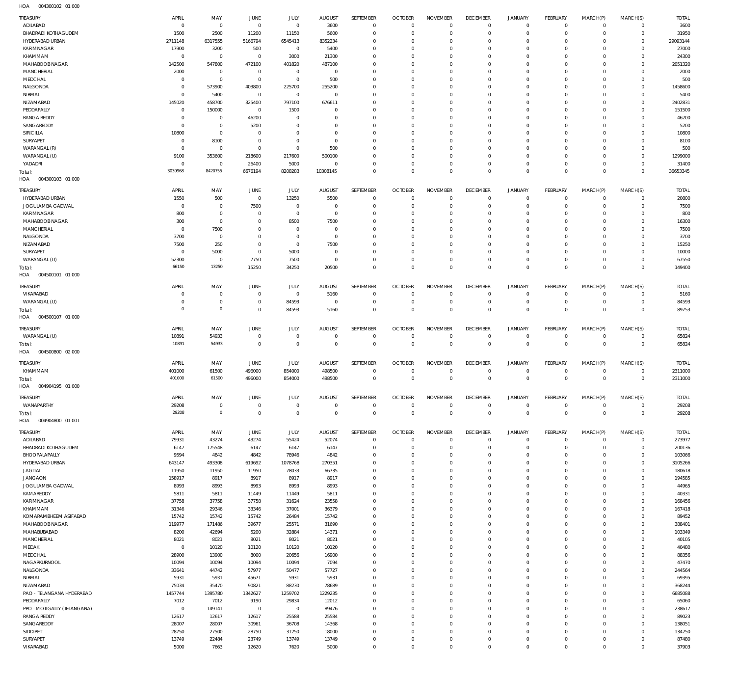HOA 004300102 01 000

| TREASURY | APRIL | MAY | JUNE | JULY | AUGUST | SEPTEMBER | OCTOBER | NOVEMBER | DECEMBER | JANUARY | FEBRUARY | MARCH(P) | MARCH(S) | TOTAL |
|---|---|---|---|---|---|---|---|---|---|---|---|---|---|---|
| ADILABAD | 0 | 0 | 0 | 0 | 3600 | 0 | 0 | 0 | 0 | 0 | 0 | 0 | 0 | 3600 |
| BHADRADI KOTHAGUDEM | 1500 | 2500 | 11200 | 11150 | 5600 | 0 | 0 | 0 | 0 | 0 | 0 | 0 | 0 | 31950 |
| HYDERABAD URBAN | 2711148 | 6317555 | 5166794 | 6545413 | 8352234 | 0 | 0 | 0 | 0 | 0 | 0 | 0 | 0 | 29093144 |
| KARIMNAGAR | 17900 | 3200 | 500 | 0 | 5400 | 0 | 0 | 0 | 0 | 0 | 0 | 0 | 0 | 27000 |
| KHAMMAM | 0 | 0 | 0 | 3000 | 21300 | 0 | 0 | 0 | 0 | 0 | 0 | 0 | 0 | 24300 |
| MAHABOOBNAGAR | 142500 | 547800 | 472100 | 401820 | 487100 | 0 | 0 | 0 | 0 | 0 | 0 | 0 | 0 | 2051320 |
| MANCHERIAL | 2000 | 0 | 0 | 0 | 0 | 0 | 0 | 0 | 0 | 0 | 0 | 0 | 0 | 2000 |
| MEDCHAL | 0 | 0 | 0 | 0 | 500 | 0 | 0 | 0 | 0 | 0 | 0 | 0 | 0 | 500 |
| NALGONDA | 0 | 573900 | 403800 | 225700 | 255200 | 0 | 0 | 0 | 0 | 0 | 0 | 0 | 0 | 1458600 |
| NIRMAL | 0 | 5400 | 0 | 0 | 0 | 0 | 0 | 0 | 0 | 0 | 0 | 0 | 0 | 5400 |
| NIZAMABAD | 145020 | 458700 | 325400 | 797100 | 676611 | 0 | 0 | 0 | 0 | 0 | 0 | 0 | 0 | 2402831 |
| PEDDAPALLY | 0 | 150000 | 0 | 1500 | 0 | 0 | 0 | 0 | 0 | 0 | 0 | 0 | 0 | 151500 |
| RANGA REDDY | 0 | 0 | 46200 | 0 | 0 | 0 | 0 | 0 | 0 | 0 | 0 | 0 | 0 | 46200 |
| SANGAREDDY | 0 | 0 | 5200 | 0 | 0 | 0 | 0 | 0 | 0 | 0 | 0 | 0 | 0 | 5200 |
| SIRICILLA | 10800 | 0 | 0 | 0 | 0 | 0 | 0 | 0 | 0 | 0 | 0 | 0 | 0 | 10800 |
| SURYAPET | 0 | 8100 | 0 | 0 | 0 | 0 | 0 | 0 | 0 | 0 | 0 | 0 | 0 | 8100 |
| WARANGAL (R) | 0 | 0 | 0 | 0 | 500 | 0 | 0 | 0 | 0 | 0 | 0 | 0 | 0 | 500 |
| WARANGAL (U) | 9100 | 353600 | 218600 | 217600 | 500100 | 0 | 0 | 0 | 0 | 0 | 0 | 0 | 0 | 1299000 |
| YADADRI | 0 | 0 | 26400 | 5000 | 0 | 0 | 0 | 0 | 0 | 0 | 0 | 0 | 0 | 31400 |
| Total: | 3039968 | 8420755 | 6676194 | 8208283 | 10308145 | 0 | 0 | 0 | 0 | 0 | 0 | 0 | 0 | 36653345 |

HOA 004300103 01 000

| TREASURY | APRIL | MAY | JUNE | JULY | AUGUST | SEPTEMBER | OCTOBER | NOVEMBER | DECEMBER | JANUARY | FEBRUARY | MARCH(P) | MARCH(S) | TOTAL |
|---|---|---|---|---|---|---|---|---|---|---|---|---|---|---|
| HYDERABAD URBAN | 1550 | 500 | 0 | 13250 | 5500 | 0 | 0 | 0 | 0 | 0 | 0 | 0 | 0 | 20800 |
| JOGULAMBA GADWAL | 0 | 0 | 7500 | 0 | 0 | 0 | 0 | 0 | 0 | 0 | 0 | 0 | 0 | 7500 |
| KARIMNAGAR | 800 | 0 | 0 | 0 | 0 | 0 | 0 | 0 | 0 | 0 | 0 | 0 | 0 | 800 |
| MAHABOOBNAGAR | 300 | 0 | 0 | 8500 | 7500 | 0 | 0 | 0 | 0 | 0 | 0 | 0 | 0 | 16300 |
| MANCHERIAL | 0 | 7500 | 0 | 0 | 0 | 0 | 0 | 0 | 0 | 0 | 0 | 0 | 0 | 7500 |
| NALGONDA | 3700 | 0 | 0 | 0 | 0 | 0 | 0 | 0 | 0 | 0 | 0 | 0 | 0 | 3700 |
| NIZAMABAD | 7500 | 250 | 0 | 0 | 7500 | 0 | 0 | 0 | 0 | 0 | 0 | 0 | 0 | 15250 |
| SURYAPET | 0 | 5000 | 0 | 5000 | 0 | 0 | 0 | 0 | 0 | 0 | 0 | 0 | 0 | 10000 |
| WARANGAL (U) | 52300 | 0 | 7750 | 7500 | 0 | 0 | 0 | 0 | 0 | 0 | 0 | 0 | 0 | 67550 |
| Total: | 66150 | 13250 | 15250 | 34250 | 20500 | 0 | 0 | 0 | 0 | 0 | 0 | 0 | 0 | 149400 |

HOA 004500101 01 000

| TREASURY | APRIL | MAY | JUNE | JULY | AUGUST | SEPTEMBER | OCTOBER | NOVEMBER | DECEMBER | JANUARY | FEBRUARY | MARCH(P) | MARCH(S) | TOTAL |
|---|---|---|---|---|---|---|---|---|---|---|---|---|---|---|
| VIKARABAD | 0 | 0 | 0 | 0 | 5160 | 0 | 0 | 0 | 0 | 0 | 0 | 0 | 0 | 5160 |
| WARANGAL (U) | 0 | 0 | 0 | 84593 | 0 | 0 | 0 | 0 | 0 | 0 | 0 | 0 | 0 | 84593 |
| Total: | 0 | 0 | 0 | 84593 | 5160 | 0 | 0 | 0 | 0 | 0 | 0 | 0 | 0 | 89753 |

HOA 004500107 01 000

| TREASURY | APRIL | MAY | JUNE | JULY | AUGUST | SEPTEMBER | OCTOBER | NOVEMBER | DECEMBER | JANUARY | FEBRUARY | MARCH(P) | MARCH(S) | TOTAL |
|---|---|---|---|---|---|---|---|---|---|---|---|---|---|---|
| WARANGAL (U) | 10891 | 54933 | 0 | 0 | 0 | 0 | 0 | 0 | 0 | 0 | 0 | 0 | 0 | 65824 |
| Total: | 10891 | 54933 | 0 | 0 | 0 | 0 | 0 | 0 | 0 | 0 | 0 | 0 | 0 | 65824 |

HOA 004500800 02 000

| TREASURY | APRIL | MAY | JUNE | JULY | AUGUST | SEPTEMBER | OCTOBER | NOVEMBER | DECEMBER | JANUARY | FEBRUARY | MARCH(P) | MARCH(S) | TOTAL |
|---|---|---|---|---|---|---|---|---|---|---|---|---|---|---|
| KHAMMAM | 401000 | 61500 | 496000 | 854000 | 498500 | 0 | 0 | 0 | 0 | 0 | 0 | 0 | 0 | 2311000 |
| Total: | 401000 | 61500 | 496000 | 854000 | 498500 | 0 | 0 | 0 | 0 | 0 | 0 | 0 | 0 | 2311000 |

HOA 004904195 01 000

| TREASURY | APRIL | MAY | JUNE | JULY | AUGUST | SEPTEMBER | OCTOBER | NOVEMBER | DECEMBER | JANUARY | FEBRUARY | MARCH(P) | MARCH(S) | TOTAL |
|---|---|---|---|---|---|---|---|---|---|---|---|---|---|---|
| WANAPARTHY | 29208 | 0 | 0 | 0 | 0 | 0 | 0 | 0 | 0 | 0 | 0 | 0 | 0 | 29208 |
| Total: | 29208 | 0 | 0 | 0 | 0 | 0 | 0 | 0 | 0 | 0 | 0 | 0 | 0 | 29208 |

HOA 004904800 01 001

| TREASURY | APRIL | MAY | JUNE | JULY | AUGUST | SEPTEMBER | OCTOBER | NOVEMBER | DECEMBER | JANUARY | FEBRUARY | MARCH(P) | MARCH(S) | TOTAL |
|---|---|---|---|---|---|---|---|---|---|---|---|---|---|---|
| ADILABAD | 79931 | 43274 | 43274 | 55424 | 52074 | 0 | 0 | 0 | 0 | 0 | 0 | 0 | 0 | 273977 |
| BHADRADI KOTHAGUDEM | 6147 | 175548 | 6147 | 6147 | 6147 | 0 | 0 | 0 | 0 | 0 | 0 | 0 | 0 | 200136 |
| BHOOPALAPALLY | 9594 | 4842 | 4842 | 78946 | 4842 | 0 | 0 | 0 | 0 | 0 | 0 | 0 | 0 | 103066 |
| HYDERABAD URBAN | 643147 | 493308 | 619692 | 1078768 | 270351 | 0 | 0 | 0 | 0 | 0 | 0 | 0 | 0 | 3105266 |
| JAGTIAL | 11950 | 11950 | 11950 | 78033 | 66735 | 0 | 0 | 0 | 0 | 0 | 0 | 0 | 0 | 180618 |
| JANGAON | 158917 | 8917 | 8917 | 8917 | 8917 | 0 | 0 | 0 | 0 | 0 | 0 | 0 | 0 | 194585 |
| JOGULAMBA GADWAL | 8993 | 8993 | 8993 | 8993 | 8993 | 0 | 0 | 0 | 0 | 0 | 0 | 0 | 0 | 44965 |
| KAMAREDDY | 5811 | 5811 | 11449 | 11449 | 5811 | 0 | 0 | 0 | 0 | 0 | 0 | 0 | 0 | 40331 |
| KARIMNAGAR | 37758 | 37758 | 37758 | 31624 | 23558 | 0 | 0 | 0 | 0 | 0 | 0 | 0 | 0 | 168456 |
| KHAMMAM | 31346 | 29346 | 33346 | 37001 | 36379 | 0 | 0 | 0 | 0 | 0 | 0 | 0 | 0 | 167418 |
| KOMARAMBHEEM ASIFABAD | 15742 | 15742 | 15742 | 26484 | 15742 | 0 | 0 | 0 | 0 | 0 | 0 | 0 | 0 | 89452 |
| MAHABOOBNAGAR | 119977 | 171486 | 39677 | 25571 | 31690 | 0 | 0 | 0 | 0 | 0 | 0 | 0 | 0 | 388401 |
| MAHABUBABAD | 8200 | 42694 | 5200 | 32884 | 14371 | 0 | 0 | 0 | 0 | 0 | 0 | 0 | 0 | 103349 |
| MANCHERIAL | 8021 | 8021 | 8021 | 8021 | 8021 | 0 | 0 | 0 | 0 | 0 | 0 | 0 | 0 | 40105 |
| MEDAK | 0 | 10120 | 10120 | 10120 | 10120 | 0 | 0 | 0 | 0 | 0 | 0 | 0 | 0 | 40480 |
| MEDCHAL | 28900 | 13900 | 8000 | 20656 | 16900 | 0 | 0 | 0 | 0 | 0 | 0 | 0 | 0 | 88356 |
| NAGARKURNOOL | 10094 | 10094 | 10094 | 10094 | 7094 | 0 | 0 | 0 | 0 | 0 | 0 | 0 | 0 | 47470 |
| NALGONDA | 33641 | 44742 | 57977 | 50477 | 57727 | 0 | 0 | 0 | 0 | 0 | 0 | 0 | 0 | 244564 |
| NIRMAL | 5931 | 5931 | 45671 | 5931 | 5931 | 0 | 0 | 0 | 0 | 0 | 0 | 0 | 0 | 69395 |
| NIZAMABAD | 75034 | 35470 | 90821 | 88230 | 78689 | 0 | 0 | 0 | 0 | 0 | 0 | 0 | 0 | 368244 |
| PAO - TELANGANA HYDERABAD | 1457744 | 1395780 | 1342627 | 1259702 | 1229235 | 0 | 0 | 0 | 0 | 0 | 0 | 0 | 0 | 6685088 |
| PEDDAPALLY | 7012 | 7012 | 9190 | 29834 | 12012 | 0 | 0 | 0 | 0 | 0 | 0 | 0 | 0 | 65060 |
| PPO - MOTIGALLY (TELANGANA) | 0 | 149141 | 0 | 0 | 89476 | 0 | 0 | 0 | 0 | 0 | 0 | 0 | 0 | 238617 |
| RANGA REDDY | 12617 | 12617 | 12617 | 25588 | 25584 | 0 | 0 | 0 | 0 | 0 | 0 | 0 | 0 | 89023 |
| SANGAREDDY | 28007 | 28007 | 30961 | 36708 | 14368 | 0 | 0 | 0 | 0 | 0 | 0 | 0 | 0 | 138051 |
| SIDDIPET | 28750 | 27500 | 28750 | 31250 | 18000 | 0 | 0 | 0 | 0 | 0 | 0 | 0 | 0 | 134250 |
| SURYAPET | 13749 | 22484 | 23749 | 13749 | 13749 | 0 | 0 | 0 | 0 | 0 | 0 | 0 | 0 | 87480 |
| VIKARABAD | 5000 | 7663 | 12620 | 7620 | 5000 | 0 | 0 | 0 | 0 | 0 | 0 | 0 | 0 | 37903 |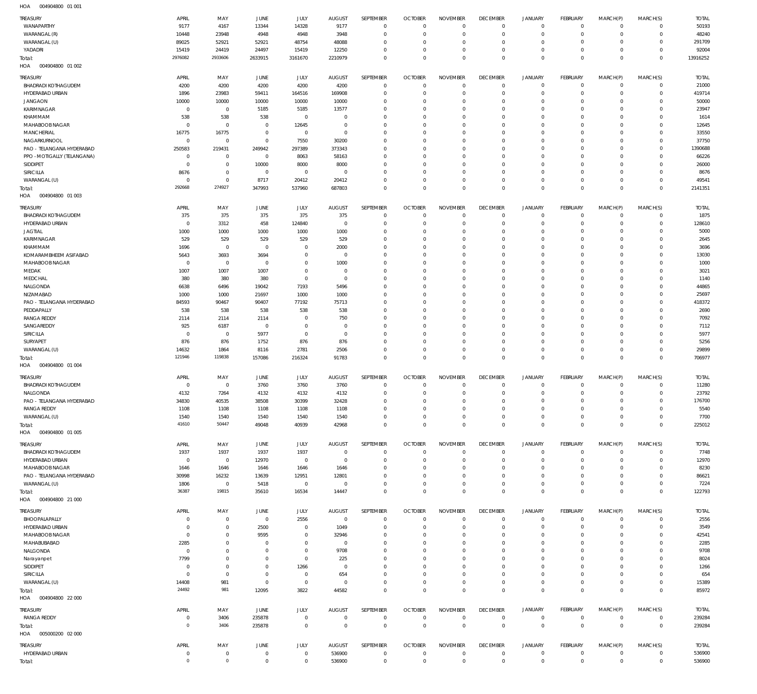HOA 004904800 01 001

| TREASURY | APRIL | MAY | JUNE | JULY | AUGUST | SEPTEMBER | OCTOBER | NOVEMBER | DECEMBER | JANUARY | FEBRUARY | MARCH(P) | MARCH(S) | TOTAL |
|---|---|---|---|---|---|---|---|---|---|---|---|---|---|---|
| WANAPARTHY | 9177 | 4167 | 13344 | 14328 | 9177 | 0 | 0 | 0 | 0 | 0 | 0 | 0 | 0 | 50193 |
| WARANGAL (R) | 10448 | 23948 | 4948 | 4948 | 3948 | 0 | 0 | 0 | 0 | 0 | 0 | 0 | 0 | 48240 |
| WARANGAL (U) | 89025 | 52921 | 52921 | 48754 | 48088 | 0 | 0 | 0 | 0 | 0 | 0 | 0 | 0 | 291709 |
| YADADRI | 15419 | 24419 | 24497 | 15419 | 12250 | 0 | 0 | 0 | 0 | 0 | 0 | 0 | 0 | 92004 |
| Total: | 2976082 | 2933606 | 2633915 | 3161670 | 2210979 | 0 | 0 | 0 | 0 | 0 | 0 | 0 | 0 | 13916252 |

HOA 004904800 01 002

| TREASURY | APRIL | MAY | JUNE | JULY | AUGUST | SEPTEMBER | OCTOBER | NOVEMBER | DECEMBER | JANUARY | FEBRUARY | MARCH(P) | MARCH(S) | TOTAL |
|---|---|---|---|---|---|---|---|---|---|---|---|---|---|---|
| BHADRADI KOTHAGUDEM | 4200 | 4200 | 4200 | 4200 | 4200 | 0 | 0 | 0 | 0 | 0 | 0 | 0 | 0 | 21000 |
| HYDERABAD URBAN | 1896 | 23983 | 59411 | 164516 | 169908 | 0 | 0 | 0 | 0 | 0 | 0 | 0 | 0 | 419714 |
| JANGAON | 10000 | 10000 | 10000 | 10000 | 10000 | 0 | 0 | 0 | 0 | 0 | 0 | 0 | 0 | 50000 |
| KARIMNAGAR | 0 | 0 | 5185 | 5185 | 13577 | 0 | 0 | 0 | 0 | 0 | 0 | 0 | 0 | 23947 |
| KHAMMAM | 538 | 538 | 538 | 0 | 0 | 0 | 0 | 0 | 0 | 0 | 0 | 0 | 0 | 1614 |
| MAHABOOBNAGAR | 0 | 0 | 0 | 12645 | 0 | 0 | 0 | 0 | 0 | 0 | 0 | 0 | 0 | 12645 |
| MANCHERIAL | 16775 | 16775 | 0 | 0 | 0 | 0 | 0 | 0 | 0 | 0 | 0 | 0 | 0 | 33550 |
| NAGARKURNOOL | 0 | 0 | 0 | 7550 | 30200 | 0 | 0 | 0 | 0 | 0 | 0 | 0 | 0 | 37750 |
| PAO - TELANGANA HYDERABAD | 250583 | 219431 | 249942 | 297389 | 373343 | 0 | 0 | 0 | 0 | 0 | 0 | 0 | 0 | 1390688 |
| PPO - MOTIGALLY (TELANGANA) | 0 | 0 | 0 | 8063 | 58163 | 0 | 0 | 0 | 0 | 0 | 0 | 0 | 0 | 66226 |
| SIDDIPET | 0 | 0 | 10000 | 8000 | 8000 | 0 | 0 | 0 | 0 | 0 | 0 | 0 | 0 | 26000 |
| SIRICILLA | 8676 | 0 | 0 | 0 | 0 | 0 | 0 | 0 | 0 | 0 | 0 | 0 | 0 | 8676 |
| WARANGAL (U) | 0 | 0 | 8717 | 20412 | 20412 | 0 | 0 | 0 | 0 | 0 | 0 | 0 | 0 | 49541 |
| Total: | 292668 | 274927 | 347993 | 537960 | 687803 | 0 | 0 | 0 | 0 | 0 | 0 | 0 | 0 | 2141351 |

HOA 004904800 01 003

| TREASURY | APRIL | MAY | JUNE | JULY | AUGUST | SEPTEMBER | OCTOBER | NOVEMBER | DECEMBER | JANUARY | FEBRUARY | MARCH(P) | MARCH(S) | TOTAL |
|---|---|---|---|---|---|---|---|---|---|---|---|---|---|---|
| BHADRADI KOTHAGUDEM | 375 | 375 | 375 | 375 | 375 | 0 | 0 | 0 | 0 | 0 | 0 | 0 | 0 | 1875 |
| HYDERABAD URBAN | 0 | 3312 | 458 | 124840 | 0 | 0 | 0 | 0 | 0 | 0 | 0 | 0 | 0 | 128610 |
| JAGTIAL | 1000 | 1000 | 1000 | 1000 | 1000 | 0 | 0 | 0 | 0 | 0 | 0 | 0 | 0 | 5000 |
| KARIMNAGAR | 529 | 529 | 529 | 529 | 529 | 0 | 0 | 0 | 0 | 0 | 0 | 0 | 0 | 2645 |
| KHAMMAM | 1696 | 0 | 0 | 0 | 2000 | 0 | 0 | 0 | 0 | 0 | 0 | 0 | 0 | 3696 |
| KOMARAMBHEEM ASIFABAD | 5643 | 3693 | 3694 | 0 | 0 | 0 | 0 | 0 | 0 | 0 | 0 | 0 | 0 | 13030 |
| MAHABOOBNAGAR | 0 | 0 | 0 | 0 | 1000 | 0 | 0 | 0 | 0 | 0 | 0 | 0 | 0 | 1000 |
| MEDAK | 1007 | 1007 | 1007 | 0 | 0 | 0 | 0 | 0 | 0 | 0 | 0 | 0 | 0 | 3021 |
| MEDCHAL | 380 | 380 | 380 | 0 | 0 | 0 | 0 | 0 | 0 | 0 | 0 | 0 | 0 | 1140 |
| NALGONDA | 6638 | 6496 | 19042 | 7193 | 5496 | 0 | 0 | 0 | 0 | 0 | 0 | 0 | 0 | 44865 |
| NIZAMABAD | 1000 | 1000 | 21697 | 1000 | 1000 | 0 | 0 | 0 | 0 | 0 | 0 | 0 | 0 | 25697 |
| PAO - TELANGANA HYDERABAD | 84593 | 90467 | 90407 | 77192 | 75713 | 0 | 0 | 0 | 0 | 0 | 0 | 0 | 0 | 418372 |
| PEDDAPALLY | 538 | 538 | 538 | 538 | 538 | 0 | 0 | 0 | 0 | 0 | 0 | 0 | 0 | 2690 |
| RANGA REDDY | 2114 | 2114 | 2114 | 0 | 750 | 0 | 0 | 0 | 0 | 0 | 0 | 0 | 0 | 7092 |
| SANGAREDDY | 925 | 6187 | 0 | 0 | 0 | 0 | 0 | 0 | 0 | 0 | 0 | 0 | 0 | 7112 |
| SIRICILLA | 0 | 0 | 5977 | 0 | 0 | 0 | 0 | 0 | 0 | 0 | 0 | 0 | 0 | 5977 |
| SURYAPET | 876 | 876 | 1752 | 876 | 876 | 0 | 0 | 0 | 0 | 0 | 0 | 0 | 0 | 5256 |
| WARANGAL (U) | 14632 | 1864 | 8116 | 2781 | 2506 | 0 | 0 | 0 | 0 | 0 | 0 | 0 | 0 | 29899 |
| Total: | 121946 | 119838 | 157086 | 216324 | 91783 | 0 | 0 | 0 | 0 | 0 | 0 | 0 | 0 | 706977 |

HOA 004904800 01 004

| TREASURY | APRIL | MAY | JUNE | JULY | AUGUST | SEPTEMBER | OCTOBER | NOVEMBER | DECEMBER | JANUARY | FEBRUARY | MARCH(P) | MARCH(S) | TOTAL |
|---|---|---|---|---|---|---|---|---|---|---|---|---|---|---|
| BHADRADI KOTHAGUDEM | 0 | 0 | 3760 | 3760 | 3760 | 0 | 0 | 0 | 0 | 0 | 0 | 0 | 0 | 11280 |
| NALGONDA | 4132 | 7264 | 4132 | 4132 | 4132 | 0 | 0 | 0 | 0 | 0 | 0 | 0 | 0 | 23792 |
| PAO - TELANGANA HYDERABAD | 34830 | 40535 | 38508 | 30399 | 32428 | 0 | 0 | 0 | 0 | 0 | 0 | 0 | 0 | 176700 |
| RANGA REDDY | 1108 | 1108 | 1108 | 1108 | 1108 | 0 | 0 | 0 | 0 | 0 | 0 | 0 | 0 | 5540 |
| WARANGAL (U) | 1540 | 1540 | 1540 | 1540 | 1540 | 0 | 0 | 0 | 0 | 0 | 0 | 0 | 0 | 7700 |
| Total: | 41610 | 50447 | 49048 | 40939 | 42968 | 0 | 0 | 0 | 0 | 0 | 0 | 0 | 0 | 225012 |

HOA 004904800 01 005

| TREASURY | APRIL | MAY | JUNE | JULY | AUGUST | SEPTEMBER | OCTOBER | NOVEMBER | DECEMBER | JANUARY | FEBRUARY | MARCH(P) | MARCH(S) | TOTAL |
|---|---|---|---|---|---|---|---|---|---|---|---|---|---|---|
| BHADRADI KOTHAGUDEM | 1937 | 1937 | 1937 | 1937 | 0 | 0 | 0 | 0 | 0 | 0 | 0 | 0 | 0 | 7748 |
| HYDERABAD URBAN | 0 | 0 | 12970 | 0 | 0 | 0 | 0 | 0 | 0 | 0 | 0 | 0 | 0 | 12970 |
| MAHABOOBNAGAR | 1646 | 1646 | 1646 | 1646 | 1646 | 0 | 0 | 0 | 0 | 0 | 0 | 0 | 0 | 8230 |
| PAO - TELANGANA HYDERABAD | 30998 | 16232 | 13639 | 12951 | 12801 | 0 | 0 | 0 | 0 | 0 | 0 | 0 | 0 | 86621 |
| WARANGAL (U) | 1806 | 0 | 5418 | 0 | 0 | 0 | 0 | 0 | 0 | 0 | 0 | 0 | 0 | 7224 |
| Total: | 36387 | 19815 | 35610 | 16534 | 14447 | 0 | 0 | 0 | 0 | 0 | 0 | 0 | 0 | 122793 |

HOA 004904800 21 000

| TREASURY | APRIL | MAY | JUNE | JULY | AUGUST | SEPTEMBER | OCTOBER | NOVEMBER | DECEMBER | JANUARY | FEBRUARY | MARCH(P) | MARCH(S) | TOTAL |
|---|---|---|---|---|---|---|---|---|---|---|---|---|---|---|
| BHOOPALAPALLY | 0 | 0 | 0 | 2556 | 0 | 0 | 0 | 0 | 0 | 0 | 0 | 0 | 0 | 2556 |
| HYDERABAD URBAN | 0 | 0 | 2500 | 0 | 1049 | 0 | 0 | 0 | 0 | 0 | 0 | 0 | 0 | 3549 |
| MAHABOOBNAGAR | 0 | 0 | 9595 | 0 | 32946 | 0 | 0 | 0 | 0 | 0 | 0 | 0 | 0 | 42541 |
| MAHABUBABAD | 2285 | 0 | 0 | 0 | 0 | 0 | 0 | 0 | 0 | 0 | 0 | 0 | 0 | 2285 |
| NALGONDA | 0 | 0 | 0 | 0 | 9708 | 0 | 0 | 0 | 0 | 0 | 0 | 0 | 0 | 9708 |
| Narayanpet | 7799 | 0 | 0 | 0 | 225 | 0 | 0 | 0 | 0 | 0 | 0 | 0 | 0 | 8024 |
| SIDDIPET | 0 | 0 | 0 | 1266 | 0 | 0 | 0 | 0 | 0 | 0 | 0 | 0 | 0 | 1266 |
| SIRICILLA | 0 | 0 | 0 | 0 | 654 | 0 | 0 | 0 | 0 | 0 | 0 | 0 | 0 | 654 |
| WARANGAL (U) | 14408 | 981 | 0 | 0 | 0 | 0 | 0 | 0 | 0 | 0 | 0 | 0 | 0 | 15389 |
| Total: | 24492 | 981 | 12095 | 3822 | 44582 | 0 | 0 | 0 | 0 | 0 | 0 | 0 | 0 | 85972 |

HOA 004904800 22 000

| TREASURY | APRIL | MAY | JUNE | JULY | AUGUST | SEPTEMBER | OCTOBER | NOVEMBER | DECEMBER | JANUARY | FEBRUARY | MARCH(P) | MARCH(S) | TOTAL |
|---|---|---|---|---|---|---|---|---|---|---|---|---|---|---|
| RANGA REDDY | 0 | 3406 | 235878 | 0 | 0 | 0 | 0 | 0 | 0 | 0 | 0 | 0 | 0 | 239284 |
| Total: | 0 | 3406 | 235878 | 0 | 0 | 0 | 0 | 0 | 0 | 0 | 0 | 0 | 0 | 239284 |

HOA 005000200 02 000

| TREASURY | APRIL | MAY | JUNE | JULY | AUGUST | SEPTEMBER | OCTOBER | NOVEMBER | DECEMBER | JANUARY | FEBRUARY | MARCH(P) | MARCH(S) | TOTAL |
|---|---|---|---|---|---|---|---|---|---|---|---|---|---|---|
| HYDERABAD URBAN | 0 | 0 | 0 | 0 | 536900 | 0 | 0 | 0 | 0 | 0 | 0 | 0 | 0 | 536900 |
| Total: | 0 | 0 | 0 | 0 | 536900 | 0 | 0 | 0 | 0 | 0 | 0 | 0 | 0 | 536900 |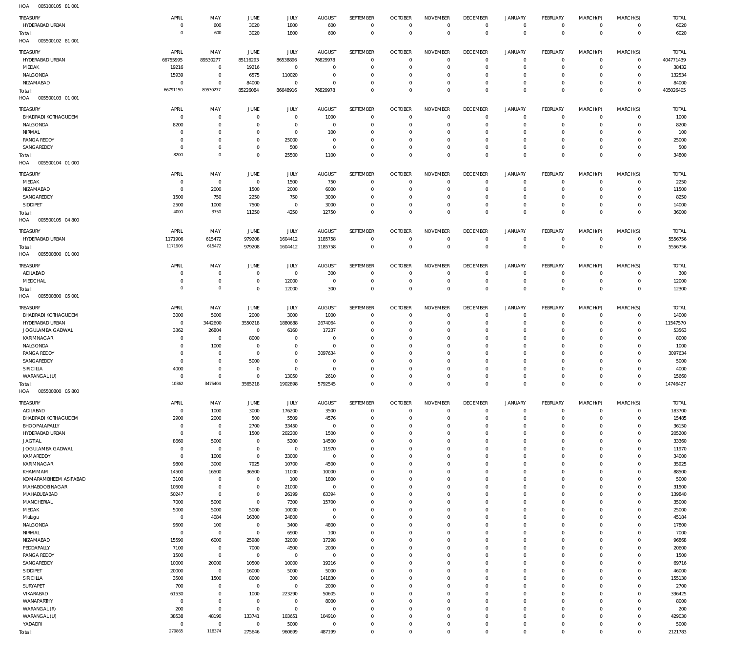HOA 005100105 81 001

| TREASURY | APRIL | MAY | JUNE | JULY | AUGUST | SEPTEMBER | OCTOBER | NOVEMBER | DECEMBER | JANUARY | FEBRUARY | MARCH(P) | MARCH(S) | TOTAL |
|---|---|---|---|---|---|---|---|---|---|---|---|---|---|---|
| HYDERABAD URBAN | 0 | 600 | 3020 | 1800 | 600 | 0 | 0 | 0 | 0 | 0 | 0 | 0 | 0 | 6020 |
| Total: | 0 | 600 | 3020 | 1800 | 600 | 0 | 0 | 0 | 0 | 0 | 0 | 0 | 0 | 6020 |

HOA 005500102 81 001

| TREASURY | APRIL | MAY | JUNE | JULY | AUGUST | SEPTEMBER | OCTOBER | NOVEMBER | DECEMBER | JANUARY | FEBRUARY | MARCH(P) | MARCH(S) | TOTAL |
|---|---|---|---|---|---|---|---|---|---|---|---|---|---|---|
| HYDERABAD URBAN | 66755995 | 89530277 | 85116293 | 86538896 | 76829978 | 0 | 0 | 0 | 0 | 0 | 0 | 0 | 0 | 404771439 |
| MEDAK | 19216 | 0 | 19216 | 0 | 0 | 0 | 0 | 0 | 0 | 0 | 0 | 0 | 0 | 38432 |
| NALGONDA | 15939 | 0 | 6575 | 110020 | 0 | 0 | 0 | 0 | 0 | 0 | 0 | 0 | 0 | 132534 |
| NIZAMABAD | 0 | 0 | 84000 | 0 | 0 | 0 | 0 | 0 | 0 | 0 | 0 | 0 | 0 | 84000 |
| Total: | 66791150 | 89530277 | 85226084 | 86648916 | 76829978 | 0 | 0 | 0 | 0 | 0 | 0 | 0 | 0 | 405026405 |

HOA 005500103 01 001

| TREASURY | APRIL | MAY | JUNE | JULY | AUGUST | SEPTEMBER | OCTOBER | NOVEMBER | DECEMBER | JANUARY | FEBRUARY | MARCH(P) | MARCH(S) | TOTAL |
|---|---|---|---|---|---|---|---|---|---|---|---|---|---|---|
| BHADRADI KOTHAGUDEM | 0 | 0 | 0 | 0 | 1000 | 0 | 0 | 0 | 0 | 0 | 0 | 0 | 0 | 1000 |
| NALGONDA | 8200 | 0 | 0 | 0 | 0 | 0 | 0 | 0 | 0 | 0 | 0 | 0 | 0 | 8200 |
| NIRMAL | 0 | 0 | 0 | 0 | 100 | 0 | 0 | 0 | 0 | 0 | 0 | 0 | 0 | 100 |
| RANGA REDDY | 0 | 0 | 0 | 25000 | 0 | 0 | 0 | 0 | 0 | 0 | 0 | 0 | 0 | 25000 |
| SANGAREDDY | 0 | 0 | 0 | 500 | 0 | 0 | 0 | 0 | 0 | 0 | 0 | 0 | 0 | 500 |
| Total: | 8200 | 0 | 0 | 25500 | 1100 | 0 | 0 | 0 | 0 | 0 | 0 | 0 | 0 | 34800 |

HOA 005500104 01 000

| TREASURY | APRIL | MAY | JUNE | JULY | AUGUST | SEPTEMBER | OCTOBER | NOVEMBER | DECEMBER | JANUARY | FEBRUARY | MARCH(P) | MARCH(S) | TOTAL |
|---|---|---|---|---|---|---|---|---|---|---|---|---|---|---|
| MEDAK | 0 | 0 | 0 | 1500 | 750 | 0 | 0 | 0 | 0 | 0 | 0 | 0 | 0 | 2250 |
| NIZAMABAD | 0 | 2000 | 1500 | 2000 | 6000 | 0 | 0 | 0 | 0 | 0 | 0 | 0 | 0 | 11500 |
| SANGAREDDY | 1500 | 750 | 2250 | 750 | 3000 | 0 | 0 | 0 | 0 | 0 | 0 | 0 | 0 | 8250 |
| SIDDIPET | 2500 | 1000 | 7500 | 0 | 3000 | 0 | 0 | 0 | 0 | 0 | 0 | 0 | 0 | 14000 |
| Total: | 4000 | 3750 | 11250 | 4250 | 12750 | 0 | 0 | 0 | 0 | 0 | 0 | 0 | 0 | 36000 |

HOA 005500105 04 800

| TREASURY | APRIL | MAY | JUNE | JULY | AUGUST | SEPTEMBER | OCTOBER | NOVEMBER | DECEMBER | JANUARY | FEBRUARY | MARCH(P) | MARCH(S) | TOTAL |
|---|---|---|---|---|---|---|---|---|---|---|---|---|---|---|
| HYDERABAD URBAN | 1171906 | 615472 | 979208 | 1604412 | 1185758 | 0 | 0 | 0 | 0 | 0 | 0 | 0 | 0 | 5556756 |
| Total: | 1171906 | 615472 | 979208 | 1604412 | 1185758 | 0 | 0 | 0 | 0 | 0 | 0 | 0 | 0 | 5556756 |

HOA 005500800 01 000

| TREASURY | APRIL | MAY | JUNE | JULY | AUGUST | SEPTEMBER | OCTOBER | NOVEMBER | DECEMBER | JANUARY | FEBRUARY | MARCH(P) | MARCH(S) | TOTAL |
|---|---|---|---|---|---|---|---|---|---|---|---|---|---|---|
| ADILABAD | 0 | 0 | 0 | 0 | 300 | 0 | 0 | 0 | 0 | 0 | 0 | 0 | 0 | 300 |
| MEDCHAL | 0 | 0 | 0 | 12000 | 0 | 0 | 0 | 0 | 0 | 0 | 0 | 0 | 0 | 12000 |
| Total: | 0 | 0 | 0 | 12000 | 300 | 0 | 0 | 0 | 0 | 0 | 0 | 0 | 0 | 12300 |

HOA 005500800 05 001

| TREASURY | APRIL | MAY | JUNE | JULY | AUGUST | SEPTEMBER | OCTOBER | NOVEMBER | DECEMBER | JANUARY | FEBRUARY | MARCH(P) | MARCH(S) | TOTAL |
|---|---|---|---|---|---|---|---|---|---|---|---|---|---|---|
| BHADRADI KOTHAGUDEM | 3000 | 5000 | 2000 | 3000 | 1000 | 0 | 0 | 0 | 0 | 0 | 0 | 0 | 0 | 14000 |
| HYDERABAD URBAN | 0 | 3442600 | 3550218 | 1880688 | 2674064 | 0 | 0 | 0 | 0 | 0 | 0 | 0 | 0 | 11547570 |
| JOGULAMBA GADWAL | 3362 | 26804 | 0 | 6160 | 17237 | 0 | 0 | 0 | 0 | 0 | 0 | 0 | 0 | 53563 |
| KARIMNAGAR | 0 | 0 | 8000 | 0 | 0 | 0 | 0 | 0 | 0 | 0 | 0 | 0 | 0 | 8000 |
| NALGONDA | 0 | 1000 | 0 | 0 | 0 | 0 | 0 | 0 | 0 | 0 | 0 | 0 | 0 | 1000 |
| RANGA REDDY | 0 | 0 | 0 | 0 | 3097634 | 0 | 0 | 0 | 0 | 0 | 0 | 0 | 0 | 3097634 |
| SANGAREDDY | 0 | 0 | 5000 | 0 | 0 | 0 | 0 | 0 | 0 | 0 | 0 | 0 | 0 | 5000 |
| SIRICILLA | 4000 | 0 | 0 | 0 | 0 | 0 | 0 | 0 | 0 | 0 | 0 | 0 | 0 | 4000 |
| WARANGAL (U) | 0 | 0 | 0 | 13050 | 2610 | 0 | 0 | 0 | 0 | 0 | 0 | 0 | 0 | 15660 |
| Total: | 10362 | 3475404 | 3565218 | 1902898 | 5792545 | 0 | 0 | 0 | 0 | 0 | 0 | 0 | 0 | 14746427 |

HOA 005500800 05 800

| TREASURY | APRIL | MAY | JUNE | JULY | AUGUST | SEPTEMBER | OCTOBER | NOVEMBER | DECEMBER | JANUARY | FEBRUARY | MARCH(P) | MARCH(S) | TOTAL |
|---|---|---|---|---|---|---|---|---|---|---|---|---|---|---|
| ADILABAD | 0 | 1000 | 3000 | 176200 | 3500 | 0 | 0 | 0 | 0 | 0 | 0 | 0 | 0 | 183700 |
| BHADRADI KOTHAGUDEM | 2900 | 2000 | 500 | 5509 | 4576 | 0 | 0 | 0 | 0 | 0 | 0 | 0 | 0 | 15485 |
| BHOOPALAPALLY | 0 | 0 | 2700 | 33450 | 0 | 0 | 0 | 0 | 0 | 0 | 0 | 0 | 0 | 36150 |
| HYDERABAD URBAN | 0 | 0 | 1500 | 202200 | 1500 | 0 | 0 | 0 | 0 | 0 | 0 | 0 | 0 | 205200 |
| JAGTIAL | 8660 | 5000 | 0 | 5200 | 14500 | 0 | 0 | 0 | 0 | 0 | 0 | 0 | 0 | 33360 |
| JOGULAMBA GADWAL | 0 | 0 | 0 | 0 | 11970 | 0 | 0 | 0 | 0 | 0 | 0 | 0 | 0 | 11970 |
| KAMAREDDY | 0 | 1000 | 0 | 33000 | 0 | 0 | 0 | 0 | 0 | 0 | 0 | 0 | 0 | 34000 |
| KARIMNAGAR | 9800 | 3000 | 7925 | 10700 | 4500 | 0 | 0 | 0 | 0 | 0 | 0 | 0 | 0 | 35925 |
| KHAMMAM | 14500 | 16500 | 36500 | 11000 | 10000 | 0 | 0 | 0 | 0 | 0 | 0 | 0 | 0 | 88500 |
| KOMARAMBHEEM ASIFABAD | 3100 | 0 | 0 | 100 | 1800 | 0 | 0 | 0 | 0 | 0 | 0 | 0 | 0 | 5000 |
| MAHABOOBNAGAR | 10500 | 0 | 0 | 21000 | 0 | 0 | 0 | 0 | 0 | 0 | 0 | 0 | 0 | 31500 |
| MAHABUBABAD | 50247 | 0 | 0 | 26199 | 63394 | 0 | 0 | 0 | 0 | 0 | 0 | 0 | 0 | 139840 |
| MANCHERIAL | 7000 | 5000 | 0 | 7300 | 15700 | 0 | 0 | 0 | 0 | 0 | 0 | 0 | 0 | 35000 |
| MEDAK | 5000 | 5000 | 5000 | 10000 | 0 | 0 | 0 | 0 | 0 | 0 | 0 | 0 | 0 | 25000 |
| Mulugu | 0 | 4084 | 16300 | 24800 | 0 | 0 | 0 | 0 | 0 | 0 | 0 | 0 | 0 | 45184 |
| NALGONDA | 9500 | 100 | 0 | 3400 | 4800 | 0 | 0 | 0 | 0 | 0 | 0 | 0 | 0 | 17800 |
| NIRMAL | 0 | 0 | 0 | 6900 | 100 | 0 | 0 | 0 | 0 | 0 | 0 | 0 | 0 | 7000 |
| NIZAMABAD | 15590 | 6000 | 25980 | 32000 | 17298 | 0 | 0 | 0 | 0 | 0 | 0 | 0 | 0 | 96868 |
| PEDDAPALLY | 7100 | 0 | 7000 | 4500 | 2000 | 0 | 0 | 0 | 0 | 0 | 0 | 0 | 0 | 20600 |
| RANGA REDDY | 1500 | 0 | 0 | 0 | 0 | 0 | 0 | 0 | 0 | 0 | 0 | 0 | 0 | 1500 |
| SANGAREDDY | 10000 | 20000 | 10500 | 10000 | 19216 | 0 | 0 | 0 | 0 | 0 | 0 | 0 | 0 | 69716 |
| SIDDIPET | 20000 | 0 | 16000 | 5000 | 5000 | 0 | 0 | 0 | 0 | 0 | 0 | 0 | 0 | 46000 |
| SIRICILLA | 3500 | 1500 | 8000 | 300 | 141830 | 0 | 0 | 0 | 0 | 0 | 0 | 0 | 0 | 155130 |
| SURYAPET | 700 | 0 | 0 | 0 | 2000 | 0 | 0 | 0 | 0 | 0 | 0 | 0 | 0 | 2700 |
| VIKARABAD | 61530 | 0 | 1000 | 223290 | 50605 | 0 | 0 | 0 | 0 | 0 | 0 | 0 | 0 | 336425 |
| WANAPARTHY | 0 | 0 | 0 | 0 | 8000 | 0 | 0 | 0 | 0 | 0 | 0 | 0 | 0 | 8000 |
| WARANGAL (R) | 200 | 0 | 0 | 0 | 0 | 0 | 0 | 0 | 0 | 0 | 0 | 0 | 0 | 200 |
| WARANGAL (U) | 38538 | 48190 | 133741 | 103651 | 104910 | 0 | 0 | 0 | 0 | 0 | 0 | 0 | 0 | 429030 |
| YADADRI | 0 | 0 | 0 | 5000 | 0 | 0 | 0 | 0 | 0 | 0 | 0 | 0 | 0 | 5000 |
| Total: | 279865 | 118374 | 275646 | 960699 | 487199 | 0 | 0 | 0 | 0 | 0 | 0 | 0 | 0 | 2121783 |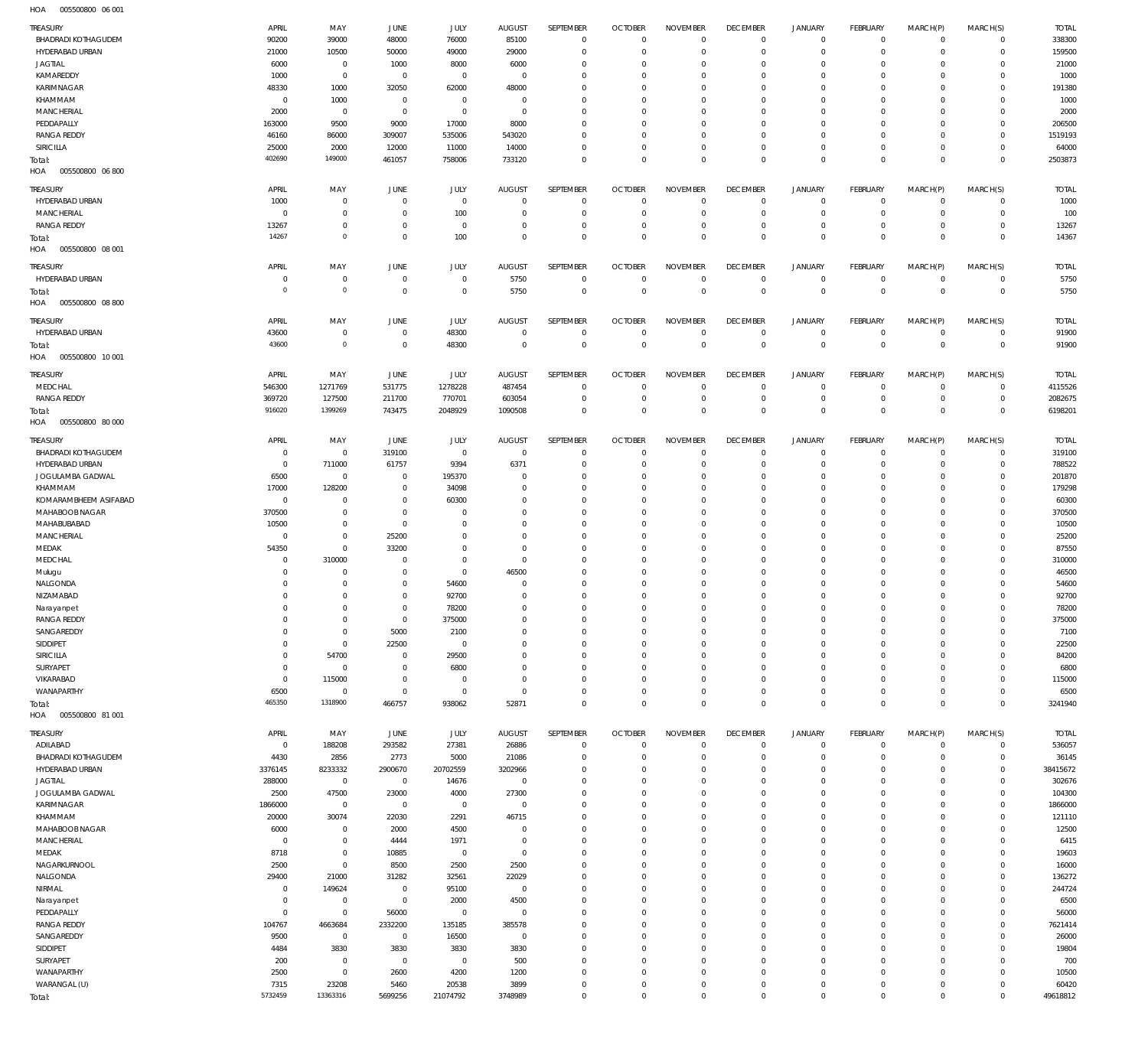HOA 005500800 06 001

| TREASURY | APRIL | MAY | JUNE | JULY | AUGUST | SEPTEMBER | OCTOBER | NOVEMBER | DECEMBER | JANUARY | FEBRUARY | MARCH(P) | MARCH(S) | TOTAL |
|---|---|---|---|---|---|---|---|---|---|---|---|---|---|---|
| BHADRADI KOTHAGUDEM | 90200 | 39000 | 48000 | 76000 | 85100 | 0 | 0 | 0 | 0 | 0 | 0 | 0 | 0 | 338300 |
| HYDERABAD URBAN | 21000 | 10500 | 50000 | 49000 | 29000 | 0 | 0 | 0 | 0 | 0 | 0 | 0 | 0 | 159500 |
| JAGTIAL | 6000 | 0 | 1000 | 8000 | 6000 | 0 | 0 | 0 | 0 | 0 | 0 | 0 | 0 | 21000 |
| KAMAREDDY | 1000 | 0 | 0 | 0 | 0 | 0 | 0 | 0 | 0 | 0 | 0 | 0 | 0 | 1000 |
| KARIMNAGAR | 48330 | 1000 | 32050 | 62000 | 48000 | 0 | 0 | 0 | 0 | 0 | 0 | 0 | 0 | 191380 |
| KHAMMAM | 0 | 1000 | 0 | 0 | 0 | 0 | 0 | 0 | 0 | 0 | 0 | 0 | 0 | 1000 |
| MANCHERIAL | 2000 | 0 | 0 | 0 | 0 | 0 | 0 | 0 | 0 | 0 | 0 | 0 | 0 | 2000 |
| PEDDAPALLY | 163000 | 9500 | 9000 | 17000 | 8000 | 0 | 0 | 0 | 0 | 0 | 0 | 0 | 0 | 206500 |
| RANGA REDDY | 46160 | 86000 | 309007 | 535006 | 543020 | 0 | 0 | 0 | 0 | 0 | 0 | 0 | 0 | 1519193 |
| SIRICILLA | 25000 | 2000 | 12000 | 11000 | 14000 | 0 | 0 | 0 | 0 | 0 | 0 | 0 | 0 | 64000 |
| Total: | 402690 | 149000 | 461057 | 758006 | 733120 | 0 | 0 | 0 | 0 | 0 | 0 | 0 | 0 | 2503873 |

HOA 005500800 06 800

| TREASURY | APRIL | MAY | JUNE | JULY | AUGUST | SEPTEMBER | OCTOBER | NOVEMBER | DECEMBER | JANUARY | FEBRUARY | MARCH(P) | MARCH(S) | TOTAL |
|---|---|---|---|---|---|---|---|---|---|---|---|---|---|---|
| HYDERABAD URBAN | 1000 | 0 | 0 | 0 | 0 | 0 | 0 | 0 | 0 | 0 | 0 | 0 | 0 | 1000 |
| MANCHERIAL | 0 | 0 | 0 | 100 | 0 | 0 | 0 | 0 | 0 | 0 | 0 | 0 | 0 | 100 |
| RANGA REDDY | 13267 | 0 | 0 | 0 | 0 | 0 | 0 | 0 | 0 | 0 | 0 | 0 | 0 | 13267 |
| Total: | 14267 | 0 | 0 | 100 | 0 | 0 | 0 | 0 | 0 | 0 | 0 | 0 | 0 | 14367 |

HOA 005500800 08 001

| TREASURY | APRIL | MAY | JUNE | JULY | AUGUST | SEPTEMBER | OCTOBER | NOVEMBER | DECEMBER | JANUARY | FEBRUARY | MARCH(P) | MARCH(S) | TOTAL |
|---|---|---|---|---|---|---|---|---|---|---|---|---|---|---|
| HYDERABAD URBAN | 0 | 0 | 0 | 0 | 5750 | 0 | 0 | 0 | 0 | 0 | 0 | 0 | 0 | 5750 |
| Total: | 0 | 0 | 0 | 0 | 5750 | 0 | 0 | 0 | 0 | 0 | 0 | 0 | 0 | 5750 |

HOA 005500800 08 800

| TREASURY | APRIL | MAY | JUNE | JULY | AUGUST | SEPTEMBER | OCTOBER | NOVEMBER | DECEMBER | JANUARY | FEBRUARY | MARCH(P) | MARCH(S) | TOTAL |
|---|---|---|---|---|---|---|---|---|---|---|---|---|---|---|
| HYDERABAD URBAN | 43600 | 0 | 0 | 48300 | 0 | 0 | 0 | 0 | 0 | 0 | 0 | 0 | 0 | 91900 |
| Total: | 43600 | 0 | 0 | 48300 | 0 | 0 | 0 | 0 | 0 | 0 | 0 | 0 | 0 | 91900 |

HOA 005500800 10 001

| TREASURY | APRIL | MAY | JUNE | JULY | AUGUST | SEPTEMBER | OCTOBER | NOVEMBER | DECEMBER | JANUARY | FEBRUARY | MARCH(P) | MARCH(S) | TOTAL |
|---|---|---|---|---|---|---|---|---|---|---|---|---|---|---|
| MEDCHAL | 546300 | 1271769 | 531775 | 1278228 | 487454 | 0 | 0 | 0 | 0 | 0 | 0 | 0 | 0 | 4115526 |
| RANGA REDDY | 369720 | 127500 | 211700 | 770701 | 603054 | 0 | 0 | 0 | 0 | 0 | 0 | 0 | 0 | 2082675 |
| Total: | 916020 | 1399269 | 743475 | 2048929 | 1090508 | 0 | 0 | 0 | 0 | 0 | 0 | 0 | 0 | 6198201 |

HOA 005500800 80 000

| TREASURY | APRIL | MAY | JUNE | JULY | AUGUST | SEPTEMBER | OCTOBER | NOVEMBER | DECEMBER | JANUARY | FEBRUARY | MARCH(P) | MARCH(S) | TOTAL |
|---|---|---|---|---|---|---|---|---|---|---|---|---|---|---|
| BHADRADI KOTHAGUDEM | 0 | 0 | 319100 | 0 | 0 | 0 | 0 | 0 | 0 | 0 | 0 | 0 | 0 | 319100 |
| HYDERABAD URBAN | 0 | 711000 | 61757 | 9394 | 6371 | 0 | 0 | 0 | 0 | 0 | 0 | 0 | 0 | 788522 |
| JOGULAMBA GADWAL | 6500 | 0 | 0 | 195370 | 0 | 0 | 0 | 0 | 0 | 0 | 0 | 0 | 0 | 201870 |
| KHAMMAM | 17000 | 128200 | 0 | 34098 | 0 | 0 | 0 | 0 | 0 | 0 | 0 | 0 | 0 | 179298 |
| KOMARAMBHEEM ASIFABAD | 0 | 0 | 0 | 60300 | 0 | 0 | 0 | 0 | 0 | 0 | 0 | 0 | 0 | 60300 |
| MAHABOOBNAGAR | 370500 | 0 | 0 | 0 | 0 | 0 | 0 | 0 | 0 | 0 | 0 | 0 | 0 | 370500 |
| MAHABUBABAD | 10500 | 0 | 0 | 0 | 0 | 0 | 0 | 0 | 0 | 0 | 0 | 0 | 0 | 10500 |
| MANCHERIAL | 0 | 0 | 25200 | 0 | 0 | 0 | 0 | 0 | 0 | 0 | 0 | 0 | 0 | 25200 |
| MEDAK | 54350 | 0 | 33200 | 0 | 0 | 0 | 0 | 0 | 0 | 0 | 0 | 0 | 0 | 87550 |
| MEDCHAL | 0 | 310000 | 0 | 0 | 0 | 0 | 0 | 0 | 0 | 0 | 0 | 0 | 0 | 310000 |
| Mulugu | 0 | 0 | 0 | 0 | 46500 | 0 | 0 | 0 | 0 | 0 | 0 | 0 | 0 | 46500 |
| NALGONDA | 0 | 0 | 0 | 54600 | 0 | 0 | 0 | 0 | 0 | 0 | 0 | 0 | 0 | 54600 |
| NIZAMABAD | 0 | 0 | 0 | 92700 | 0 | 0 | 0 | 0 | 0 | 0 | 0 | 0 | 0 | 92700 |
| Narayanpet | 0 | 0 | 0 | 78200 | 0 | 0 | 0 | 0 | 0 | 0 | 0 | 0 | 0 | 78200 |
| RANGA REDDY | 0 | 0 | 0 | 375000 | 0 | 0 | 0 | 0 | 0 | 0 | 0 | 0 | 0 | 375000 |
| SANGAREDDY | 0 | 0 | 5000 | 2100 | 0 | 0 | 0 | 0 | 0 | 0 | 0 | 0 | 0 | 7100 |
| SIDDIPET | 0 | 0 | 22500 | 0 | 0 | 0 | 0 | 0 | 0 | 0 | 0 | 0 | 0 | 22500 |
| SIRICILLA | 0 | 54700 | 0 | 29500 | 0 | 0 | 0 | 0 | 0 | 0 | 0 | 0 | 0 | 84200 |
| SURYAPET | 0 | 0 | 0 | 6800 | 0 | 0 | 0 | 0 | 0 | 0 | 0 | 0 | 0 | 6800 |
| VIKARABAD | 0 | 115000 | 0 | 0 | 0 | 0 | 0 | 0 | 0 | 0 | 0 | 0 | 0 | 115000 |
| WANAPARTHY | 6500 | 0 | 0 | 0 | 0 | 0 | 0 | 0 | 0 | 0 | 0 | 0 | 0 | 6500 |
| Total: | 465350 | 1318900 | 466757 | 938062 | 52871 | 0 | 0 | 0 | 0 | 0 | 0 | 0 | 0 | 3241940 |

HOA 005500800 81 001

| TREASURY | APRIL | MAY | JUNE | JULY | AUGUST | SEPTEMBER | OCTOBER | NOVEMBER | DECEMBER | JANUARY | FEBRUARY | MARCH(P) | MARCH(S) | TOTAL |
|---|---|---|---|---|---|---|---|---|---|---|---|---|---|---|
| ADILABAD | 0 | 188208 | 293582 | 27381 | 26886 | 0 | 0 | 0 | 0 | 0 | 0 | 0 | 0 | 536057 |
| BHADRADI KOTHAGUDEM | 4430 | 2856 | 2773 | 5000 | 21086 | 0 | 0 | 0 | 0 | 0 | 0 | 0 | 0 | 36145 |
| HYDERABAD URBAN | 3376145 | 8233332 | 2900670 | 20702559 | 3202966 | 0 | 0 | 0 | 0 | 0 | 0 | 0 | 0 | 38415672 |
| JAGTIAL | 288000 | 0 | 0 | 14676 | 0 | 0 | 0 | 0 | 0 | 0 | 0 | 0 | 0 | 302676 |
| JOGULAMBA GADWAL | 2500 | 47500 | 23000 | 4000 | 27300 | 0 | 0 | 0 | 0 | 0 | 0 | 0 | 0 | 104300 |
| KARIMNAGAR | 1866000 | 0 | 0 | 0 | 0 | 0 | 0 | 0 | 0 | 0 | 0 | 0 | 0 | 1866000 |
| KHAMMAM | 20000 | 30074 | 22030 | 2291 | 46715 | 0 | 0 | 0 | 0 | 0 | 0 | 0 | 0 | 121110 |
| MAHABOOBNAGAR | 6000 | 0 | 2000 | 4500 | 0 | 0 | 0 | 0 | 0 | 0 | 0 | 0 | 0 | 12500 |
| MANCHERIAL | 0 | 0 | 4444 | 1971 | 0 | 0 | 0 | 0 | 0 | 0 | 0 | 0 | 0 | 6415 |
| MEDAK | 8718 | 0 | 10885 | 0 | 0 | 0 | 0 | 0 | 0 | 0 | 0 | 0 | 0 | 19603 |
| NAGARKURNOOL | 2500 | 0 | 8500 | 2500 | 2500 | 0 | 0 | 0 | 0 | 0 | 0 | 0 | 0 | 16000 |
| NALGONDA | 29400 | 21000 | 31282 | 32561 | 22029 | 0 | 0 | 0 | 0 | 0 | 0 | 0 | 0 | 136272 |
| NIRMAL | 0 | 149624 | 0 | 95100 | 0 | 0 | 0 | 0 | 0 | 0 | 0 | 0 | 0 | 244724 |
| Narayanpet | 0 | 0 | 0 | 2000 | 4500 | 0 | 0 | 0 | 0 | 0 | 0 | 0 | 0 | 6500 |
| PEDDAPALLY | 0 | 0 | 56000 | 0 | 0 | 0 | 0 | 0 | 0 | 0 | 0 | 0 | 0 | 56000 |
| RANGA REDDY | 104767 | 4663684 | 2332200 | 135185 | 385578 | 0 | 0 | 0 | 0 | 0 | 0 | 0 | 0 | 7621414 |
| SANGAREDDY | 9500 | 0 | 0 | 16500 | 0 | 0 | 0 | 0 | 0 | 0 | 0 | 0 | 0 | 26000 |
| SIDDIPET | 4484 | 3830 | 3830 | 3830 | 3830 | 0 | 0 | 0 | 0 | 0 | 0 | 0 | 0 | 19804 |
| SURYAPET | 200 | 0 | 0 | 0 | 500 | 0 | 0 | 0 | 0 | 0 | 0 | 0 | 0 | 700 |
| WANAPARTHY | 2500 | 0 | 2600 | 4200 | 1200 | 0 | 0 | 0 | 0 | 0 | 0 | 0 | 0 | 10500 |
| WARANGAL (U) | 7315 | 23208 | 5460 | 20538 | 3899 | 0 | 0 | 0 | 0 | 0 | 0 | 0 | 0 | 60420 |
| Total: | 5732459 | 13363316 | 5699256 | 21074792 | 3748989 | 0 | 0 | 0 | 0 | 0 | 0 | 0 | 0 | 49618812 |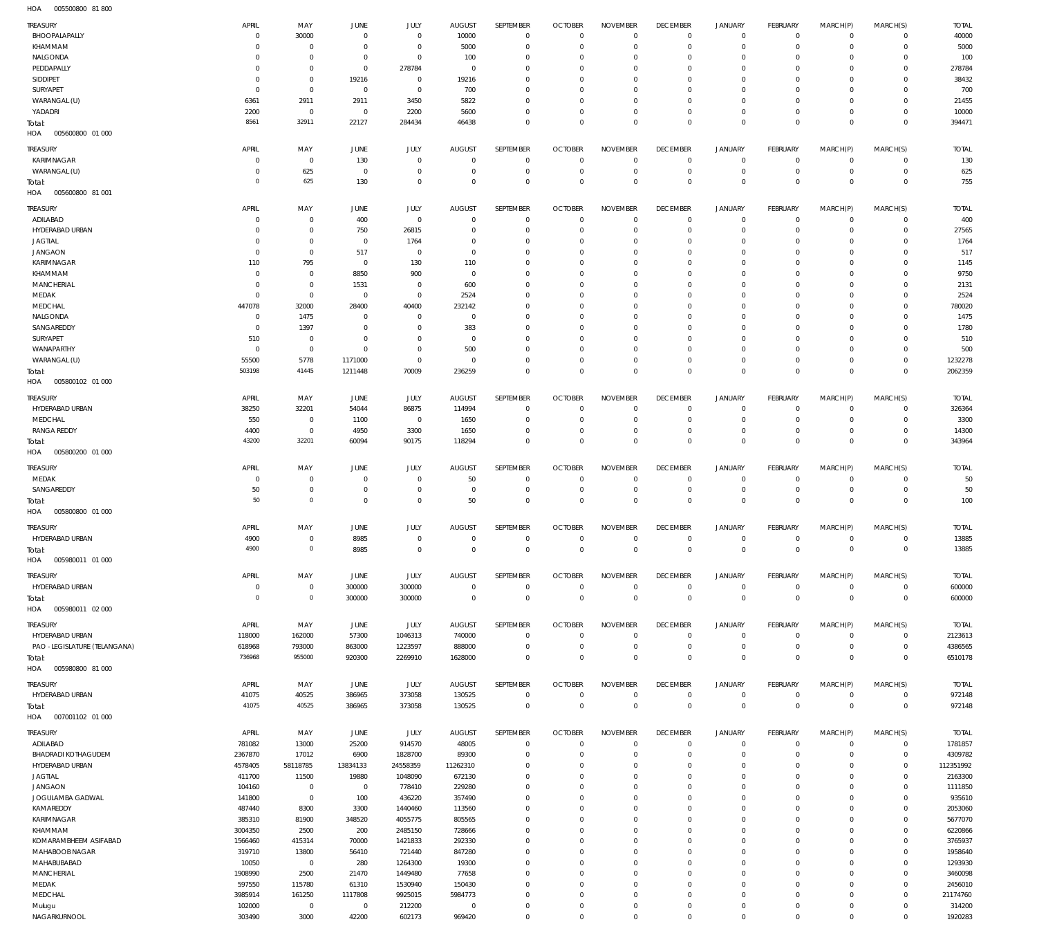HOA 005500800 81 800

| TREASURY | APRIL | MAY | JUNE | JULY | AUGUST | SEPTEMBER | OCTOBER | NOVEMBER | DECEMBER | JANUARY | FEBRUARY | MARCH(P) | MARCH(S) | TOTAL |
|---|---|---|---|---|---|---|---|---|---|---|---|---|---|---|
| BHOOPALAPALLY | 0 | 30000 | 0 | 0 | 10000 | 0 | 0 | 0 | 0 | 0 | 0 | 0 | 0 | 40000 |
| KHAMMAM | 0 | 0 | 0 | 0 | 5000 | 0 | 0 | 0 | 0 | 0 | 0 | 0 | 0 | 5000 |
| NALGONDA | 0 | 0 | 0 | 0 | 100 | 0 | 0 | 0 | 0 | 0 | 0 | 0 | 0 | 100 |
| PEDDAPALLY | 0 | 0 | 0 | 278784 | 0 | 0 | 0 | 0 | 0 | 0 | 0 | 0 | 0 | 278784 |
| SIDDIPET | 0 | 0 | 19216 | 0 | 19216 | 0 | 0 | 0 | 0 | 0 | 0 | 0 | 0 | 38432 |
| SURYAPET | 0 | 0 | 0 | 0 | 700 | 0 | 0 | 0 | 0 | 0 | 0 | 0 | 0 | 700 |
| WARANGAL (U) | 6361 | 2911 | 2911 | 3450 | 5822 | 0 | 0 | 0 | 0 | 0 | 0 | 0 | 0 | 21455 |
| YADADRI | 2200 | 0 | 0 | 2200 | 5600 | 0 | 0 | 0 | 0 | 0 | 0 | 0 | 0 | 10000 |
| Total: | 8561 | 32911 | 22127 | 284434 | 46438 | 0 | 0 | 0 | 0 | 0 | 0 | 0 | 0 | 394471 |

HOA 005600800 01 000

| TREASURY | APRIL | MAY | JUNE | JULY | AUGUST | SEPTEMBER | OCTOBER | NOVEMBER | DECEMBER | JANUARY | FEBRUARY | MARCH(P) | MARCH(S) | TOTAL |
|---|---|---|---|---|---|---|---|---|---|---|---|---|---|---|
| KARIMNAGAR | 0 | 0 | 130 | 0 | 0 | 0 | 0 | 0 | 0 | 0 | 0 | 0 | 0 | 130 |
| WARANGAL (U) | 0 | 625 | 0 | 0 | 0 | 0 | 0 | 0 | 0 | 0 | 0 | 0 | 0 | 625 |
| Total: | 0 | 625 | 130 | 0 | 0 | 0 | 0 | 0 | 0 | 0 | 0 | 0 | 0 | 755 |

HOA 005600800 81 001

| TREASURY | APRIL | MAY | JUNE | JULY | AUGUST | SEPTEMBER | OCTOBER | NOVEMBER | DECEMBER | JANUARY | FEBRUARY | MARCH(P) | MARCH(S) | TOTAL |
|---|---|---|---|---|---|---|---|---|---|---|---|---|---|---|
| ADILABAD | 0 | 0 | 400 | 0 | 0 | 0 | 0 | 0 | 0 | 0 | 0 | 0 | 0 | 400 |
| HYDERABAD URBAN | 0 | 0 | 750 | 26815 | 0 | 0 | 0 | 0 | 0 | 0 | 0 | 0 | 0 | 27565 |
| JAGTIAL | 0 | 0 | 0 | 1764 | 0 | 0 | 0 | 0 | 0 | 0 | 0 | 0 | 0 | 1764 |
| JANGAON | 0 | 0 | 517 | 0 | 0 | 0 | 0 | 0 | 0 | 0 | 0 | 0 | 0 | 517 |
| KARIMNAGAR | 110 | 795 | 0 | 130 | 110 | 0 | 0 | 0 | 0 | 0 | 0 | 0 | 0 | 1145 |
| KHAMMAM | 0 | 0 | 8850 | 900 | 0 | 0 | 0 | 0 | 0 | 0 | 0 | 0 | 0 | 9750 |
| MANCHERIAL | 0 | 0 | 1531 | 0 | 600 | 0 | 0 | 0 | 0 | 0 | 0 | 0 | 0 | 2131 |
| MEDAK | 0 | 0 | 0 | 0 | 2524 | 0 | 0 | 0 | 0 | 0 | 0 | 0 | 0 | 2524 |
| MEDCHAL | 447078 | 32000 | 28400 | 40400 | 232142 | 0 | 0 | 0 | 0 | 0 | 0 | 0 | 0 | 780020 |
| NALGONDA | 0 | 1475 | 0 | 0 | 0 | 0 | 0 | 0 | 0 | 0 | 0 | 0 | 0 | 1475 |
| SANGAREDDY | 0 | 1397 | 0 | 0 | 383 | 0 | 0 | 0 | 0 | 0 | 0 | 0 | 0 | 1780 |
| SURYAPET | 510 | 0 | 0 | 0 | 0 | 0 | 0 | 0 | 0 | 0 | 0 | 0 | 0 | 510 |
| WANAPARTHY | 0 | 0 | 0 | 0 | 500 | 0 | 0 | 0 | 0 | 0 | 0 | 0 | 0 | 500 |
| WARANGAL (U) | 55500 | 5778 | 1171000 | 0 | 0 | 0 | 0 | 0 | 0 | 0 | 0 | 0 | 0 | 1232278 |
| Total: | 503198 | 41445 | 1211448 | 70009 | 236259 | 0 | 0 | 0 | 0 | 0 | 0 | 0 | 0 | 2062359 |

HOA 005800102 01 000

| TREASURY | APRIL | MAY | JUNE | JULY | AUGUST | SEPTEMBER | OCTOBER | NOVEMBER | DECEMBER | JANUARY | FEBRUARY | MARCH(P) | MARCH(S) | TOTAL |
|---|---|---|---|---|---|---|---|---|---|---|---|---|---|---|
| HYDERABAD URBAN | 38250 | 32201 | 54044 | 86875 | 114994 | 0 | 0 | 0 | 0 | 0 | 0 | 0 | 0 | 326364 |
| MEDCHAL | 550 | 0 | 1100 | 0 | 1650 | 0 | 0 | 0 | 0 | 0 | 0 | 0 | 0 | 3300 |
| RANGA REDDY | 4400 | 0 | 4950 | 3300 | 1650 | 0 | 0 | 0 | 0 | 0 | 0 | 0 | 0 | 14300 |
| Total: | 43200 | 32201 | 60094 | 90175 | 118294 | 0 | 0 | 0 | 0 | 0 | 0 | 0 | 0 | 343964 |

HOA 005800200 01 000

| TREASURY | APRIL | MAY | JUNE | JULY | AUGUST | SEPTEMBER | OCTOBER | NOVEMBER | DECEMBER | JANUARY | FEBRUARY | MARCH(P) | MARCH(S) | TOTAL |
|---|---|---|---|---|---|---|---|---|---|---|---|---|---|---|
| MEDAK | 0 | 0 | 0 | 0 | 50 | 0 | 0 | 0 | 0 | 0 | 0 | 0 | 0 | 50 |
| SANGAREDDY | 50 | 0 | 0 | 0 | 0 | 0 | 0 | 0 | 0 | 0 | 0 | 0 | 0 | 50 |
| Total: | 50 | 0 | 0 | 0 | 50 | 0 | 0 | 0 | 0 | 0 | 0 | 0 | 0 | 100 |

HOA 005800800 01 000

| TREASURY | APRIL | MAY | JUNE | JULY | AUGUST | SEPTEMBER | OCTOBER | NOVEMBER | DECEMBER | JANUARY | FEBRUARY | MARCH(P) | MARCH(S) | TOTAL |
|---|---|---|---|---|---|---|---|---|---|---|---|---|---|---|
| HYDERABAD URBAN | 4900 | 0 | 8985 | 0 | 0 | 0 | 0 | 0 | 0 | 0 | 0 | 0 | 0 | 13885 |
| Total: | 4900 | 0 | 8985 | 0 | 0 | 0 | 0 | 0 | 0 | 0 | 0 | 0 | 0 | 13885 |

HOA 005980011 01 000

| TREASURY | APRIL | MAY | JUNE | JULY | AUGUST | SEPTEMBER | OCTOBER | NOVEMBER | DECEMBER | JANUARY | FEBRUARY | MARCH(P) | MARCH(S) | TOTAL |
|---|---|---|---|---|---|---|---|---|---|---|---|---|---|---|
| HYDERABAD URBAN | 0 | 0 | 300000 | 300000 | 0 | 0 | 0 | 0 | 0 | 0 | 0 | 0 | 0 | 600000 |
| Total: | 0 | 0 | 300000 | 300000 | 0 | 0 | 0 | 0 | 0 | 0 | 0 | 0 | 0 | 600000 |

HOA 005980011 02 000

| TREASURY | APRIL | MAY | JUNE | JULY | AUGUST | SEPTEMBER | OCTOBER | NOVEMBER | DECEMBER | JANUARY | FEBRUARY | MARCH(P) | MARCH(S) | TOTAL |
|---|---|---|---|---|---|---|---|---|---|---|---|---|---|---|
| HYDERABAD URBAN | 118000 | 162000 | 57300 | 1046313 | 740000 | 0 | 0 | 0 | 0 | 0 | 0 | 0 | 0 | 2123613 |
| PAO - LEGISLATURE (TELANGANA) | 618968 | 793000 | 863000 | 1223597 | 888000 | 0 | 0 | 0 | 0 | 0 | 0 | 0 | 0 | 4386565 |
| Total: | 736968 | 955000 | 920300 | 2269910 | 1628000 | 0 | 0 | 0 | 0 | 0 | 0 | 0 | 0 | 6510178 |

HOA 005980800 81 000

| TREASURY | APRIL | MAY | JUNE | JULY | AUGUST | SEPTEMBER | OCTOBER | NOVEMBER | DECEMBER | JANUARY | FEBRUARY | MARCH(P) | MARCH(S) | TOTAL |
|---|---|---|---|---|---|---|---|---|---|---|---|---|---|---|
| HYDERABAD URBAN | 41075 | 40525 | 386965 | 373058 | 130525 | 0 | 0 | 0 | 0 | 0 | 0 | 0 | 0 | 972148 |
| Total: | 41075 | 40525 | 386965 | 373058 | 130525 | 0 | 0 | 0 | 0 | 0 | 0 | 0 | 0 | 972148 |

HOA 007001102 01 000

| TREASURY | APRIL | MAY | JUNE | JULY | AUGUST | SEPTEMBER | OCTOBER | NOVEMBER | DECEMBER | JANUARY | FEBRUARY | MARCH(P) | MARCH(S) | TOTAL |
|---|---|---|---|---|---|---|---|---|---|---|---|---|---|---|
| ADILABAD | 781082 | 13000 | 25200 | 914570 | 48005 | 0 | 0 | 0 | 0 | 0 | 0 | 0 | 0 | 1781857 |
| BHADRADI KOTHAGUDEM | 2367870 | 17012 | 6900 | 1828700 | 89300 | 0 | 0 | 0 | 0 | 0 | 0 | 0 | 0 | 4309782 |
| HYDERABAD URBAN | 4578405 | 58118785 | 13834133 | 24558359 | 11262310 | 0 | 0 | 0 | 0 | 0 | 0 | 0 | 0 | 112351992 |
| JAGTIAL | 411700 | 11500 | 19880 | 1048090 | 672130 | 0 | 0 | 0 | 0 | 0 | 0 | 0 | 0 | 2163300 |
| JANGAON | 104160 | 0 | 0 | 778410 | 229280 | 0 | 0 | 0 | 0 | 0 | 0 | 0 | 0 | 1111850 |
| JOGULAMBA GADWAL | 141800 | 0 | 100 | 436220 | 357490 | 0 | 0 | 0 | 0 | 0 | 0 | 0 | 0 | 935610 |
| KAMAREDDY | 487440 | 8300 | 3300 | 1440460 | 113560 | 0 | 0 | 0 | 0 | 0 | 0 | 0 | 0 | 2053060 |
| KARIMNAGAR | 385310 | 81900 | 348520 | 4055775 | 805565 | 0 | 0 | 0 | 0 | 0 | 0 | 0 | 0 | 5677070 |
| KHAMMAM | 3004350 | 2500 | 200 | 2485150 | 728666 | 0 | 0 | 0 | 0 | 0 | 0 | 0 | 0 | 6220866 |
| KOMARAMBHEEM ASIFABAD | 1566460 | 415314 | 70000 | 1421833 | 292330 | 0 | 0 | 0 | 0 | 0 | 0 | 0 | 0 | 3765937 |
| MAHABOOB NAGAR | 319710 | 13800 | 56410 | 721440 | 847280 | 0 | 0 | 0 | 0 | 0 | 0 | 0 | 0 | 1958640 |
| MAHABUBABAD | 10050 | 0 | 280 | 1264300 | 19300 | 0 | 0 | 0 | 0 | 0 | 0 | 0 | 0 | 1293930 |
| MANCHERIAL | 1908990 | 2500 | 21470 | 1449480 | 77658 | 0 | 0 | 0 | 0 | 0 | 0 | 0 | 0 | 3460098 |
| MEDAK | 597550 | 115780 | 61310 | 1530940 | 150430 | 0 | 0 | 0 | 0 | 0 | 0 | 0 | 0 | 2456010 |
| MEDCHAL | 3985914 | 161250 | 1117808 | 9925015 | 5984773 | 0 | 0 | 0 | 0 | 0 | 0 | 0 | 0 | 21174760 |
| Mulugu | 102000 | 0 | 0 | 212200 | 0 | 0 | 0 | 0 | 0 | 0 | 0 | 0 | 0 | 314200 |
| NAGARKURNOOL | 303490 | 3000 | 42200 | 602173 | 969420 | 0 | 0 | 0 | 0 | 0 | 0 | 0 | 0 | 1920283 |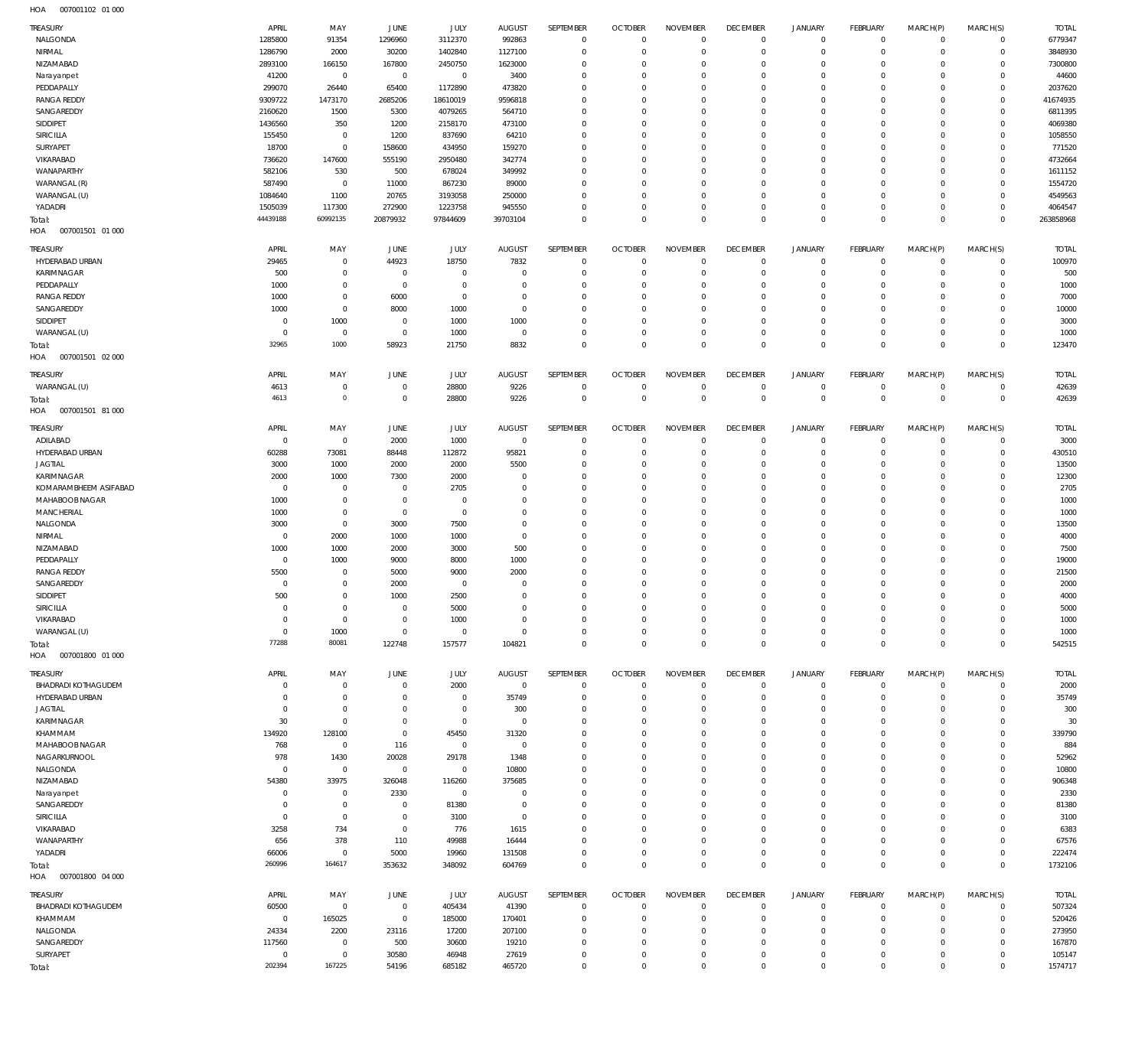HOA 007001102 01 000

| TREASURY | APRIL | MAY | JUNE | JULY | AUGUST | SEPTEMBER | OCTOBER | NOVEMBER | DECEMBER | JANUARY | FEBRUARY | MARCH(P) | MARCH(S) | TOTAL |
|---|---|---|---|---|---|---|---|---|---|---|---|---|---|---|
| NALGONDA | 1285800 | 91354 | 1296960 | 3112370 | 992863 | 0 | 0 | 0 | 0 | 0 | 0 | 0 | 0 | 6779347 |
| NIRMAL | 1286790 | 2000 | 30200 | 1402840 | 1127100 | 0 | 0 | 0 | 0 | 0 | 0 | 0 | 0 | 3848930 |
| NIZAMABAD | 2893100 | 166150 | 167800 | 2450750 | 1623000 | 0 | 0 | 0 | 0 | 0 | 0 | 0 | 0 | 7300800 |
| Narayanpet | 41200 | 0 | 0 | 0 | 3400 | 0 | 0 | 0 | 0 | 0 | 0 | 0 | 0 | 44600 |
| PEDDAPALLY | 299070 | 26440 | 65400 | 1172890 | 473820 | 0 | 0 | 0 | 0 | 0 | 0 | 0 | 0 | 2037620 |
| RANGA REDDY | 9309722 | 1473170 | 2685206 | 18610019 | 9596818 | 0 | 0 | 0 | 0 | 0 | 0 | 0 | 0 | 41674935 |
| SANGAREDDY | 2160620 | 1500 | 5300 | 4079265 | 564710 | 0 | 0 | 0 | 0 | 0 | 0 | 0 | 0 | 6811395 |
| SIDDIPET | 1436560 | 350 | 1200 | 2158170 | 473100 | 0 | 0 | 0 | 0 | 0 | 0 | 0 | 0 | 4069380 |
| SIRICILLA | 155450 | 0 | 1200 | 837690 | 64210 | 0 | 0 | 0 | 0 | 0 | 0 | 0 | 0 | 1058550 |
| SURYAPET | 18700 | 0 | 158600 | 434950 | 159270 | 0 | 0 | 0 | 0 | 0 | 0 | 0 | 0 | 771520 |
| VIKARABAD | 736620 | 147600 | 555190 | 2950480 | 342774 | 0 | 0 | 0 | 0 | 0 | 0 | 0 | 0 | 4732664 |
| WANAPARTHY | 582106 | 530 | 500 | 678024 | 349992 | 0 | 0 | 0 | 0 | 0 | 0 | 0 | 0 | 1611152 |
| WARANGAL (R) | 587490 | 0 | 11000 | 867230 | 89000 | 0 | 0 | 0 | 0 | 0 | 0 | 0 | 0 | 1554720 |
| WARANGAL (U) | 1084640 | 1100 | 20765 | 3193058 | 250000 | 0 | 0 | 0 | 0 | 0 | 0 | 0 | 0 | 4549563 |
| YADADRI | 1505039 | 117300 | 272900 | 1223758 | 945550 | 0 | 0 | 0 | 0 | 0 | 0 | 0 | 0 | 4064547 |
| Total: | 44439188 | 60992135 | 20879932 | 97844609 | 39703104 | 0 | 0 | 0 | 0 | 0 | 0 | 0 | 0 | 263858968 |

HOA 007001501 01 000

| TREASURY | APRIL | MAY | JUNE | JULY | AUGUST | SEPTEMBER | OCTOBER | NOVEMBER | DECEMBER | JANUARY | FEBRUARY | MARCH(P) | MARCH(S) | TOTAL |
|---|---|---|---|---|---|---|---|---|---|---|---|---|---|---|
| HYDERABAD URBAN | 29465 | 0 | 44923 | 18750 | 7832 | 0 | 0 | 0 | 0 | 0 | 0 | 0 | 0 | 100970 |
| KARIMNAGAR | 500 | 0 | 0 | 0 | 0 | 0 | 0 | 0 | 0 | 0 | 0 | 0 | 0 | 500 |
| PEDDAPALLY | 1000 | 0 | 0 | 0 | 0 | 0 | 0 | 0 | 0 | 0 | 0 | 0 | 0 | 1000 |
| RANGA REDDY | 1000 | 0 | 6000 | 0 | 0 | 0 | 0 | 0 | 0 | 0 | 0 | 0 | 0 | 7000 |
| SANGAREDDY | 1000 | 0 | 8000 | 1000 | 0 | 0 | 0 | 0 | 0 | 0 | 0 | 0 | 0 | 10000 |
| SIDDIPET | 0 | 1000 | 0 | 1000 | 1000 | 0 | 0 | 0 | 0 | 0 | 0 | 0 | 0 | 3000 |
| WARANGAL (U) | 0 | 0 | 0 | 1000 | 0 | 0 | 0 | 0 | 0 | 0 | 0 | 0 | 0 | 1000 |
| Total: | 32965 | 1000 | 58923 | 21750 | 8832 | 0 | 0 | 0 | 0 | 0 | 0 | 0 | 0 | 123470 |

HOA 007001501 02 000

| TREASURY | APRIL | MAY | JUNE | JULY | AUGUST | SEPTEMBER | OCTOBER | NOVEMBER | DECEMBER | JANUARY | FEBRUARY | MARCH(P) | MARCH(S) | TOTAL |
|---|---|---|---|---|---|---|---|---|---|---|---|---|---|---|
| WARANGAL (U) | 4613 | 0 | 0 | 28800 | 9226 | 0 | 0 | 0 | 0 | 0 | 0 | 0 | 0 | 42639 |
| Total: | 4613 | 0 | 0 | 28800 | 9226 | 0 | 0 | 0 | 0 | 0 | 0 | 0 | 0 | 42639 |

HOA 007001501 81 000

| TREASURY | APRIL | MAY | JUNE | JULY | AUGUST | SEPTEMBER | OCTOBER | NOVEMBER | DECEMBER | JANUARY | FEBRUARY | MARCH(P) | MARCH(S) | TOTAL |
|---|---|---|---|---|---|---|---|---|---|---|---|---|---|---|
| ADILABAD | 0 | 0 | 2000 | 1000 | 0 | 0 | 0 | 0 | 0 | 0 | 0 | 0 | 0 | 3000 |
| HYDERABAD URBAN | 60288 | 73081 | 88448 | 112872 | 95821 | 0 | 0 | 0 | 0 | 0 | 0 | 0 | 0 | 430510 |
| JAGTIAL | 3000 | 1000 | 2000 | 2000 | 5500 | 0 | 0 | 0 | 0 | 0 | 0 | 0 | 0 | 13500 |
| KARIMNAGAR | 2000 | 1000 | 7300 | 2000 | 0 | 0 | 0 | 0 | 0 | 0 | 0 | 0 | 0 | 12300 |
| KOMARAMBHEEM ASIFABAD | 0 | 0 | 0 | 2705 | 0 | 0 | 0 | 0 | 0 | 0 | 0 | 0 | 0 | 2705 |
| MAHABOOBNAGAR | 1000 | 0 | 0 | 0 | 0 | 0 | 0 | 0 | 0 | 0 | 0 | 0 | 0 | 1000 |
| MANCHERIAL | 1000 | 0 | 0 | 0 | 0 | 0 | 0 | 0 | 0 | 0 | 0 | 0 | 0 | 1000 |
| NALGONDA | 3000 | 0 | 3000 | 7500 | 0 | 0 | 0 | 0 | 0 | 0 | 0 | 0 | 0 | 13500 |
| NIRMAL | 0 | 2000 | 1000 | 1000 | 0 | 0 | 0 | 0 | 0 | 0 | 0 | 0 | 0 | 4000 |
| NIZAMABAD | 1000 | 1000 | 2000 | 3000 | 500 | 0 | 0 | 0 | 0 | 0 | 0 | 0 | 0 | 7500 |
| PEDDAPALLY | 0 | 1000 | 9000 | 8000 | 1000 | 0 | 0 | 0 | 0 | 0 | 0 | 0 | 0 | 19000 |
| RANGA REDDY | 5500 | 0 | 5000 | 9000 | 2000 | 0 | 0 | 0 | 0 | 0 | 0 | 0 | 0 | 21500 |
| SANGAREDDY | 0 | 0 | 2000 | 0 | 0 | 0 | 0 | 0 | 0 | 0 | 0 | 0 | 0 | 2000 |
| SIDDIPET | 500 | 0 | 1000 | 2500 | 0 | 0 | 0 | 0 | 0 | 0 | 0 | 0 | 0 | 4000 |
| SIRICILLA | 0 | 0 | 0 | 5000 | 0 | 0 | 0 | 0 | 0 | 0 | 0 | 0 | 0 | 5000 |
| VIKARABAD | 0 | 0 | 0 | 1000 | 0 | 0 | 0 | 0 | 0 | 0 | 0 | 0 | 0 | 1000 |
| WARANGAL (U) | 0 | 1000 | 0 | 0 | 0 | 0 | 0 | 0 | 0 | 0 | 0 | 0 | 0 | 1000 |
| Total: | 77288 | 80081 | 122748 | 157577 | 104821 | 0 | 0 | 0 | 0 | 0 | 0 | 0 | 0 | 542515 |

HOA 007001800 01 000

| TREASURY | APRIL | MAY | JUNE | JULY | AUGUST | SEPTEMBER | OCTOBER | NOVEMBER | DECEMBER | JANUARY | FEBRUARY | MARCH(P) | MARCH(S) | TOTAL |
|---|---|---|---|---|---|---|---|---|---|---|---|---|---|---|
| BHADRADI KOTHAGUDEM | 0 | 0 | 0 | 2000 | 0 | 0 | 0 | 0 | 0 | 0 | 0 | 0 | 0 | 2000 |
| HYDERABAD URBAN | 0 | 0 | 0 | 0 | 35749 | 0 | 0 | 0 | 0 | 0 | 0 | 0 | 0 | 35749 |
| JAGTIAL | 0 | 0 | 0 | 0 | 300 | 0 | 0 | 0 | 0 | 0 | 0 | 0 | 0 | 300 |
| KARIMNAGAR | 30 | 0 | 0 | 0 | 0 | 0 | 0 | 0 | 0 | 0 | 0 | 0 | 0 | 30 |
| KHAMMAM | 134920 | 128100 | 0 | 45450 | 31320 | 0 | 0 | 0 | 0 | 0 | 0 | 0 | 0 | 339790 |
| MAHABOOBNAGAR | 768 | 0 | 116 | 0 | 0 | 0 | 0 | 0 | 0 | 0 | 0 | 0 | 0 | 884 |
| NAGARKURNOOL | 978 | 1430 | 20028 | 29178 | 1348 | 0 | 0 | 0 | 0 | 0 | 0 | 0 | 0 | 52962 |
| NALGONDA | 0 | 0 | 0 | 0 | 10800 | 0 | 0 | 0 | 0 | 0 | 0 | 0 | 0 | 10800 |
| NIZAMABAD | 54380 | 33975 | 326048 | 116260 | 375685 | 0 | 0 | 0 | 0 | 0 | 0 | 0 | 0 | 906348 |
| Narayanpet | 0 | 0 | 2330 | 0 | 0 | 0 | 0 | 0 | 0 | 0 | 0 | 0 | 0 | 2330 |
| SANGAREDDY | 0 | 0 | 0 | 81380 | 0 | 0 | 0 | 0 | 0 | 0 | 0 | 0 | 0 | 81380 |
| SIRICILLA | 0 | 0 | 0 | 3100 | 0 | 0 | 0 | 0 | 0 | 0 | 0 | 0 | 0 | 3100 |
| VIKARABAD | 3258 | 734 | 0 | 776 | 1615 | 0 | 0 | 0 | 0 | 0 | 0 | 0 | 0 | 6383 |
| WANAPARTHY | 656 | 378 | 110 | 49988 | 16444 | 0 | 0 | 0 | 0 | 0 | 0 | 0 | 0 | 67576 |
| YADADRI | 66006 | 0 | 5000 | 19960 | 131508 | 0 | 0 | 0 | 0 | 0 | 0 | 0 | 0 | 222474 |
| Total: | 260996 | 164617 | 353632 | 348092 | 604769 | 0 | 0 | 0 | 0 | 0 | 0 | 0 | 0 | 1732106 |

HOA 007001800 04 000

| TREASURY | APRIL | MAY | JUNE | JULY | AUGUST | SEPTEMBER | OCTOBER | NOVEMBER | DECEMBER | JANUARY | FEBRUARY | MARCH(P) | MARCH(S) | TOTAL |
|---|---|---|---|---|---|---|---|---|---|---|---|---|---|---|
| BHADRADI KOTHAGUDEM | 60500 | 0 | 0 | 405434 | 41390 | 0 | 0 | 0 | 0 | 0 | 0 | 0 | 0 | 507324 |
| KHAMMAM | 0 | 165025 | 0 | 185000 | 170401 | 0 | 0 | 0 | 0 | 0 | 0 | 0 | 0 | 520426 |
| NALGONDA | 24334 | 2200 | 23116 | 17200 | 207100 | 0 | 0 | 0 | 0 | 0 | 0 | 0 | 0 | 273950 |
| SANGAREDDY | 117560 | 0 | 500 | 30600 | 19210 | 0 | 0 | 0 | 0 | 0 | 0 | 0 | 0 | 167870 |
| SURYAPET | 0 | 0 | 30580 | 46948 | 27619 | 0 | 0 | 0 | 0 | 0 | 0 | 0 | 0 | 105147 |
| Total: | 202394 | 167225 | 54196 | 685182 | 465720 | 0 | 0 | 0 | 0 | 0 | 0 | 0 | 0 | 1574717 |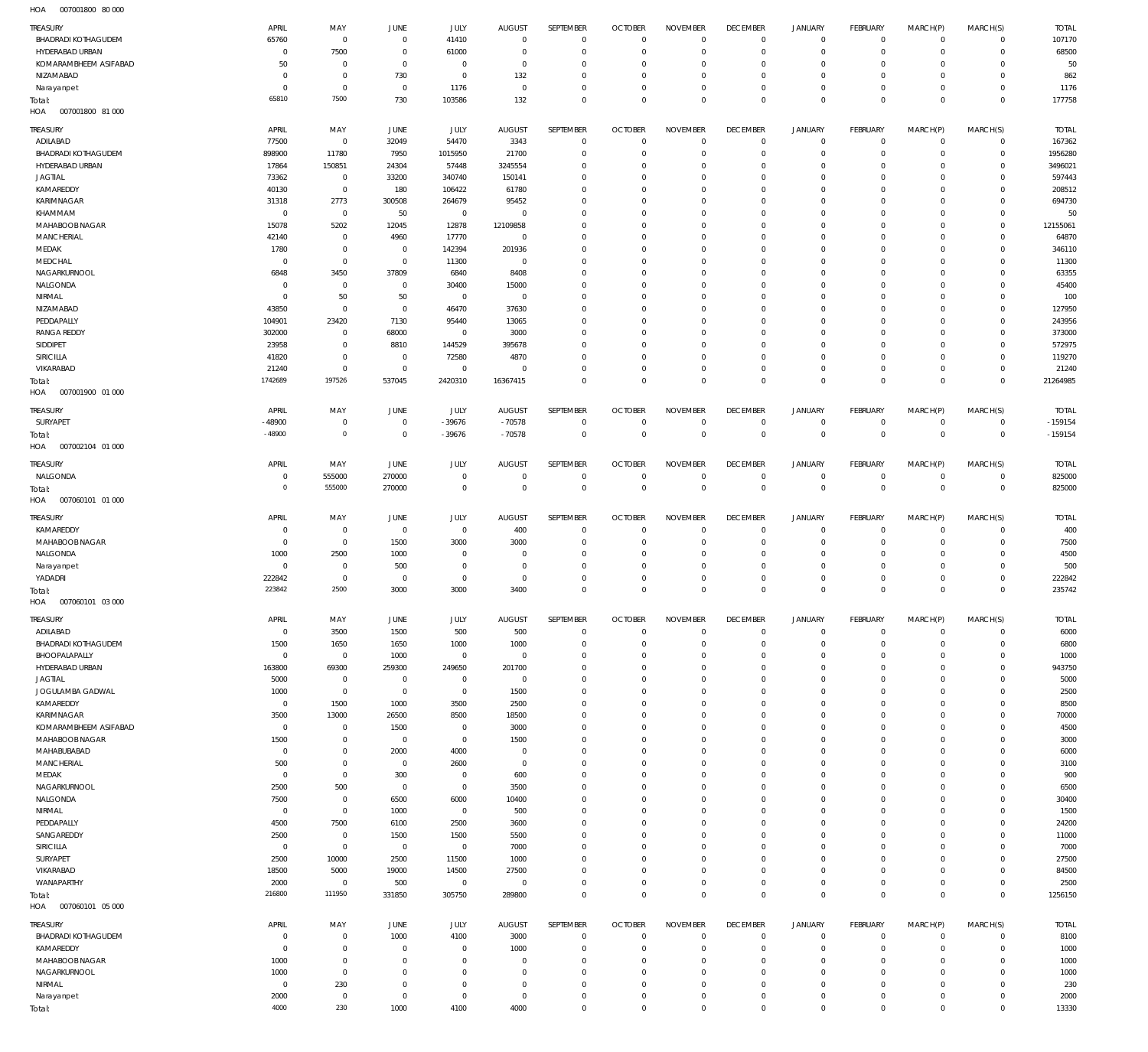HOA 007001800 80 000

| TREASURY | APRIL | MAY | JUNE | JULY | AUGUST | SEPTEMBER | OCTOBER | NOVEMBER | DECEMBER | JANUARY | FEBRUARY | MARCH(P) | MARCH(S) | TOTAL |
|---|---|---|---|---|---|---|---|---|---|---|---|---|---|---|
| BHADRADI KOTHAGUDEM | 65760 | 0 | 0 | 41410 | 0 | 0 | 0 | 0 | 0 | 0 | 0 | 0 | 0 | 107170 |
| HYDERABAD URBAN | 0 | 7500 | 0 | 61000 | 0 | 0 | 0 | 0 | 0 | 0 | 0 | 0 | 0 | 68500 |
| KOMARAMBHEEM ASIFABAD | 50 | 0 | 0 | 0 | 0 | 0 | 0 | 0 | 0 | 0 | 0 | 0 | 0 | 50 |
| NIZAMABAD | 0 | 0 | 730 | 0 | 132 | 0 | 0 | 0 | 0 | 0 | 0 | 0 | 0 | 862 |
| Narayanpet | 0 | 0 | 0 | 1176 | 0 | 0 | 0 | 0 | 0 | 0 | 0 | 0 | 0 | 1176 |
| Total: | 65810 | 7500 | 730 | 103586 | 132 | 0 | 0 | 0 | 0 | 0 | 0 | 0 | 0 | 177758 |

HOA 007001800 81 000

| TREASURY | APRIL | MAY | JUNE | JULY | AUGUST | SEPTEMBER | OCTOBER | NOVEMBER | DECEMBER | JANUARY | FEBRUARY | MARCH(P) | MARCH(S) | TOTAL |
|---|---|---|---|---|---|---|---|---|---|---|---|---|---|---|
| ADILABAD | 77500 | 0 | 32049 | 54470 | 3343 | 0 | 0 | 0 | 0 | 0 | 0 | 0 | 0 | 167362 |
| BHADRADI KOTHAGUDEM | 898900 | 11780 | 7950 | 1015950 | 21700 | 0 | 0 | 0 | 0 | 0 | 0 | 0 | 0 | 1956280 |
| HYDERABAD URBAN | 17864 | 150851 | 24304 | 57448 | 3245554 | 0 | 0 | 0 | 0 | 0 | 0 | 0 | 0 | 3496021 |
| JAGTIAL | 73362 | 0 | 33200 | 340740 | 150141 | 0 | 0 | 0 | 0 | 0 | 0 | 0 | 0 | 597443 |
| KAMAREDDY | 40130 | 0 | 180 | 106422 | 61780 | 0 | 0 | 0 | 0 | 0 | 0 | 0 | 0 | 208512 |
| KARIMNAGAR | 31318 | 2773 | 300508 | 264679 | 95452 | 0 | 0 | 0 | 0 | 0 | 0 | 0 | 0 | 694730 |
| KHAMMAM | 0 | 0 | 50 | 0 | 0 | 0 | 0 | 0 | 0 | 0 | 0 | 0 | 0 | 50 |
| MAHABOOB NAGAR | 15078 | 5202 | 12045 | 12878 | 12109858 | 0 | 0 | 0 | 0 | 0 | 0 | 0 | 0 | 12155061 |
| MANCHERIAL | 42140 | 0 | 4960 | 17770 | 0 | 0 | 0 | 0 | 0 | 0 | 0 | 0 | 0 | 64870 |
| MEDAK | 1780 | 0 | 0 | 142394 | 201936 | 0 | 0 | 0 | 0 | 0 | 0 | 0 | 0 | 346110 |
| MEDCHAL | 0 | 0 | 0 | 11300 | 0 | 0 | 0 | 0 | 0 | 0 | 0 | 0 | 0 | 11300 |
| NAGARKURNOOL | 6848 | 3450 | 37809 | 6840 | 8408 | 0 | 0 | 0 | 0 | 0 | 0 | 0 | 0 | 63355 |
| NALGONDA | 0 | 0 | 0 | 30400 | 15000 | 0 | 0 | 0 | 0 | 0 | 0 | 0 | 0 | 45400 |
| NIRMAL | 0 | 50 | 50 | 0 | 0 | 0 | 0 | 0 | 0 | 0 | 0 | 0 | 0 | 100 |
| NIZAMABAD | 43850 | 0 | 0 | 46470 | 37630 | 0 | 0 | 0 | 0 | 0 | 0 | 0 | 0 | 127950 |
| PEDDAPALLY | 104901 | 23420 | 7130 | 95440 | 13065 | 0 | 0 | 0 | 0 | 0 | 0 | 0 | 0 | 243956 |
| RANGA REDDY | 302000 | 0 | 68000 | 0 | 3000 | 0 | 0 | 0 | 0 | 0 | 0 | 0 | 0 | 373000 |
| SIDDIPET | 23958 | 0 | 8810 | 144529 | 395678 | 0 | 0 | 0 | 0 | 0 | 0 | 0 | 0 | 572975 |
| SIRICILLA | 41820 | 0 | 0 | 72580 | 4870 | 0 | 0 | 0 | 0 | 0 | 0 | 0 | 0 | 119270 |
| VIKARABAD | 21240 | 0 | 0 | 0 | 0 | 0 | 0 | 0 | 0 | 0 | 0 | 0 | 0 | 21240 |
| Total: | 1742689 | 197526 | 537045 | 2420310 | 16367415 | 0 | 0 | 0 | 0 | 0 | 0 | 0 | 0 | 21264985 |

HOA 007001900 01 000

| TREASURY | APRIL | MAY | JUNE | JULY | AUGUST | SEPTEMBER | OCTOBER | NOVEMBER | DECEMBER | JANUARY | FEBRUARY | MARCH(P) | MARCH(S) | TOTAL |
|---|---|---|---|---|---|---|---|---|---|---|---|---|---|---|
| SURYAPET | -48900 | 0 | 0 | -39676 | -70578 | 0 | 0 | 0 | 0 | 0 | 0 | 0 | 0 | -159154 |
| Total: | -48900 | 0 | 0 | -39676 | -70578 | 0 | 0 | 0 | 0 | 0 | 0 | 0 | 0 | -159154 |

HOA 007002104 01 000

| TREASURY | APRIL | MAY | JUNE | JULY | AUGUST | SEPTEMBER | OCTOBER | NOVEMBER | DECEMBER | JANUARY | FEBRUARY | MARCH(P) | MARCH(S) | TOTAL |
|---|---|---|---|---|---|---|---|---|---|---|---|---|---|---|
| NALGONDA | 0 | 555000 | 270000 | 0 | 0 | 0 | 0 | 0 | 0 | 0 | 0 | 0 | 0 | 825000 |
| Total: | 0 | 555000 | 270000 | 0 | 0 | 0 | 0 | 0 | 0 | 0 | 0 | 0 | 0 | 825000 |

HOA 007060101 01 000

| TREASURY | APRIL | MAY | JUNE | JULY | AUGUST | SEPTEMBER | OCTOBER | NOVEMBER | DECEMBER | JANUARY | FEBRUARY | MARCH(P) | MARCH(S) | TOTAL |
|---|---|---|---|---|---|---|---|---|---|---|---|---|---|---|
| KAMAREDDY | 0 | 0 | 0 | 0 | 400 | 0 | 0 | 0 | 0 | 0 | 0 | 0 | 0 | 400 |
| MAHABOOB NAGAR | 0 | 0 | 1500 | 3000 | 3000 | 0 | 0 | 0 | 0 | 0 | 0 | 0 | 0 | 7500 |
| NALGONDA | 1000 | 2500 | 1000 | 0 | 0 | 0 | 0 | 0 | 0 | 0 | 0 | 0 | 0 | 4500 |
| Narayanpet | 0 | 0 | 500 | 0 | 0 | 0 | 0 | 0 | 0 | 0 | 0 | 0 | 0 | 500 |
| YADADRI | 222842 | 0 | 0 | 0 | 0 | 0 | 0 | 0 | 0 | 0 | 0 | 0 | 0 | 222842 |
| Total: | 223842 | 2500 | 3000 | 3000 | 3400 | 0 | 0 | 0 | 0 | 0 | 0 | 0 | 0 | 235742 |

HOA 007060101 03 000

| TREASURY | APRIL | MAY | JUNE | JULY | AUGUST | SEPTEMBER | OCTOBER | NOVEMBER | DECEMBER | JANUARY | FEBRUARY | MARCH(P) | MARCH(S) | TOTAL |
|---|---|---|---|---|---|---|---|---|---|---|---|---|---|---|
| ADILABAD | 0 | 3500 | 1500 | 500 | 500 | 0 | 0 | 0 | 0 | 0 | 0 | 0 | 0 | 6000 |
| BHADRADI KOTHAGUDEM | 1500 | 1650 | 1650 | 1000 | 1000 | 0 | 0 | 0 | 0 | 0 | 0 | 0 | 0 | 6800 |
| BHOOPALAPALLY | 0 | 0 | 1000 | 0 | 0 | 0 | 0 | 0 | 0 | 0 | 0 | 0 | 0 | 1000 |
| HYDERABAD URBAN | 163800 | 69300 | 259300 | 249650 | 201700 | 0 | 0 | 0 | 0 | 0 | 0 | 0 | 0 | 943750 |
| JAGTIAL | 5000 | 0 | 0 | 0 | 0 | 0 | 0 | 0 | 0 | 0 | 0 | 0 | 0 | 5000 |
| JOGULAMBA GADWAL | 1000 | 0 | 0 | 0 | 1500 | 0 | 0 | 0 | 0 | 0 | 0 | 0 | 0 | 2500 |
| KAMAREDDY | 0 | 1500 | 1000 | 3500 | 2500 | 0 | 0 | 0 | 0 | 0 | 0 | 0 | 0 | 8500 |
| KARIMNAGAR | 3500 | 13000 | 26500 | 8500 | 18500 | 0 | 0 | 0 | 0 | 0 | 0 | 0 | 0 | 70000 |
| KOMARAMBHEEM ASIFABAD | 0 | 0 | 1500 | 0 | 3000 | 0 | 0 | 0 | 0 | 0 | 0 | 0 | 0 | 4500 |
| MAHABOOB NAGAR | 1500 | 0 | 0 | 0 | 1500 | 0 | 0 | 0 | 0 | 0 | 0 | 0 | 0 | 3000 |
| MAHABUBABAD | 0 | 0 | 2000 | 4000 | 0 | 0 | 0 | 0 | 0 | 0 | 0 | 0 | 0 | 6000 |
| MANCHERIAL | 500 | 0 | 0 | 2600 | 0 | 0 | 0 | 0 | 0 | 0 | 0 | 0 | 0 | 3100 |
| MEDAK | 0 | 0 | 300 | 0 | 600 | 0 | 0 | 0 | 0 | 0 | 0 | 0 | 0 | 900 |
| NAGARKURNOOL | 2500 | 500 | 0 | 0 | 3500 | 0 | 0 | 0 | 0 | 0 | 0 | 0 | 0 | 6500 |
| NALGONDA | 7500 | 0 | 6500 | 6000 | 10400 | 0 | 0 | 0 | 0 | 0 | 0 | 0 | 0 | 30400 |
| NIRMAL | 0 | 0 | 1000 | 0 | 500 | 0 | 0 | 0 | 0 | 0 | 0 | 0 | 0 | 1500 |
| PEDDAPALLY | 4500 | 7500 | 6100 | 2500 | 3600 | 0 | 0 | 0 | 0 | 0 | 0 | 0 | 0 | 24200 |
| SANGAREDDY | 2500 | 0 | 1500 | 1500 | 5500 | 0 | 0 | 0 | 0 | 0 | 0 | 0 | 0 | 11000 |
| SIRICILLA | 0 | 0 | 0 | 0 | 7000 | 0 | 0 | 0 | 0 | 0 | 0 | 0 | 0 | 7000 |
| SURYAPET | 2500 | 10000 | 2500 | 11500 | 1000 | 0 | 0 | 0 | 0 | 0 | 0 | 0 | 0 | 27500 |
| VIKARABAD | 18500 | 5000 | 19000 | 14500 | 27500 | 0 | 0 | 0 | 0 | 0 | 0 | 0 | 0 | 84500 |
| WANAPARTHY | 2000 | 0 | 500 | 0 | 0 | 0 | 0 | 0 | 0 | 0 | 0 | 0 | 0 | 2500 |
| Total: | 216800 | 111950 | 331850 | 305750 | 289800 | 0 | 0 | 0 | 0 | 0 | 0 | 0 | 0 | 1256150 |

HOA 007060101 05 000

| TREASURY | APRIL | MAY | JUNE | JULY | AUGUST | SEPTEMBER | OCTOBER | NOVEMBER | DECEMBER | JANUARY | FEBRUARY | MARCH(P) | MARCH(S) | TOTAL |
|---|---|---|---|---|---|---|---|---|---|---|---|---|---|---|
| BHADRADI KOTHAGUDEM | 0 | 0 | 1000 | 4100 | 3000 | 0 | 0 | 0 | 0 | 0 | 0 | 0 | 0 | 8100 |
| KAMAREDDY | 0 | 0 | 0 | 0 | 1000 | 0 | 0 | 0 | 0 | 0 | 0 | 0 | 0 | 1000 |
| MAHABOOB NAGAR | 1000 | 0 | 0 | 0 | 0 | 0 | 0 | 0 | 0 | 0 | 0 | 0 | 0 | 1000 |
| NAGARKURNOOL | 1000 | 0 | 0 | 0 | 0 | 0 | 0 | 0 | 0 | 0 | 0 | 0 | 0 | 1000 |
| NIRMAL | 0 | 230 | 0 | 0 | 0 | 0 | 0 | 0 | 0 | 0 | 0 | 0 | 0 | 230 |
| Narayanpet | 2000 | 0 | 0 | 0 | 0 | 0 | 0 | 0 | 0 | 0 | 0 | 0 | 0 | 2000 |
| Total: | 4000 | 230 | 1000 | 4100 | 4000 | 0 | 0 | 0 | 0 | 0 | 0 | 0 | 0 | 13330 |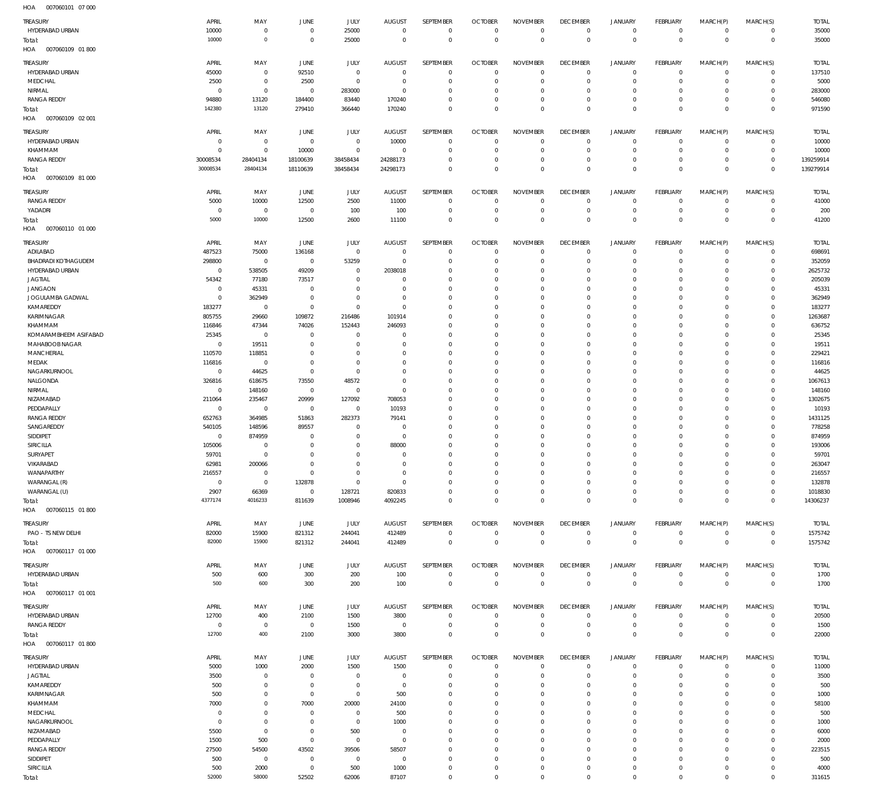HOA 007060101 07 000

| TREASURY | APRIL | MAY | JUNE | JULY | AUGUST | SEPTEMBER | OCTOBER | NOVEMBER | DECEMBER | JANUARY | FEBRUARY | MARCH(P) | MARCH(S) | TOTAL |
|---|---|---|---|---|---|---|---|---|---|---|---|---|---|---|
| HYDERABAD URBAN | 10000 | 0 | 0 | 25000 | 0 | 0 | 0 | 0 | 0 | 0 | 0 | 0 | 0 | 35000 |
| Total: | 10000 | 0 | 0 | 25000 | 0 | 0 | 0 | 0 | 0 | 0 | 0 | 0 | 0 | 35000 |

HOA 007060109 01 800

| TREASURY | APRIL | MAY | JUNE | JULY | AUGUST | SEPTEMBER | OCTOBER | NOVEMBER | DECEMBER | JANUARY | FEBRUARY | MARCH(P) | MARCH(S) | TOTAL |
|---|---|---|---|---|---|---|---|---|---|---|---|---|---|---|
| HYDERABAD URBAN | 45000 | 0 | 92510 | 0 | 0 | 0 | 0 | 0 | 0 | 0 | 0 | 0 | 0 | 137510 |
| MEDCHAL | 2500 | 0 | 2500 | 0 | 0 | 0 | 0 | 0 | 0 | 0 | 0 | 0 | 0 | 5000 |
| NIRMAL | 0 | 0 | 0 | 283000 | 0 | 0 | 0 | 0 | 0 | 0 | 0 | 0 | 0 | 283000 |
| RANGA REDDY | 94880 | 13120 | 184400 | 83440 | 170240 | 0 | 0 | 0 | 0 | 0 | 0 | 0 | 0 | 546080 |
| Total: | 142380 | 13120 | 279410 | 366440 | 170240 | 0 | 0 | 0 | 0 | 0 | 0 | 0 | 0 | 971590 |

HOA 007060109 02 001

| TREASURY | APRIL | MAY | JUNE | JULY | AUGUST | SEPTEMBER | OCTOBER | NOVEMBER | DECEMBER | JANUARY | FEBRUARY | MARCH(P) | MARCH(S) | TOTAL |
|---|---|---|---|---|---|---|---|---|---|---|---|---|---|---|
| HYDERABAD URBAN | 0 | 0 | 0 | 0 | 10000 | 0 | 0 | 0 | 0 | 0 | 0 | 0 | 0 | 10000 |
| KHAMMAM | 0 | 0 | 10000 | 0 | 0 | 0 | 0 | 0 | 0 | 0 | 0 | 0 | 0 | 10000 |
| RANGA REDDY | 30008534 | 28404134 | 18100639 | 38458434 | 24288173 | 0 | 0 | 0 | 0 | 0 | 0 | 0 | 0 | 139259914 |
| Total: | 30008534 | 28404134 | 18110639 | 38458434 | 24298173 | 0 | 0 | 0 | 0 | 0 | 0 | 0 | 0 | 139279914 |

HOA 007060109 81 000

| TREASURY | APRIL | MAY | JUNE | JULY | AUGUST | SEPTEMBER | OCTOBER | NOVEMBER | DECEMBER | JANUARY | FEBRUARY | MARCH(P) | MARCH(S) | TOTAL |
|---|---|---|---|---|---|---|---|---|---|---|---|---|---|---|
| RANGA REDDY | 5000 | 10000 | 12500 | 2500 | 11000 | 0 | 0 | 0 | 0 | 0 | 0 | 0 | 0 | 41000 |
| YADADRI | 0 | 0 | 0 | 100 | 100 | 0 | 0 | 0 | 0 | 0 | 0 | 0 | 0 | 200 |
| Total: | 5000 | 10000 | 12500 | 2600 | 11100 | 0 | 0 | 0 | 0 | 0 | 0 | 0 | 0 | 41200 |

HOA 007060110 01 000

| TREASURY | APRIL | MAY | JUNE | JULY | AUGUST | SEPTEMBER | OCTOBER | NOVEMBER | DECEMBER | JANUARY | FEBRUARY | MARCH(P) | MARCH(S) | TOTAL |
|---|---|---|---|---|---|---|---|---|---|---|---|---|---|---|
| ADILABAD | 487523 | 75000 | 136168 | 0 | 0 | 0 | 0 | 0 | 0 | 0 | 0 | 0 | 0 | 698691 |
| BHADRADI KOTHAGUDEM | 298800 | 0 | 0 | 53259 | 0 | 0 | 0 | 0 | 0 | 0 | 0 | 0 | 0 | 352059 |
| HYDERABAD URBAN | 0 | 538505 | 49209 | 0 | 2038018 | 0 | 0 | 0 | 0 | 0 | 0 | 0 | 0 | 2625732 |
| JAGTIAL | 54342 | 77180 | 73517 | 0 | 0 | 0 | 0 | 0 | 0 | 0 | 0 | 0 | 0 | 205039 |
| JANGAON | 0 | 45331 | 0 | 0 | 0 | 0 | 0 | 0 | 0 | 0 | 0 | 0 | 0 | 45331 |
| JOGULAMBA GADWAL | 0 | 362949 | 0 | 0 | 0 | 0 | 0 | 0 | 0 | 0 | 0 | 0 | 0 | 362949 |
| KAMAREDDY | 183277 | 0 | 0 | 0 | 0 | 0 | 0 | 0 | 0 | 0 | 0 | 0 | 0 | 183277 |
| KARIMNAGAR | 805755 | 29660 | 109872 | 216486 | 101914 | 0 | 0 | 0 | 0 | 0 | 0 | 0 | 0 | 1263687 |
| KHAMMAM | 116846 | 47344 | 74026 | 152443 | 246093 | 0 | 0 | 0 | 0 | 0 | 0 | 0 | 0 | 636752 |
| KOMARAMBHEEM ASIFABAD | 25345 | 0 | 0 | 0 | 0 | 0 | 0 | 0 | 0 | 0 | 0 | 0 | 0 | 25345 |
| MAHABOOBNAGAR | 0 | 19511 | 0 | 0 | 0 | 0 | 0 | 0 | 0 | 0 | 0 | 0 | 0 | 19511 |
| MANCHERIAL | 110570 | 118851 | 0 | 0 | 0 | 0 | 0 | 0 | 0 | 0 | 0 | 0 | 0 | 229421 |
| MEDAK | 116816 | 0 | 0 | 0 | 0 | 0 | 0 | 0 | 0 | 0 | 0 | 0 | 0 | 116816 |
| NAGARKURNOOL | 0 | 44625 | 0 | 0 | 0 | 0 | 0 | 0 | 0 | 0 | 0 | 0 | 0 | 44625 |
| NALGONDA | 326816 | 618675 | 73550 | 48572 | 0 | 0 | 0 | 0 | 0 | 0 | 0 | 0 | 0 | 1067613 |
| NIRMAL | 0 | 148160 | 0 | 0 | 0 | 0 | 0 | 0 | 0 | 0 | 0 | 0 | 0 | 148160 |
| NIZAMABAD | 211064 | 235467 | 20999 | 127092 | 708053 | 0 | 0 | 0 | 0 | 0 | 0 | 0 | 0 | 1302675 |
| PEDDAPALLY | 0 | 0 | 0 | 0 | 10193 | 0 | 0 | 0 | 0 | 0 | 0 | 0 | 0 | 10193 |
| RANGA REDDY | 652763 | 364985 | 51863 | 282373 | 79141 | 0 | 0 | 0 | 0 | 0 | 0 | 0 | 0 | 1431125 |
| SANGAREDDY | 540105 | 148596 | 89557 | 0 | 0 | 0 | 0 | 0 | 0 | 0 | 0 | 0 | 0 | 778258 |
| SIDDIPET | 0 | 874959 | 0 | 0 | 0 | 0 | 0 | 0 | 0 | 0 | 0 | 0 | 0 | 874959 |
| SIRICILLA | 105006 | 0 | 0 | 0 | 88000 | 0 | 0 | 0 | 0 | 0 | 0 | 0 | 0 | 193006 |
| SURYAPET | 59701 | 0 | 0 | 0 | 0 | 0 | 0 | 0 | 0 | 0 | 0 | 0 | 0 | 59701 |
| VIKARABAD | 62981 | 200066 | 0 | 0 | 0 | 0 | 0 | 0 | 0 | 0 | 0 | 0 | 0 | 263047 |
| WANAPARTHY | 216557 | 0 | 0 | 0 | 0 | 0 | 0 | 0 | 0 | 0 | 0 | 0 | 0 | 216557 |
| WARANGAL (R) | 0 | 0 | 132878 | 0 | 0 | 0 | 0 | 0 | 0 | 0 | 0 | 0 | 0 | 132878 |
| WARANGAL (U) | 2907 | 66369 | 0 | 128721 | 820833 | 0 | 0 | 0 | 0 | 0 | 0 | 0 | 0 | 1018830 |
| Total: | 4377174 | 4016233 | 811639 | 1008946 | 4092245 | 0 | 0 | 0 | 0 | 0 | 0 | 0 | 0 | 14306237 |

HOA 007060115 01 800

| TREASURY | APRIL | MAY | JUNE | JULY | AUGUST | SEPTEMBER | OCTOBER | NOVEMBER | DECEMBER | JANUARY | FEBRUARY | MARCH(P) | MARCH(S) | TOTAL |
|---|---|---|---|---|---|---|---|---|---|---|---|---|---|---|
| PAO - TS NEW DELHI | 82000 | 15900 | 821312 | 244041 | 412489 | 0 | 0 | 0 | 0 | 0 | 0 | 0 | 0 | 1575742 |
| Total: | 82000 | 15900 | 821312 | 244041 | 412489 | 0 | 0 | 0 | 0 | 0 | 0 | 0 | 0 | 1575742 |

HOA 007060117 01 000

| TREASURY | APRIL | MAY | JUNE | JULY | AUGUST | SEPTEMBER | OCTOBER | NOVEMBER | DECEMBER | JANUARY | FEBRUARY | MARCH(P) | MARCH(S) | TOTAL |
|---|---|---|---|---|---|---|---|---|---|---|---|---|---|---|
| HYDERABAD URBAN | 500 | 600 | 300 | 200 | 100 | 0 | 0 | 0 | 0 | 0 | 0 | 0 | 0 | 1700 |
| Total: | 500 | 600 | 300 | 200 | 100 | 0 | 0 | 0 | 0 | 0 | 0 | 0 | 0 | 1700 |

HOA 007060117 01 001

| TREASURY | APRIL | MAY | JUNE | JULY | AUGUST | SEPTEMBER | OCTOBER | NOVEMBER | DECEMBER | JANUARY | FEBRUARY | MARCH(P) | MARCH(S) | TOTAL |
|---|---|---|---|---|---|---|---|---|---|---|---|---|---|---|
| HYDERABAD URBAN | 12700 | 400 | 2100 | 1500 | 3800 | 0 | 0 | 0 | 0 | 0 | 0 | 0 | 0 | 20500 |
| RANGA REDDY | 0 | 0 | 0 | 1500 | 0 | 0 | 0 | 0 | 0 | 0 | 0 | 0 | 0 | 1500 |
| Total: | 12700 | 400 | 2100 | 3000 | 3800 | 0 | 0 | 0 | 0 | 0 | 0 | 0 | 0 | 22000 |

HOA 007060117 01 800

| TREASURY | APRIL | MAY | JUNE | JULY | AUGUST | SEPTEMBER | OCTOBER | NOVEMBER | DECEMBER | JANUARY | FEBRUARY | MARCH(P) | MARCH(S) | TOTAL |
|---|---|---|---|---|---|---|---|---|---|---|---|---|---|---|
| HYDERABAD URBAN | 5000 | 1000 | 2000 | 1500 | 1500 | 0 | 0 | 0 | 0 | 0 | 0 | 0 | 0 | 11000 |
| JAGTIAL | 3500 | 0 | 0 | 0 | 0 | 0 | 0 | 0 | 0 | 0 | 0 | 0 | 0 | 3500 |
| KAMAREDDY | 500 | 0 | 0 | 0 | 0 | 0 | 0 | 0 | 0 | 0 | 0 | 0 | 0 | 500 |
| KARIMNAGAR | 500 | 0 | 0 | 0 | 500 | 0 | 0 | 0 | 0 | 0 | 0 | 0 | 0 | 1000 |
| KHAMMAM | 7000 | 0 | 7000 | 20000 | 24100 | 0 | 0 | 0 | 0 | 0 | 0 | 0 | 0 | 58100 |
| MEDCHAL | 0 | 0 | 0 | 0 | 500 | 0 | 0 | 0 | 0 | 0 | 0 | 0 | 0 | 500 |
| NAGARKURNOOL | 0 | 0 | 0 | 0 | 1000 | 0 | 0 | 0 | 0 | 0 | 0 | 0 | 0 | 1000 |
| NIZAMABAD | 5500 | 0 | 0 | 500 | 0 | 0 | 0 | 0 | 0 | 0 | 0 | 0 | 0 | 6000 |
| PEDDAPALLY | 1500 | 500 | 0 | 0 | 0 | 0 | 0 | 0 | 0 | 0 | 0 | 0 | 0 | 2000 |
| RANGA REDDY | 27500 | 54500 | 43502 | 39506 | 58507 | 0 | 0 | 0 | 0 | 0 | 0 | 0 | 0 | 223515 |
| SIDDIPET | 500 | 0 | 0 | 0 | 0 | 0 | 0 | 0 | 0 | 0 | 0 | 0 | 0 | 500 |
| SIRICILLA | 500 | 2000 | 0 | 500 | 1000 | 0 | 0 | 0 | 0 | 0 | 0 | 0 | 0 | 4000 |
| Total: | 52000 | 58000 | 52502 | 62006 | 87107 | 0 | 0 | 0 | 0 | 0 | 0 | 0 | 0 | 311615 |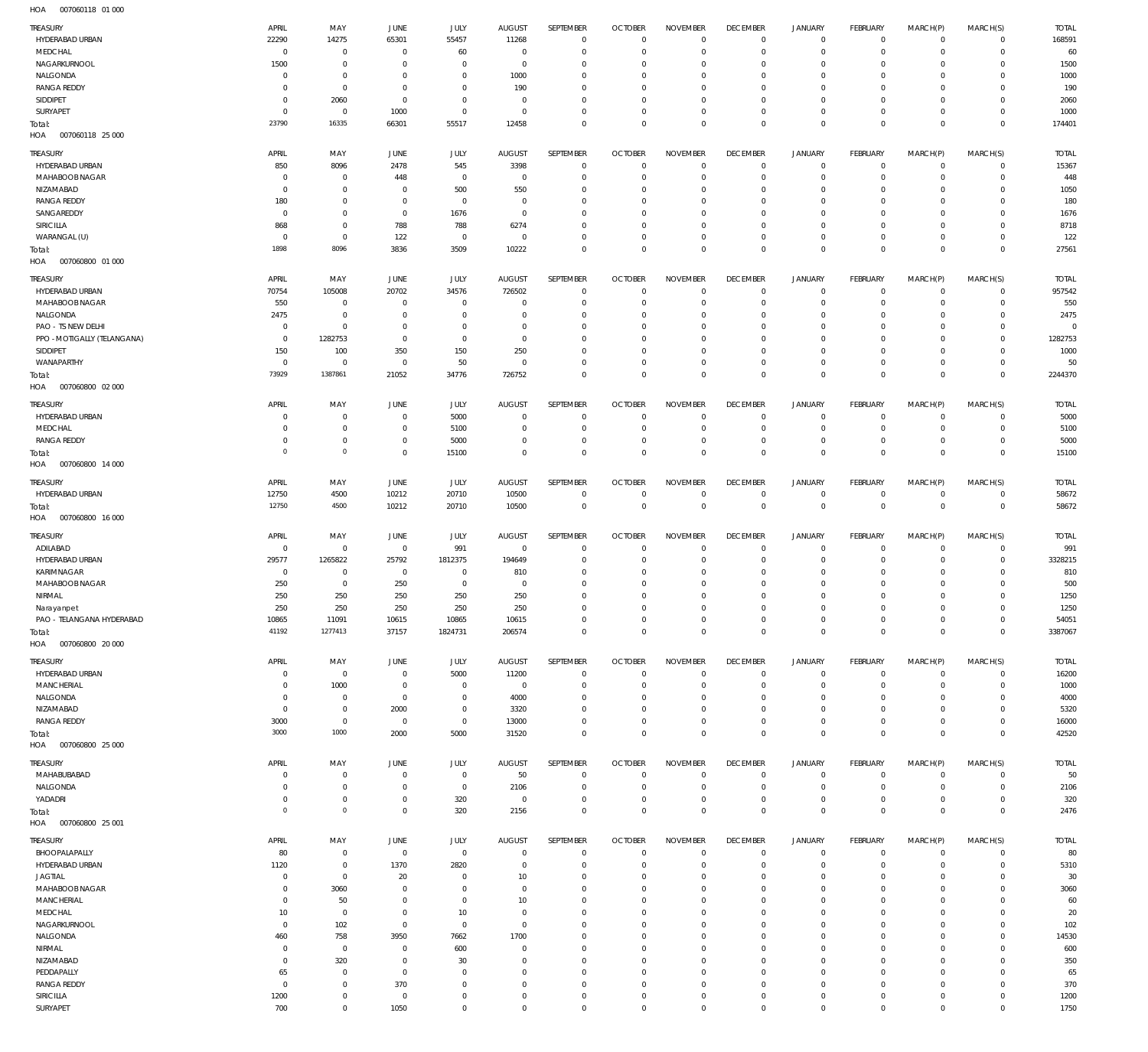HOA 007060118 01 000

| TREASURY | APRIL | MAY | JUNE | JULY | AUGUST | SEPTEMBER | OCTOBER | NOVEMBER | DECEMBER | JANUARY | FEBRUARY | MARCH(P) | MARCH(S) | TOTAL |
|---|---|---|---|---|---|---|---|---|---|---|---|---|---|---|
| HYDERABAD URBAN | 22290 | 14275 | 65301 | 55457 | 11268 | 0 | 0 | 0 | 0 | 0 | 0 | 0 | 0 | 168591 |
| MEDCHAL | 0 | 0 | 0 | 60 | 0 | 0 | 0 | 0 | 0 | 0 | 0 | 0 | 0 | 60 |
| NAGARKURNOOL | 1500 | 0 | 0 | 0 | 0 | 0 | 0 | 0 | 0 | 0 | 0 | 0 | 0 | 1500 |
| NALGONDA | 0 | 0 | 0 | 0 | 1000 | 0 | 0 | 0 | 0 | 0 | 0 | 0 | 0 | 1000 |
| RANGA REDDY | 0 | 0 | 0 | 0 | 190 | 0 | 0 | 0 | 0 | 0 | 0 | 0 | 0 | 190 |
| SIDDIPET | 0 | 2060 | 0 | 0 | 0 | 0 | 0 | 0 | 0 | 0 | 0 | 0 | 0 | 2060 |
| SURYAPET | 0 | 0 | 1000 | 0 | 0 | 0 | 0 | 0 | 0 | 0 | 0 | 0 | 0 | 1000 |
| Total: | 23790 | 16335 | 66301 | 55517 | 12458 | 0 | 0 | 0 | 0 | 0 | 0 | 0 | 0 | 174401 |

HOA 007060118 25 000

| TREASURY | APRIL | MAY | JUNE | JULY | AUGUST | SEPTEMBER | OCTOBER | NOVEMBER | DECEMBER | JANUARY | FEBRUARY | MARCH(P) | MARCH(S) | TOTAL |
|---|---|---|---|---|---|---|---|---|---|---|---|---|---|---|
| HYDERABAD URBAN | 850 | 8096 | 2478 | 545 | 3398 | 0 | 0 | 0 | 0 | 0 | 0 | 0 | 0 | 15367 |
| MAHABOOB NAGAR | 0 | 0 | 448 | 0 | 0 | 0 | 0 | 0 | 0 | 0 | 0 | 0 | 0 | 448 |
| NIZAMABAD | 0 | 0 | 0 | 500 | 550 | 0 | 0 | 0 | 0 | 0 | 0 | 0 | 0 | 1050 |
| RANGA REDDY | 180 | 0 | 0 | 0 | 0 | 0 | 0 | 0 | 0 | 0 | 0 | 0 | 0 | 180 |
| SANGAREDDY | 0 | 0 | 0 | 1676 | 0 | 0 | 0 | 0 | 0 | 0 | 0 | 0 | 0 | 1676 |
| SIRICILLA | 868 | 0 | 788 | 788 | 6274 | 0 | 0 | 0 | 0 | 0 | 0 | 0 | 0 | 8718 |
| WARANGAL (U) | 0 | 0 | 122 | 0 | 0 | 0 | 0 | 0 | 0 | 0 | 0 | 0 | 0 | 122 |
| Total: | 1898 | 8096 | 3836 | 3509 | 10222 | 0 | 0 | 0 | 0 | 0 | 0 | 0 | 0 | 27561 |

HOA 007060800 01 000

| TREASURY | APRIL | MAY | JUNE | JULY | AUGUST | SEPTEMBER | OCTOBER | NOVEMBER | DECEMBER | JANUARY | FEBRUARY | MARCH(P) | MARCH(S) | TOTAL |
|---|---|---|---|---|---|---|---|---|---|---|---|---|---|---|
| HYDERABAD URBAN | 70754 | 105008 | 20702 | 34576 | 726502 | 0 | 0 | 0 | 0 | 0 | 0 | 0 | 0 | 957542 |
| MAHABOOB NAGAR | 550 | 0 | 0 | 0 | 0 | 0 | 0 | 0 | 0 | 0 | 0 | 0 | 0 | 550 |
| NALGONDA | 2475 | 0 | 0 | 0 | 0 | 0 | 0 | 0 | 0 | 0 | 0 | 0 | 0 | 2475 |
| PAO - TS NEW DELHI | 0 | 0 | 0 | 0 | 0 | 0 | 0 | 0 | 0 | 0 | 0 | 0 | 0 | 0 |
| PPO - MOTIGALLY (TELANGANA) | 0 | 1282753 | 0 | 0 | 0 | 0 | 0 | 0 | 0 | 0 | 0 | 0 | 0 | 1282753 |
| SIDDIPET | 150 | 100 | 350 | 150 | 250 | 0 | 0 | 0 | 0 | 0 | 0 | 0 | 0 | 1000 |
| WANAPARTHY | 0 | 0 | 0 | 50 | 0 | 0 | 0 | 0 | 0 | 0 | 0 | 0 | 0 | 50 |
| Total: | 73929 | 1387861 | 21052 | 34776 | 726752 | 0 | 0 | 0 | 0 | 0 | 0 | 0 | 0 | 2244370 |

HOA 007060800 02 000

| TREASURY | APRIL | MAY | JUNE | JULY | AUGUST | SEPTEMBER | OCTOBER | NOVEMBER | DECEMBER | JANUARY | FEBRUARY | MARCH(P) | MARCH(S) | TOTAL |
|---|---|---|---|---|---|---|---|---|---|---|---|---|---|---|
| HYDERABAD URBAN | 0 | 0 | 0 | 5000 | 0 | 0 | 0 | 0 | 0 | 0 | 0 | 0 | 0 | 5000 |
| MEDCHAL | 0 | 0 | 0 | 5100 | 0 | 0 | 0 | 0 | 0 | 0 | 0 | 0 | 0 | 5100 |
| RANGA REDDY | 0 | 0 | 0 | 5000 | 0 | 0 | 0 | 0 | 0 | 0 | 0 | 0 | 0 | 5000 |
| Total: | 0 | 0 | 0 | 15100 | 0 | 0 | 0 | 0 | 0 | 0 | 0 | 0 | 0 | 15100 |

HOA 007060800 14 000

| TREASURY | APRIL | MAY | JUNE | JULY | AUGUST | SEPTEMBER | OCTOBER | NOVEMBER | DECEMBER | JANUARY | FEBRUARY | MARCH(P) | MARCH(S) | TOTAL |
|---|---|---|---|---|---|---|---|---|---|---|---|---|---|---|
| HYDERABAD URBAN | 12750 | 4500 | 10212 | 20710 | 10500 | 0 | 0 | 0 | 0 | 0 | 0 | 0 | 0 | 58672 |
| Total: | 12750 | 4500 | 10212 | 20710 | 10500 | 0 | 0 | 0 | 0 | 0 | 0 | 0 | 0 | 58672 |

HOA 007060800 16 000

| TREASURY | APRIL | MAY | JUNE | JULY | AUGUST | SEPTEMBER | OCTOBER | NOVEMBER | DECEMBER | JANUARY | FEBRUARY | MARCH(P) | MARCH(S) | TOTAL |
|---|---|---|---|---|---|---|---|---|---|---|---|---|---|---|
| ADILABAD | 0 | 0 | 0 | 991 | 0 | 0 | 0 | 0 | 0 | 0 | 0 | 0 | 0 | 991 |
| HYDERABAD URBAN | 29577 | 1265822 | 25792 | 1812375 | 194649 | 0 | 0 | 0 | 0 | 0 | 0 | 0 | 0 | 3328215 |
| KARIMNAGAR | 0 | 0 | 0 | 0 | 810 | 0 | 0 | 0 | 0 | 0 | 0 | 0 | 0 | 810 |
| MAHABOOB NAGAR | 250 | 0 | 250 | 0 | 0 | 0 | 0 | 0 | 0 | 0 | 0 | 0 | 0 | 500 |
| NIRMAL | 250 | 250 | 250 | 250 | 250 | 0 | 0 | 0 | 0 | 0 | 0 | 0 | 0 | 1250 |
| Narayanpet | 250 | 250 | 250 | 250 | 250 | 0 | 0 | 0 | 0 | 0 | 0 | 0 | 0 | 1250 |
| PAO - TELANGANA HYDERABAD | 10865 | 11091 | 10615 | 10865 | 10615 | 0 | 0 | 0 | 0 | 0 | 0 | 0 | 0 | 54051 |
| Total: | 41192 | 1277413 | 37157 | 1824731 | 206574 | 0 | 0 | 0 | 0 | 0 | 0 | 0 | 0 | 3387067 |

HOA 007060800 20 000

| TREASURY | APRIL | MAY | JUNE | JULY | AUGUST | SEPTEMBER | OCTOBER | NOVEMBER | DECEMBER | JANUARY | FEBRUARY | MARCH(P) | MARCH(S) | TOTAL |
|---|---|---|---|---|---|---|---|---|---|---|---|---|---|---|
| HYDERABAD URBAN | 0 | 0 | 0 | 5000 | 11200 | 0 | 0 | 0 | 0 | 0 | 0 | 0 | 0 | 16200 |
| MANCHERIAL | 0 | 1000 | 0 | 0 | 0 | 0 | 0 | 0 | 0 | 0 | 0 | 0 | 0 | 1000 |
| NALGONDA | 0 | 0 | 0 | 0 | 4000 | 0 | 0 | 0 | 0 | 0 | 0 | 0 | 0 | 4000 |
| NIZAMABAD | 0 | 0 | 2000 | 0 | 3320 | 0 | 0 | 0 | 0 | 0 | 0 | 0 | 0 | 5320 |
| RANGA REDDY | 3000 | 0 | 0 | 0 | 13000 | 0 | 0 | 0 | 0 | 0 | 0 | 0 | 0 | 16000 |
| Total: | 3000 | 1000 | 2000 | 5000 | 31520 | 0 | 0 | 0 | 0 | 0 | 0 | 0 | 0 | 42520 |

HOA 007060800 25 000

| TREASURY | APRIL | MAY | JUNE | JULY | AUGUST | SEPTEMBER | OCTOBER | NOVEMBER | DECEMBER | JANUARY | FEBRUARY | MARCH(P) | MARCH(S) | TOTAL |
|---|---|---|---|---|---|---|---|---|---|---|---|---|---|---|
| MAHABUBABAD | 0 | 0 | 0 | 0 | 50 | 0 | 0 | 0 | 0 | 0 | 0 | 0 | 0 | 50 |
| NALGONDA | 0 | 0 | 0 | 0 | 2106 | 0 | 0 | 0 | 0 | 0 | 0 | 0 | 0 | 2106 |
| YADADRI | 0 | 0 | 0 | 320 | 0 | 0 | 0 | 0 | 0 | 0 | 0 | 0 | 0 | 320 |
| Total: | 0 | 0 | 0 | 320 | 2156 | 0 | 0 | 0 | 0 | 0 | 0 | 0 | 0 | 2476 |

HOA 007060800 25 001

| TREASURY | APRIL | MAY | JUNE | JULY | AUGUST | SEPTEMBER | OCTOBER | NOVEMBER | DECEMBER | JANUARY | FEBRUARY | MARCH(P) | MARCH(S) | TOTAL |
|---|---|---|---|---|---|---|---|---|---|---|---|---|---|---|
| BHOOPALAPALLY | 80 | 0 | 0 | 0 | 0 | 0 | 0 | 0 | 0 | 0 | 0 | 0 | 0 | 80 |
| HYDERABAD URBAN | 1120 | 0 | 1370 | 2820 | 0 | 0 | 0 | 0 | 0 | 0 | 0 | 0 | 0 | 5310 |
| JAGTIAL | 0 | 0 | 20 | 0 | 10 | 0 | 0 | 0 | 0 | 0 | 0 | 0 | 0 | 30 |
| MAHABOOB NAGAR | 0 | 3060 | 0 | 0 | 0 | 0 | 0 | 0 | 0 | 0 | 0 | 0 | 0 | 3060 |
| MANCHERIAL | 0 | 50 | 0 | 0 | 10 | 0 | 0 | 0 | 0 | 0 | 0 | 0 | 0 | 60 |
| MEDCHAL | 10 | 0 | 0 | 10 | 0 | 0 | 0 | 0 | 0 | 0 | 0 | 0 | 0 | 20 |
| NAGARKURNOOL | 0 | 102 | 0 | 0 | 0 | 0 | 0 | 0 | 0 | 0 | 0 | 0 | 0 | 102 |
| NALGONDA | 460 | 758 | 3950 | 7662 | 1700 | 0 | 0 | 0 | 0 | 0 | 0 | 0 | 0 | 14530 |
| NIRMAL | 0 | 0 | 0 | 600 | 0 | 0 | 0 | 0 | 0 | 0 | 0 | 0 | 0 | 600 |
| NIZAMABAD | 0 | 320 | 0 | 30 | 0 | 0 | 0 | 0 | 0 | 0 | 0 | 0 | 0 | 350 |
| PEDDAPALLY | 65 | 0 | 0 | 0 | 0 | 0 | 0 | 0 | 0 | 0 | 0 | 0 | 0 | 65 |
| RANGA REDDY | 0 | 0 | 370 | 0 | 0 | 0 | 0 | 0 | 0 | 0 | 0 | 0 | 0 | 370 |
| SIRICILLA | 1200 | 0 | 0 | 0 | 0 | 0 | 0 | 0 | 0 | 0 | 0 | 0 | 0 | 1200 |
| SURYAPET | 700 | 0 | 1050 | 0 | 0 | 0 | 0 | 0 | 0 | 0 | 0 | 0 | 0 | 1750 |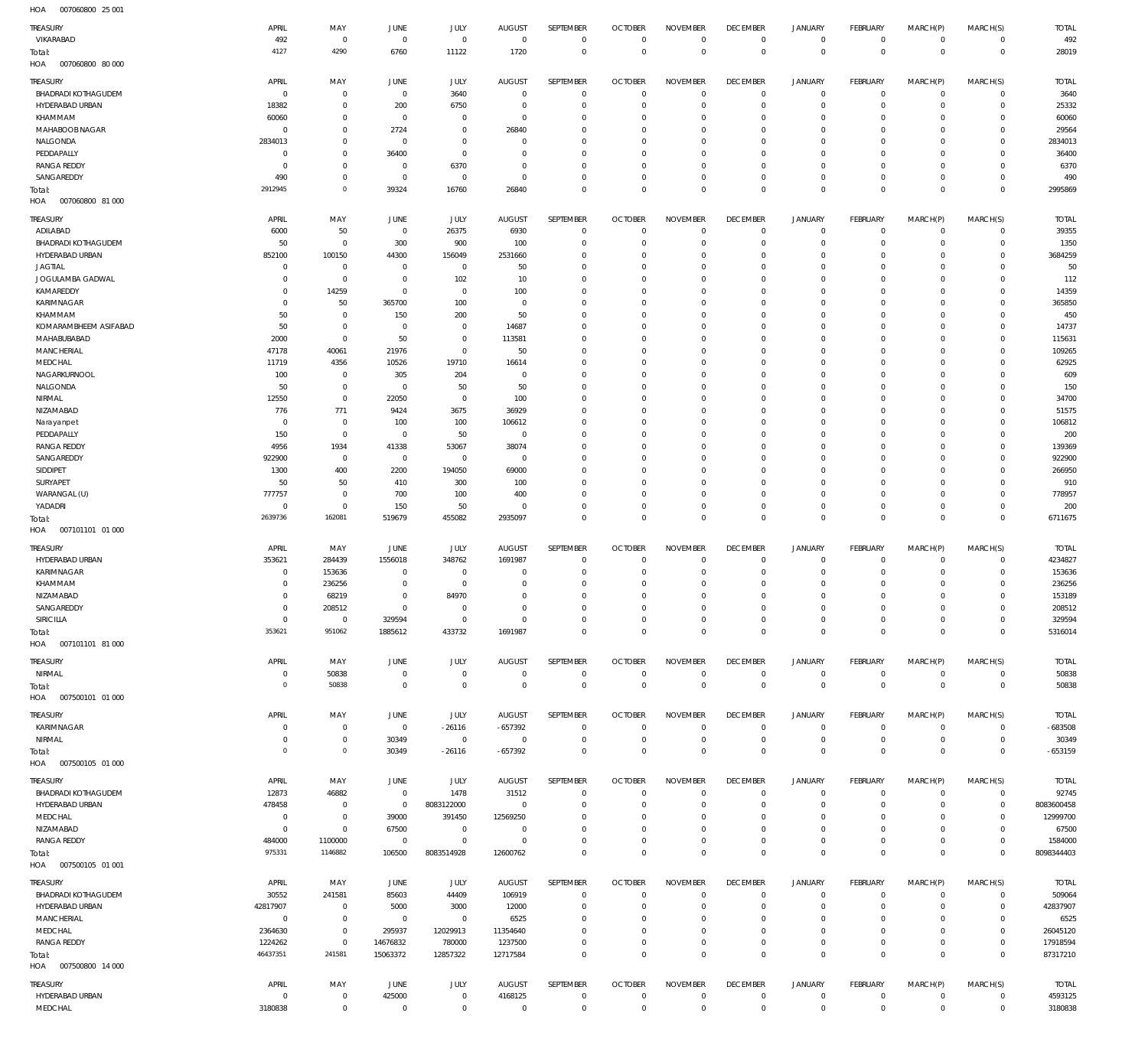HOA 007060800 25 001

| TREASURY | APRIL | MAY | JUNE | JULY | AUGUST | SEPTEMBER | OCTOBER | NOVEMBER | DECEMBER | JANUARY | FEBRUARY | MARCH(P) | MARCH(S) | TOTAL |
|---|---|---|---|---|---|---|---|---|---|---|---|---|---|---|
| VIKARABAD | 492 | 0 | 0 | 0 | 0 | 0 | 0 | 0 | 0 | 0 | 0 | 0 | 0 | 492 |
| Total: | 4127 | 4290 | 6760 | 11122 | 1720 | 0 | 0 | 0 | 0 | 0 | 0 | 0 | 0 | 28019 |

HOA 007060800 80 000

| TREASURY | APRIL | MAY | JUNE | JULY | AUGUST | SEPTEMBER | OCTOBER | NOVEMBER | DECEMBER | JANUARY | FEBRUARY | MARCH(P) | MARCH(S) | TOTAL |
|---|---|---|---|---|---|---|---|---|---|---|---|---|---|---|
| BHADRADI KOTHAGUDEM | 0 | 0 | 0 | 3640 | 0 | 0 | 0 | 0 | 0 | 0 | 0 | 0 | 0 | 3640 |
| HYDERABAD URBAN | 18382 | 0 | 200 | 6750 | 0 | 0 | 0 | 0 | 0 | 0 | 0 | 0 | 0 | 25332 |
| KHAMMAM | 60060 | 0 | 0 | 0 | 0 | 0 | 0 | 0 | 0 | 0 | 0 | 0 | 0 | 60060 |
| MAHABOOBNAGAR | 0 | 0 | 2724 | 0 | 26840 | 0 | 0 | 0 | 0 | 0 | 0 | 0 | 0 | 29564 |
| NALGONDA | 2834013 | 0 | 0 | 0 | 0 | 0 | 0 | 0 | 0 | 0 | 0 | 0 | 0 | 2834013 |
| PEDDAPALLY | 0 | 0 | 36400 | 0 | 0 | 0 | 0 | 0 | 0 | 0 | 0 | 0 | 0 | 36400 |
| RANGA REDDY | 0 | 0 | 0 | 6370 | 0 | 0 | 0 | 0 | 0 | 0 | 0 | 0 | 0 | 6370 |
| SANGAREDDY | 490 | 0 | 0 | 0 | 0 | 0 | 0 | 0 | 0 | 0 | 0 | 0 | 0 | 490 |
| Total: | 2912945 | 0 | 39324 | 16760 | 26840 | 0 | 0 | 0 | 0 | 0 | 0 | 0 | 0 | 2995869 |

HOA 007060800 81 000

| TREASURY | APRIL | MAY | JUNE | JULY | AUGUST | SEPTEMBER | OCTOBER | NOVEMBER | DECEMBER | JANUARY | FEBRUARY | MARCH(P) | MARCH(S) | TOTAL |
|---|---|---|---|---|---|---|---|---|---|---|---|---|---|---|
| ADILABAD | 6000 | 50 | 0 | 26375 | 6930 | 0 | 0 | 0 | 0 | 0 | 0 | 0 | 0 | 39355 |
| BHADRADI KOTHAGUDEM | 50 | 0 | 300 | 900 | 100 | 0 | 0 | 0 | 0 | 0 | 0 | 0 | 0 | 1350 |
| HYDERABAD URBAN | 852100 | 100150 | 44300 | 156049 | 2531660 | 0 | 0 | 0 | 0 | 0 | 0 | 0 | 0 | 3684259 |
| JAGTIAL | 0 | 0 | 0 | 0 | 50 | 0 | 0 | 0 | 0 | 0 | 0 | 0 | 0 | 50 |
| JOGULAMBA GADWAL | 0 | 0 | 0 | 102 | 10 | 0 | 0 | 0 | 0 | 0 | 0 | 0 | 0 | 112 |
| KAMAREDDY | 0 | 14259 | 0 | 0 | 100 | 0 | 0 | 0 | 0 | 0 | 0 | 0 | 0 | 14359 |
| KARIMNAGAR | 0 | 50 | 365700 | 100 | 0 | 0 | 0 | 0 | 0 | 0 | 0 | 0 | 0 | 365850 |
| KHAMMAM | 50 | 0 | 150 | 200 | 50 | 0 | 0 | 0 | 0 | 0 | 0 | 0 | 0 | 450 |
| KOMARAMBHEEM ASIFABAD | 50 | 0 | 0 | 0 | 14687 | 0 | 0 | 0 | 0 | 0 | 0 | 0 | 0 | 14737 |
| MAHABUBABAD | 2000 | 0 | 50 | 0 | 113581 | 0 | 0 | 0 | 0 | 0 | 0 | 0 | 0 | 115631 |
| MANCHERIAL | 47178 | 40061 | 21976 | 0 | 50 | 0 | 0 | 0 | 0 | 0 | 0 | 0 | 0 | 109265 |
| MEDCHAL | 11719 | 4356 | 10526 | 19710 | 16614 | 0 | 0 | 0 | 0 | 0 | 0 | 0 | 0 | 62925 |
| NAGARKURNOOL | 100 | 0 | 305 | 204 | 0 | 0 | 0 | 0 | 0 | 0 | 0 | 0 | 0 | 609 |
| NALGONDA | 50 | 0 | 0 | 50 | 50 | 0 | 0 | 0 | 0 | 0 | 0 | 0 | 0 | 150 |
| NIRMAL | 12550 | 0 | 22050 | 0 | 100 | 0 | 0 | 0 | 0 | 0 | 0 | 0 | 0 | 34700 |
| NIZAMABAD | 776 | 771 | 9424 | 3675 | 36929 | 0 | 0 | 0 | 0 | 0 | 0 | 0 | 0 | 51575 |
| Narayanpet | 0 | 0 | 100 | 100 | 106612 | 0 | 0 | 0 | 0 | 0 | 0 | 0 | 0 | 106812 |
| PEDDAPALLY | 150 | 0 | 0 | 50 | 0 | 0 | 0 | 0 | 0 | 0 | 0 | 0 | 0 | 200 |
| RANGA REDDY | 4956 | 1934 | 41338 | 53067 | 38074 | 0 | 0 | 0 | 0 | 0 | 0 | 0 | 0 | 139369 |
| SANGAREDDY | 922900 | 0 | 0 | 0 | 0 | 0 | 0 | 0 | 0 | 0 | 0 | 0 | 0 | 922900 |
| SIDDIPET | 1300 | 400 | 2200 | 194050 | 69000 | 0 | 0 | 0 | 0 | 0 | 0 | 0 | 0 | 266950 |
| SURYAPET | 50 | 50 | 410 | 300 | 100 | 0 | 0 | 0 | 0 | 0 | 0 | 0 | 0 | 910 |
| WARANGAL (U) | 777757 | 0 | 700 | 100 | 400 | 0 | 0 | 0 | 0 | 0 | 0 | 0 | 0 | 778957 |
| YADADRI | 0 | 0 | 150 | 50 | 0 | 0 | 0 | 0 | 0 | 0 | 0 | 0 | 0 | 200 |
| Total: | 2639736 | 162081 | 519679 | 455082 | 2935097 | 0 | 0 | 0 | 0 | 0 | 0 | 0 | 0 | 6711675 |

HOA 007101101 01 000

| TREASURY | APRIL | MAY | JUNE | JULY | AUGUST | SEPTEMBER | OCTOBER | NOVEMBER | DECEMBER | JANUARY | FEBRUARY | MARCH(P) | MARCH(S) | TOTAL |
|---|---|---|---|---|---|---|---|---|---|---|---|---|---|---|
| HYDERABAD URBAN | 353621 | 284439 | 1556018 | 348762 | 1691987 | 0 | 0 | 0 | 0 | 0 | 0 | 0 | 0 | 4234827 |
| KARIMNAGAR | 0 | 153636 | 0 | 0 | 0 | 0 | 0 | 0 | 0 | 0 | 0 | 0 | 0 | 153636 |
| KHAMMAM | 0 | 236256 | 0 | 0 | 0 | 0 | 0 | 0 | 0 | 0 | 0 | 0 | 0 | 236256 |
| NIZAMABAD | 0 | 68219 | 0 | 84970 | 0 | 0 | 0 | 0 | 0 | 0 | 0 | 0 | 0 | 153189 |
| SANGAREDDY | 0 | 208512 | 0 | 0 | 0 | 0 | 0 | 0 | 0 | 0 | 0 | 0 | 0 | 208512 |
| SIRICILLA | 0 | 0 | 329594 | 0 | 0 | 0 | 0 | 0 | 0 | 0 | 0 | 0 | 0 | 329594 |
| Total: | 353621 | 951062 | 1885612 | 433732 | 1691987 | 0 | 0 | 0 | 0 | 0 | 0 | 0 | 0 | 5316014 |

HOA 007101101 81 000

| TREASURY | APRIL | MAY | JUNE | JULY | AUGUST | SEPTEMBER | OCTOBER | NOVEMBER | DECEMBER | JANUARY | FEBRUARY | MARCH(P) | MARCH(S) | TOTAL |
|---|---|---|---|---|---|---|---|---|---|---|---|---|---|---|
| NIRMAL | 0 | 50838 | 0 | 0 | 0 | 0 | 0 | 0 | 0 | 0 | 0 | 0 | 0 | 50838 |
| Total: | 0 | 50838 | 0 | 0 | 0 | 0 | 0 | 0 | 0 | 0 | 0 | 0 | 0 | 50838 |

HOA 007500101 01 000

| TREASURY | APRIL | MAY | JUNE | JULY | AUGUST | SEPTEMBER | OCTOBER | NOVEMBER | DECEMBER | JANUARY | FEBRUARY | MARCH(P) | MARCH(S) | TOTAL |
|---|---|---|---|---|---|---|---|---|---|---|---|---|---|---|
| KARIMNAGAR | 0 | 0 | 0 | -26116 | -657392 | 0 | 0 | 0 | 0 | 0 | 0 | 0 | 0 | -683508 |
| NIRMAL | 0 | 0 | 30349 | 0 | 0 | 0 | 0 | 0 | 0 | 0 | 0 | 0 | 0 | 30349 |
| Total: | 0 | 0 | 30349 | -26116 | -657392 | 0 | 0 | 0 | 0 | 0 | 0 | 0 | 0 | -653159 |

HOA 007500105 01 000

| TREASURY | APRIL | MAY | JUNE | JULY | AUGUST | SEPTEMBER | OCTOBER | NOVEMBER | DECEMBER | JANUARY | FEBRUARY | MARCH(P) | MARCH(S) | TOTAL |
|---|---|---|---|---|---|---|---|---|---|---|---|---|---|---|
| BHADRADI KOTHAGUDEM | 12873 | 46882 | 0 | 1478 | 31512 | 0 | 0 | 0 | 0 | 0 | 0 | 0 | 0 | 92745 |
| HYDERABAD URBAN | 478458 | 0 | 0 | 8083122000 | 0 | 0 | 0 | 0 | 0 | 0 | 0 | 0 | 0 | 8083600458 |
| MEDCHAL | 0 | 0 | 39000 | 391450 | 12569250 | 0 | 0 | 0 | 0 | 0 | 0 | 0 | 0 | 12999700 |
| NIZAMABAD | 0 | 0 | 67500 | 0 | 0 | 0 | 0 | 0 | 0 | 0 | 0 | 0 | 0 | 67500 |
| RANGA REDDY | 484000 | 1100000 | 0 | 0 | 0 | 0 | 0 | 0 | 0 | 0 | 0 | 0 | 0 | 1584000 |
| Total: | 975331 | 1146882 | 106500 | 8083514928 | 12600762 | 0 | 0 | 0 | 0 | 0 | 0 | 0 | 0 | 8098344403 |

HOA 007500105 01 001

| TREASURY | APRIL | MAY | JUNE | JULY | AUGUST | SEPTEMBER | OCTOBER | NOVEMBER | DECEMBER | JANUARY | FEBRUARY | MARCH(P) | MARCH(S) | TOTAL |
|---|---|---|---|---|---|---|---|---|---|---|---|---|---|---|
| BHADRADI KOTHAGUDEM | 30552 | 241581 | 85603 | 44409 | 106919 | 0 | 0 | 0 | 0 | 0 | 0 | 0 | 0 | 509064 |
| HYDERABAD URBAN | 42817907 | 0 | 5000 | 3000 | 12000 | 0 | 0 | 0 | 0 | 0 | 0 | 0 | 0 | 42837907 |
| MANCHERIAL | 0 | 0 | 0 | 0 | 6525 | 0 | 0 | 0 | 0 | 0 | 0 | 0 | 0 | 6525 |
| MEDCHAL | 2364630 | 0 | 295937 | 12029913 | 11354640 | 0 | 0 | 0 | 0 | 0 | 0 | 0 | 0 | 26045120 |
| RANGA REDDY | 1224262 | 0 | 14676832 | 780000 | 1237500 | 0 | 0 | 0 | 0 | 0 | 0 | 0 | 0 | 17918594 |
| Total: | 46437351 | 241581 | 15063372 | 12857322 | 12717584 | 0 | 0 | 0 | 0 | 0 | 0 | 0 | 0 | 87317210 |

HOA 007500800 14 000

| TREASURY | APRIL | MAY | JUNE | JULY | AUGUST | SEPTEMBER | OCTOBER | NOVEMBER | DECEMBER | JANUARY | FEBRUARY | MARCH(P) | MARCH(S) | TOTAL |
|---|---|---|---|---|---|---|---|---|---|---|---|---|---|---|
| HYDERABAD URBAN | 0 | 0 | 425000 | 0 | 4168125 | 0 | 0 | 0 | 0 | 0 | 0 | 0 | 0 | 4593125 |
| MEDCHAL | 3180838 | 0 | 0 | 0 | 0 | 0 | 0 | 0 | 0 | 0 | 0 | 0 | 0 | 3180838 |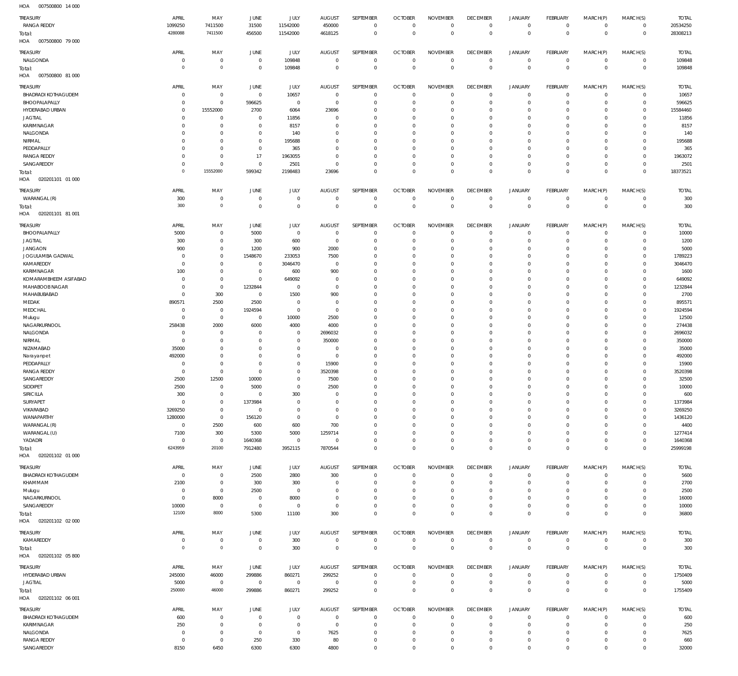HOA 007500800 14 000

| TREASURY | APRIL | MAY | JUNE | JULY | AUGUST | SEPTEMBER | OCTOBER | NOVEMBER | DECEMBER | JANUARY | FEBRUARY | MARCH(P) | MARCH(S) | TOTAL |
|---|---|---|---|---|---|---|---|---|---|---|---|---|---|---|
| RANGA REDDY | 1099250 | 7411500 | 31500 | 11542000 | 450000 | 0 | 0 | 0 | 0 | 0 | 0 | 0 | 0 | 20534250 |
| Total: | 4280088 | 7411500 | 456500 | 11542000 | 4618125 | 0 | 0 | 0 | 0 | 0 | 0 | 0 | 0 | 28308213 |

HOA 007500800 79 000

| TREASURY | APRIL | MAY | JUNE | JULY | AUGUST | SEPTEMBER | OCTOBER | NOVEMBER | DECEMBER | JANUARY | FEBRUARY | MARCH(P) | MARCH(S) | TOTAL |
|---|---|---|---|---|---|---|---|---|---|---|---|---|---|---|
| NALGONDA | 0 | 0 | 0 | 109848 | 0 | 0 | 0 | 0 | 0 | 0 | 0 | 0 | 0 | 109848 |
| Total: | 0 | 0 | 0 | 109848 | 0 | 0 | 0 | 0 | 0 | 0 | 0 | 0 | 0 | 109848 |

HOA 007500800 81 000

| TREASURY | APRIL | MAY | JUNE | JULY | AUGUST | SEPTEMBER | OCTOBER | NOVEMBER | DECEMBER | JANUARY | FEBRUARY | MARCH(P) | MARCH(S) | TOTAL |
|---|---|---|---|---|---|---|---|---|---|---|---|---|---|---|
| BHADRADI KOTHAGUDEM | 0 | 0 | 0 | 10657 | 0 | 0 | 0 | 0 | 0 | 0 | 0 | 0 | 0 | 10657 |
| BHOOPALAPALLY | 0 | 0 | 596625 | 0 | 0 | 0 | 0 | 0 | 0 | 0 | 0 | 0 | 0 | 596625 |
| HYDERABAD URBAN | 0 | 15552000 | 2700 | 6064 | 23696 | 0 | 0 | 0 | 0 | 0 | 0 | 0 | 0 | 15584460 |
| JAGTIAL | 0 | 0 | 0 | 11856 | 0 | 0 | 0 | 0 | 0 | 0 | 0 | 0 | 0 | 11856 |
| KARIMNAGAR | 0 | 0 | 0 | 8157 | 0 | 0 | 0 | 0 | 0 | 0 | 0 | 0 | 0 | 8157 |
| NALGONDA | 0 | 0 | 0 | 140 | 0 | 0 | 0 | 0 | 0 | 0 | 0 | 0 | 0 | 140 |
| NIRMAL | 0 | 0 | 0 | 195688 | 0 | 0 | 0 | 0 | 0 | 0 | 0 | 0 | 0 | 195688 |
| PEDDAPALLY | 0 | 0 | 0 | 365 | 0 | 0 | 0 | 0 | 0 | 0 | 0 | 0 | 0 | 365 |
| RANGA REDDY | 0 | 0 | 17 | 1963055 | 0 | 0 | 0 | 0 | 0 | 0 | 0 | 0 | 0 | 1963072 |
| SANGAREDDY | 0 | 0 | 0 | 2501 | 0 | 0 | 0 | 0 | 0 | 0 | 0 | 0 | 0 | 2501 |
| Total: | 0 | 15552000 | 599342 | 2198483 | 23696 | 0 | 0 | 0 | 0 | 0 | 0 | 0 | 0 | 18373521 |

HOA 020201101 01 000

| TREASURY | APRIL | MAY | JUNE | JULY | AUGUST | SEPTEMBER | OCTOBER | NOVEMBER | DECEMBER | JANUARY | FEBRUARY | MARCH(P) | MARCH(S) | TOTAL |
|---|---|---|---|---|---|---|---|---|---|---|---|---|---|---|
| WARANGAL (R) | 300 | 0 | 0 | 0 | 0 | 0 | 0 | 0 | 0 | 0 | 0 | 0 | 0 | 300 |
| Total: | 300 | 0 | 0 | 0 | 0 | 0 | 0 | 0 | 0 | 0 | 0 | 0 | 0 | 300 |

HOA 020201101 81 001

| TREASURY | APRIL | MAY | JUNE | JULY | AUGUST | SEPTEMBER | OCTOBER | NOVEMBER | DECEMBER | JANUARY | FEBRUARY | MARCH(P) | MARCH(S) | TOTAL |
|---|---|---|---|---|---|---|---|---|---|---|---|---|---|---|
| BHOOPALAPALLY | 5000 | 0 | 5000 | 0 | 0 | 0 | 0 | 0 | 0 | 0 | 0 | 0 | 0 | 10000 |
| JAGTIAL | 300 | 0 | 300 | 600 | 0 | 0 | 0 | 0 | 0 | 0 | 0 | 0 | 0 | 1200 |
| JANGAON | 900 | 0 | 1200 | 900 | 2000 | 0 | 0 | 0 | 0 | 0 | 0 | 0 | 0 | 5000 |
| JOGULAMBA GADWAL | 0 | 0 | 1548670 | 233053 | 7500 | 0 | 0 | 0 | 0 | 0 | 0 | 0 | 0 | 1789223 |
| KAMAREDDY | 0 | 0 | 0 | 3046470 | 0 | 0 | 0 | 0 | 0 | 0 | 0 | 0 | 0 | 3046470 |
| KARIMNAGAR | 100 | 0 | 0 | 600 | 900 | 0 | 0 | 0 | 0 | 0 | 0 | 0 | 0 | 1600 |
| KOMARAMBHEEM ASIFABAD | 0 | 0 | 0 | 649092 | 0 | 0 | 0 | 0 | 0 | 0 | 0 | 0 | 0 | 649092 |
| MAHABOOBNAGAR | 0 | 0 | 1232844 | 0 | 0 | 0 | 0 | 0 | 0 | 0 | 0 | 0 | 0 | 1232844 |
| MAHABUBABAD | 0 | 300 | 0 | 1500 | 900 | 0 | 0 | 0 | 0 | 0 | 0 | 0 | 0 | 2700 |
| MEDAK | 890571 | 2500 | 2500 | 0 | 0 | 0 | 0 | 0 | 0 | 0 | 0 | 0 | 0 | 895571 |
| MEDCHAL | 0 | 0 | 1924594 | 0 | 0 | 0 | 0 | 0 | 0 | 0 | 0 | 0 | 0 | 1924594 |
| Mulugu | 0 | 0 | 0 | 10000 | 2500 | 0 | 0 | 0 | 0 | 0 | 0 | 0 | 0 | 12500 |
| NAGARKURNOOL | 258438 | 2000 | 6000 | 4000 | 4000 | 0 | 0 | 0 | 0 | 0 | 0 | 0 | 0 | 274438 |
| NALGONDA | 0 | 0 | 0 | 0 | 2696032 | 0 | 0 | 0 | 0 | 0 | 0 | 0 | 0 | 2696032 |
| NIRMAL | 0 | 0 | 0 | 0 | 350000 | 0 | 0 | 0 | 0 | 0 | 0 | 0 | 0 | 350000 |
| NIZAMABAD | 35000 | 0 | 0 | 0 | 0 | 0 | 0 | 0 | 0 | 0 | 0 | 0 | 0 | 35000 |
| Narayanpet | 492000 | 0 | 0 | 0 | 0 | 0 | 0 | 0 | 0 | 0 | 0 | 0 | 0 | 492000 |
| PEDDAPALLY | 0 | 0 | 0 | 0 | 15900 | 0 | 0 | 0 | 0 | 0 | 0 | 0 | 0 | 15900 |
| RANGA REDDY | 0 | 0 | 0 | 0 | 3520398 | 0 | 0 | 0 | 0 | 0 | 0 | 0 | 0 | 3520398 |
| SANGAREDDY | 2500 | 12500 | 10000 | 0 | 7500 | 0 | 0 | 0 | 0 | 0 | 0 | 0 | 0 | 32500 |
| SIDDIPET | 2500 | 0 | 5000 | 0 | 2500 | 0 | 0 | 0 | 0 | 0 | 0 | 0 | 0 | 10000 |
| SIRICILLA | 300 | 0 | 0 | 300 | 0 | 0 | 0 | 0 | 0 | 0 | 0 | 0 | 0 | 600 |
| SURYAPET | 0 | 0 | 1373984 | 0 | 0 | 0 | 0 | 0 | 0 | 0 | 0 | 0 | 0 | 1373984 |
| VIKARABAD | 3269250 | 0 | 0 | 0 | 0 | 0 | 0 | 0 | 0 | 0 | 0 | 0 | 0 | 3269250 |
| WANAPARTHY | 1280000 | 0 | 156120 | 0 | 0 | 0 | 0 | 0 | 0 | 0 | 0 | 0 | 0 | 1436120 |
| WARANGAL (R) | 0 | 2500 | 600 | 600 | 700 | 0 | 0 | 0 | 0 | 0 | 0 | 0 | 0 | 4400 |
| WARANGAL (U) | 7100 | 300 | 5300 | 5000 | 1259714 | 0 | 0 | 0 | 0 | 0 | 0 | 0 | 0 | 1277414 |
| YADADRI | 0 | 0 | 1640368 | 0 | 0 | 0 | 0 | 0 | 0 | 0 | 0 | 0 | 0 | 1640368 |
| Total: | 6243959 | 20100 | 7912480 | 3952115 | 7870544 | 0 | 0 | 0 | 0 | 0 | 0 | 0 | 0 | 25999198 |

HOA 020201102 01 000

| TREASURY | APRIL | MAY | JUNE | JULY | AUGUST | SEPTEMBER | OCTOBER | NOVEMBER | DECEMBER | JANUARY | FEBRUARY | MARCH(P) | MARCH(S) | TOTAL |
|---|---|---|---|---|---|---|---|---|---|---|---|---|---|---|
| BHADRADI KOTHAGUDEM | 0 | 0 | 2500 | 2800 | 300 | 0 | 0 | 0 | 0 | 0 | 0 | 0 | 0 | 5600 |
| KHAMMAM | 2100 | 0 | 300 | 300 | 0 | 0 | 0 | 0 | 0 | 0 | 0 | 0 | 0 | 2700 |
| Mulugu | 0 | 0 | 2500 | 0 | 0 | 0 | 0 | 0 | 0 | 0 | 0 | 0 | 0 | 2500 |
| NAGARKURNOOL | 0 | 8000 | 0 | 8000 | 0 | 0 | 0 | 0 | 0 | 0 | 0 | 0 | 0 | 16000 |
| SANGAREDDY | 10000 | 0 | 0 | 0 | 0 | 0 | 0 | 0 | 0 | 0 | 0 | 0 | 0 | 10000 |
| Total: | 12100 | 8000 | 5300 | 11100 | 300 | 0 | 0 | 0 | 0 | 0 | 0 | 0 | 0 | 36800 |

HOA 020201102 02 000

| TREASURY | APRIL | MAY | JUNE | JULY | AUGUST | SEPTEMBER | OCTOBER | NOVEMBER | DECEMBER | JANUARY | FEBRUARY | MARCH(P) | MARCH(S) | TOTAL |
|---|---|---|---|---|---|---|---|---|---|---|---|---|---|---|
| KAMAREDDY | 0 | 0 | 0 | 300 | 0 | 0 | 0 | 0 | 0 | 0 | 0 | 0 | 0 | 300 |
| Total: | 0 | 0 | 0 | 300 | 0 | 0 | 0 | 0 | 0 | 0 | 0 | 0 | 0 | 300 |

HOA 020201102 05 800

| TREASURY | APRIL | MAY | JUNE | JULY | AUGUST | SEPTEMBER | OCTOBER | NOVEMBER | DECEMBER | JANUARY | FEBRUARY | MARCH(P) | MARCH(S) | TOTAL |
|---|---|---|---|---|---|---|---|---|---|---|---|---|---|---|
| HYDERABAD URBAN | 245000 | 46000 | 299886 | 860271 | 299252 | 0 | 0 | 0 | 0 | 0 | 0 | 0 | 0 | 1750409 |
| JAGTIAL | 5000 | 0 | 0 | 0 | 0 | 0 | 0 | 0 | 0 | 0 | 0 | 0 | 0 | 5000 |
| Total: | 250000 | 46000 | 299886 | 860271 | 299252 | 0 | 0 | 0 | 0 | 0 | 0 | 0 | 0 | 1755409 |

HOA 020201102 06 001

| TREASURY | APRIL | MAY | JUNE | JULY | AUGUST | SEPTEMBER | OCTOBER | NOVEMBER | DECEMBER | JANUARY | FEBRUARY | MARCH(P) | MARCH(S) | TOTAL |
|---|---|---|---|---|---|---|---|---|---|---|---|---|---|---|
| BHADRADI KOTHAGUDEM | 600 | 0 | 0 | 0 | 0 | 0 | 0 | 0 | 0 | 0 | 0 | 0 | 0 | 600 |
| KARIMNAGAR | 250 | 0 | 0 | 0 | 0 | 0 | 0 | 0 | 0 | 0 | 0 | 0 | 0 | 250 |
| NALGONDA | 0 | 0 | 0 | 0 | 7625 | 0 | 0 | 0 | 0 | 0 | 0 | 0 | 0 | 7625 |
| RANGA REDDY | 0 | 0 | 250 | 330 | 80 | 0 | 0 | 0 | 0 | 0 | 0 | 0 | 0 | 660 |
| SANGAREDDY | 8150 | 6450 | 6300 | 6300 | 4800 | 0 | 0 | 0 | 0 | 0 | 0 | 0 | 0 | 32000 |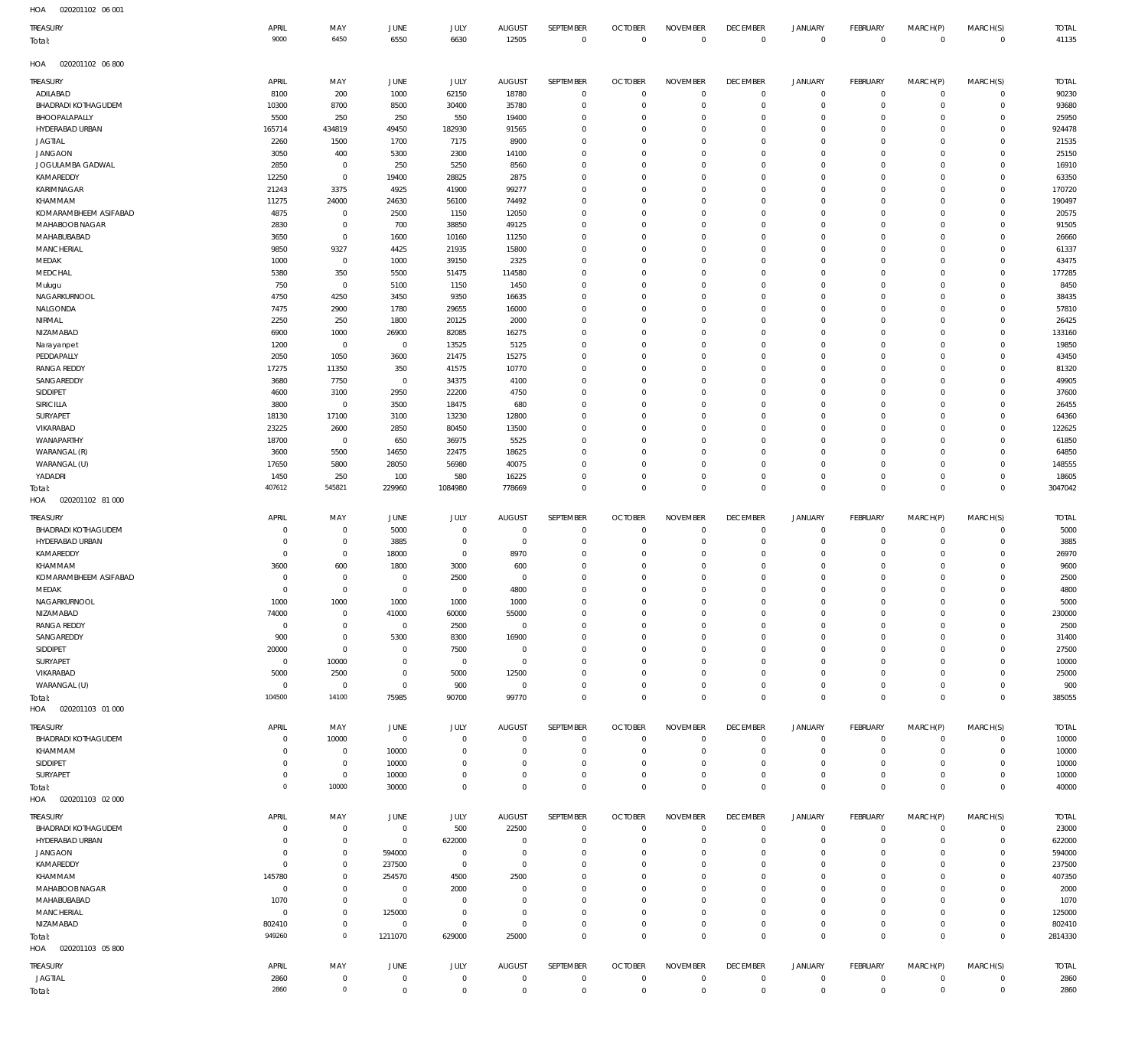HOA 020201102 06 001

| TREASURY | APRIL | MAY | JUNE | JULY | AUGUST | SEPTEMBER | OCTOBER | NOVEMBER | DECEMBER | JANUARY | FEBRUARY | MARCH(P) | MARCH(S) | TOTAL |
|---|---|---|---|---|---|---|---|---|---|---|---|---|---|---|
| Total: | 9000 | 6450 | 6550 | 6630 | 12505 | 0 | 0 | 0 | 0 | 0 | 0 | 0 | 0 | 41135 |

HOA 020201102 06 800

| TREASURY | APRIL | MAY | JUNE | JULY | AUGUST | SEPTEMBER | OCTOBER | NOVEMBER | DECEMBER | JANUARY | FEBRUARY | MARCH(P) | MARCH(S) | TOTAL |
|---|---|---|---|---|---|---|---|---|---|---|---|---|---|---|
| ADILABAD | 8100 | 200 | 1000 | 62150 | 18780 | 0 | 0 | 0 | 0 | 0 | 0 | 0 | 0 | 90230 |
| BHADRADI KOTHAGUDEM | 10300 | 8700 | 8500 | 30400 | 35780 | 0 | 0 | 0 | 0 | 0 | 0 | 0 | 0 | 93680 |
| BHOOPALAPALLY | 5500 | 250 | 250 | 550 | 19400 | 0 | 0 | 0 | 0 | 0 | 0 | 0 | 0 | 25950 |
| HYDERABAD URBAN | 165714 | 434819 | 49450 | 182930 | 91565 | 0 | 0 | 0 | 0 | 0 | 0 | 0 | 0 | 924478 |
| JAGTIAL | 2260 | 1500 | 1700 | 7175 | 8900 | 0 | 0 | 0 | 0 | 0 | 0 | 0 | 0 | 21535 |
| JANGAON | 3050 | 400 | 5300 | 2300 | 14100 | 0 | 0 | 0 | 0 | 0 | 0 | 0 | 0 | 25150 |
| JOGULAMBA GADWAL | 2850 | 0 | 250 | 5250 | 8560 | 0 | 0 | 0 | 0 | 0 | 0 | 0 | 0 | 16910 |
| KAMAREDDY | 12250 | 0 | 19400 | 28825 | 2875 | 0 | 0 | 0 | 0 | 0 | 0 | 0 | 0 | 63350 |
| KARIMNAGAR | 21243 | 3375 | 4925 | 41900 | 99277 | 0 | 0 | 0 | 0 | 0 | 0 | 0 | 0 | 170720 |
| KHAMMAM | 11275 | 24000 | 24630 | 56100 | 74492 | 0 | 0 | 0 | 0 | 0 | 0 | 0 | 0 | 190497 |
| KOMARAMBHEEM ASIFABAD | 4875 | 0 | 2500 | 1150 | 12050 | 0 | 0 | 0 | 0 | 0 | 0 | 0 | 0 | 20575 |
| MAHABOOB NAGAR | 2830 | 0 | 700 | 38850 | 49125 | 0 | 0 | 0 | 0 | 0 | 0 | 0 | 0 | 91505 |
| MAHABUBABAD | 3650 | 0 | 1600 | 10160 | 11250 | 0 | 0 | 0 | 0 | 0 | 0 | 0 | 0 | 26660 |
| MANCHERIAL | 9850 | 9327 | 4425 | 21935 | 15800 | 0 | 0 | 0 | 0 | 0 | 0 | 0 | 0 | 61337 |
| MEDAK | 1000 | 0 | 1000 | 39150 | 2325 | 0 | 0 | 0 | 0 | 0 | 0 | 0 | 0 | 43475 |
| MEDCHAL | 5380 | 350 | 5500 | 51475 | 114580 | 0 | 0 | 0 | 0 | 0 | 0 | 0 | 0 | 177285 |
| Mulugu | 750 | 0 | 5100 | 1150 | 1450 | 0 | 0 | 0 | 0 | 0 | 0 | 0 | 0 | 8450 |
| NAGARKURNOOL | 4750 | 4250 | 3450 | 9350 | 16635 | 0 | 0 | 0 | 0 | 0 | 0 | 0 | 0 | 38435 |
| NALGONDA | 7475 | 2900 | 1780 | 29655 | 16000 | 0 | 0 | 0 | 0 | 0 | 0 | 0 | 0 | 57810 |
| NIRMAL | 2250 | 250 | 1800 | 20125 | 2000 | 0 | 0 | 0 | 0 | 0 | 0 | 0 | 0 | 26425 |
| NIZAMABAD | 6900 | 1000 | 26900 | 82085 | 16275 | 0 | 0 | 0 | 0 | 0 | 0 | 0 | 0 | 133160 |
| Narayanpet | 1200 | 0 | 0 | 13525 | 5125 | 0 | 0 | 0 | 0 | 0 | 0 | 0 | 0 | 19850 |
| PEDDAPALLY | 2050 | 1050 | 3600 | 21475 | 15275 | 0 | 0 | 0 | 0 | 0 | 0 | 0 | 0 | 43450 |
| RANGA REDDY | 17275 | 11350 | 350 | 41575 | 10770 | 0 | 0 | 0 | 0 | 0 | 0 | 0 | 0 | 81320 |
| SANGAREDDY | 3680 | 7750 | 0 | 34375 | 4100 | 0 | 0 | 0 | 0 | 0 | 0 | 0 | 0 | 49905 |
| SIDDIPET | 4600 | 3100 | 2950 | 22200 | 4750 | 0 | 0 | 0 | 0 | 0 | 0 | 0 | 0 | 37600 |
| SIRICILLA | 3800 | 0 | 3500 | 18475 | 680 | 0 | 0 | 0 | 0 | 0 | 0 | 0 | 0 | 26455 |
| SURYAPET | 18130 | 17100 | 3100 | 13230 | 12800 | 0 | 0 | 0 | 0 | 0 | 0 | 0 | 0 | 64360 |
| VIKARABAD | 23225 | 2600 | 2850 | 80450 | 13500 | 0 | 0 | 0 | 0 | 0 | 0 | 0 | 0 | 122625 |
| WANAPARTHY | 18700 | 0 | 650 | 36975 | 5525 | 0 | 0 | 0 | 0 | 0 | 0 | 0 | 0 | 61850 |
| WARANGAL (R) | 3600 | 5500 | 14650 | 22475 | 18625 | 0 | 0 | 0 | 0 | 0 | 0 | 0 | 0 | 64850 |
| WARANGAL (U) | 17650 | 5800 | 28050 | 56980 | 40075 | 0 | 0 | 0 | 0 | 0 | 0 | 0 | 0 | 148555 |
| YADADRI | 1450 | 250 | 100 | 580 | 16225 | 0 | 0 | 0 | 0 | 0 | 0 | 0 | 0 | 18605 |
| Total: | 407612 | 545821 | 229960 | 1084980 | 778669 | 0 | 0 | 0 | 0 | 0 | 0 | 0 | 0 | 3047042 |

HOA 020201102 81 000

| TREASURY | APRIL | MAY | JUNE | JULY | AUGUST | SEPTEMBER | OCTOBER | NOVEMBER | DECEMBER | JANUARY | FEBRUARY | MARCH(P) | MARCH(S) | TOTAL |
|---|---|---|---|---|---|---|---|---|---|---|---|---|---|---|
| BHADRADI KOTHAGUDEM | 0 | 0 | 5000 | 0 | 0 | 0 | 0 | 0 | 0 | 0 | 0 | 0 | 0 | 5000 |
| HYDERABAD URBAN | 0 | 0 | 3885 | 0 | 0 | 0 | 0 | 0 | 0 | 0 | 0 | 0 | 0 | 3885 |
| KAMAREDDY | 0 | 0 | 18000 | 0 | 8970 | 0 | 0 | 0 | 0 | 0 | 0 | 0 | 0 | 26970 |
| KHAMMAM | 3600 | 600 | 1800 | 3000 | 600 | 0 | 0 | 0 | 0 | 0 | 0 | 0 | 0 | 9600 |
| KOMARAMBHEEM ASIFABAD | 0 | 0 | 0 | 2500 | 0 | 0 | 0 | 0 | 0 | 0 | 0 | 0 | 0 | 2500 |
| MEDAK | 0 | 0 | 0 | 0 | 4800 | 0 | 0 | 0 | 0 | 0 | 0 | 0 | 0 | 4800 |
| NAGARKURNOOL | 1000 | 1000 | 1000 | 1000 | 1000 | 0 | 0 | 0 | 0 | 0 | 0 | 0 | 0 | 5000 |
| NIZAMABAD | 74000 | 0 | 41000 | 60000 | 55000 | 0 | 0 | 0 | 0 | 0 | 0 | 0 | 0 | 230000 |
| RANGA REDDY | 0 | 0 | 0 | 2500 | 0 | 0 | 0 | 0 | 0 | 0 | 0 | 0 | 0 | 2500 |
| SANGAREDDY | 900 | 0 | 5300 | 8300 | 16900 | 0 | 0 | 0 | 0 | 0 | 0 | 0 | 0 | 31400 |
| SIDDIPET | 20000 | 0 | 0 | 7500 | 0 | 0 | 0 | 0 | 0 | 0 | 0 | 0 | 0 | 27500 |
| SURYAPET | 0 | 10000 | 0 | 0 | 0 | 0 | 0 | 0 | 0 | 0 | 0 | 0 | 0 | 10000 |
| VIKARABAD | 5000 | 2500 | 0 | 5000 | 12500 | 0 | 0 | 0 | 0 | 0 | 0 | 0 | 0 | 25000 |
| WARANGAL (U) | 0 | 0 | 0 | 900 | 0 | 0 | 0 | 0 | 0 | 0 | 0 | 0 | 0 | 900 |
| Total: | 104500 | 14100 | 75985 | 90700 | 99770 | 0 | 0 | 0 | 0 | 0 | 0 | 0 | 0 | 385055 |

HOA 020201103 01 000

| TREASURY | APRIL | MAY | JUNE | JULY | AUGUST | SEPTEMBER | OCTOBER | NOVEMBER | DECEMBER | JANUARY | FEBRUARY | MARCH(P) | MARCH(S) | TOTAL |
|---|---|---|---|---|---|---|---|---|---|---|---|---|---|---|
| BHADRADI KOTHAGUDEM | 0 | 10000 | 0 | 0 | 0 | 0 | 0 | 0 | 0 | 0 | 0 | 0 | 0 | 10000 |
| KHAMMAM | 0 | 0 | 10000 | 0 | 0 | 0 | 0 | 0 | 0 | 0 | 0 | 0 | 0 | 10000 |
| SIDDIPET | 0 | 0 | 10000 | 0 | 0 | 0 | 0 | 0 | 0 | 0 | 0 | 0 | 0 | 10000 |
| SURYAPET | 0 | 0 | 10000 | 0 | 0 | 0 | 0 | 0 | 0 | 0 | 0 | 0 | 0 | 10000 |
| Total: | 0 | 10000 | 30000 | 0 | 0 | 0 | 0 | 0 | 0 | 0 | 0 | 0 | 0 | 40000 |

HOA 020201103 02 000

| TREASURY | APRIL | MAY | JUNE | JULY | AUGUST | SEPTEMBER | OCTOBER | NOVEMBER | DECEMBER | JANUARY | FEBRUARY | MARCH(P) | MARCH(S) | TOTAL |
|---|---|---|---|---|---|---|---|---|---|---|---|---|---|---|
| BHADRADI KOTHAGUDEM | 0 | 0 | 0 | 500 | 22500 | 0 | 0 | 0 | 0 | 0 | 0 | 0 | 0 | 23000 |
| HYDERABAD URBAN | 0 | 0 | 0 | 622000 | 0 | 0 | 0 | 0 | 0 | 0 | 0 | 0 | 0 | 622000 |
| JANGAON | 0 | 0 | 594000 | 0 | 0 | 0 | 0 | 0 | 0 | 0 | 0 | 0 | 0 | 594000 |
| KAMAREDDY | 0 | 0 | 237500 | 0 | 0 | 0 | 0 | 0 | 0 | 0 | 0 | 0 | 0 | 237500 |
| KHAMMAM | 145780 | 0 | 254570 | 4500 | 2500 | 0 | 0 | 0 | 0 | 0 | 0 | 0 | 0 | 407350 |
| MAHABOOB NAGAR | 0 | 0 | 0 | 2000 | 0 | 0 | 0 | 0 | 0 | 0 | 0 | 0 | 0 | 2000 |
| MAHABUBABAD | 1070 | 0 | 0 | 0 | 0 | 0 | 0 | 0 | 0 | 0 | 0 | 0 | 0 | 1070 |
| MANCHERIAL | 0 | 0 | 125000 | 0 | 0 | 0 | 0 | 0 | 0 | 0 | 0 | 0 | 0 | 125000 |
| NIZAMABAD | 802410 | 0 | 0 | 0 | 0 | 0 | 0 | 0 | 0 | 0 | 0 | 0 | 0 | 802410 |
| Total: | 949260 | 0 | 1211070 | 629000 | 25000 | 0 | 0 | 0 | 0 | 0 | 0 | 0 | 0 | 2814330 |

HOA 020201103 05 800

| TREASURY | APRIL | MAY | JUNE | JULY | AUGUST | SEPTEMBER | OCTOBER | NOVEMBER | DECEMBER | JANUARY | FEBRUARY | MARCH(P) | MARCH(S) | TOTAL |
|---|---|---|---|---|---|---|---|---|---|---|---|---|---|---|
| JAGTIAL | 2860 | 0 | 0 | 0 | 0 | 0 | 0 | 0 | 0 | 0 | 0 | 0 | 0 | 2860 |
| Total: | 2860 | 0 | 0 | 0 | 0 | 0 | 0 | 0 | 0 | 0 | 0 | 0 | 0 | 2860 |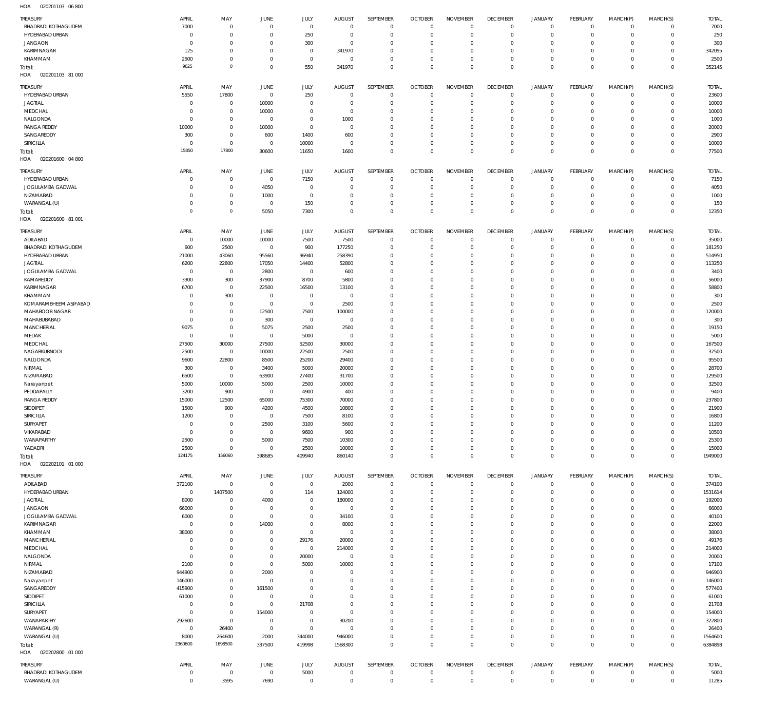HOA 020201103 06 800

| TREASURY | APRIL | MAY | JUNE | JULY | AUGUST | SEPTEMBER | OCTOBER | NOVEMBER | DECEMBER | JANUARY | FEBRUARY | MARCH(P) | MARCH(S) | TOTAL |
|---|---|---|---|---|---|---|---|---|---|---|---|---|---|---|
| BHADRADI KOTHAGUDEM | 7000 | 0 | 0 | 0 | 0 | 0 | 0 | 0 | 0 | 0 | 0 | 0 | 0 | 7000 |
| HYDERABAD URBAN | 0 | 0 | 0 | 250 | 0 | 0 | 0 | 0 | 0 | 0 | 0 | 0 | 0 | 250 |
| JANGAON | 0 | 0 | 0 | 300 | 0 | 0 | 0 | 0 | 0 | 0 | 0 | 0 | 0 | 300 |
| KARIMNAGAR | 125 | 0 | 0 | 0 | 341970 | 0 | 0 | 0 | 0 | 0 | 0 | 0 | 0 | 342095 |
| KHAMMAM | 2500 | 0 | 0 | 0 | 0 | 0 | 0 | 0 | 0 | 0 | 0 | 0 | 0 | 2500 |
| Total: | 9625 | 0 | 0 | 550 | 341970 | 0 | 0 | 0 | 0 | 0 | 0 | 0 | 0 | 352145 |

HOA 020201103 81 000

| TREASURY | APRIL | MAY | JUNE | JULY | AUGUST | SEPTEMBER | OCTOBER | NOVEMBER | DECEMBER | JANUARY | FEBRUARY | MARCH(P) | MARCH(S) | TOTAL |
|---|---|---|---|---|---|---|---|---|---|---|---|---|---|---|
| HYDERABAD URBAN | 5550 | 17800 | 0 | 250 | 0 | 0 | 0 | 0 | 0 | 0 | 0 | 0 | 0 | 23600 |
| JAGTIAL | 0 | 0 | 10000 | 0 | 0 | 0 | 0 | 0 | 0 | 0 | 0 | 0 | 0 | 10000 |
| MEDCHAL | 0 | 0 | 10000 | 0 | 0 | 0 | 0 | 0 | 0 | 0 | 0 | 0 | 0 | 10000 |
| NALGONDA | 0 | 0 | 0 | 0 | 1000 | 0 | 0 | 0 | 0 | 0 | 0 | 0 | 0 | 1000 |
| RANGA REDDY | 10000 | 0 | 10000 | 0 | 0 | 0 | 0 | 0 | 0 | 0 | 0 | 0 | 0 | 20000 |
| SANGAREDDY | 300 | 0 | 600 | 1400 | 600 | 0 | 0 | 0 | 0 | 0 | 0 | 0 | 0 | 2900 |
| SIRICILLA | 0 | 0 | 0 | 10000 | 0 | 0 | 0 | 0 | 0 | 0 | 0 | 0 | 0 | 10000 |
| Total: | 15850 | 17800 | 30600 | 11650 | 1600 | 0 | 0 | 0 | 0 | 0 | 0 | 0 | 0 | 77500 |

HOA 020201600 04 800

| TREASURY | APRIL | MAY | JUNE | JULY | AUGUST | SEPTEMBER | OCTOBER | NOVEMBER | DECEMBER | JANUARY | FEBRUARY | MARCH(P) | MARCH(S) | TOTAL |
|---|---|---|---|---|---|---|---|---|---|---|---|---|---|---|
| HYDERABAD URBAN | 0 | 0 | 0 | 7150 | 0 | 0 | 0 | 0 | 0 | 0 | 0 | 0 | 0 | 7150 |
| JOGULAMBA GADWAL | 0 | 0 | 4050 | 0 | 0 | 0 | 0 | 0 | 0 | 0 | 0 | 0 | 0 | 4050 |
| NIZAMABAD | 0 | 0 | 1000 | 0 | 0 | 0 | 0 | 0 | 0 | 0 | 0 | 0 | 0 | 1000 |
| WARANGAL (U) | 0 | 0 | 0 | 150 | 0 | 0 | 0 | 0 | 0 | 0 | 0 | 0 | 0 | 150 |
| Total: | 0 | 0 | 5050 | 7300 | 0 | 0 | 0 | 0 | 0 | 0 | 0 | 0 | 0 | 12350 |

HOA 020201600 81 001

| TREASURY | APRIL | MAY | JUNE | JULY | AUGUST | SEPTEMBER | OCTOBER | NOVEMBER | DECEMBER | JANUARY | FEBRUARY | MARCH(P) | MARCH(S) | TOTAL |
|---|---|---|---|---|---|---|---|---|---|---|---|---|---|---|
| ADILABAD | 0 | 10000 | 10000 | 7500 | 7500 | 0 | 0 | 0 | 0 | 0 | 0 | 0 | 0 | 35000 |
| BHADRADI KOTHAGUDEM | 600 | 2500 | 0 | 900 | 177250 | 0 | 0 | 0 | 0 | 0 | 0 | 0 | 0 | 181250 |
| HYDERABAD URBAN | 21000 | 43060 | 95560 | 96940 | 258390 | 0 | 0 | 0 | 0 | 0 | 0 | 0 | 0 | 514950 |
| JAGTIAL | 6200 | 22800 | 17050 | 14400 | 52800 | 0 | 0 | 0 | 0 | 0 | 0 | 0 | 0 | 113250 |
| JOGULAMBA GADWAL | 0 | 0 | 2800 | 0 | 600 | 0 | 0 | 0 | 0 | 0 | 0 | 0 | 0 | 3400 |
| KAMAREDDY | 3300 | 300 | 37900 | 8700 | 5800 | 0 | 0 | 0 | 0 | 0 | 0 | 0 | 0 | 56000 |
| KARIMNAGAR | 6700 | 0 | 22500 | 16500 | 13100 | 0 | 0 | 0 | 0 | 0 | 0 | 0 | 0 | 58800 |
| KHAMMAM | 0 | 300 | 0 | 0 | 0 | 0 | 0 | 0 | 0 | 0 | 0 | 0 | 0 | 300 |
| KOMARAMBHEEM ASIFABAD | 0 | 0 | 0 | 0 | 2500 | 0 | 0 | 0 | 0 | 0 | 0 | 0 | 0 | 2500 |
| MAHABOOBNAGAR | 0 | 0 | 12500 | 7500 | 100000 | 0 | 0 | 0 | 0 | 0 | 0 | 0 | 0 | 120000 |
| MAHABUBABAD | 0 | 0 | 300 | 0 | 0 | 0 | 0 | 0 | 0 | 0 | 0 | 0 | 0 | 300 |
| MANCHERIAL | 9075 | 0 | 5075 | 2500 | 2500 | 0 | 0 | 0 | 0 | 0 | 0 | 0 | 0 | 19150 |
| MEDAK | 0 | 0 | 0 | 5000 | 0 | 0 | 0 | 0 | 0 | 0 | 0 | 0 | 0 | 5000 |
| MEDCHAL | 27500 | 30000 | 27500 | 52500 | 30000 | 0 | 0 | 0 | 0 | 0 | 0 | 0 | 0 | 167500 |
| NAGARKURNOOL | 2500 | 0 | 10000 | 22500 | 2500 | 0 | 0 | 0 | 0 | 0 | 0 | 0 | 0 | 37500 |
| NALGONDA | 9600 | 22800 | 8500 | 25200 | 29400 | 0 | 0 | 0 | 0 | 0 | 0 | 0 | 0 | 95500 |
| NIRMAL | 300 | 0 | 3400 | 5000 | 20000 | 0 | 0 | 0 | 0 | 0 | 0 | 0 | 0 | 28700 |
| NIZAMABAD | 6500 | 0 | 63900 | 27400 | 31700 | 0 | 0 | 0 | 0 | 0 | 0 | 0 | 0 | 129500 |
| Narayanpet | 5000 | 10000 | 5000 | 2500 | 10000 | 0 | 0 | 0 | 0 | 0 | 0 | 0 | 0 | 32500 |
| PEDDAPALLY | 3200 | 900 | 0 | 4900 | 400 | 0 | 0 | 0 | 0 | 0 | 0 | 0 | 0 | 9400 |
| RANGA REDDY | 15000 | 12500 | 65000 | 75300 | 70000 | 0 | 0 | 0 | 0 | 0 | 0 | 0 | 0 | 237800 |
| SIDDIPET | 1500 | 900 | 4200 | 4500 | 10800 | 0 | 0 | 0 | 0 | 0 | 0 | 0 | 0 | 21900 |
| SIRICILLA | 1200 | 0 | 0 | 7500 | 8100 | 0 | 0 | 0 | 0 | 0 | 0 | 0 | 0 | 16800 |
| SURYAPET | 0 | 0 | 2500 | 3100 | 5600 | 0 | 0 | 0 | 0 | 0 | 0 | 0 | 0 | 11200 |
| VIKARABAD | 0 | 0 | 0 | 9600 | 900 | 0 | 0 | 0 | 0 | 0 | 0 | 0 | 0 | 10500 |
| WANAPARTHY | 2500 | 0 | 5000 | 7500 | 10300 | 0 | 0 | 0 | 0 | 0 | 0 | 0 | 0 | 25300 |
| YADADRI | 2500 | 0 | 0 | 2500 | 10000 | 0 | 0 | 0 | 0 | 0 | 0 | 0 | 0 | 15000 |
| Total: | 124175 | 156060 | 398685 | 409940 | 860140 | 0 | 0 | 0 | 0 | 0 | 0 | 0 | 0 | 1949000 |

HOA 020202101 01 000

| TREASURY | APRIL | MAY | JUNE | JULY | AUGUST | SEPTEMBER | OCTOBER | NOVEMBER | DECEMBER | JANUARY | FEBRUARY | MARCH(P) | MARCH(S) | TOTAL |
|---|---|---|---|---|---|---|---|---|---|---|---|---|---|---|
| ADILABAD | 372100 | 0 | 0 | 0 | 2000 | 0 | 0 | 0 | 0 | 0 | 0 | 0 | 0 | 374100 |
| HYDERABAD URBAN | 0 | 1407500 | 0 | 114 | 124000 | 0 | 0 | 0 | 0 | 0 | 0 | 0 | 0 | 1531614 |
| JAGTIAL | 8000 | 0 | 4000 | 0 | 180000 | 0 | 0 | 0 | 0 | 0 | 0 | 0 | 0 | 192000 |
| JANGAON | 66000 | 0 | 0 | 0 | 0 | 0 | 0 | 0 | 0 | 0 | 0 | 0 | 0 | 66000 |
| JOGULAMBA GADWAL | 6000 | 0 | 0 | 0 | 34100 | 0 | 0 | 0 | 0 | 0 | 0 | 0 | 0 | 40100 |
| KARIMNAGAR | 0 | 0 | 14000 | 0 | 8000 | 0 | 0 | 0 | 0 | 0 | 0 | 0 | 0 | 22000 |
| KHAMMAM | 38000 | 0 | 0 | 0 | 0 | 0 | 0 | 0 | 0 | 0 | 0 | 0 | 0 | 38000 |
| MANCHERIAL | 0 | 0 | 0 | 29176 | 20000 | 0 | 0 | 0 | 0 | 0 | 0 | 0 | 0 | 49176 |
| MEDCHAL | 0 | 0 | 0 | 0 | 214000 | 0 | 0 | 0 | 0 | 0 | 0 | 0 | 0 | 214000 |
| NALGONDA | 0 | 0 | 0 | 20000 | 0 | 0 | 0 | 0 | 0 | 0 | 0 | 0 | 0 | 20000 |
| NIRMAL | 2100 | 0 | 0 | 5000 | 10000 | 0 | 0 | 0 | 0 | 0 | 0 | 0 | 0 | 17100 |
| NIZAMABAD | 944900 | 0 | 2000 | 0 | 0 | 0 | 0 | 0 | 0 | 0 | 0 | 0 | 0 | 946900 |
| Narayanpet | 146000 | 0 | 0 | 0 | 0 | 0 | 0 | 0 | 0 | 0 | 0 | 0 | 0 | 146000 |
| SANGAREDDY | 415900 | 0 | 161500 | 0 | 0 | 0 | 0 | 0 | 0 | 0 | 0 | 0 | 0 | 577400 |
| SIDDIPET | 61000 | 0 | 0 | 0 | 0 | 0 | 0 | 0 | 0 | 0 | 0 | 0 | 0 | 61000 |
| SIRICILLA | 0 | 0 | 0 | 21708 | 0 | 0 | 0 | 0 | 0 | 0 | 0 | 0 | 0 | 21708 |
| SURYAPET | 0 | 0 | 154000 | 0 | 0 | 0 | 0 | 0 | 0 | 0 | 0 | 0 | 0 | 154000 |
| WANAPARTHY | 292600 | 0 | 0 | 0 | 30200 | 0 | 0 | 0 | 0 | 0 | 0 | 0 | 0 | 322800 |
| WARANGAL (R) | 0 | 26400 | 0 | 0 | 0 | 0 | 0 | 0 | 0 | 0 | 0 | 0 | 0 | 26400 |
| WARANGAL (U) | 8000 | 264600 | 2000 | 344000 | 946000 | 0 | 0 | 0 | 0 | 0 | 0 | 0 | 0 | 1564600 |
| Total: | 2360600 | 1698500 | 337500 | 419998 | 1568300 | 0 | 0 | 0 | 0 | 0 | 0 | 0 | 0 | 6384898 |

HOA 020202800 01 000

| TREASURY | APRIL | MAY | JUNE | JULY | AUGUST | SEPTEMBER | OCTOBER | NOVEMBER | DECEMBER | JANUARY | FEBRUARY | MARCH(P) | MARCH(S) | TOTAL |
|---|---|---|---|---|---|---|---|---|---|---|---|---|---|---|
| BHADRADI KOTHAGUDEM | 0 | 0 | 0 | 5000 | 0 | 0 | 0 | 0 | 0 | 0 | 0 | 0 | 0 | 5000 |
| WARANGAL (U) | 0 | 3595 | 7690 | 0 | 0 | 0 | 0 | 0 | 0 | 0 | 0 | 0 | 0 | 11285 |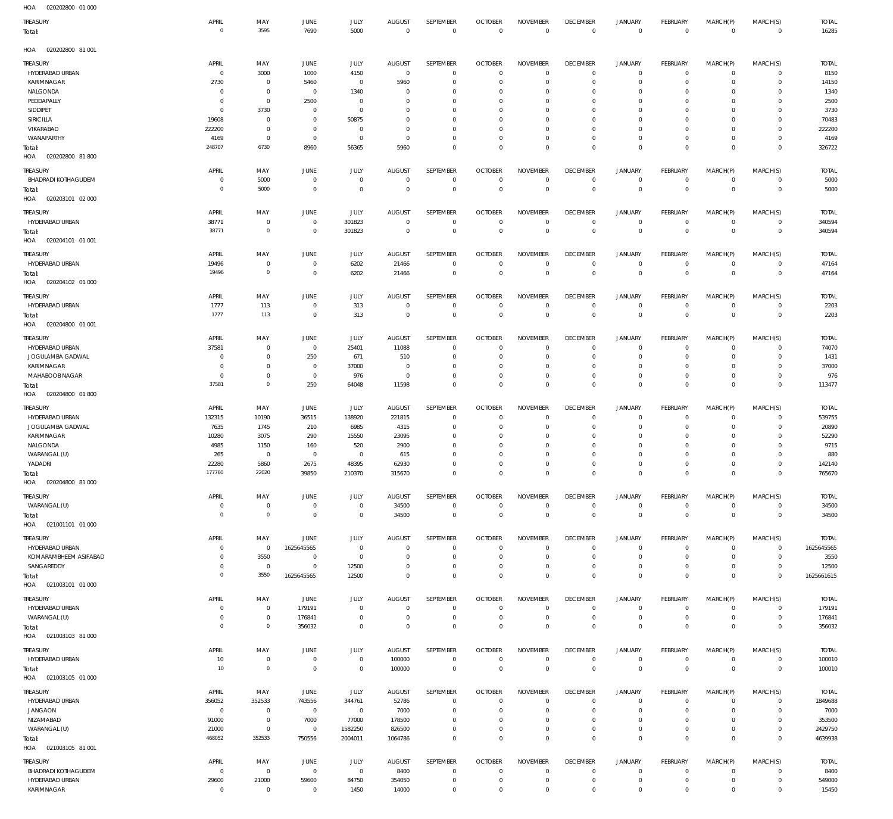HOA 020202800 01 000

| TREASURY | APRIL | MAY | JUNE | JULY | AUGUST | SEPTEMBER | OCTOBER | NOVEMBER | DECEMBER | JANUARY | FEBRUARY | MARCH(P) | MARCH(S) | TOTAL |
|---|---|---|---|---|---|---|---|---|---|---|---|---|---|---|
| Total: | 0 | 3595 | 7690 | 5000 | 0 | 0 | 0 | 0 | 0 | 0 | 0 | 0 | 0 | 16285 |

HOA 020202800 81 001

| TREASURY | APRIL | MAY | JUNE | JULY | AUGUST | SEPTEMBER | OCTOBER | NOVEMBER | DECEMBER | JANUARY | FEBRUARY | MARCH(P) | MARCH(S) | TOTAL |
|---|---|---|---|---|---|---|---|---|---|---|---|---|---|---|
| HYDERABAD URBAN | 0 | 3000 | 1000 | 4150 | 0 | 0 | 0 | 0 | 0 | 0 | 0 | 0 | 0 | 8150 |
| KARIMNAGAR | 2730 | 0 | 5460 | 0 | 5960 | 0 | 0 | 0 | 0 | 0 | 0 | 0 | 0 | 14150 |
| NALGONDA | 0 | 0 | 0 | 1340 | 0 | 0 | 0 | 0 | 0 | 0 | 0 | 0 | 0 | 1340 |
| PEDDAPALLY | 0 | 0 | 2500 | 0 | 0 | 0 | 0 | 0 | 0 | 0 | 0 | 0 | 0 | 2500 |
| SIDDIPET | 0 | 3730 | 0 | 0 | 0 | 0 | 0 | 0 | 0 | 0 | 0 | 0 | 0 | 3730 |
| SIRICILLA | 19608 | 0 | 0 | 50875 | 0 | 0 | 0 | 0 | 0 | 0 | 0 | 0 | 0 | 70483 |
| VIKARABAD | 222200 | 0 | 0 | 0 | 0 | 0 | 0 | 0 | 0 | 0 | 0 | 0 | 0 | 222200 |
| WANAPARTHY | 4169 | 0 | 0 | 0 | 0 | 0 | 0 | 0 | 0 | 0 | 0 | 0 | 0 | 4169 |
| Total: | 248707 | 6730 | 8960 | 56365 | 5960 | 0 | 0 | 0 | 0 | 0 | 0 | 0 | 0 | 326722 |

HOA 020202800 81 800

| TREASURY | APRIL | MAY | JUNE | JULY | AUGUST | SEPTEMBER | OCTOBER | NOVEMBER | DECEMBER | JANUARY | FEBRUARY | MARCH(P) | MARCH(S) | TOTAL |
|---|---|---|---|---|---|---|---|---|---|---|---|---|---|---|
| BHADRADI KOTHAGUDEM | 0 | 5000 | 0 | 0 | 0 | 0 | 0 | 0 | 0 | 0 | 0 | 0 | 0 | 5000 |
| Total: | 0 | 5000 | 0 | 0 | 0 | 0 | 0 | 0 | 0 | 0 | 0 | 0 | 0 | 5000 |

HOA 020203101 02 000

| TREASURY | APRIL | MAY | JUNE | JULY | AUGUST | SEPTEMBER | OCTOBER | NOVEMBER | DECEMBER | JANUARY | FEBRUARY | MARCH(P) | MARCH(S) | TOTAL |
|---|---|---|---|---|---|---|---|---|---|---|---|---|---|---|
| HYDERABAD URBAN | 38771 | 0 | 0 | 301823 | 0 | 0 | 0 | 0 | 0 | 0 | 0 | 0 | 0 | 340594 |
| Total: | 38771 | 0 | 0 | 301823 | 0 | 0 | 0 | 0 | 0 | 0 | 0 | 0 | 0 | 340594 |

HOA 020204101 01 001

| TREASURY | APRIL | MAY | JUNE | JULY | AUGUST | SEPTEMBER | OCTOBER | NOVEMBER | DECEMBER | JANUARY | FEBRUARY | MARCH(P) | MARCH(S) | TOTAL |
|---|---|---|---|---|---|---|---|---|---|---|---|---|---|---|
| HYDERABAD URBAN | 19496 | 0 | 0 | 6202 | 21466 | 0 | 0 | 0 | 0 | 0 | 0 | 0 | 0 | 47164 |
| Total: | 19496 | 0 | 0 | 6202 | 21466 | 0 | 0 | 0 | 0 | 0 | 0 | 0 | 0 | 47164 |

HOA 020204102 01 000

| TREASURY | APRIL | MAY | JUNE | JULY | AUGUST | SEPTEMBER | OCTOBER | NOVEMBER | DECEMBER | JANUARY | FEBRUARY | MARCH(P) | MARCH(S) | TOTAL |
|---|---|---|---|---|---|---|---|---|---|---|---|---|---|---|
| HYDERABAD URBAN | 1777 | 113 | 0 | 313 | 0 | 0 | 0 | 0 | 0 | 0 | 0 | 0 | 0 | 2203 |
| Total: | 1777 | 113 | 0 | 313 | 0 | 0 | 0 | 0 | 0 | 0 | 0 | 0 | 0 | 2203 |

HOA 020204800 01 001

| TREASURY | APRIL | MAY | JUNE | JULY | AUGUST | SEPTEMBER | OCTOBER | NOVEMBER | DECEMBER | JANUARY | FEBRUARY | MARCH(P) | MARCH(S) | TOTAL |
|---|---|---|---|---|---|---|---|---|---|---|---|---|---|---|
| HYDERABAD URBAN | 37581 | 0 | 0 | 25401 | 11088 | 0 | 0 | 0 | 0 | 0 | 0 | 0 | 0 | 74070 |
| JOGULAMBA GADWAL | 0 | 0 | 250 | 671 | 510 | 0 | 0 | 0 | 0 | 0 | 0 | 0 | 0 | 1431 |
| KARIMNAGAR | 0 | 0 | 0 | 37000 | 0 | 0 | 0 | 0 | 0 | 0 | 0 | 0 | 0 | 37000 |
| MAHABOOBNAGAR | 0 | 0 | 0 | 976 | 0 | 0 | 0 | 0 | 0 | 0 | 0 | 0 | 0 | 976 |
| Total: | 37581 | 0 | 250 | 64048 | 11598 | 0 | 0 | 0 | 0 | 0 | 0 | 0 | 0 | 113477 |

HOA 020204800 01 800

| TREASURY | APRIL | MAY | JUNE | JULY | AUGUST | SEPTEMBER | OCTOBER | NOVEMBER | DECEMBER | JANUARY | FEBRUARY | MARCH(P) | MARCH(S) | TOTAL |
|---|---|---|---|---|---|---|---|---|---|---|---|---|---|---|
| HYDERABAD URBAN | 132315 | 10190 | 36515 | 138920 | 221815 | 0 | 0 | 0 | 0 | 0 | 0 | 0 | 0 | 539755 |
| JOGULAMBA GADWAL | 7635 | 1745 | 210 | 6985 | 4315 | 0 | 0 | 0 | 0 | 0 | 0 | 0 | 0 | 20890 |
| KARIMNAGAR | 10280 | 3075 | 290 | 15550 | 23095 | 0 | 0 | 0 | 0 | 0 | 0 | 0 | 0 | 52290 |
| NALGONDA | 4985 | 1150 | 160 | 520 | 2900 | 0 | 0 | 0 | 0 | 0 | 0 | 0 | 0 | 9715 |
| WARANGAL (U) | 265 | 0 | 0 | 0 | 615 | 0 | 0 | 0 | 0 | 0 | 0 | 0 | 0 | 880 |
| YADADRI | 22280 | 5860 | 2675 | 48395 | 62930 | 0 | 0 | 0 | 0 | 0 | 0 | 0 | 0 | 142140 |
| Total: | 177760 | 22020 | 39850 | 210370 | 315670 | 0 | 0 | 0 | 0 | 0 | 0 | 0 | 0 | 765670 |

HOA 020204800 81 000

| TREASURY | APRIL | MAY | JUNE | JULY | AUGUST | SEPTEMBER | OCTOBER | NOVEMBER | DECEMBER | JANUARY | FEBRUARY | MARCH(P) | MARCH(S) | TOTAL |
|---|---|---|---|---|---|---|---|---|---|---|---|---|---|---|
| WARANGAL (U) | 0 | 0 | 0 | 0 | 34500 | 0 | 0 | 0 | 0 | 0 | 0 | 0 | 0 | 34500 |
| Total: | 0 | 0 | 0 | 0 | 34500 | 0 | 0 | 0 | 0 | 0 | 0 | 0 | 0 | 34500 |

HOA 021001101 01 000

| TREASURY | APRIL | MAY | JUNE | JULY | AUGUST | SEPTEMBER | OCTOBER | NOVEMBER | DECEMBER | JANUARY | FEBRUARY | MARCH(P) | MARCH(S) | TOTAL |
|---|---|---|---|---|---|---|---|---|---|---|---|---|---|---|
| HYDERABAD URBAN | 0 | 0 | 1625645565 | 0 | 0 | 0 | 0 | 0 | 0 | 0 | 0 | 0 | 0 | 1625645565 |
| KOMARAMBHEEM ASIFABAD | 0 | 3550 | 0 | 0 | 0 | 0 | 0 | 0 | 0 | 0 | 0 | 0 | 0 | 3550 |
| SANGAREDDY | 0 | 0 | 0 | 12500 | 0 | 0 | 0 | 0 | 0 | 0 | 0 | 0 | 0 | 12500 |
| Total: | 0 | 3550 | 1625645565 | 12500 | 0 | 0 | 0 | 0 | 0 | 0 | 0 | 0 | 0 | 1625661615 |

HOA 021003101 01 000

| TREASURY | APRIL | MAY | JUNE | JULY | AUGUST | SEPTEMBER | OCTOBER | NOVEMBER | DECEMBER | JANUARY | FEBRUARY | MARCH(P) | MARCH(S) | TOTAL |
|---|---|---|---|---|---|---|---|---|---|---|---|---|---|---|
| HYDERABAD URBAN | 0 | 0 | 179191 | 0 | 0 | 0 | 0 | 0 | 0 | 0 | 0 | 0 | 0 | 179191 |
| WARANGAL (U) | 0 | 0 | 176841 | 0 | 0 | 0 | 0 | 0 | 0 | 0 | 0 | 0 | 0 | 176841 |
| Total: | 0 | 0 | 356032 | 0 | 0 | 0 | 0 | 0 | 0 | 0 | 0 | 0 | 0 | 356032 |

HOA 021003103 81 000

| TREASURY | APRIL | MAY | JUNE | JULY | AUGUST | SEPTEMBER | OCTOBER | NOVEMBER | DECEMBER | JANUARY | FEBRUARY | MARCH(P) | MARCH(S) | TOTAL |
|---|---|---|---|---|---|---|---|---|---|---|---|---|---|---|
| HYDERABAD URBAN | 10 | 0 | 0 | 0 | 100000 | 0 | 0 | 0 | 0 | 0 | 0 | 0 | 0 | 100010 |
| Total: | 10 | 0 | 0 | 0 | 100000 | 0 | 0 | 0 | 0 | 0 | 0 | 0 | 0 | 100010 |

HOA 021003105 01 000

| TREASURY | APRIL | MAY | JUNE | JULY | AUGUST | SEPTEMBER | OCTOBER | NOVEMBER | DECEMBER | JANUARY | FEBRUARY | MARCH(P) | MARCH(S) | TOTAL |
|---|---|---|---|---|---|---|---|---|---|---|---|---|---|---|
| HYDERABAD URBAN | 356052 | 352533 | 743556 | 344761 | 52786 | 0 | 0 | 0 | 0 | 0 | 0 | 0 | 0 | 1849688 |
| JANGAON | 0 | 0 | 0 | 0 | 7000 | 0 | 0 | 0 | 0 | 0 | 0 | 0 | 0 | 7000 |
| NIZAMABAD | 91000 | 0 | 7000 | 77000 | 178500 | 0 | 0 | 0 | 0 | 0 | 0 | 0 | 0 | 353500 |
| WARANGAL (U) | 21000 | 0 | 0 | 1582250 | 826500 | 0 | 0 | 0 | 0 | 0 | 0 | 0 | 0 | 2429750 |
| Total: | 468052 | 352533 | 750556 | 2004011 | 1064786 | 0 | 0 | 0 | 0 | 0 | 0 | 0 | 0 | 4639938 |

HOA 021003105 81 001

| TREASURY | APRIL | MAY | JUNE | JULY | AUGUST | SEPTEMBER | OCTOBER | NOVEMBER | DECEMBER | JANUARY | FEBRUARY | MARCH(P) | MARCH(S) | TOTAL |
|---|---|---|---|---|---|---|---|---|---|---|---|---|---|---|
| BHADRADI KOTHAGUDEM | 0 | 0 | 0 | 0 | 8400 | 0 | 0 | 0 | 0 | 0 | 0 | 0 | 0 | 8400 |
| HYDERABAD URBAN | 29600 | 21000 | 59600 | 84750 | 354050 | 0 | 0 | 0 | 0 | 0 | 0 | 0 | 0 | 549000 |
| KARIMNAGAR | 0 | 0 | 0 | 1450 | 14000 | 0 | 0 | 0 | 0 | 0 | 0 | 0 | 0 | 15450 |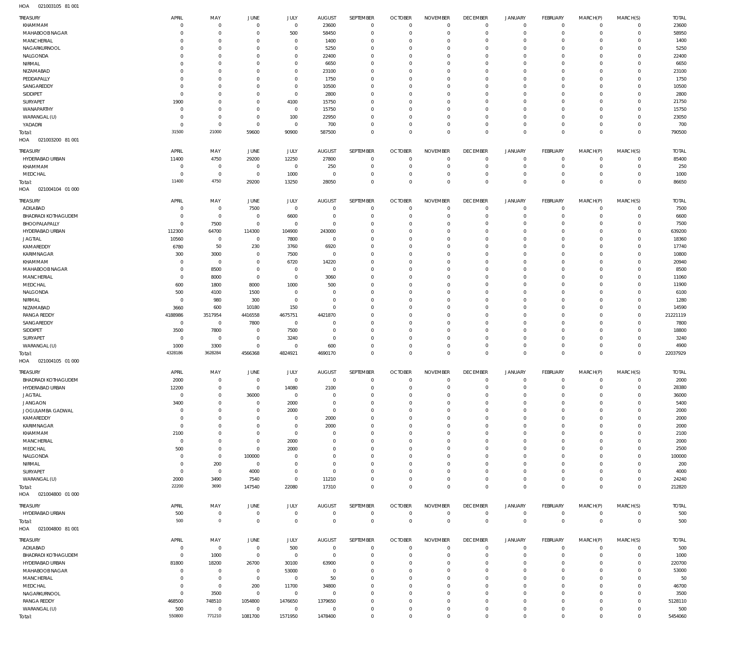HOA 021003105 81 001

| TREASURY | APRIL | MAY | JUNE | JULY | AUGUST | SEPTEMBER | OCTOBER | NOVEMBER | DECEMBER | JANUARY | FEBRUARY | MARCH(P) | MARCH(S) | TOTAL |
|---|---|---|---|---|---|---|---|---|---|---|---|---|---|---|
| KHAMMAM | 0 | 0 | 0 | 0 | 23600 | 0 | 0 | 0 | 0 | 0 | 0 | 0 | 0 | 23600 |
| MAHABOOB NAGAR | 0 | 0 | 0 | 500 | 58450 | 0 | 0 | 0 | 0 | 0 | 0 | 0 | 0 | 58950 |
| MANCHERIAL | 0 | 0 | 0 | 0 | 1400 | 0 | 0 | 0 | 0 | 0 | 0 | 0 | 0 | 1400 |
| NAGARKURNOOL | 0 | 0 | 0 | 0 | 5250 | 0 | 0 | 0 | 0 | 0 | 0 | 0 | 0 | 5250 |
| NALGONDA | 0 | 0 | 0 | 0 | 22400 | 0 | 0 | 0 | 0 | 0 | 0 | 0 | 0 | 22400 |
| NIRMAL | 0 | 0 | 0 | 0 | 6650 | 0 | 0 | 0 | 0 | 0 | 0 | 0 | 0 | 6650 |
| NIZAMABAD | 0 | 0 | 0 | 0 | 23100 | 0 | 0 | 0 | 0 | 0 | 0 | 0 | 0 | 23100 |
| PEDDAPALLY | 0 | 0 | 0 | 0 | 1750 | 0 | 0 | 0 | 0 | 0 | 0 | 0 | 0 | 1750 |
| SANGAREDDY | 0 | 0 | 0 | 0 | 10500 | 0 | 0 | 0 | 0 | 0 | 0 | 0 | 0 | 10500 |
| SIDDIPET | 0 | 0 | 0 | 0 | 2800 | 0 | 0 | 0 | 0 | 0 | 0 | 0 | 0 | 2800 |
| SURYAPET | 1900 | 0 | 0 | 4100 | 15750 | 0 | 0 | 0 | 0 | 0 | 0 | 0 | 0 | 21750 |
| WANAPARTHY | 0 | 0 | 0 | 0 | 15750 | 0 | 0 | 0 | 0 | 0 | 0 | 0 | 0 | 15750 |
| WARANGAL (U) | 0 | 0 | 0 | 100 | 22950 | 0 | 0 | 0 | 0 | 0 | 0 | 0 | 0 | 23050 |
| YADADRI | 0 | 0 | 0 | 0 | 700 | 0 | 0 | 0 | 0 | 0 | 0 | 0 | 0 | 700 |
| Total: | 31500 | 21000 | 59600 | 90900 | 587500 | 0 | 0 | 0 | 0 | 0 | 0 | 0 | 0 | 790500 |

HOA 021003200 81 001

| TREASURY | APRIL | MAY | JUNE | JULY | AUGUST | SEPTEMBER | OCTOBER | NOVEMBER | DECEMBER | JANUARY | FEBRUARY | MARCH(P) | MARCH(S) | TOTAL |
|---|---|---|---|---|---|---|---|---|---|---|---|---|---|---|
| HYDERABAD URBAN | 11400 | 4750 | 29200 | 12250 | 27800 | 0 | 0 | 0 | 0 | 0 | 0 | 0 | 0 | 85400 |
| KHAMMAM | 0 | 0 | 0 | 0 | 250 | 0 | 0 | 0 | 0 | 0 | 0 | 0 | 0 | 250 |
| MEDCHAL | 0 | 0 | 0 | 1000 | 0 | 0 | 0 | 0 | 0 | 0 | 0 | 0 | 0 | 1000 |
| Total: | 11400 | 4750 | 29200 | 13250 | 28050 | 0 | 0 | 0 | 0 | 0 | 0 | 0 | 0 | 86650 |

HOA 021004104 01 000

| TREASURY | APRIL | MAY | JUNE | JULY | AUGUST | SEPTEMBER | OCTOBER | NOVEMBER | DECEMBER | JANUARY | FEBRUARY | MARCH(P) | MARCH(S) | TOTAL |
|---|---|---|---|---|---|---|---|---|---|---|---|---|---|---|
| ADILABAD | 0 | 0 | 7500 | 0 | 0 | 0 | 0 | 0 | 0 | 0 | 0 | 0 | 0 | 7500 |
| BHADRADI KOTHAGUDEM | 0 | 0 | 0 | 6600 | 0 | 0 | 0 | 0 | 0 | 0 | 0 | 0 | 0 | 6600 |
| BHOOPALAPALLY | 0 | 7500 | 0 | 0 | 0 | 0 | 0 | 0 | 0 | 0 | 0 | 0 | 0 | 7500 |
| HYDERABAD URBAN | 112300 | 64700 | 114300 | 104900 | 243000 | 0 | 0 | 0 | 0 | 0 | 0 | 0 | 0 | 639200 |
| JAGTIAL | 10560 | 0 | 0 | 7800 | 0 | 0 | 0 | 0 | 0 | 0 | 0 | 0 | 0 | 18360 |
| KAMAREDDY | 6780 | 50 | 230 | 3760 | 6920 | 0 | 0 | 0 | 0 | 0 | 0 | 0 | 0 | 17740 |
| KARIMNAGAR | 300 | 3000 | 0 | 7500 | 0 | 0 | 0 | 0 | 0 | 0 | 0 | 0 | 0 | 10800 |
| KHAMMAM | 0 | 0 | 0 | 6720 | 14220 | 0 | 0 | 0 | 0 | 0 | 0 | 0 | 0 | 20940 |
| MAHABOOB NAGAR | 0 | 8500 | 0 | 0 | 0 | 0 | 0 | 0 | 0 | 0 | 0 | 0 | 0 | 8500 |
| MANCHERIAL | 0 | 8000 | 0 | 0 | 3060 | 0 | 0 | 0 | 0 | 0 | 0 | 0 | 0 | 11060 |
| MEDCHAL | 600 | 1800 | 8000 | 1000 | 500 | 0 | 0 | 0 | 0 | 0 | 0 | 0 | 0 | 11900 |
| NALGONDA | 500 | 4100 | 1500 | 0 | 0 | 0 | 0 | 0 | 0 | 0 | 0 | 0 | 0 | 6100 |
| NIRMAL | 0 | 980 | 300 | 0 | 0 | 0 | 0 | 0 | 0 | 0 | 0 | 0 | 0 | 1280 |
| NIZAMABAD | 3660 | 600 | 10180 | 150 | 0 | 0 | 0 | 0 | 0 | 0 | 0 | 0 | 0 | 14590 |
| RANGA REDDY | 4188986 | 3517954 | 4416558 | 4675751 | 4421870 | 0 | 0 | 0 | 0 | 0 | 0 | 0 | 0 | 21221119 |
| SANGAREDDY | 0 | 0 | 7800 | 0 | 0 | 0 | 0 | 0 | 0 | 0 | 0 | 0 | 0 | 7800 |
| SIDDIPET | 3500 | 7800 | 0 | 7500 | 0 | 0 | 0 | 0 | 0 | 0 | 0 | 0 | 0 | 18800 |
| SURYAPET | 0 | 0 | 0 | 3240 | 0 | 0 | 0 | 0 | 0 | 0 | 0 | 0 | 0 | 3240 |
| WARANGAL (U) | 1000 | 3300 | 0 | 0 | 600 | 0 | 0 | 0 | 0 | 0 | 0 | 0 | 0 | 4900 |
| Total: | 4328186 | 3628284 | 4566368 | 4824921 | 4690170 | 0 | 0 | 0 | 0 | 0 | 0 | 0 | 0 | 22037929 |

HOA 021004105 01 000

| TREASURY | APRIL | MAY | JUNE | JULY | AUGUST | SEPTEMBER | OCTOBER | NOVEMBER | DECEMBER | JANUARY | FEBRUARY | MARCH(P) | MARCH(S) | TOTAL |
|---|---|---|---|---|---|---|---|---|---|---|---|---|---|---|
| BHADRADI KOTHAGUDEM | 2000 | 0 | 0 | 0 | 0 | 0 | 0 | 0 | 0 | 0 | 0 | 0 | 0 | 2000 |
| HYDERABAD URBAN | 12200 | 0 | 0 | 14080 | 2100 | 0 | 0 | 0 | 0 | 0 | 0 | 0 | 0 | 28380 |
| JAGTIAL | 0 | 0 | 36000 | 0 | 0 | 0 | 0 | 0 | 0 | 0 | 0 | 0 | 0 | 36000 |
| JANGAON | 3400 | 0 | 0 | 2000 | 0 | 0 | 0 | 0 | 0 | 0 | 0 | 0 | 0 | 5400 |
| JOGULAMBA GADWAL | 0 | 0 | 0 | 2000 | 0 | 0 | 0 | 0 | 0 | 0 | 0 | 0 | 0 | 2000 |
| KAMAREDDY | 0 | 0 | 0 | 0 | 2000 | 0 | 0 | 0 | 0 | 0 | 0 | 0 | 0 | 2000 |
| KARIMNAGAR | 0 | 0 | 0 | 0 | 2000 | 0 | 0 | 0 | 0 | 0 | 0 | 0 | 0 | 2000 |
| KHAMMAM | 2100 | 0 | 0 | 0 | 0 | 0 | 0 | 0 | 0 | 0 | 0 | 0 | 0 | 2100 |
| MANCHERIAL | 0 | 0 | 0 | 2000 | 0 | 0 | 0 | 0 | 0 | 0 | 0 | 0 | 0 | 2000 |
| MEDCHAL | 500 | 0 | 0 | 2000 | 0 | 0 | 0 | 0 | 0 | 0 | 0 | 0 | 0 | 2500 |
| NALGONDA | 0 | 0 | 100000 | 0 | 0 | 0 | 0 | 0 | 0 | 0 | 0 | 0 | 0 | 100000 |
| NIRMAL | 0 | 200 | 0 | 0 | 0 | 0 | 0 | 0 | 0 | 0 | 0 | 0 | 0 | 200 |
| SURYAPET | 0 | 0 | 4000 | 0 | 0 | 0 | 0 | 0 | 0 | 0 | 0 | 0 | 0 | 4000 |
| WARANGAL (U) | 2000 | 3490 | 7540 | 0 | 11210 | 0 | 0 | 0 | 0 | 0 | 0 | 0 | 0 | 24240 |
| Total: | 22200 | 3690 | 147540 | 22080 | 17310 | 0 | 0 | 0 | 0 | 0 | 0 | 0 | 0 | 212820 |

HOA 021004800 01 000

| TREASURY | APRIL | MAY | JUNE | JULY | AUGUST | SEPTEMBER | OCTOBER | NOVEMBER | DECEMBER | JANUARY | FEBRUARY | MARCH(P) | MARCH(S) | TOTAL |
|---|---|---|---|---|---|---|---|---|---|---|---|---|---|---|
| HYDERABAD URBAN | 500 | 0 | 0 | 0 | 0 | 0 | 0 | 0 | 0 | 0 | 0 | 0 | 0 | 500 |
| Total: | 500 | 0 | 0 | 0 | 0 | 0 | 0 | 0 | 0 | 0 | 0 | 0 | 0 | 500 |

HOA 021004800 81 001

| TREASURY | APRIL | MAY | JUNE | JULY | AUGUST | SEPTEMBER | OCTOBER | NOVEMBER | DECEMBER | JANUARY | FEBRUARY | MARCH(P) | MARCH(S) | TOTAL |
|---|---|---|---|---|---|---|---|---|---|---|---|---|---|---|
| ADILABAD | 0 | 0 | 0 | 500 | 0 | 0 | 0 | 0 | 0 | 0 | 0 | 0 | 0 | 500 |
| BHADRADI KOTHAGUDEM | 0 | 1000 | 0 | 0 | 0 | 0 | 0 | 0 | 0 | 0 | 0 | 0 | 0 | 1000 |
| HYDERABAD URBAN | 81800 | 18200 | 26700 | 30100 | 63900 | 0 | 0 | 0 | 0 | 0 | 0 | 0 | 0 | 220700 |
| MAHABOOB NAGAR | 0 | 0 | 0 | 53000 | 0 | 0 | 0 | 0 | 0 | 0 | 0 | 0 | 0 | 53000 |
| MANCHERIAL | 0 | 0 | 0 | 0 | 50 | 0 | 0 | 0 | 0 | 0 | 0 | 0 | 0 | 50 |
| MEDCHAL | 0 | 0 | 200 | 11700 | 34800 | 0 | 0 | 0 | 0 | 0 | 0 | 0 | 0 | 46700 |
| NAGARKURNOOL | 0 | 3500 | 0 | 0 | 0 | 0 | 0 | 0 | 0 | 0 | 0 | 0 | 0 | 3500 |
| RANGA REDDY | 468500 | 748510 | 1054800 | 1476650 | 1379650 | 0 | 0 | 0 | 0 | 0 | 0 | 0 | 0 | 5128110 |
| WARANGAL (U) | 500 | 0 | 0 | 0 | 0 | 0 | 0 | 0 | 0 | 0 | 0 | 0 | 0 | 500 |
| Total: | 550800 | 771210 | 1081700 | 1571950 | 1478400 | 0 | 0 | 0 | 0 | 0 | 0 | 0 | 0 | 5454060 |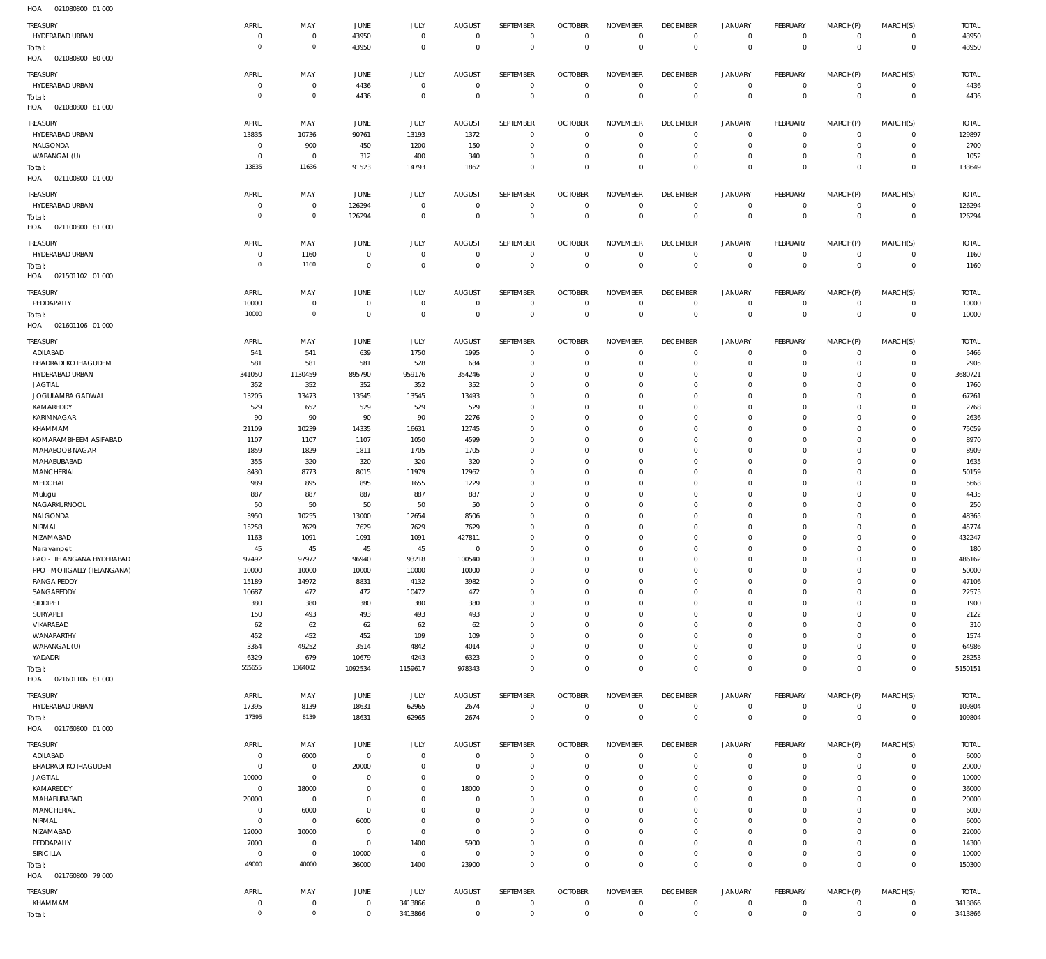HOA 021080800 01 000

| TREASURY | APRIL | MAY | JUNE | JULY | AUGUST | SEPTEMBER | OCTOBER | NOVEMBER | DECEMBER | JANUARY | FEBRUARY | MARCH(P) | MARCH(S) | TOTAL |
|---|---|---|---|---|---|---|---|---|---|---|---|---|---|---|
| HYDERABAD URBAN | 0 | 0 | 43950 | 0 | 0 | 0 | 0 | 0 | 0 | 0 | 0 | 0 | 0 | 43950 |
| Total: | 0 | 0 | 43950 | 0 | 0 | 0 | 0 | 0 | 0 | 0 | 0 | 0 | 0 | 43950 |

HOA 021080800 80 000

| TREASURY | APRIL | MAY | JUNE | JULY | AUGUST | SEPTEMBER | OCTOBER | NOVEMBER | DECEMBER | JANUARY | FEBRUARY | MARCH(P) | MARCH(S) | TOTAL |
|---|---|---|---|---|---|---|---|---|---|---|---|---|---|---|
| HYDERABAD URBAN | 0 | 0 | 4436 | 0 | 0 | 0 | 0 | 0 | 0 | 0 | 0 | 0 | 0 | 4436 |
| Total: | 0 | 0 | 4436 | 0 | 0 | 0 | 0 | 0 | 0 | 0 | 0 | 0 | 0 | 4436 |

HOA 021080800 81 000

| TREASURY | APRIL | MAY | JUNE | JULY | AUGUST | SEPTEMBER | OCTOBER | NOVEMBER | DECEMBER | JANUARY | FEBRUARY | MARCH(P) | MARCH(S) | TOTAL |
|---|---|---|---|---|---|---|---|---|---|---|---|---|---|---|
| HYDERABAD URBAN | 13835 | 10736 | 90761 | 13193 | 1372 | 0 | 0 | 0 | 0 | 0 | 0 | 0 | 0 | 129897 |
| NALGONDA | 0 | 900 | 450 | 1200 | 150 | 0 | 0 | 0 | 0 | 0 | 0 | 0 | 0 | 2700 |
| WARANGAL (U) | 0 | 0 | 312 | 400 | 340 | 0 | 0 | 0 | 0 | 0 | 0 | 0 | 0 | 1052 |
| Total: | 13835 | 11636 | 91523 | 14793 | 1862 | 0 | 0 | 0 | 0 | 0 | 0 | 0 | 0 | 133649 |

HOA 021100800 01 000

| TREASURY | APRIL | MAY | JUNE | JULY | AUGUST | SEPTEMBER | OCTOBER | NOVEMBER | DECEMBER | JANUARY | FEBRUARY | MARCH(P) | MARCH(S) | TOTAL |
|---|---|---|---|---|---|---|---|---|---|---|---|---|---|---|
| HYDERABAD URBAN | 0 | 0 | 126294 | 0 | 0 | 0 | 0 | 0 | 0 | 0 | 0 | 0 | 0 | 126294 |
| Total: | 0 | 0 | 126294 | 0 | 0 | 0 | 0 | 0 | 0 | 0 | 0 | 0 | 0 | 126294 |

HOA 021100800 81 000

| TREASURY | APRIL | MAY | JUNE | JULY | AUGUST | SEPTEMBER | OCTOBER | NOVEMBER | DECEMBER | JANUARY | FEBRUARY | MARCH(P) | MARCH(S) | TOTAL |
|---|---|---|---|---|---|---|---|---|---|---|---|---|---|---|
| HYDERABAD URBAN | 0 | 1160 | 0 | 0 | 0 | 0 | 0 | 0 | 0 | 0 | 0 | 0 | 0 | 1160 |
| Total: | 0 | 1160 | 0 | 0 | 0 | 0 | 0 | 0 | 0 | 0 | 0 | 0 | 0 | 1160 |

HOA 021501102 01 000

| TREASURY | APRIL | MAY | JUNE | JULY | AUGUST | SEPTEMBER | OCTOBER | NOVEMBER | DECEMBER | JANUARY | FEBRUARY | MARCH(P) | MARCH(S) | TOTAL |
|---|---|---|---|---|---|---|---|---|---|---|---|---|---|---|
| PEDDAPALLY | 10000 | 0 | 0 | 0 | 0 | 0 | 0 | 0 | 0 | 0 | 0 | 0 | 0 | 10000 |
| Total: | 10000 | 0 | 0 | 0 | 0 | 0 | 0 | 0 | 0 | 0 | 0 | 0 | 0 | 10000 |

HOA 021601106 01 000

| TREASURY | APRIL | MAY | JUNE | JULY | AUGUST | SEPTEMBER | OCTOBER | NOVEMBER | DECEMBER | JANUARY | FEBRUARY | MARCH(P) | MARCH(S) | TOTAL |
|---|---|---|---|---|---|---|---|---|---|---|---|---|---|---|
| ADILABAD | 541 | 541 | 639 | 1750 | 1995 | 0 | 0 | 0 | 0 | 0 | 0 | 0 | 0 | 5466 |
| BHADRADI KOTHAGUDEM | 581 | 581 | 581 | 528 | 634 | 0 | 0 | 0 | 0 | 0 | 0 | 0 | 0 | 2905 |
| HYDERABAD URBAN | 341050 | 1130459 | 895790 | 959176 | 354246 | 0 | 0 | 0 | 0 | 0 | 0 | 0 | 0 | 3680721 |
| JAGTIAL | 352 | 352 | 352 | 352 | 352 | 0 | 0 | 0 | 0 | 0 | 0 | 0 | 0 | 1760 |
| JOGULAMBA GADWAL | 13205 | 13473 | 13545 | 13545 | 13493 | 0 | 0 | 0 | 0 | 0 | 0 | 0 | 0 | 67261 |
| KAMAREDDY | 529 | 652 | 529 | 529 | 529 | 0 | 0 | 0 | 0 | 0 | 0 | 0 | 0 | 2768 |
| KARIMNAGAR | 90 | 90 | 90 | 90 | 2276 | 0 | 0 | 0 | 0 | 0 | 0 | 0 | 0 | 2636 |
| KHAMMAM | 21109 | 10239 | 14335 | 16631 | 12745 | 0 | 0 | 0 | 0 | 0 | 0 | 0 | 0 | 75059 |
| KOMARAMBHEEM ASIFABAD | 1107 | 1107 | 1107 | 1050 | 4599 | 0 | 0 | 0 | 0 | 0 | 0 | 0 | 0 | 8970 |
| MAHABOOBNAGAR | 1859 | 1829 | 1811 | 1705 | 1705 | 0 | 0 | 0 | 0 | 0 | 0 | 0 | 0 | 8909 |
| MAHABUBABAD | 355 | 320 | 320 | 320 | 320 | 0 | 0 | 0 | 0 | 0 | 0 | 0 | 0 | 1635 |
| MANCHERIAL | 8430 | 8773 | 8015 | 11979 | 12962 | 0 | 0 | 0 | 0 | 0 | 0 | 0 | 0 | 50159 |
| MEDCHAL | 989 | 895 | 895 | 1655 | 1229 | 0 | 0 | 0 | 0 | 0 | 0 | 0 | 0 | 5663 |
| Mulugu | 887 | 887 | 887 | 887 | 887 | 0 | 0 | 0 | 0 | 0 | 0 | 0 | 0 | 4435 |
| NAGARKURNOOL | 50 | 50 | 50 | 50 | 50 | 0 | 0 | 0 | 0 | 0 | 0 | 0 | 0 | 250 |
| NALGONDA | 3950 | 10255 | 13000 | 12654 | 8506 | 0 | 0 | 0 | 0 | 0 | 0 | 0 | 0 | 48365 |
| NIRMAL | 15258 | 7629 | 7629 | 7629 | 7629 | 0 | 0 | 0 | 0 | 0 | 0 | 0 | 0 | 45774 |
| NIZAMABAD | 1163 | 1091 | 1091 | 1091 | 427811 | 0 | 0 | 0 | 0 | 0 | 0 | 0 | 0 | 432247 |
| Narayanpet | 45 | 45 | 45 | 45 | 0 | 0 | 0 | 0 | 0 | 0 | 0 | 0 | 0 | 180 |
| PAO - TELANGANA HYDERABAD | 97492 | 97972 | 96940 | 93218 | 100540 | 0 | 0 | 0 | 0 | 0 | 0 | 0 | 0 | 486162 |
| PPO - MOTIGALLY (TELANGANA) | 10000 | 10000 | 10000 | 10000 | 10000 | 0 | 0 | 0 | 0 | 0 | 0 | 0 | 0 | 50000 |
| RANGA REDDY | 15189 | 14972 | 8831 | 4132 | 3982 | 0 | 0 | 0 | 0 | 0 | 0 | 0 | 0 | 47106 |
| SANGAREDDY | 10687 | 472 | 472 | 10472 | 472 | 0 | 0 | 0 | 0 | 0 | 0 | 0 | 0 | 22575 |
| SIDDIPET | 380 | 380 | 380 | 380 | 380 | 0 | 0 | 0 | 0 | 0 | 0 | 0 | 0 | 1900 |
| SURYAPET | 150 | 493 | 493 | 493 | 493 | 0 | 0 | 0 | 0 | 0 | 0 | 0 | 0 | 2122 |
| VIKARABAD | 62 | 62 | 62 | 62 | 62 | 0 | 0 | 0 | 0 | 0 | 0 | 0 | 0 | 310 |
| WANAPARTHY | 452 | 452 | 452 | 109 | 109 | 0 | 0 | 0 | 0 | 0 | 0 | 0 | 0 | 1574 |
| WARANGAL (U) | 3364 | 49252 | 3514 | 4842 | 4014 | 0 | 0 | 0 | 0 | 0 | 0 | 0 | 0 | 64986 |
| YADADRI | 6329 | 679 | 10679 | 4243 | 6323 | 0 | 0 | 0 | 0 | 0 | 0 | 0 | 0 | 28253 |
| Total: | 555655 | 1364002 | 1092534 | 1159617 | 978343 | 0 | 0 | 0 | 0 | 0 | 0 | 0 | 0 | 5150151 |

HOA 021601106 81 000

| TREASURY | APRIL | MAY | JUNE | JULY | AUGUST | SEPTEMBER | OCTOBER | NOVEMBER | DECEMBER | JANUARY | FEBRUARY | MARCH(P) | MARCH(S) | TOTAL |
|---|---|---|---|---|---|---|---|---|---|---|---|---|---|---|
| HYDERABAD URBAN | 17395 | 8139 | 18631 | 62965 | 2674 | 0 | 0 | 0 | 0 | 0 | 0 | 0 | 0 | 109804 |
| Total: | 17395 | 8139 | 18631 | 62965 | 2674 | 0 | 0 | 0 | 0 | 0 | 0 | 0 | 0 | 109804 |

HOA 021760800 01 000

| TREASURY | APRIL | MAY | JUNE | JULY | AUGUST | SEPTEMBER | OCTOBER | NOVEMBER | DECEMBER | JANUARY | FEBRUARY | MARCH(P) | MARCH(S) | TOTAL |
|---|---|---|---|---|---|---|---|---|---|---|---|---|---|---|
| ADILABAD | 0 | 6000 | 0 | 0 | 0 | 0 | 0 | 0 | 0 | 0 | 0 | 0 | 0 | 6000 |
| BHADRADI KOTHAGUDEM | 0 | 0 | 20000 | 0 | 0 | 0 | 0 | 0 | 0 | 0 | 0 | 0 | 0 | 20000 |
| JAGTIAL | 10000 | 0 | 0 | 0 | 0 | 0 | 0 | 0 | 0 | 0 | 0 | 0 | 0 | 10000 |
| KAMAREDDY | 0 | 18000 | 0 | 0 | 18000 | 0 | 0 | 0 | 0 | 0 | 0 | 0 | 0 | 36000 |
| MAHABUBABAD | 20000 | 0 | 0 | 0 | 0 | 0 | 0 | 0 | 0 | 0 | 0 | 0 | 0 | 20000 |
| MANCHERIAL | 0 | 6000 | 0 | 0 | 0 | 0 | 0 | 0 | 0 | 0 | 0 | 0 | 0 | 6000 |
| NIRMAL | 0 | 0 | 6000 | 0 | 0 | 0 | 0 | 0 | 0 | 0 | 0 | 0 | 0 | 6000 |
| NIZAMABAD | 12000 | 10000 | 0 | 0 | 0 | 0 | 0 | 0 | 0 | 0 | 0 | 0 | 0 | 22000 |
| PEDDAPALLY | 7000 | 0 | 0 | 1400 | 5900 | 0 | 0 | 0 | 0 | 0 | 0 | 0 | 0 | 14300 |
| SIRICILLA | 0 | 0 | 10000 | 0 | 0 | 0 | 0 | 0 | 0 | 0 | 0 | 0 | 0 | 10000 |
| Total: | 49000 | 40000 | 36000 | 1400 | 23900 | 0 | 0 | 0 | 0 | 0 | 0 | 0 | 0 | 150300 |

HOA 021760800 79 000

| TREASURY | APRIL | MAY | JUNE | JULY | AUGUST | SEPTEMBER | OCTOBER | NOVEMBER | DECEMBER | JANUARY | FEBRUARY | MARCH(P) | MARCH(S) | TOTAL |
|---|---|---|---|---|---|---|---|---|---|---|---|---|---|---|
| KHAMMAM | 0 | 0 | 0 | 3413866 | 0 | 0 | 0 | 0 | 0 | 0 | 0 | 0 | 0 | 3413866 |
| Total: | 0 | 0 | 0 | 3413866 | 0 | 0 | 0 | 0 | 0 | 0 | 0 | 0 | 0 | 3413866 |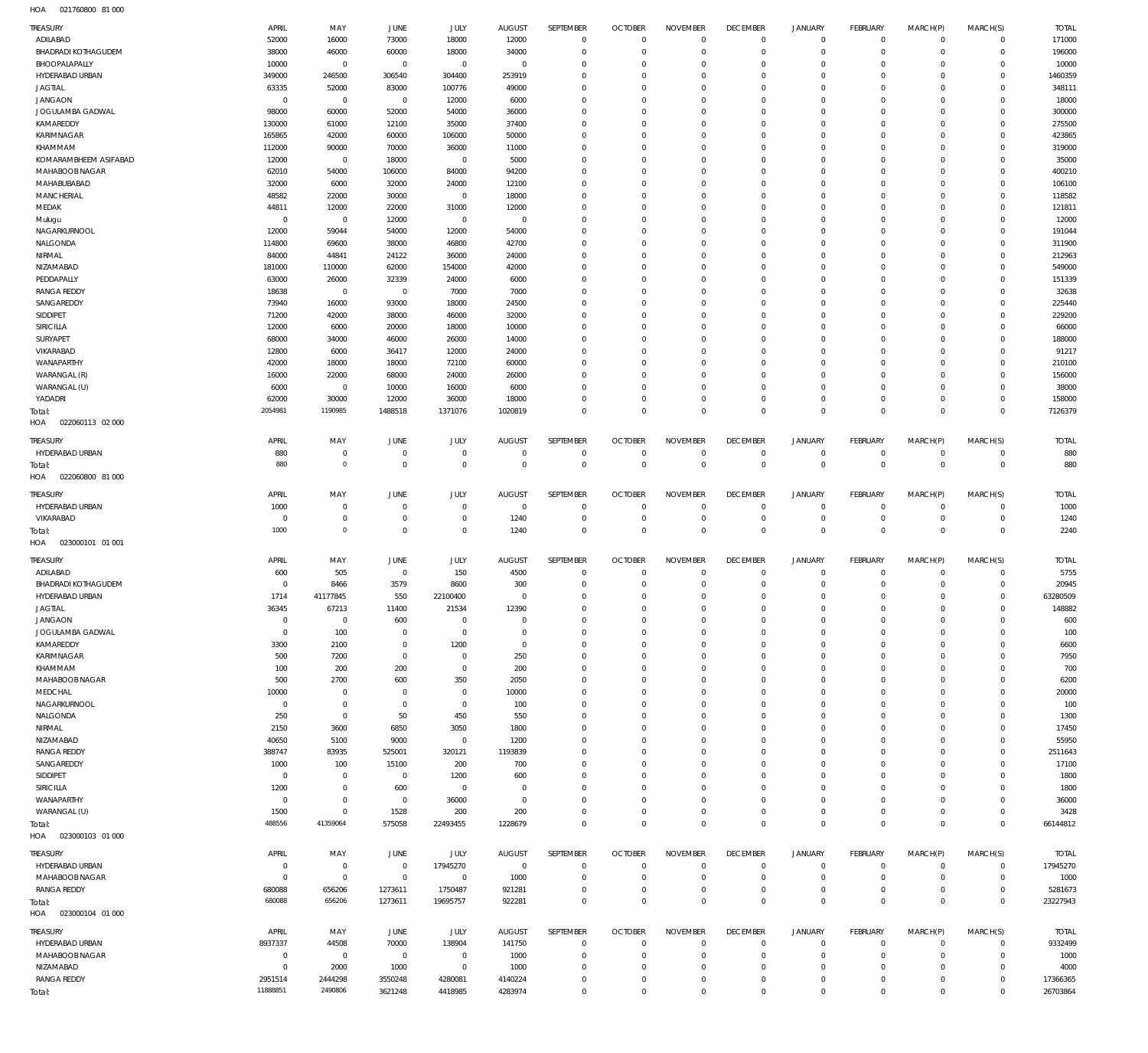HOA 021760800 81 000

| TREASURY | APRIL | MAY | JUNE | JULY | AUGUST | SEPTEMBER | OCTOBER | NOVEMBER | DECEMBER | JANUARY | FEBRUARY | MARCH(P) | MARCH(S) | TOTAL |
|---|---|---|---|---|---|---|---|---|---|---|---|---|---|---|
| ADILABAD | 52000 | 16000 | 73000 | 18000 | 12000 | 0 | 0 | 0 | 0 | 0 | 0 | 0 | 0 | 171000 |
| BHADRADI KOTHAGUDEM | 38000 | 46000 | 60000 | 18000 | 34000 | 0 | 0 | 0 | 0 | 0 | 0 | 0 | 0 | 196000 |
| BHOOPALAPALLY | 10000 | 0 | 0 | 0 | 0 | 0 | 0 | 0 | 0 | 0 | 0 | 0 | 0 | 10000 |
| HYDERABAD URBAN | 349000 | 246500 | 306540 | 304400 | 253919 | 0 | 0 | 0 | 0 | 0 | 0 | 0 | 0 | 1460359 |
| JAGTIAL | 63335 | 52000 | 83000 | 100776 | 49000 | 0 | 0 | 0 | 0 | 0 | 0 | 0 | 0 | 348111 |
| JANGAON | 0 | 0 | 0 | 12000 | 6000 | 0 | 0 | 0 | 0 | 0 | 0 | 0 | 0 | 18000 |
| JOGULAMBA GADWAL | 98000 | 60000 | 52000 | 54000 | 36000 | 0 | 0 | 0 | 0 | 0 | 0 | 0 | 0 | 300000 |
| KAMAREDDY | 130000 | 61000 | 12100 | 35000 | 37400 | 0 | 0 | 0 | 0 | 0 | 0 | 0 | 0 | 275500 |
| KARIMNAGAR | 165865 | 42000 | 60000 | 106000 | 50000 | 0 | 0 | 0 | 0 | 0 | 0 | 0 | 0 | 423865 |
| KHAMMAM | 112000 | 90000 | 70000 | 36000 | 11000 | 0 | 0 | 0 | 0 | 0 | 0 | 0 | 0 | 319000 |
| KOMARAMBHEEM ASIFABAD | 12000 | 0 | 18000 | 0 | 5000 | 0 | 0 | 0 | 0 | 0 | 0 | 0 | 0 | 35000 |
| MAHABOOBNAGAR | 62010 | 54000 | 106000 | 84000 | 94200 | 0 | 0 | 0 | 0 | 0 | 0 | 0 | 0 | 400210 |
| MAHABUBABAD | 32000 | 6000 | 32000 | 24000 | 12100 | 0 | 0 | 0 | 0 | 0 | 0 | 0 | 0 | 106100 |
| MANCHERIAL | 48582 | 22000 | 30000 | 0 | 18000 | 0 | 0 | 0 | 0 | 0 | 0 | 0 | 0 | 118582 |
| MEDAK | 44811 | 12000 | 22000 | 31000 | 12000 | 0 | 0 | 0 | 0 | 0 | 0 | 0 | 0 | 121811 |
| Mulugu | 0 | 0 | 12000 | 0 | 0 | 0 | 0 | 0 | 0 | 0 | 0 | 0 | 0 | 12000 |
| NAGARKURNOOL | 12000 | 59044 | 54000 | 12000 | 54000 | 0 | 0 | 0 | 0 | 0 | 0 | 0 | 0 | 191044 |
| NALGONDA | 114800 | 69600 | 38000 | 46800 | 42700 | 0 | 0 | 0 | 0 | 0 | 0 | 0 | 0 | 311900 |
| NIRMAL | 84000 | 44841 | 24122 | 36000 | 24000 | 0 | 0 | 0 | 0 | 0 | 0 | 0 | 0 | 212963 |
| NIZAMABAD | 181000 | 110000 | 62000 | 154000 | 42000 | 0 | 0 | 0 | 0 | 0 | 0 | 0 | 0 | 549000 |
| PEDDAPALLY | 63000 | 26000 | 32339 | 24000 | 6000 | 0 | 0 | 0 | 0 | 0 | 0 | 0 | 0 | 151339 |
| RANGA REDDY | 18638 | 0 | 0 | 7000 | 7000 | 0 | 0 | 0 | 0 | 0 | 0 | 0 | 0 | 32638 |
| SANGAREDDY | 73940 | 16000 | 93000 | 18000 | 24500 | 0 | 0 | 0 | 0 | 0 | 0 | 0 | 0 | 225440 |
| SIDDIPET | 71200 | 42000 | 38000 | 46000 | 32000 | 0 | 0 | 0 | 0 | 0 | 0 | 0 | 0 | 229200 |
| SIRICILLA | 12000 | 6000 | 20000 | 18000 | 10000 | 0 | 0 | 0 | 0 | 0 | 0 | 0 | 0 | 66000 |
| SURYAPET | 68000 | 34000 | 46000 | 26000 | 14000 | 0 | 0 | 0 | 0 | 0 | 0 | 0 | 0 | 188000 |
| VIKARABAD | 12800 | 6000 | 36417 | 12000 | 24000 | 0 | 0 | 0 | 0 | 0 | 0 | 0 | 0 | 91217 |
| WANAPARTHY | 42000 | 18000 | 18000 | 72100 | 60000 | 0 | 0 | 0 | 0 | 0 | 0 | 0 | 0 | 210100 |
| WARANGAL (R) | 16000 | 22000 | 68000 | 24000 | 26000 | 0 | 0 | 0 | 0 | 0 | 0 | 0 | 0 | 156000 |
| WARANGAL (U) | 6000 | 0 | 10000 | 16000 | 6000 | 0 | 0 | 0 | 0 | 0 | 0 | 0 | 0 | 38000 |
| YADADRI | 62000 | 30000 | 12000 | 36000 | 18000 | 0 | 0 | 0 | 0 | 0 | 0 | 0 | 0 | 158000 |
| Total: | 2054981 | 1190985 | 1488518 | 1371076 | 1020819 | 0 | 0 | 0 | 0 | 0 | 0 | 0 | 0 | 7126379 |

HOA 022060113 02 000

| TREASURY | APRIL | MAY | JUNE | JULY | AUGUST | SEPTEMBER | OCTOBER | NOVEMBER | DECEMBER | JANUARY | FEBRUARY | MARCH(P) | MARCH(S) | TOTAL |
|---|---|---|---|---|---|---|---|---|---|---|---|---|---|---|
| HYDERABAD URBAN | 880 | 0 | 0 | 0 | 0 | 0 | 0 | 0 | 0 | 0 | 0 | 0 | 0 | 880 |
| Total: | 880 | 0 | 0 | 0 | 0 | 0 | 0 | 0 | 0 | 0 | 0 | 0 | 0 | 880 |

HOA 022060800 81 000

| TREASURY | APRIL | MAY | JUNE | JULY | AUGUST | SEPTEMBER | OCTOBER | NOVEMBER | DECEMBER | JANUARY | FEBRUARY | MARCH(P) | MARCH(S) | TOTAL |
|---|---|---|---|---|---|---|---|---|---|---|---|---|---|---|
| HYDERABAD URBAN | 1000 | 0 | 0 | 0 | 0 | 0 | 0 | 0 | 0 | 0 | 0 | 0 | 0 | 1000 |
| VIKARABAD | 0 | 0 | 0 | 0 | 1240 | 0 | 0 | 0 | 0 | 0 | 0 | 0 | 0 | 1240 |
| Total: | 1000 | 0 | 0 | 0 | 1240 | 0 | 0 | 0 | 0 | 0 | 0 | 0 | 0 | 2240 |

HOA 023000101 01 001

| TREASURY | APRIL | MAY | JUNE | JULY | AUGUST | SEPTEMBER | OCTOBER | NOVEMBER | DECEMBER | JANUARY | FEBRUARY | MARCH(P) | MARCH(S) | TOTAL |
|---|---|---|---|---|---|---|---|---|---|---|---|---|---|---|
| ADILABAD | 600 | 505 | 0 | 150 | 4500 | 0 | 0 | 0 | 0 | 0 | 0 | 0 | 0 | 5755 |
| BHADRADI KOTHAGUDEM | 0 | 8466 | 3579 | 8600 | 300 | 0 | 0 | 0 | 0 | 0 | 0 | 0 | 0 | 20945 |
| HYDERABAD URBAN | 1714 | 41177845 | 550 | 22100400 | 0 | 0 | 0 | 0 | 0 | 0 | 0 | 0 | 0 | 63280509 |
| JAGTIAL | 36345 | 67213 | 11400 | 21534 | 12390 | 0 | 0 | 0 | 0 | 0 | 0 | 0 | 0 | 148882 |
| JANGAON | 0 | 0 | 600 | 0 | 0 | 0 | 0 | 0 | 0 | 0 | 0 | 0 | 0 | 600 |
| JOGULAMBA GADWAL | 0 | 100 | 0 | 0 | 0 | 0 | 0 | 0 | 0 | 0 | 0 | 0 | 0 | 100 |
| KAMAREDDY | 3300 | 2100 | 0 | 1200 | 0 | 0 | 0 | 0 | 0 | 0 | 0 | 0 | 0 | 6600 |
| KARIMNAGAR | 500 | 7200 | 0 | 0 | 250 | 0 | 0 | 0 | 0 | 0 | 0 | 0 | 0 | 7950 |
| KHAMMAM | 100 | 200 | 200 | 0 | 200 | 0 | 0 | 0 | 0 | 0 | 0 | 0 | 0 | 700 |
| MAHABOOBNAGAR | 500 | 2700 | 600 | 350 | 2050 | 0 | 0 | 0 | 0 | 0 | 0 | 0 | 0 | 6200 |
| MEDCHAL | 10000 | 0 | 0 | 0 | 10000 | 0 | 0 | 0 | 0 | 0 | 0 | 0 | 0 | 20000 |
| NAGARKURNOOL | 0 | 0 | 0 | 0 | 100 | 0 | 0 | 0 | 0 | 0 | 0 | 0 | 0 | 100 |
| NALGONDA | 250 | 0 | 50 | 450 | 550 | 0 | 0 | 0 | 0 | 0 | 0 | 0 | 0 | 1300 |
| NIRMAL | 2150 | 3600 | 6850 | 3050 | 1800 | 0 | 0 | 0 | 0 | 0 | 0 | 0 | 0 | 17450 |
| NIZAMABAD | 40650 | 5100 | 9000 | 0 | 1200 | 0 | 0 | 0 | 0 | 0 | 0 | 0 | 0 | 55950 |
| RANGA REDDY | 388747 | 83935 | 525001 | 320121 | 1193839 | 0 | 0 | 0 | 0 | 0 | 0 | 0 | 0 | 2511643 |
| SANGAREDDY | 1000 | 100 | 15100 | 200 | 700 | 0 | 0 | 0 | 0 | 0 | 0 | 0 | 0 | 17100 |
| SIDDIPET | 0 | 0 | 0 | 1200 | 600 | 0 | 0 | 0 | 0 | 0 | 0 | 0 | 0 | 1800 |
| SIRICILLA | 1200 | 0 | 600 | 0 | 0 | 0 | 0 | 0 | 0 | 0 | 0 | 0 | 0 | 1800 |
| WANAPARTHY | 0 | 0 | 0 | 36000 | 0 | 0 | 0 | 0 | 0 | 0 | 0 | 0 | 0 | 36000 |
| WARANGAL (U) | 1500 | 0 | 1528 | 200 | 200 | 0 | 0 | 0 | 0 | 0 | 0 | 0 | 0 | 3428 |
| Total: | 488556 | 41359064 | 575058 | 22493455 | 1228679 | 0 | 0 | 0 | 0 | 0 | 0 | 0 | 0 | 66144812 |

HOA 023000103 01 000

| TREASURY | APRIL | MAY | JUNE | JULY | AUGUST | SEPTEMBER | OCTOBER | NOVEMBER | DECEMBER | JANUARY | FEBRUARY | MARCH(P) | MARCH(S) | TOTAL |
|---|---|---|---|---|---|---|---|---|---|---|---|---|---|---|
| HYDERABAD URBAN | 0 | 0 | 0 | 17945270 | 0 | 0 | 0 | 0 | 0 | 0 | 0 | 0 | 0 | 17945270 |
| MAHABOOBNAGAR | 0 | 0 | 0 | 0 | 1000 | 0 | 0 | 0 | 0 | 0 | 0 | 0 | 0 | 1000 |
| RANGA REDDY | 680088 | 656206 | 1273611 | 1750487 | 921281 | 0 | 0 | 0 | 0 | 0 | 0 | 0 | 0 | 5281673 |
| Total: | 680088 | 656206 | 1273611 | 19695757 | 922281 | 0 | 0 | 0 | 0 | 0 | 0 | 0 | 0 | 23227943 |

HOA 023000104 01 000

| TREASURY | APRIL | MAY | JUNE | JULY | AUGUST | SEPTEMBER | OCTOBER | NOVEMBER | DECEMBER | JANUARY | FEBRUARY | MARCH(P) | MARCH(S) | TOTAL |
|---|---|---|---|---|---|---|---|---|---|---|---|---|---|---|
| HYDERABAD URBAN | 8937337 | 44508 | 70000 | 138904 | 141750 | 0 | 0 | 0 | 0 | 0 | 0 | 0 | 0 | 9332499 |
| MAHABOOBNAGAR | 0 | 0 | 0 | 0 | 1000 | 0 | 0 | 0 | 0 | 0 | 0 | 0 | 0 | 1000 |
| NIZAMABAD | 0 | 2000 | 1000 | 0 | 1000 | 0 | 0 | 0 | 0 | 0 | 0 | 0 | 0 | 4000 |
| RANGA REDDY | 2951514 | 2444298 | 3550248 | 4280081 | 4140224 | 0 | 0 | 0 | 0 | 0 | 0 | 0 | 0 | 17366365 |
| Total: | 11888851 | 2490806 | 3621248 | 4418985 | 4283974 | 0 | 0 | 0 | 0 | 0 | 0 | 0 | 0 | 26703864 |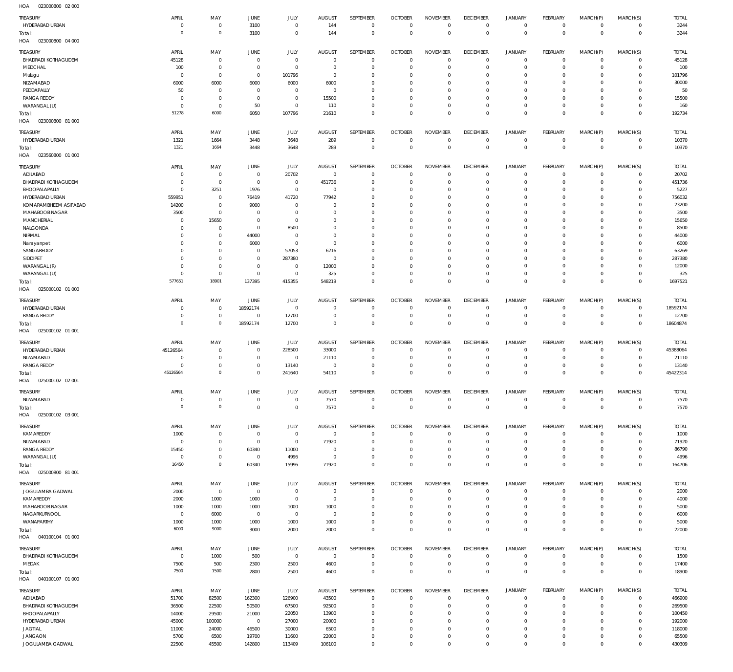HOA 023000800 02 000

| TREASURY | APRIL | MAY | JUNE | JULY | AUGUST | SEPTEMBER | OCTOBER | NOVEMBER | DECEMBER | JANUARY | FEBRUARY | MARCH(P) | MARCH(S) | TOTAL |
|---|---|---|---|---|---|---|---|---|---|---|---|---|---|---|
| HYDERABAD URBAN | 0 | 0 | 3100 | 0 | 144 | 0 | 0 | 0 | 0 | 0 | 0 | 0 | 0 | 3244 |
| Total: | 0 | 0 | 3100 | 0 | 144 | 0 | 0 | 0 | 0 | 0 | 0 | 0 | 0 | 3244 |

HOA 023000800 04 000

| TREASURY | APRIL | MAY | JUNE | JULY | AUGUST | SEPTEMBER | OCTOBER | NOVEMBER | DECEMBER | JANUARY | FEBRUARY | MARCH(P) | MARCH(S) | TOTAL |
|---|---|---|---|---|---|---|---|---|---|---|---|---|---|---|
| BHADRADI KOTHAGUDEM | 45128 | 0 | 0 | 0 | 0 | 0 | 0 | 0 | 0 | 0 | 0 | 0 | 0 | 45128 |
| MEDCHAL | 100 | 0 | 0 | 0 | 0 | 0 | 0 | 0 | 0 | 0 | 0 | 0 | 0 | 100 |
| Mulugu | 0 | 0 | 0 | 101796 | 0 | 0 | 0 | 0 | 0 | 0 | 0 | 0 | 0 | 101796 |
| NIZAMABAD | 6000 | 6000 | 6000 | 6000 | 6000 | 0 | 0 | 0 | 0 | 0 | 0 | 0 | 0 | 30000 |
| PEDDAPALLY | 50 | 0 | 0 | 0 | 0 | 0 | 0 | 0 | 0 | 0 | 0 | 0 | 0 | 50 |
| RANGA REDDY | 0 | 0 | 0 | 0 | 15500 | 0 | 0 | 0 | 0 | 0 | 0 | 0 | 0 | 15500 |
| WARANGAL (U) | 0 | 0 | 50 | 0 | 110 | 0 | 0 | 0 | 0 | 0 | 0 | 0 | 0 | 160 |
| Total: | 51278 | 6000 | 6050 | 107796 | 21610 | 0 | 0 | 0 | 0 | 0 | 0 | 0 | 0 | 192734 |

HOA 023000800 81 000

| TREASURY | APRIL | MAY | JUNE | JULY | AUGUST | SEPTEMBER | OCTOBER | NOVEMBER | DECEMBER | JANUARY | FEBRUARY | MARCH(P) | MARCH(S) | TOTAL |
|---|---|---|---|---|---|---|---|---|---|---|---|---|---|---|
| HYDERABAD URBAN | 1321 | 1664 | 3448 | 3648 | 289 | 0 | 0 | 0 | 0 | 0 | 0 | 0 | 0 | 10370 |
| Total: | 1321 | 1664 | 3448 | 3648 | 289 | 0 | 0 | 0 | 0 | 0 | 0 | 0 | 0 | 10370 |

HOA 023560800 01 000

| TREASURY | APRIL | MAY | JUNE | JULY | AUGUST | SEPTEMBER | OCTOBER | NOVEMBER | DECEMBER | JANUARY | FEBRUARY | MARCH(P) | MARCH(S) | TOTAL |
|---|---|---|---|---|---|---|---|---|---|---|---|---|---|---|
| ADILABAD | 0 | 0 | 0 | 20702 | 0 | 0 | 0 | 0 | 0 | 0 | 0 | 0 | 0 | 20702 |
| BHADRADI KOTHAGUDEM | 0 | 0 | 0 | 0 | 451736 | 0 | 0 | 0 | 0 | 0 | 0 | 0 | 0 | 451736 |
| BHOOPALAPALLY | 0 | 3251 | 1976 | 0 | 0 | 0 | 0 | 0 | 0 | 0 | 0 | 0 | 0 | 5227 |
| HYDERABAD URBAN | 559951 | 0 | 76419 | 41720 | 77942 | 0 | 0 | 0 | 0 | 0 | 0 | 0 | 0 | 756032 |
| KOMARAMBHEEM ASIFABAD | 14200 | 0 | 9000 | 0 | 0 | 0 | 0 | 0 | 0 | 0 | 0 | 0 | 0 | 23200 |
| MAHABOOB NAGAR | 3500 | 0 | 0 | 0 | 0 | 0 | 0 | 0 | 0 | 0 | 0 | 0 | 0 | 3500 |
| MANCHERIAL | 0 | 15650 | 0 | 0 | 0 | 0 | 0 | 0 | 0 | 0 | 0 | 0 | 0 | 15650 |
| NALGONDA | 0 | 0 | 0 | 8500 | 0 | 0 | 0 | 0 | 0 | 0 | 0 | 0 | 0 | 8500 |
| NIRMAL | 0 | 0 | 44000 | 0 | 0 | 0 | 0 | 0 | 0 | 0 | 0 | 0 | 0 | 44000 |
| Narayanpet | 0 | 0 | 6000 | 0 | 0 | 0 | 0 | 0 | 0 | 0 | 0 | 0 | 0 | 6000 |
| SANGAREDDY | 0 | 0 | 0 | 57053 | 6216 | 0 | 0 | 0 | 0 | 0 | 0 | 0 | 0 | 63269 |
| SIDDIPET | 0 | 0 | 0 | 287380 | 0 | 0 | 0 | 0 | 0 | 0 | 0 | 0 | 0 | 287380 |
| WARANGAL (R) | 0 | 0 | 0 | 0 | 12000 | 0 | 0 | 0 | 0 | 0 | 0 | 0 | 0 | 12000 |
| WARANGAL (U) | 0 | 0 | 0 | 0 | 325 | 0 | 0 | 0 | 0 | 0 | 0 | 0 | 0 | 325 |
| Total: | 577651 | 18901 | 137395 | 415355 | 548219 | 0 | 0 | 0 | 0 | 0 | 0 | 0 | 0 | 1697521 |

HOA 025000102 01 000

| TREASURY | APRIL | MAY | JUNE | JULY | AUGUST | SEPTEMBER | OCTOBER | NOVEMBER | DECEMBER | JANUARY | FEBRUARY | MARCH(P) | MARCH(S) | TOTAL |
|---|---|---|---|---|---|---|---|---|---|---|---|---|---|---|
| HYDERABAD URBAN | 0 | 0 | 18592174 | 0 | 0 | 0 | 0 | 0 | 0 | 0 | 0 | 0 | 0 | 18592174 |
| RANGA REDDY | 0 | 0 | 0 | 12700 | 0 | 0 | 0 | 0 | 0 | 0 | 0 | 0 | 0 | 12700 |
| Total: | 0 | 0 | 18592174 | 12700 | 0 | 0 | 0 | 0 | 0 | 0 | 0 | 0 | 0 | 18604874 |

HOA 025000102 01 001

| TREASURY | APRIL | MAY | JUNE | JULY | AUGUST | SEPTEMBER | OCTOBER | NOVEMBER | DECEMBER | JANUARY | FEBRUARY | MARCH(P) | MARCH(S) | TOTAL |
|---|---|---|---|---|---|---|---|---|---|---|---|---|---|---|
| HYDERABAD URBAN | 45126564 | 0 | 0 | 228500 | 33000 | 0 | 0 | 0 | 0 | 0 | 0 | 0 | 0 | 45388064 |
| NIZAMABAD | 0 | 0 | 0 | 0 | 21110 | 0 | 0 | 0 | 0 | 0 | 0 | 0 | 0 | 21110 |
| RANGA REDDY | 0 | 0 | 0 | 13140 | 0 | 0 | 0 | 0 | 0 | 0 | 0 | 0 | 0 | 13140 |
| Total: | 45126564 | 0 | 0 | 241640 | 54110 | 0 | 0 | 0 | 0 | 0 | 0 | 0 | 0 | 45422314 |

HOA 025000102 02 001

| TREASURY | APRIL | MAY | JUNE | JULY | AUGUST | SEPTEMBER | OCTOBER | NOVEMBER | DECEMBER | JANUARY | FEBRUARY | MARCH(P) | MARCH(S) | TOTAL |
|---|---|---|---|---|---|---|---|---|---|---|---|---|---|---|
| NIZAMABAD | 0 | 0 | 0 | 0 | 7570 | 0 | 0 | 0 | 0 | 0 | 0 | 0 | 0 | 7570 |
| Total: | 0 | 0 | 0 | 0 | 7570 | 0 | 0 | 0 | 0 | 0 | 0 | 0 | 0 | 7570 |

HOA 025000102 03 001

| TREASURY | APRIL | MAY | JUNE | JULY | AUGUST | SEPTEMBER | OCTOBER | NOVEMBER | DECEMBER | JANUARY | FEBRUARY | MARCH(P) | MARCH(S) | TOTAL |
|---|---|---|---|---|---|---|---|---|---|---|---|---|---|---|
| KAMAREDDY | 1000 | 0 | 0 | 0 | 0 | 0 | 0 | 0 | 0 | 0 | 0 | 0 | 0 | 1000 |
| NIZAMABAD | 0 | 0 | 0 | 0 | 71920 | 0 | 0 | 0 | 0 | 0 | 0 | 0 | 0 | 71920 |
| RANGA REDDY | 15450 | 0 | 60340 | 11000 | 0 | 0 | 0 | 0 | 0 | 0 | 0 | 0 | 0 | 86790 |
| WARANGAL (U) | 0 | 0 | 0 | 4996 | 0 | 0 | 0 | 0 | 0 | 0 | 0 | 0 | 0 | 4996 |
| Total: | 16450 | 0 | 60340 | 15996 | 71920 | 0 | 0 | 0 | 0 | 0 | 0 | 0 | 0 | 164706 |

HOA 025000800 81 001

| TREASURY | APRIL | MAY | JUNE | JULY | AUGUST | SEPTEMBER | OCTOBER | NOVEMBER | DECEMBER | JANUARY | FEBRUARY | MARCH(P) | MARCH(S) | TOTAL |
|---|---|---|---|---|---|---|---|---|---|---|---|---|---|---|
| JOGULAMBA GADWAL | 2000 | 0 | 0 | 0 | 0 | 0 | 0 | 0 | 0 | 0 | 0 | 0 | 0 | 2000 |
| KAMAREDDY | 2000 | 1000 | 1000 | 0 | 0 | 0 | 0 | 0 | 0 | 0 | 0 | 0 | 0 | 4000 |
| MAHABOOB NAGAR | 1000 | 1000 | 1000 | 1000 | 1000 | 0 | 0 | 0 | 0 | 0 | 0 | 0 | 0 | 5000 |
| NAGARKURNOOL | 0 | 6000 | 0 | 0 | 0 | 0 | 0 | 0 | 0 | 0 | 0 | 0 | 0 | 6000 |
| WANAPARTHY | 1000 | 1000 | 1000 | 1000 | 1000 | 0 | 0 | 0 | 0 | 0 | 0 | 0 | 0 | 5000 |
| Total: | 6000 | 9000 | 3000 | 2000 | 2000 | 0 | 0 | 0 | 0 | 0 | 0 | 0 | 0 | 22000 |

HOA 040100104 01 000

| TREASURY | APRIL | MAY | JUNE | JULY | AUGUST | SEPTEMBER | OCTOBER | NOVEMBER | DECEMBER | JANUARY | FEBRUARY | MARCH(P) | MARCH(S) | TOTAL |
|---|---|---|---|---|---|---|---|---|---|---|---|---|---|---|
| BHADRADI KOTHAGUDEM | 0 | 1000 | 500 | 0 | 0 | 0 | 0 | 0 | 0 | 0 | 0 | 0 | 0 | 1500 |
| MEDAK | 7500 | 500 | 2300 | 2500 | 4600 | 0 | 0 | 0 | 0 | 0 | 0 | 0 | 0 | 17400 |
| Total: | 7500 | 1500 | 2800 | 2500 | 4600 | 0 | 0 | 0 | 0 | 0 | 0 | 0 | 0 | 18900 |

HOA 040100107 01 000

| TREASURY | APRIL | MAY | JUNE | JULY | AUGUST | SEPTEMBER | OCTOBER | NOVEMBER | DECEMBER | JANUARY | FEBRUARY | MARCH(P) | MARCH(S) | TOTAL |
|---|---|---|---|---|---|---|---|---|---|---|---|---|---|---|
| ADILABAD | 51700 | 82500 | 162300 | 126900 | 43500 | 0 | 0 | 0 | 0 | 0 | 0 | 0 | 0 | 466900 |
| BHADRADI KOTHAGUDEM | 36500 | 22500 | 50500 | 67500 | 92500 | 0 | 0 | 0 | 0 | 0 | 0 | 0 | 0 | 269500 |
| BHOOPALAPALLY | 14000 | 29500 | 21000 | 22050 | 13900 | 0 | 0 | 0 | 0 | 0 | 0 | 0 | 0 | 100450 |
| HYDERABAD URBAN | 45000 | 100000 | 0 | 27000 | 20000 | 0 | 0 | 0 | 0 | 0 | 0 | 0 | 0 | 192000 |
| JAGTIAL | 11000 | 24000 | 46500 | 30000 | 6500 | 0 | 0 | 0 | 0 | 0 | 0 | 0 | 0 | 118000 |
| JANGAON | 5700 | 6500 | 19700 | 11600 | 22000 | 0 | 0 | 0 | 0 | 0 | 0 | 0 | 0 | 65500 |
| JOGULAMBA GADWAL | 22500 | 45500 | 142800 | 113409 | 106100 | 0 | 0 | 0 | 0 | 0 | 0 | 0 | 0 | 430309 |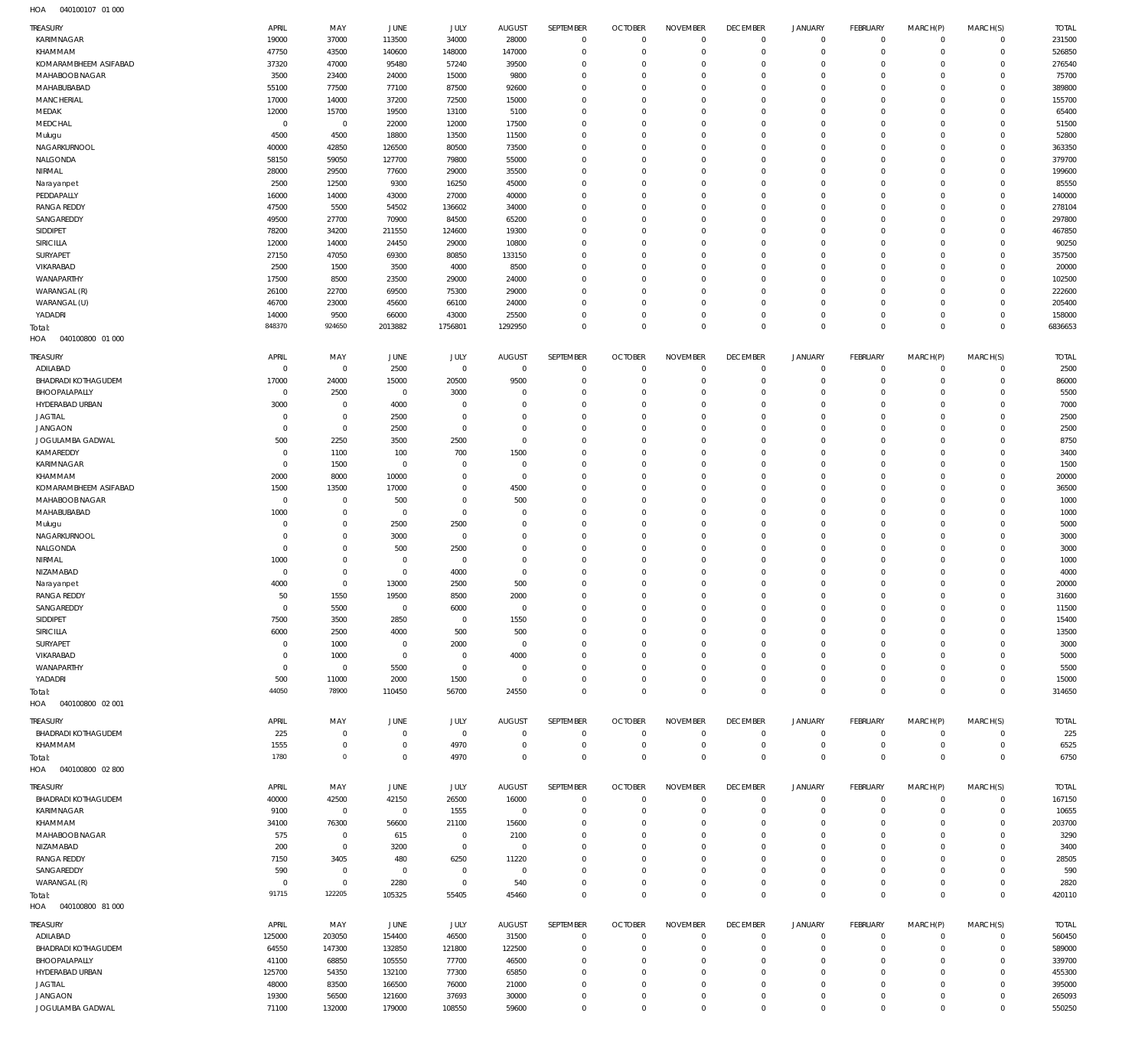HOA 040100107 01 000

| TREASURY | APRIL | MAY | JUNE | JULY | AUGUST | SEPTEMBER | OCTOBER | NOVEMBER | DECEMBER | JANUARY | FEBRUARY | MARCH(P) | MARCH(S) | TOTAL |
|---|---|---|---|---|---|---|---|---|---|---|---|---|---|---|
| KARIMNAGAR | 19000 | 37000 | 113500 | 34000 | 28000 | 0 | 0 | 0 | 0 | 0 | 0 | 0 | 0 | 231500 |
| KHAMMAM | 47750 | 43500 | 140600 | 148000 | 147000 | 0 | 0 | 0 | 0 | 0 | 0 | 0 | 0 | 526850 |
| KOMARAMBHEEM ASIFABAD | 37320 | 47000 | 95480 | 57240 | 39500 | 0 | 0 | 0 | 0 | 0 | 0 | 0 | 0 | 276540 |
| MAHABOOB NAGAR | 3500 | 23400 | 24000 | 15000 | 9800 | 0 | 0 | 0 | 0 | 0 | 0 | 0 | 0 | 75700 |
| MAHABUBABAD | 55100 | 77500 | 77100 | 87500 | 92600 | 0 | 0 | 0 | 0 | 0 | 0 | 0 | 0 | 389800 |
| MANCHERIAL | 17000 | 14000 | 37200 | 72500 | 15000 | 0 | 0 | 0 | 0 | 0 | 0 | 0 | 0 | 155700 |
| MEDAK | 12000 | 15700 | 19500 | 13100 | 5100 | 0 | 0 | 0 | 0 | 0 | 0 | 0 | 0 | 65400 |
| MEDCHAL | 0 | 0 | 22000 | 12000 | 17500 | 0 | 0 | 0 | 0 | 0 | 0 | 0 | 0 | 51500 |
| Mulugu | 4500 | 4500 | 18800 | 13500 | 11500 | 0 | 0 | 0 | 0 | 0 | 0 | 0 | 0 | 52800 |
| NAGARKURNOOL | 40000 | 42850 | 126500 | 80500 | 73500 | 0 | 0 | 0 | 0 | 0 | 0 | 0 | 0 | 363350 |
| NALGONDA | 58150 | 59050 | 127700 | 79800 | 55000 | 0 | 0 | 0 | 0 | 0 | 0 | 0 | 0 | 379700 |
| NIRMAL | 28000 | 29500 | 77600 | 29000 | 35500 | 0 | 0 | 0 | 0 | 0 | 0 | 0 | 0 | 199600 |
| Narayanpet | 2500 | 12500 | 9300 | 16250 | 45000 | 0 | 0 | 0 | 0 | 0 | 0 | 0 | 0 | 85550 |
| PEDDAPALLY | 16000 | 14000 | 43000 | 27000 | 40000 | 0 | 0 | 0 | 0 | 0 | 0 | 0 | 0 | 140000 |
| RANGA REDDY | 47500 | 5500 | 54502 | 136602 | 34000 | 0 | 0 | 0 | 0 | 0 | 0 | 0 | 0 | 278104 |
| SANGAREDDY | 49500 | 27700 | 70900 | 84500 | 65200 | 0 | 0 | 0 | 0 | 0 | 0 | 0 | 0 | 297800 |
| SIDDIPET | 78200 | 34200 | 211550 | 124600 | 19300 | 0 | 0 | 0 | 0 | 0 | 0 | 0 | 0 | 467850 |
| SIRICILLA | 12000 | 14000 | 24450 | 29000 | 10800 | 0 | 0 | 0 | 0 | 0 | 0 | 0 | 0 | 90250 |
| SURYAPET | 27150 | 47050 | 69300 | 80850 | 133150 | 0 | 0 | 0 | 0 | 0 | 0 | 0 | 0 | 357500 |
| VIKARABAD | 2500 | 1500 | 3500 | 4000 | 8500 | 0 | 0 | 0 | 0 | 0 | 0 | 0 | 0 | 20000 |
| WANAPARTHY | 17500 | 8500 | 23500 | 29000 | 24000 | 0 | 0 | 0 | 0 | 0 | 0 | 0 | 0 | 102500 |
| WARANGAL (R) | 26100 | 22700 | 69500 | 75300 | 29000 | 0 | 0 | 0 | 0 | 0 | 0 | 0 | 0 | 222600 |
| WARANGAL (U) | 46700 | 23000 | 45600 | 66100 | 24000 | 0 | 0 | 0 | 0 | 0 | 0 | 0 | 0 | 205400 |
| YADADRI | 14000 | 9500 | 66000 | 43000 | 25500 | 0 | 0 | 0 | 0 | 0 | 0 | 0 | 0 | 158000 |
| Total: | 848370 | 924650 | 2013882 | 1756801 | 1292950 | 0 | 0 | 0 | 0 | 0 | 0 | 0 | 0 | 6836653 |

HOA 040100800 01 000

| TREASURY | APRIL | MAY | JUNE | JULY | AUGUST | SEPTEMBER | OCTOBER | NOVEMBER | DECEMBER | JANUARY | FEBRUARY | MARCH(P) | MARCH(S) | TOTAL |
|---|---|---|---|---|---|---|---|---|---|---|---|---|---|---|
| ADILABAD | 0 | 0 | 2500 | 0 | 0 | 0 | 0 | 0 | 0 | 0 | 0 | 0 | 0 | 2500 |
| BHADRADI KOTHAGUDEM | 17000 | 24000 | 15000 | 20500 | 9500 | 0 | 0 | 0 | 0 | 0 | 0 | 0 | 0 | 86000 |
| BHOOPALAPALLY | 0 | 2500 | 0 | 3000 | 0 | 0 | 0 | 0 | 0 | 0 | 0 | 0 | 0 | 5500 |
| HYDERABAD URBAN | 3000 | 0 | 4000 | 0 | 0 | 0 | 0 | 0 | 0 | 0 | 0 | 0 | 0 | 7000 |
| JAGTIAL | 0 | 0 | 2500 | 0 | 0 | 0 | 0 | 0 | 0 | 0 | 0 | 0 | 0 | 2500 |
| JANGAON | 0 | 0 | 2500 | 0 | 0 | 0 | 0 | 0 | 0 | 0 | 0 | 0 | 0 | 2500 |
| JOGULAMBA GADWAL | 500 | 2250 | 3500 | 2500 | 0 | 0 | 0 | 0 | 0 | 0 | 0 | 0 | 0 | 8750 |
| KAMAREDDY | 0 | 1100 | 100 | 700 | 1500 | 0 | 0 | 0 | 0 | 0 | 0 | 0 | 0 | 3400 |
| KARIMNAGAR | 0 | 1500 | 0 | 0 | 0 | 0 | 0 | 0 | 0 | 0 | 0 | 0 | 0 | 1500 |
| KHAMMAM | 2000 | 8000 | 10000 | 0 | 0 | 0 | 0 | 0 | 0 | 0 | 0 | 0 | 0 | 20000 |
| KOMARAMBHEEM ASIFABAD | 1500 | 13500 | 17000 | 0 | 4500 | 0 | 0 | 0 | 0 | 0 | 0 | 0 | 0 | 36500 |
| MAHABOOB NAGAR | 0 | 0 | 500 | 0 | 500 | 0 | 0 | 0 | 0 | 0 | 0 | 0 | 0 | 1000 |
| MAHABUBABAD | 1000 | 0 | 0 | 0 | 0 | 0 | 0 | 0 | 0 | 0 | 0 | 0 | 0 | 1000 |
| Mulugu | 0 | 0 | 2500 | 2500 | 0 | 0 | 0 | 0 | 0 | 0 | 0 | 0 | 0 | 5000 |
| NAGARKURNOOL | 0 | 0 | 3000 | 0 | 0 | 0 | 0 | 0 | 0 | 0 | 0 | 0 | 0 | 3000 |
| NALGONDA | 0 | 0 | 500 | 2500 | 0 | 0 | 0 | 0 | 0 | 0 | 0 | 0 | 0 | 3000 |
| NIRMAL | 1000 | 0 | 0 | 0 | 0 | 0 | 0 | 0 | 0 | 0 | 0 | 0 | 0 | 1000 |
| NIZAMABAD | 0 | 0 | 0 | 4000 | 0 | 0 | 0 | 0 | 0 | 0 | 0 | 0 | 0 | 4000 |
| Narayanpet | 4000 | 0 | 13000 | 2500 | 500 | 0 | 0 | 0 | 0 | 0 | 0 | 0 | 0 | 20000 |
| RANGA REDDY | 50 | 1550 | 19500 | 8500 | 2000 | 0 | 0 | 0 | 0 | 0 | 0 | 0 | 0 | 31600 |
| SANGAREDDY | 0 | 5500 | 0 | 6000 | 0 | 0 | 0 | 0 | 0 | 0 | 0 | 0 | 0 | 11500 |
| SIDDIPET | 7500 | 3500 | 2850 | 0 | 1550 | 0 | 0 | 0 | 0 | 0 | 0 | 0 | 0 | 15400 |
| SIRICILLA | 6000 | 2500 | 4000 | 500 | 500 | 0 | 0 | 0 | 0 | 0 | 0 | 0 | 0 | 13500 |
| SURYAPET | 0 | 1000 | 0 | 2000 | 0 | 0 | 0 | 0 | 0 | 0 | 0 | 0 | 0 | 3000 |
| VIKARABAD | 0 | 1000 | 0 | 0 | 4000 | 0 | 0 | 0 | 0 | 0 | 0 | 0 | 0 | 5000 |
| WANAPARTHY | 0 | 0 | 5500 | 0 | 0 | 0 | 0 | 0 | 0 | 0 | 0 | 0 | 0 | 5500 |
| YADADRI | 500 | 11000 | 2000 | 1500 | 0 | 0 | 0 | 0 | 0 | 0 | 0 | 0 | 0 | 15000 |
| Total: | 44050 | 78900 | 110450 | 56700 | 24550 | 0 | 0 | 0 | 0 | 0 | 0 | 0 | 0 | 314650 |

HOA 040100800 02 001

| TREASURY | APRIL | MAY | JUNE | JULY | AUGUST | SEPTEMBER | OCTOBER | NOVEMBER | DECEMBER | JANUARY | FEBRUARY | MARCH(P) | MARCH(S) | TOTAL |
|---|---|---|---|---|---|---|---|---|---|---|---|---|---|---|
| BHADRADI KOTHAGUDEM | 225 | 0 | 0 | 0 | 0 | 0 | 0 | 0 | 0 | 0 | 0 | 0 | 0 | 225 |
| KHAMMAM | 1555 | 0 | 0 | 4970 | 0 | 0 | 0 | 0 | 0 | 0 | 0 | 0 | 0 | 6525 |
| Total: | 1780 | 0 | 0 | 4970 | 0 | 0 | 0 | 0 | 0 | 0 | 0 | 0 | 0 | 6750 |

HOA 040100800 02 800

| TREASURY | APRIL | MAY | JUNE | JULY | AUGUST | SEPTEMBER | OCTOBER | NOVEMBER | DECEMBER | JANUARY | FEBRUARY | MARCH(P) | MARCH(S) | TOTAL |
|---|---|---|---|---|---|---|---|---|---|---|---|---|---|---|
| BHADRADI KOTHAGUDEM | 40000 | 42500 | 42150 | 26500 | 16000 | 0 | 0 | 0 | 0 | 0 | 0 | 0 | 0 | 167150 |
| KARIMNAGAR | 9100 | 0 | 0 | 1555 | 0 | 0 | 0 | 0 | 0 | 0 | 0 | 0 | 0 | 10655 |
| KHAMMAM | 34100 | 76300 | 56600 | 21100 | 15600 | 0 | 0 | 0 | 0 | 0 | 0 | 0 | 0 | 203700 |
| MAHABOOB NAGAR | 575 | 0 | 615 | 0 | 2100 | 0 | 0 | 0 | 0 | 0 | 0 | 0 | 0 | 3290 |
| NIZAMABAD | 200 | 0 | 3200 | 0 | 0 | 0 | 0 | 0 | 0 | 0 | 0 | 0 | 0 | 3400 |
| RANGA REDDY | 7150 | 3405 | 480 | 6250 | 11220 | 0 | 0 | 0 | 0 | 0 | 0 | 0 | 0 | 28505 |
| SANGAREDDY | 590 | 0 | 0 | 0 | 0 | 0 | 0 | 0 | 0 | 0 | 0 | 0 | 0 | 590 |
| WARANGAL (R) | 0 | 0 | 2280 | 0 | 540 | 0 | 0 | 0 | 0 | 0 | 0 | 0 | 0 | 2820 |
| Total: | 91715 | 122205 | 105325 | 55405 | 45460 | 0 | 0 | 0 | 0 | 0 | 0 | 0 | 0 | 420110 |

HOA 040100800 81 000

| TREASURY | APRIL | MAY | JUNE | JULY | AUGUST | SEPTEMBER | OCTOBER | NOVEMBER | DECEMBER | JANUARY | FEBRUARY | MARCH(P) | MARCH(S) | TOTAL |
|---|---|---|---|---|---|---|---|---|---|---|---|---|---|---|
| ADILABAD | 125000 | 203050 | 154400 | 46500 | 31500 | 0 | 0 | 0 | 0 | 0 | 0 | 0 | 0 | 560450 |
| BHADRADI KOTHAGUDEM | 64550 | 147300 | 132850 | 121800 | 122500 | 0 | 0 | 0 | 0 | 0 | 0 | 0 | 0 | 589000 |
| BHOOPALAPALLY | 41100 | 68850 | 105550 | 77700 | 46500 | 0 | 0 | 0 | 0 | 0 | 0 | 0 | 0 | 339700 |
| HYDERABAD URBAN | 125700 | 54350 | 132100 | 77300 | 65850 | 0 | 0 | 0 | 0 | 0 | 0 | 0 | 0 | 455300 |
| JAGTIAL | 48000 | 83500 | 166500 | 76000 | 21000 | 0 | 0 | 0 | 0 | 0 | 0 | 0 | 0 | 395000 |
| JANGAON | 19300 | 56500 | 121600 | 37693 | 30000 | 0 | 0 | 0 | 0 | 0 | 0 | 0 | 0 | 265093 |
| JOGULAMBA GADWAL | 71100 | 132000 | 179000 | 108550 | 59600 | 0 | 0 | 0 | 0 | 0 | 0 | 0 | 0 | 550250 |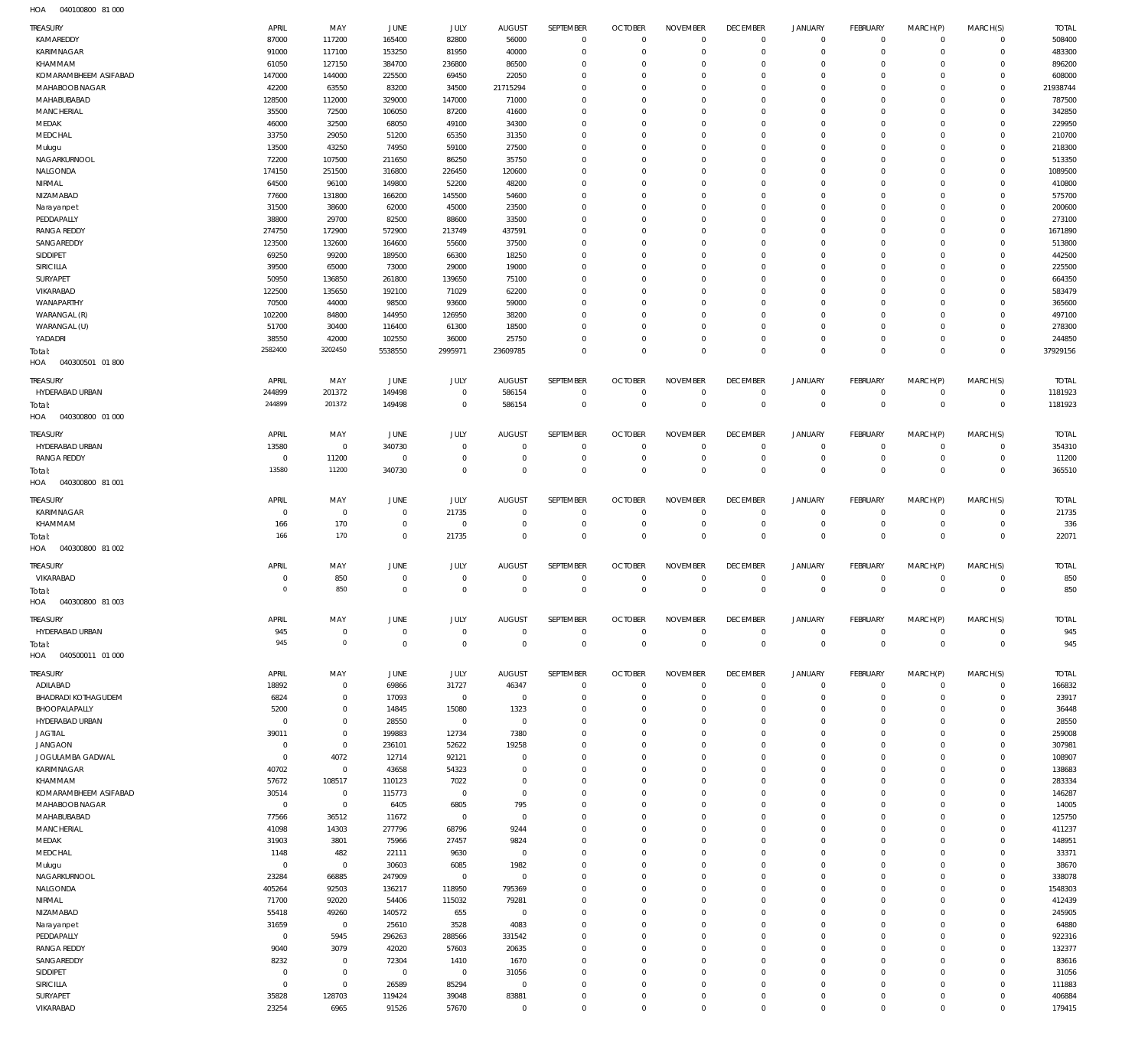HOA 040100800 81 000

| TREASURY | APRIL | MAY | JUNE | JULY | AUGUST | SEPTEMBER | OCTOBER | NOVEMBER | DECEMBER | JANUARY | FEBRUARY | MARCH(P) | MARCH(S) | TOTAL |
|---|---|---|---|---|---|---|---|---|---|---|---|---|---|---|
| KAMAREDDY | 87000 | 117200 | 165400 | 82800 | 56000 | 0 | 0 | 0 | 0 | 0 | 0 | 0 | 0 | 508400 |
| KARIMNAGAR | 91000 | 117100 | 153250 | 81950 | 40000 | 0 | 0 | 0 | 0 | 0 | 0 | 0 | 0 | 483300 |
| KHAMMAM | 61050 | 127150 | 384700 | 236800 | 86500 | 0 | 0 | 0 | 0 | 0 | 0 | 0 | 0 | 896200 |
| KOMARAMBHEEM ASIFABAD | 147000 | 144000 | 225500 | 69450 | 22050 | 0 | 0 | 0 | 0 | 0 | 0 | 0 | 0 | 608000 |
| MAHABOOBNAGAR | 42200 | 63550 | 83200 | 34500 | 21715294 | 0 | 0 | 0 | 0 | 0 | 0 | 0 | 0 | 21938744 |
| MAHABUBABAD | 128500 | 112000 | 329000 | 147000 | 71000 | 0 | 0 | 0 | 0 | 0 | 0 | 0 | 0 | 787500 |
| MANCHERIAL | 35500 | 72500 | 106050 | 87200 | 41600 | 0 | 0 | 0 | 0 | 0 | 0 | 0 | 0 | 342850 |
| MEDAK | 46000 | 32500 | 68050 | 49100 | 34300 | 0 | 0 | 0 | 0 | 0 | 0 | 0 | 0 | 229950 |
| MEDCHAL | 33750 | 29050 | 51200 | 65350 | 31350 | 0 | 0 | 0 | 0 | 0 | 0 | 0 | 0 | 210700 |
| Mulugu | 13500 | 43250 | 74950 | 59100 | 27500 | 0 | 0 | 0 | 0 | 0 | 0 | 0 | 0 | 218300 |
| NAGARKURNOOL | 72200 | 107500 | 211650 | 86250 | 35750 | 0 | 0 | 0 | 0 | 0 | 0 | 0 | 0 | 513350 |
| NALGONDA | 174150 | 251500 | 316800 | 226450 | 120600 | 0 | 0 | 0 | 0 | 0 | 0 | 0 | 0 | 1089500 |
| NIRMAL | 64500 | 96100 | 149800 | 52200 | 48200 | 0 | 0 | 0 | 0 | 0 | 0 | 0 | 0 | 410800 |
| NIZAMABAD | 77600 | 131800 | 166200 | 145500 | 54600 | 0 | 0 | 0 | 0 | 0 | 0 | 0 | 0 | 575700 |
| Narayanpet | 31500 | 38600 | 62000 | 45000 | 23500 | 0 | 0 | 0 | 0 | 0 | 0 | 0 | 0 | 200600 |
| PEDDAPALLY | 38800 | 29700 | 82500 | 88600 | 33500 | 0 | 0 | 0 | 0 | 0 | 0 | 0 | 0 | 273100 |
| RANGA REDDY | 274750 | 172900 | 572900 | 213749 | 437591 | 0 | 0 | 0 | 0 | 0 | 0 | 0 | 0 | 1671890 |
| SANGAREDDY | 123500 | 132600 | 164600 | 55600 | 37500 | 0 | 0 | 0 | 0 | 0 | 0 | 0 | 0 | 513800 |
| SIDDIPET | 69250 | 99200 | 189500 | 66300 | 18250 | 0 | 0 | 0 | 0 | 0 | 0 | 0 | 0 | 442500 |
| SIRICILLA | 39500 | 65000 | 73000 | 29000 | 19000 | 0 | 0 | 0 | 0 | 0 | 0 | 0 | 0 | 225500 |
| SURYAPET | 50950 | 136850 | 261800 | 139650 | 75100 | 0 | 0 | 0 | 0 | 0 | 0 | 0 | 0 | 664350 |
| VIKARABAD | 122500 | 135650 | 192100 | 71029 | 62200 | 0 | 0 | 0 | 0 | 0 | 0 | 0 | 0 | 583479 |
| WANAPARTHY | 70500 | 44000 | 98500 | 93600 | 59000 | 0 | 0 | 0 | 0 | 0 | 0 | 0 | 0 | 365600 |
| WARANGAL (R) | 102200 | 84800 | 144950 | 126950 | 38200 | 0 | 0 | 0 | 0 | 0 | 0 | 0 | 0 | 497100 |
| WARANGAL (U) | 51700 | 30400 | 116400 | 61300 | 18500 | 0 | 0 | 0 | 0 | 0 | 0 | 0 | 0 | 278300 |
| YADADRI | 38550 | 42000 | 102550 | 36000 | 25750 | 0 | 0 | 0 | 0 | 0 | 0 | 0 | 0 | 244850 |
| Total: | 2582400 | 3202450 | 5538550 | 2995971 | 23609785 | 0 | 0 | 0 | 0 | 0 | 0 | 0 | 0 | 37929156 |

HOA 040300501 01 800

| TREASURY | APRIL | MAY | JUNE | JULY | AUGUST | SEPTEMBER | OCTOBER | NOVEMBER | DECEMBER | JANUARY | FEBRUARY | MARCH(P) | MARCH(S) | TOTAL |
|---|---|---|---|---|---|---|---|---|---|---|---|---|---|---|
| HYDERABAD URBAN | 244899 | 201372 | 149498 | 0 | 586154 | 0 | 0 | 0 | 0 | 0 | 0 | 0 | 0 | 1181923 |
| Total: | 244899 | 201372 | 149498 | 0 | 586154 | 0 | 0 | 0 | 0 | 0 | 0 | 0 | 0 | 1181923 |

HOA 040300800 01 000

| TREASURY | APRIL | MAY | JUNE | JULY | AUGUST | SEPTEMBER | OCTOBER | NOVEMBER | DECEMBER | JANUARY | FEBRUARY | MARCH(P) | MARCH(S) | TOTAL |
|---|---|---|---|---|---|---|---|---|---|---|---|---|---|---|
| HYDERABAD URBAN | 13580 | 0 | 340730 | 0 | 0 | 0 | 0 | 0 | 0 | 0 | 0 | 0 | 0 | 354310 |
| RANGA REDDY | 0 | 11200 | 0 | 0 | 0 | 0 | 0 | 0 | 0 | 0 | 0 | 0 | 0 | 11200 |
| Total: | 13580 | 11200 | 340730 | 0 | 0 | 0 | 0 | 0 | 0 | 0 | 0 | 0 | 0 | 365510 |

HOA 040300800 81 001

| TREASURY | APRIL | MAY | JUNE | JULY | AUGUST | SEPTEMBER | OCTOBER | NOVEMBER | DECEMBER | JANUARY | FEBRUARY | MARCH(P) | MARCH(S) | TOTAL |
|---|---|---|---|---|---|---|---|---|---|---|---|---|---|---|
| KARIMNAGAR | 0 | 0 | 0 | 21735 | 0 | 0 | 0 | 0 | 0 | 0 | 0 | 0 | 0 | 21735 |
| KHAMMAM | 166 | 170 | 0 | 0 | 0 | 0 | 0 | 0 | 0 | 0 | 0 | 0 | 0 | 336 |
| Total: | 166 | 170 | 0 | 21735 | 0 | 0 | 0 | 0 | 0 | 0 | 0 | 0 | 0 | 22071 |

HOA 040300800 81 002

| TREASURY | APRIL | MAY | JUNE | JULY | AUGUST | SEPTEMBER | OCTOBER | NOVEMBER | DECEMBER | JANUARY | FEBRUARY | MARCH(P) | MARCH(S) | TOTAL |
|---|---|---|---|---|---|---|---|---|---|---|---|---|---|---|
| VIKARABAD | 0 | 850 | 0 | 0 | 0 | 0 | 0 | 0 | 0 | 0 | 0 | 0 | 0 | 850 |
| Total: | 0 | 850 | 0 | 0 | 0 | 0 | 0 | 0 | 0 | 0 | 0 | 0 | 0 | 850 |

HOA 040300800 81 003

| TREASURY | APRIL | MAY | JUNE | JULY | AUGUST | SEPTEMBER | OCTOBER | NOVEMBER | DECEMBER | JANUARY | FEBRUARY | MARCH(P) | MARCH(S) | TOTAL |
|---|---|---|---|---|---|---|---|---|---|---|---|---|---|---|
| HYDERABAD URBAN | 945 | 0 | 0 | 0 | 0 | 0 | 0 | 0 | 0 | 0 | 0 | 0 | 0 | 945 |
| Total: | 945 | 0 | 0 | 0 | 0 | 0 | 0 | 0 | 0 | 0 | 0 | 0 | 0 | 945 |

HOA 040500011 01 000

| TREASURY | APRIL | MAY | JUNE | JULY | AUGUST | SEPTEMBER | OCTOBER | NOVEMBER | DECEMBER | JANUARY | FEBRUARY | MARCH(P) | MARCH(S) | TOTAL |
|---|---|---|---|---|---|---|---|---|---|---|---|---|---|---|
| ADILABAD | 18892 | 0 | 69866 | 31727 | 46347 | 0 | 0 | 0 | 0 | 0 | 0 | 0 | 0 | 166832 |
| BHADRADI KOTHAGUDEM | 6824 | 0 | 17093 | 0 | 0 | 0 | 0 | 0 | 0 | 0 | 0 | 0 | 0 | 23917 |
| BHOOPALAPALLY | 5200 | 0 | 14845 | 15080 | 1323 | 0 | 0 | 0 | 0 | 0 | 0 | 0 | 0 | 36448 |
| HYDERABAD URBAN | 0 | 0 | 28550 | 0 | 0 | 0 | 0 | 0 | 0 | 0 | 0 | 0 | 0 | 28550 |
| JAGTIAL | 39011 | 0 | 199883 | 12734 | 7380 | 0 | 0 | 0 | 0 | 0 | 0 | 0 | 0 | 259008 |
| JANGAON | 0 | 0 | 236101 | 52622 | 19258 | 0 | 0 | 0 | 0 | 0 | 0 | 0 | 0 | 307981 |
| JOGULAMBA GADWAL | 0 | 4072 | 12714 | 92121 | 0 | 0 | 0 | 0 | 0 | 0 | 0 | 0 | 0 | 108907 |
| KARIMNAGAR | 40702 | 0 | 43658 | 54323 | 0 | 0 | 0 | 0 | 0 | 0 | 0 | 0 | 0 | 138683 |
| KHAMMAM | 57672 | 108517 | 110123 | 7022 | 0 | 0 | 0 | 0 | 0 | 0 | 0 | 0 | 0 | 283334 |
| KOMARAMBHEEM ASIFABAD | 30514 | 0 | 115773 | 0 | 0 | 0 | 0 | 0 | 0 | 0 | 0 | 0 | 0 | 146287 |
| MAHABOOBNAGAR | 0 | 0 | 6405 | 6805 | 795 | 0 | 0 | 0 | 0 | 0 | 0 | 0 | 0 | 14005 |
| MAHABUBABAD | 77566 | 36512 | 11672 | 0 | 0 | 0 | 0 | 0 | 0 | 0 | 0 | 0 | 0 | 125750 |
| MANCHERIAL | 41098 | 14303 | 277796 | 68796 | 9244 | 0 | 0 | 0 | 0 | 0 | 0 | 0 | 0 | 411237 |
| MEDAK | 31903 | 3801 | 75966 | 27457 | 9824 | 0 | 0 | 0 | 0 | 0 | 0 | 0 | 0 | 148951 |
| MEDCHAL | 1148 | 482 | 22111 | 9630 | 0 | 0 | 0 | 0 | 0 | 0 | 0 | 0 | 0 | 33371 |
| Mulugu | 0 | 0 | 30603 | 6085 | 1982 | 0 | 0 | 0 | 0 | 0 | 0 | 0 | 0 | 38670 |
| NAGARKURNOOL | 23284 | 66885 | 247909 | 0 | 0 | 0 | 0 | 0 | 0 | 0 | 0 | 0 | 0 | 338078 |
| NALGONDA | 405264 | 92503 | 136217 | 118950 | 795369 | 0 | 0 | 0 | 0 | 0 | 0 | 0 | 0 | 1548303 |
| NIRMAL | 71700 | 92020 | 54406 | 115032 | 79281 | 0 | 0 | 0 | 0 | 0 | 0 | 0 | 0 | 412439 |
| NIZAMABAD | 55418 | 49260 | 140572 | 655 | 0 | 0 | 0 | 0 | 0 | 0 | 0 | 0 | 0 | 245905 |
| Narayanpet | 31659 | 0 | 25610 | 3528 | 4083 | 0 | 0 | 0 | 0 | 0 | 0 | 0 | 0 | 64880 |
| PEDDAPALLY | 0 | 5945 | 296263 | 288566 | 331542 | 0 | 0 | 0 | 0 | 0 | 0 | 0 | 0 | 922316 |
| RANGA REDDY | 9040 | 3079 | 42020 | 57603 | 20635 | 0 | 0 | 0 | 0 | 0 | 0 | 0 | 0 | 132377 |
| SANGAREDDY | 8232 | 0 | 72304 | 1410 | 1670 | 0 | 0 | 0 | 0 | 0 | 0 | 0 | 0 | 83616 |
| SIDDIPET | 0 | 0 | 0 | 0 | 31056 | 0 | 0 | 0 | 0 | 0 | 0 | 0 | 0 | 31056 |
| SIRICILLA | 0 | 0 | 26589 | 85294 | 0 | 0 | 0 | 0 | 0 | 0 | 0 | 0 | 0 | 111883 |
| SURYAPET | 35828 | 128703 | 119424 | 39048 | 83881 | 0 | 0 | 0 | 0 | 0 | 0 | 0 | 0 | 406884 |
| VIKARABAD | 23254 | 6965 | 91526 | 57670 | 0 | 0 | 0 | 0 | 0 | 0 | 0 | 0 | 0 | 179415 |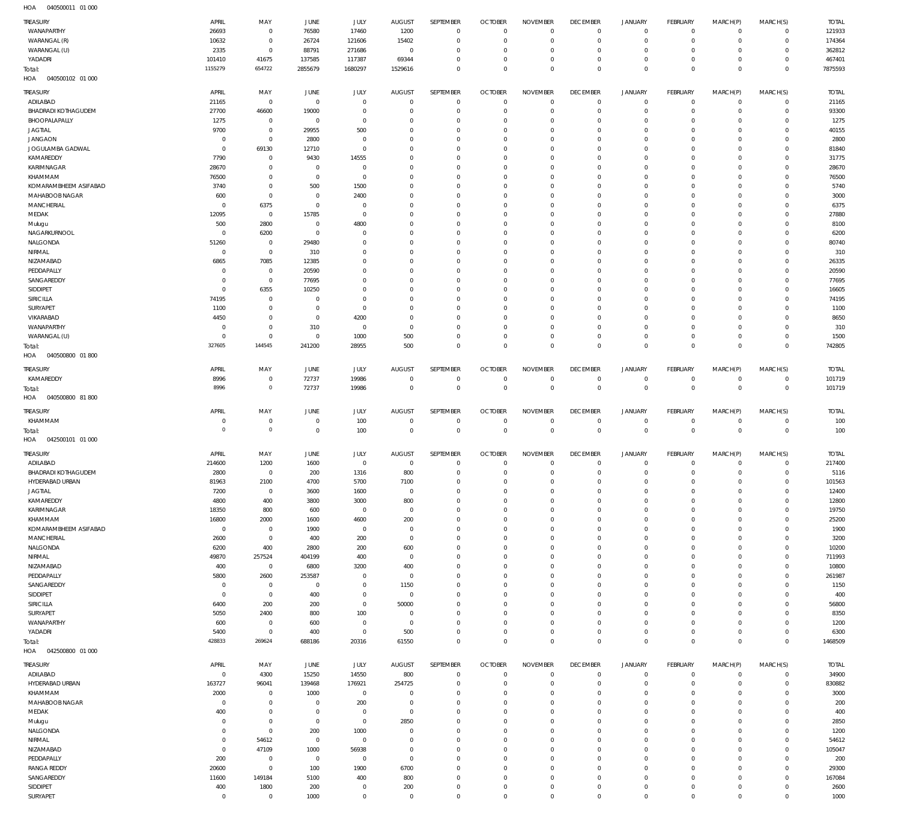HOA 040500011 01 000

| TREASURY | APRIL | MAY | JUNE | JULY | AUGUST | SEPTEMBER | OCTOBER | NOVEMBER | DECEMBER | JANUARY | FEBRUARY | MARCH(P) | MARCH(S) | TOTAL |
|---|---|---|---|---|---|---|---|---|---|---|---|---|---|---|
| WANAPARTHY | 26693 | 0 | 76580 | 17460 | 1200 | 0 | 0 | 0 | 0 | 0 | 0 | 0 | 0 | 121933 |
| WARANGAL (R) | 10632 | 0 | 26724 | 121606 | 15402 | 0 | 0 | 0 | 0 | 0 | 0 | 0 | 0 | 174364 |
| WARANGAL (U) | 2335 | 0 | 88791 | 271686 | 0 | 0 | 0 | 0 | 0 | 0 | 0 | 0 | 0 | 362812 |
| YADADRI | 101410 | 41675 | 137585 | 117387 | 69344 | 0 | 0 | 0 | 0 | 0 | 0 | 0 | 0 | 467401 |
| Total: | 1155279 | 654722 | 2855679 | 1680297 | 1529616 | 0 | 0 | 0 | 0 | 0 | 0 | 0 | 0 | 7875593 |

HOA 040500102 01 000

| TREASURY | APRIL | MAY | JUNE | JULY | AUGUST | SEPTEMBER | OCTOBER | NOVEMBER | DECEMBER | JANUARY | FEBRUARY | MARCH(P) | MARCH(S) | TOTAL |
|---|---|---|---|---|---|---|---|---|---|---|---|---|---|---|
| ADILABAD | 21165 | 0 | 0 | 0 | 0 | 0 | 0 | 0 | 0 | 0 | 0 | 0 | 0 | 21165 |
| BHADRADI KOTHAGUDEM | 27700 | 46600 | 19000 | 0 | 0 | 0 | 0 | 0 | 0 | 0 | 0 | 0 | 0 | 93300 |
| BHOOPALAPALLY | 1275 | 0 | 0 | 0 | 0 | 0 | 0 | 0 | 0 | 0 | 0 | 0 | 0 | 1275 |
| JAGTIAL | 9700 | 0 | 29955 | 500 | 0 | 0 | 0 | 0 | 0 | 0 | 0 | 0 | 0 | 40155 |
| JANGAON | 0 | 0 | 2800 | 0 | 0 | 0 | 0 | 0 | 0 | 0 | 0 | 0 | 0 | 2800 |
| JOGULAMBA GADWAL | 0 | 69130 | 12710 | 0 | 0 | 0 | 0 | 0 | 0 | 0 | 0 | 0 | 0 | 81840 |
| KAMAREDDY | 7790 | 0 | 9430 | 14555 | 0 | 0 | 0 | 0 | 0 | 0 | 0 | 0 | 0 | 31775 |
| KARIMNAGAR | 28670 | 0 | 0 | 0 | 0 | 0 | 0 | 0 | 0 | 0 | 0 | 0 | 0 | 28670 |
| KHAMMAM | 76500 | 0 | 0 | 0 | 0 | 0 | 0 | 0 | 0 | 0 | 0 | 0 | 0 | 76500 |
| KOMARAMBHEEM ASIFABAD | 3740 | 0 | 500 | 1500 | 0 | 0 | 0 | 0 | 0 | 0 | 0 | 0 | 0 | 5740 |
| MAHABOOBNAGAR | 600 | 0 | 0 | 2400 | 0 | 0 | 0 | 0 | 0 | 0 | 0 | 0 | 0 | 3000 |
| MANCHERIAL | 0 | 6375 | 0 | 0 | 0 | 0 | 0 | 0 | 0 | 0 | 0 | 0 | 0 | 6375 |
| MEDAK | 12095 | 0 | 15785 | 0 | 0 | 0 | 0 | 0 | 0 | 0 | 0 | 0 | 0 | 27880 |
| Mulugu | 500 | 2800 | 0 | 4800 | 0 | 0 | 0 | 0 | 0 | 0 | 0 | 0 | 0 | 8100 |
| NAGARKURNOOL | 0 | 6200 | 0 | 0 | 0 | 0 | 0 | 0 | 0 | 0 | 0 | 0 | 0 | 6200 |
| NALGONDA | 51260 | 0 | 29480 | 0 | 0 | 0 | 0 | 0 | 0 | 0 | 0 | 0 | 0 | 80740 |
| NIRMAL | 0 | 0 | 310 | 0 | 0 | 0 | 0 | 0 | 0 | 0 | 0 | 0 | 0 | 310 |
| NIZAMABAD | 6865 | 7085 | 12385 | 0 | 0 | 0 | 0 | 0 | 0 | 0 | 0 | 0 | 0 | 26335 |
| PEDDAPALLY | 0 | 0 | 20590 | 0 | 0 | 0 | 0 | 0 | 0 | 0 | 0 | 0 | 0 | 20590 |
| SANGAREDDY | 0 | 0 | 77695 | 0 | 0 | 0 | 0 | 0 | 0 | 0 | 0 | 0 | 0 | 77695 |
| SIDDIPET | 0 | 6355 | 10250 | 0 | 0 | 0 | 0 | 0 | 0 | 0 | 0 | 0 | 0 | 16605 |
| SIRICILLA | 74195 | 0 | 0 | 0 | 0 | 0 | 0 | 0 | 0 | 0 | 0 | 0 | 0 | 74195 |
| SURYAPET | 1100 | 0 | 0 | 0 | 0 | 0 | 0 | 0 | 0 | 0 | 0 | 0 | 0 | 1100 |
| VIKARABAD | 4450 | 0 | 0 | 4200 | 0 | 0 | 0 | 0 | 0 | 0 | 0 | 0 | 0 | 8650 |
| WANAPARTHY | 0 | 0 | 310 | 0 | 0 | 0 | 0 | 0 | 0 | 0 | 0 | 0 | 0 | 310 |
| WARANGAL (U) | 0 | 0 | 0 | 1000 | 500 | 0 | 0 | 0 | 0 | 0 | 0 | 0 | 0 | 1500 |
| Total: | 327605 | 144545 | 241200 | 28955 | 500 | 0 | 0 | 0 | 0 | 0 | 0 | 0 | 0 | 742805 |

HOA 040500800 01 800

| TREASURY | APRIL | MAY | JUNE | JULY | AUGUST | SEPTEMBER | OCTOBER | NOVEMBER | DECEMBER | JANUARY | FEBRUARY | MARCH(P) | MARCH(S) | TOTAL |
|---|---|---|---|---|---|---|---|---|---|---|---|---|---|---|
| KAMAREDDY | 8996 | 0 | 72737 | 19986 | 0 | 0 | 0 | 0 | 0 | 0 | 0 | 0 | 0 | 101719 |
| Total: | 8996 | 0 | 72737 | 19986 | 0 | 0 | 0 | 0 | 0 | 0 | 0 | 0 | 0 | 101719 |

HOA 040500800 81 800

| TREASURY | APRIL | MAY | JUNE | JULY | AUGUST | SEPTEMBER | OCTOBER | NOVEMBER | DECEMBER | JANUARY | FEBRUARY | MARCH(P) | MARCH(S) | TOTAL |
|---|---|---|---|---|---|---|---|---|---|---|---|---|---|---|
| KHAMMAM | 0 | 0 | 0 | 100 | 0 | 0 | 0 | 0 | 0 | 0 | 0 | 0 | 0 | 100 |
| Total: | 0 | 0 | 0 | 100 | 0 | 0 | 0 | 0 | 0 | 0 | 0 | 0 | 0 | 100 |

HOA 042500101 01 000

| TREASURY | APRIL | MAY | JUNE | JULY | AUGUST | SEPTEMBER | OCTOBER | NOVEMBER | DECEMBER | JANUARY | FEBRUARY | MARCH(P) | MARCH(S) | TOTAL |
|---|---|---|---|---|---|---|---|---|---|---|---|---|---|---|
| ADILABAD | 214600 | 1200 | 1600 | 0 | 0 | 0 | 0 | 0 | 0 | 0 | 0 | 0 | 0 | 217400 |
| BHADRADI KOTHAGUDEM | 2800 | 0 | 200 | 1316 | 800 | 0 | 0 | 0 | 0 | 0 | 0 | 0 | 0 | 5116 |
| HYDERABAD URBAN | 81963 | 2100 | 4700 | 5700 | 7100 | 0 | 0 | 0 | 0 | 0 | 0 | 0 | 0 | 101563 |
| JAGTIAL | 7200 | 0 | 3600 | 1600 | 0 | 0 | 0 | 0 | 0 | 0 | 0 | 0 | 0 | 12400 |
| KAMAREDDY | 4800 | 400 | 3800 | 3000 | 800 | 0 | 0 | 0 | 0 | 0 | 0 | 0 | 0 | 12800 |
| KARIMNAGAR | 18350 | 800 | 600 | 0 | 0 | 0 | 0 | 0 | 0 | 0 | 0 | 0 | 0 | 19750 |
| KHAMMAM | 16800 | 2000 | 1600 | 4600 | 200 | 0 | 0 | 0 | 0 | 0 | 0 | 0 | 0 | 25200 |
| KOMARAMBHEEM ASIFABAD | 0 | 0 | 1900 | 0 | 0 | 0 | 0 | 0 | 0 | 0 | 0 | 0 | 0 | 1900 |
| MANCHERIAL | 2600 | 0 | 400 | 200 | 0 | 0 | 0 | 0 | 0 | 0 | 0 | 0 | 0 | 3200 |
| NALGONDA | 6200 | 400 | 2800 | 200 | 600 | 0 | 0 | 0 | 0 | 0 | 0 | 0 | 0 | 10200 |
| NIRMAL | 49870 | 257524 | 404199 | 400 | 0 | 0 | 0 | 0 | 0 | 0 | 0 | 0 | 0 | 711993 |
| NIZAMABAD | 400 | 0 | 6800 | 3200 | 400 | 0 | 0 | 0 | 0 | 0 | 0 | 0 | 0 | 10800 |
| PEDDAPALLY | 5800 | 2600 | 253587 | 0 | 0 | 0 | 0 | 0 | 0 | 0 | 0 | 0 | 0 | 261987 |
| SANGAREDDY | 0 | 0 | 0 | 0 | 1150 | 0 | 0 | 0 | 0 | 0 | 0 | 0 | 0 | 1150 |
| SIDDIPET | 0 | 0 | 400 | 0 | 0 | 0 | 0 | 0 | 0 | 0 | 0 | 0 | 0 | 400 |
| SIRICILLA | 6400 | 200 | 200 | 0 | 50000 | 0 | 0 | 0 | 0 | 0 | 0 | 0 | 0 | 56800 |
| SURYAPET | 5050 | 2400 | 800 | 100 | 0 | 0 | 0 | 0 | 0 | 0 | 0 | 0 | 0 | 8350 |
| WANAPARTHY | 600 | 0 | 600 | 0 | 0 | 0 | 0 | 0 | 0 | 0 | 0 | 0 | 0 | 1200 |
| YADADRI | 5400 | 0 | 400 | 0 | 500 | 0 | 0 | 0 | 0 | 0 | 0 | 0 | 0 | 6300 |
| Total: | 428833 | 269624 | 688186 | 20316 | 61550 | 0 | 0 | 0 | 0 | 0 | 0 | 0 | 0 | 1468509 |

HOA 042500800 01 000

| TREASURY | APRIL | MAY | JUNE | JULY | AUGUST | SEPTEMBER | OCTOBER | NOVEMBER | DECEMBER | JANUARY | FEBRUARY | MARCH(P) | MARCH(S) | TOTAL |
|---|---|---|---|---|---|---|---|---|---|---|---|---|---|---|
| ADILABAD | 0 | 4300 | 15250 | 14550 | 800 | 0 | 0 | 0 | 0 | 0 | 0 | 0 | 0 | 34900 |
| HYDERABAD URBAN | 163727 | 96041 | 139468 | 176921 | 254725 | 0 | 0 | 0 | 0 | 0 | 0 | 0 | 0 | 830882 |
| KHAMMAM | 2000 | 0 | 1000 | 0 | 0 | 0 | 0 | 0 | 0 | 0 | 0 | 0 | 0 | 3000 |
| MAHABOOBNAGAR | 0 | 0 | 0 | 200 | 0 | 0 | 0 | 0 | 0 | 0 | 0 | 0 | 0 | 200 |
| MEDAK | 400 | 0 | 0 | 0 | 0 | 0 | 0 | 0 | 0 | 0 | 0 | 0 | 0 | 400 |
| Mulugu | 0 | 0 | 0 | 0 | 2850 | 0 | 0 | 0 | 0 | 0 | 0 | 0 | 0 | 2850 |
| NALGONDA | 0 | 0 | 200 | 1000 | 0 | 0 | 0 | 0 | 0 | 0 | 0 | 0 | 0 | 1200 |
| NIRMAL | 0 | 54612 | 0 | 0 | 0 | 0 | 0 | 0 | 0 | 0 | 0 | 0 | 0 | 54612 |
| NIZAMABAD | 0 | 47109 | 1000 | 56938 | 0 | 0 | 0 | 0 | 0 | 0 | 0 | 0 | 0 | 105047 |
| PEDDAPALLY | 200 | 0 | 0 | 0 | 0 | 0 | 0 | 0 | 0 | 0 | 0 | 0 | 0 | 200 |
| RANGA REDDY | 20600 | 0 | 100 | 1900 | 6700 | 0 | 0 | 0 | 0 | 0 | 0 | 0 | 0 | 29300 |
| SANGAREDDY | 11600 | 149184 | 5100 | 400 | 800 | 0 | 0 | 0 | 0 | 0 | 0 | 0 | 0 | 167084 |
| SIDDIPET | 400 | 1800 | 200 | 0 | 200 | 0 | 0 | 0 | 0 | 0 | 0 | 0 | 0 | 2600 |
| SURYAPET | 0 | 0 | 1000 | 0 | 0 | 0 | 0 | 0 | 0 | 0 | 0 | 0 | 0 | 1000 |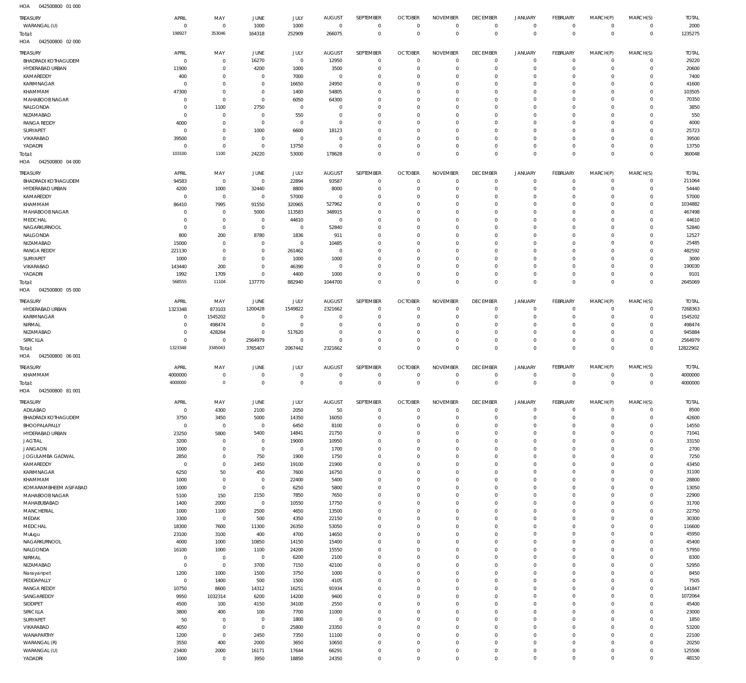HOA 042500800 01 000

| TREASURY | APRIL | MAY | JUNE | JULY | AUGUST | SEPTEMBER | OCTOBER | NOVEMBER | DECEMBER | JANUARY | FEBRUARY | MARCH(P) | MARCH(S) | TOTAL |
|---|---|---|---|---|---|---|---|---|---|---|---|---|---|---|
| WARANGAL (U) | 0 | 0 | 1000 | 1000 | 0 | 0 | 0 | 0 | 0 | 0 | 0 | 0 | 0 | 2000 |
| Total: | 198927 | 353046 | 164318 | 252909 | 266075 | 0 | 0 | 0 | 0 | 0 | 0 | 0 | 0 | 1235275 |

HOA 042500800 02 000

| TREASURY | APRIL | MAY | JUNE | JULY | AUGUST | SEPTEMBER | OCTOBER | NOVEMBER | DECEMBER | JANUARY | FEBRUARY | MARCH(P) | MARCH(S) | TOTAL |
|---|---|---|---|---|---|---|---|---|---|---|---|---|---|---|
| BHADRADI KOTHAGUDEM | 0 | 0 | 16270 | 0 | 12950 | 0 | 0 | 0 | 0 | 0 | 0 | 0 | 0 | 29220 |
| HYDERABAD URBAN | 11900 | 0 | 4200 | 1000 | 3500 | 0 | 0 | 0 | 0 | 0 | 0 | 0 | 0 | 20600 |
| KAMAREDDY | 400 | 0 | 0 | 7000 | 0 | 0 | 0 | 0 | 0 | 0 | 0 | 0 | 0 | 7400 |
| KARIMNAGAR | 0 | 0 | 0 | 16650 | 24950 | 0 | 0 | 0 | 0 | 0 | 0 | 0 | 0 | 41600 |
| KHAMMAM | 47300 | 0 | 0 | 1400 | 54805 | 0 | 0 | 0 | 0 | 0 | 0 | 0 | 0 | 103505 |
| MAHABOOB NAGAR | 0 | 0 | 0 | 6050 | 64300 | 0 | 0 | 0 | 0 | 0 | 0 | 0 | 0 | 70350 |
| NALGONDA | 0 | 1100 | 2750 | 0 | 0 | 0 | 0 | 0 | 0 | 0 | 0 | 0 | 0 | 3850 |
| NIZAMABAD | 0 | 0 | 0 | 550 | 0 | 0 | 0 | 0 | 0 | 0 | 0 | 0 | 0 | 550 |
| RANGA REDDY | 4000 | 0 | 0 | 0 | 0 | 0 | 0 | 0 | 0 | 0 | 0 | 0 | 0 | 4000 |
| SURYAPET | 0 | 0 | 1000 | 6600 | 18123 | 0 | 0 | 0 | 0 | 0 | 0 | 0 | 0 | 25723 |
| VIKARABAD | 39500 | 0 | 0 | 0 | 0 | 0 | 0 | 0 | 0 | 0 | 0 | 0 | 0 | 39500 |
| YADADRI | 0 | 0 | 0 | 13750 | 0 | 0 | 0 | 0 | 0 | 0 | 0 | 0 | 0 | 13750 |
| Total: | 103100 | 1100 | 24220 | 53000 | 178628 | 0 | 0 | 0 | 0 | 0 | 0 | 0 | 0 | 360048 |

HOA 042500800 04 000

| TREASURY | APRIL | MAY | JUNE | JULY | AUGUST | SEPTEMBER | OCTOBER | NOVEMBER | DECEMBER | JANUARY | FEBRUARY | MARCH(P) | MARCH(S) | TOTAL |
|---|---|---|---|---|---|---|---|---|---|---|---|---|---|---|
| BHADRADI KOTHAGUDEM | 94583 | 0 | 0 | 22894 | 93587 | 0 | 0 | 0 | 0 | 0 | 0 | 0 | 0 | 211064 |
| HYDERABAD URBAN | 4200 | 1000 | 32440 | 8800 | 8000 | 0 | 0 | 0 | 0 | 0 | 0 | 0 | 0 | 54440 |
| KAMAREDDY | 0 | 0 | 0 | 57000 | 0 | 0 | 0 | 0 | 0 | 0 | 0 | 0 | 0 | 57000 |
| KHAMMAM | 86410 | 7995 | 91550 | 320965 | 527962 | 0 | 0 | 0 | 0 | 0 | 0 | 0 | 0 | 1034882 |
| MAHABOOB NAGAR | 0 | 0 | 5000 | 113583 | 348915 | 0 | 0 | 0 | 0 | 0 | 0 | 0 | 0 | 467498 |
| MEDCHAL | 0 | 0 | 0 | 44610 | 0 | 0 | 0 | 0 | 0 | 0 | 0 | 0 | 0 | 44610 |
| NAGARKURNOOL | 0 | 0 | 0 | 0 | 52840 | 0 | 0 | 0 | 0 | 0 | 0 | 0 | 0 | 52840 |
| NALGONDA | 800 | 200 | 8780 | 1836 | 911 | 0 | 0 | 0 | 0 | 0 | 0 | 0 | 0 | 12527 |
| NIZAMABAD | 15000 | 0 | 0 | 0 | 10485 | 0 | 0 | 0 | 0 | 0 | 0 | 0 | 0 | 25485 |
| RANGA REDDY | 221130 | 0 | 0 | 261462 | 0 | 0 | 0 | 0 | 0 | 0 | 0 | 0 | 0 | 482592 |
| SURYAPET | 1000 | 0 | 0 | 1000 | 1000 | 0 | 0 | 0 | 0 | 0 | 0 | 0 | 0 | 3000 |
| VIKARABAD | 143440 | 200 | 0 | 46390 | 0 | 0 | 0 | 0 | 0 | 0 | 0 | 0 | 0 | 190030 |
| YADADRI | 1992 | 1709 | 0 | 4400 | 1000 | 0 | 0 | 0 | 0 | 0 | 0 | 0 | 0 | 9101 |
| Total: | 568555 | 11104 | 137770 | 882940 | 1044700 | 0 | 0 | 0 | 0 | 0 | 0 | 0 | 0 | 2645069 |

HOA 042500800 05 000

| TREASURY | APRIL | MAY | JUNE | JULY | AUGUST | SEPTEMBER | OCTOBER | NOVEMBER | DECEMBER | JANUARY | FEBRUARY | MARCH(P) | MARCH(S) | TOTAL |
|---|---|---|---|---|---|---|---|---|---|---|---|---|---|---|
| HYDERABAD URBAN | 1323348 | 873103 | 1200428 | 1549822 | 2321662 | 0 | 0 | 0 | 0 | 0 | 0 | 0 | 0 | 7268363 |
| KARIMNAGAR | 0 | 1545202 | 0 | 0 | 0 | 0 | 0 | 0 | 0 | 0 | 0 | 0 | 0 | 1545202 |
| NIRMAL | 0 | 498474 | 0 | 0 | 0 | 0 | 0 | 0 | 0 | 0 | 0 | 0 | 0 | 498474 |
| NIZAMABAD | 0 | 428264 | 0 | 517620 | 0 | 0 | 0 | 0 | 0 | 0 | 0 | 0 | 0 | 945884 |
| SIRICILLA | 0 | 0 | 2564979 | 0 | 0 | 0 | 0 | 0 | 0 | 0 | 0 | 0 | 0 | 2564979 |
| Total: | 1323348 | 3345043 | 3765407 | 2067442 | 2321662 | 0 | 0 | 0 | 0 | 0 | 0 | 0 | 0 | 12822902 |

HOA 042500800 06 001

| TREASURY | APRIL | MAY | JUNE | JULY | AUGUST | SEPTEMBER | OCTOBER | NOVEMBER | DECEMBER | JANUARY | FEBRUARY | MARCH(P) | MARCH(S) | TOTAL |
|---|---|---|---|---|---|---|---|---|---|---|---|---|---|---|
| KHAMMAM | 4000000 | 0 | 0 | 0 | 0 | 0 | 0 | 0 | 0 | 0 | 0 | 0 | 0 | 4000000 |
| Total: | 4000000 | 0 | 0 | 0 | 0 | 0 | 0 | 0 | 0 | 0 | 0 | 0 | 0 | 4000000 |

HOA 042500800 81 001

| TREASURY | APRIL | MAY | JUNE | JULY | AUGUST | SEPTEMBER | OCTOBER | NOVEMBER | DECEMBER | JANUARY | FEBRUARY | MARCH(P) | MARCH(S) | TOTAL |
|---|---|---|---|---|---|---|---|---|---|---|---|---|---|---|
| ADILABAD | 0 | 4300 | 2100 | 2050 | 50 | 0 | 0 | 0 | 0 | 0 | 0 | 0 | 0 | 8500 |
| BHADRADI KOTHAGUDEM | 3750 | 3450 | 5000 | 14350 | 16050 | 0 | 0 | 0 | 0 | 0 | 0 | 0 | 0 | 42600 |
| BHOOPALAPALLY | 0 | 0 | 0 | 6450 | 8100 | 0 | 0 | 0 | 0 | 0 | 0 | 0 | 0 | 14550 |
| HYDERABAD URBAN | 23250 | 5800 | 5400 | 14841 | 21750 | 0 | 0 | 0 | 0 | 0 | 0 | 0 | 0 | 71041 |
| JAGTIAL | 3200 | 0 | 0 | 19000 | 10950 | 0 | 0 | 0 | 0 | 0 | 0 | 0 | 0 | 33150 |
| JANGAON | 1000 | 0 | 0 | 0 | 1700 | 0 | 0 | 0 | 0 | 0 | 0 | 0 | 0 | 2700 |
| JOGULAMBA GADWAL | 2850 | 0 | 750 | 1900 | 1750 | 0 | 0 | 0 | 0 | 0 | 0 | 0 | 0 | 7250 |
| KAMAREDDY | 0 | 0 | 2450 | 19100 | 21900 | 0 | 0 | 0 | 0 | 0 | 0 | 0 | 0 | 43450 |
| KARIMNAGAR | 6250 | 50 | 450 | 7600 | 16750 | 0 | 0 | 0 | 0 | 0 | 0 | 0 | 0 | 31100 |
| KHAMMAM | 1000 | 0 | 0 | 22400 | 5400 | 0 | 0 | 0 | 0 | 0 | 0 | 0 | 0 | 28800 |
| KOMARAMBHEEM ASIFABAD | 1000 | 0 | 0 | 6250 | 5800 | 0 | 0 | 0 | 0 | 0 | 0 | 0 | 0 | 13050 |
| MAHABOOB NAGAR | 5100 | 150 | 2150 | 7850 | 7650 | 0 | 0 | 0 | 0 | 0 | 0 | 0 | 0 | 22900 |
| MAHABUBABAD | 1400 | 2000 | 0 | 10550 | 17750 | 0 | 0 | 0 | 0 | 0 | 0 | 0 | 0 | 31700 |
| MANCHERIAL | 1000 | 1100 | 2500 | 4650 | 13500 | 0 | 0 | 0 | 0 | 0 | 0 | 0 | 0 | 22750 |
| MEDAK | 3300 | 0 | 500 | 4350 | 22150 | 0 | 0 | 0 | 0 | 0 | 0 | 0 | 0 | 30300 |
| MEDCHAL | 18300 | 7600 | 11300 | 26350 | 53050 | 0 | 0 | 0 | 0 | 0 | 0 | 0 | 0 | 116600 |
| Mulugu | 23100 | 3100 | 400 | 4700 | 14650 | 0 | 0 | 0 | 0 | 0 | 0 | 0 | 0 | 45950 |
| NAGARKURNOOL | 4000 | 1000 | 10850 | 14150 | 15400 | 0 | 0 | 0 | 0 | 0 | 0 | 0 | 0 | 45400 |
| NALGONDA | 16100 | 1000 | 1100 | 24200 | 15550 | 0 | 0 | 0 | 0 | 0 | 0 | 0 | 0 | 57950 |
| NIRMAL | 0 | 0 | 0 | 6200 | 2100 | 0 | 0 | 0 | 0 | 0 | 0 | 0 | 0 | 8300 |
| NIZAMABAD | 0 | 0 | 3700 | 7150 | 42100 | 0 | 0 | 0 | 0 | 0 | 0 | 0 | 0 | 52950 |
| Narayanpet | 1200 | 1000 | 1500 | 3750 | 1000 | 0 | 0 | 0 | 0 | 0 | 0 | 0 | 0 | 8450 |
| PEDDAPALLY | 0 | 1400 | 500 | 1500 | 4105 | 0 | 0 | 0 | 0 | 0 | 0 | 0 | 0 | 7505 |
| RANGA REDDY | 10750 | 8600 | 14312 | 16251 | 91934 | 0 | 0 | 0 | 0 | 0 | 0 | 0 | 0 | 141847 |
| SANGAREDDY | 9950 | 1032314 | 6200 | 14200 | 9400 | 0 | 0 | 0 | 0 | 0 | 0 | 0 | 0 | 1072064 |
| SIDDIPET | 4500 | 100 | 4150 | 34100 | 2550 | 0 | 0 | 0 | 0 | 0 | 0 | 0 | 0 | 45400 |
| SIRICILLA | 3800 | 400 | 100 | 7700 | 11000 | 0 | 0 | 0 | 0 | 0 | 0 | 0 | 0 | 23000 |
| SURYAPET | 50 | 0 | 0 | 1800 | 0 | 0 | 0 | 0 | 0 | 0 | 0 | 0 | 0 | 1850 |
| VIKARABAD | 4050 | 0 | 0 | 25800 | 23350 | 0 | 0 | 0 | 0 | 0 | 0 | 0 | 0 | 53200 |
| WANAPARTHY | 1200 | 0 | 2450 | 7350 | 11100 | 0 | 0 | 0 | 0 | 0 | 0 | 0 | 0 | 22100 |
| WARANGAL (R) | 3550 | 400 | 2000 | 3650 | 10650 | 0 | 0 | 0 | 0 | 0 | 0 | 0 | 0 | 20250 |
| WARANGAL (U) | 23400 | 2000 | 16171 | 17644 | 66291 | 0 | 0 | 0 | 0 | 0 | 0 | 0 | 0 | 125506 |
| YADADRI | 1000 | 0 | 3950 | 18850 | 24350 | 0 | 0 | 0 | 0 | 0 | 0 | 0 | 0 | 48150 |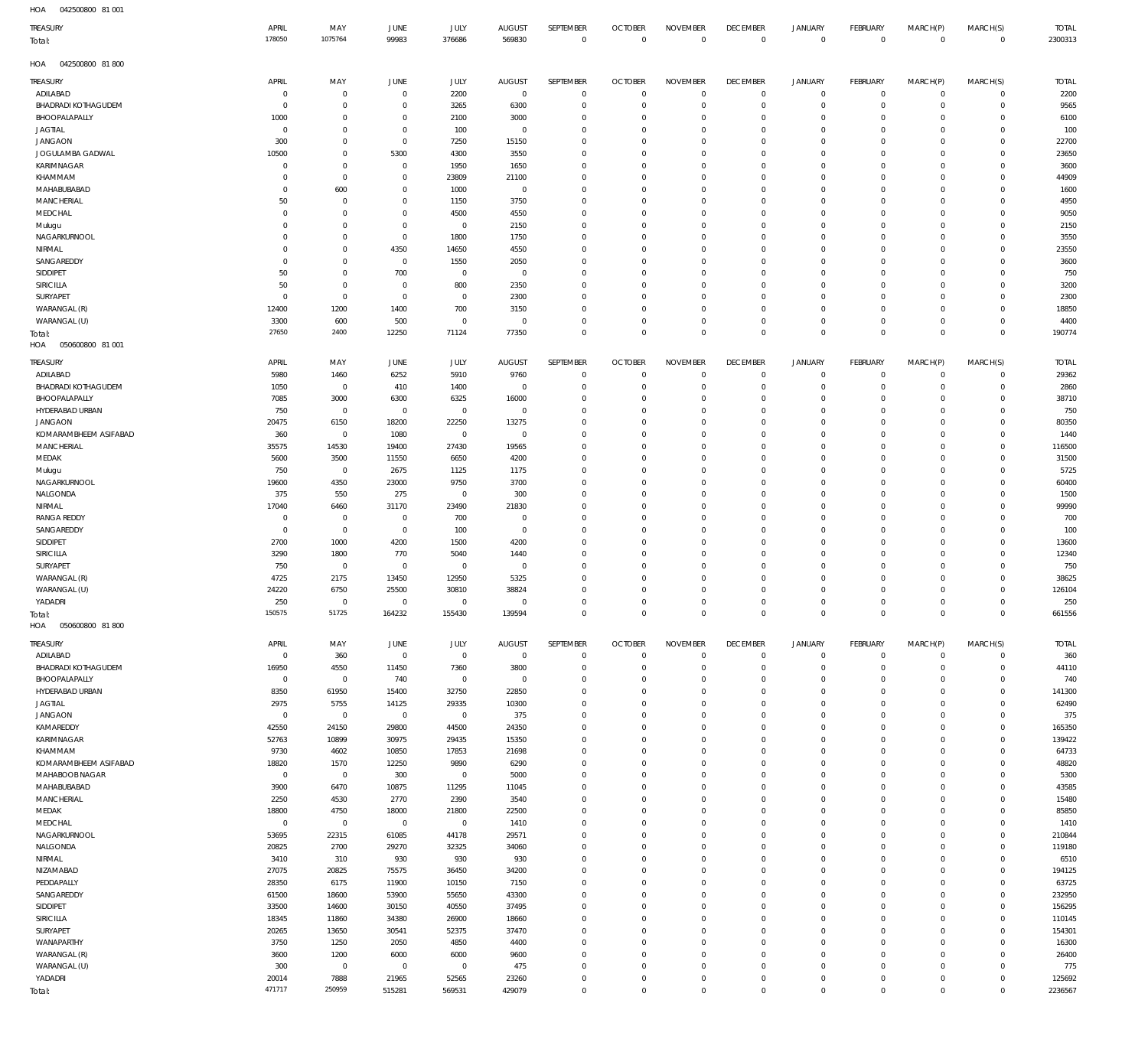HOA 042500800 81 001

| TREASURY | APRIL | MAY | JUNE | JULY | AUGUST | SEPTEMBER | OCTOBER | NOVEMBER | DECEMBER | JANUARY | FEBRUARY | MARCH(P) | MARCH(S) | TOTAL |
|---|---|---|---|---|---|---|---|---|---|---|---|---|---|---|
| Total: | 178050 | 1075764 | 99983 | 376686 | 569830 | 0 | 0 | 0 | 0 | 0 | 0 | 0 | 0 | 2300313 |

HOA 042500800 81 800

| TREASURY | APRIL | MAY | JUNE | JULY | AUGUST | SEPTEMBER | OCTOBER | NOVEMBER | DECEMBER | JANUARY | FEBRUARY | MARCH(P) | MARCH(S) | TOTAL |
|---|---|---|---|---|---|---|---|---|---|---|---|---|---|---|
| ADILABAD | 0 | 0 | 0 | 2200 | 0 | 0 | 0 | 0 | 0 | 0 | 0 | 0 | 0 | 2200 |
| BHADRADI KOTHAGUDEM | 0 | 0 | 0 | 3265 | 6300 | 0 | 0 | 0 | 0 | 0 | 0 | 0 | 0 | 9565 |
| BHOOPALAPALLY | 1000 | 0 | 0 | 2100 | 3000 | 0 | 0 | 0 | 0 | 0 | 0 | 0 | 0 | 6100 |
| JAGTIAL | 0 | 0 | 0 | 100 | 0 | 0 | 0 | 0 | 0 | 0 | 0 | 0 | 0 | 100 |
| JANGAON | 300 | 0 | 0 | 7250 | 15150 | 0 | 0 | 0 | 0 | 0 | 0 | 0 | 0 | 22700 |
| JOGULAMBA GADWAL | 10500 | 0 | 5300 | 4300 | 3550 | 0 | 0 | 0 | 0 | 0 | 0 | 0 | 0 | 23650 |
| KARIMNAGAR | 0 | 0 | 0 | 1950 | 1650 | 0 | 0 | 0 | 0 | 0 | 0 | 0 | 0 | 3600 |
| KHAMMAM | 0 | 0 | 0 | 23809 | 21100 | 0 | 0 | 0 | 0 | 0 | 0 | 0 | 0 | 44909 |
| MAHABUBABAD | 0 | 600 | 0 | 1000 | 0 | 0 | 0 | 0 | 0 | 0 | 0 | 0 | 0 | 1600 |
| MANCHERIAL | 50 | 0 | 0 | 1150 | 3750 | 0 | 0 | 0 | 0 | 0 | 0 | 0 | 0 | 4950 |
| MEDCHAL | 0 | 0 | 0 | 4500 | 4550 | 0 | 0 | 0 | 0 | 0 | 0 | 0 | 0 | 9050 |
| Mulugu | 0 | 0 | 0 | 0 | 2150 | 0 | 0 | 0 | 0 | 0 | 0 | 0 | 0 | 2150 |
| NAGARKURNOOL | 0 | 0 | 0 | 1800 | 1750 | 0 | 0 | 0 | 0 | 0 | 0 | 0 | 0 | 3550 |
| NIRMAL | 0 | 0 | 4350 | 14650 | 4550 | 0 | 0 | 0 | 0 | 0 | 0 | 0 | 0 | 23550 |
| SANGAREDDY | 0 | 0 | 0 | 1550 | 2050 | 0 | 0 | 0 | 0 | 0 | 0 | 0 | 0 | 3600 |
| SIDDIPET | 50 | 0 | 700 | 0 | 0 | 0 | 0 | 0 | 0 | 0 | 0 | 0 | 0 | 750 |
| SIRICILLA | 50 | 0 | 0 | 800 | 2350 | 0 | 0 | 0 | 0 | 0 | 0 | 0 | 0 | 3200 |
| SURYAPET | 0 | 0 | 0 | 0 | 2300 | 0 | 0 | 0 | 0 | 0 | 0 | 0 | 0 | 2300 |
| WARANGAL (R) | 12400 | 1200 | 1400 | 700 | 3150 | 0 | 0 | 0 | 0 | 0 | 0 | 0 | 0 | 18850 |
| WARANGAL (U) | 3300 | 600 | 500 | 0 | 0 | 0 | 0 | 0 | 0 | 0 | 0 | 0 | 0 | 4400 |
| Total: | 27650 | 2400 | 12250 | 71124 | 77350 | 0 | 0 | 0 | 0 | 0 | 0 | 0 | 0 | 190774 |

HOA 050600800 81 001

| TREASURY | APRIL | MAY | JUNE | JULY | AUGUST | SEPTEMBER | OCTOBER | NOVEMBER | DECEMBER | JANUARY | FEBRUARY | MARCH(P) | MARCH(S) | TOTAL |
|---|---|---|---|---|---|---|---|---|---|---|---|---|---|---|
| ADILABAD | 5980 | 1460 | 6252 | 5910 | 9760 | 0 | 0 | 0 | 0 | 0 | 0 | 0 | 0 | 29362 |
| BHADRADI KOTHAGUDEM | 1050 | 0 | 410 | 1400 | 0 | 0 | 0 | 0 | 0 | 0 | 0 | 0 | 0 | 2860 |
| BHOOPALAPALLY | 7085 | 3000 | 6300 | 6325 | 16000 | 0 | 0 | 0 | 0 | 0 | 0 | 0 | 0 | 38710 |
| HYDERABAD URBAN | 750 | 0 | 0 | 0 | 0 | 0 | 0 | 0 | 0 | 0 | 0 | 0 | 0 | 750 |
| JANGAON | 20475 | 6150 | 18200 | 22250 | 13275 | 0 | 0 | 0 | 0 | 0 | 0 | 0 | 0 | 80350 |
| KOMARAMBHEEM ASIFABAD | 360 | 0 | 1080 | 0 | 0 | 0 | 0 | 0 | 0 | 0 | 0 | 0 | 0 | 1440 |
| MANCHERIAL | 35575 | 14530 | 19400 | 27430 | 19565 | 0 | 0 | 0 | 0 | 0 | 0 | 0 | 0 | 116500 |
| MEDAK | 5600 | 3500 | 11550 | 6650 | 4200 | 0 | 0 | 0 | 0 | 0 | 0 | 0 | 0 | 31500 |
| Mulugu | 750 | 0 | 2675 | 1125 | 1175 | 0 | 0 | 0 | 0 | 0 | 0 | 0 | 0 | 5725 |
| NAGARKURNOOL | 19600 | 4350 | 23000 | 9750 | 3700 | 0 | 0 | 0 | 0 | 0 | 0 | 0 | 0 | 60400 |
| NALGONDA | 375 | 550 | 275 | 0 | 300 | 0 | 0 | 0 | 0 | 0 | 0 | 0 | 0 | 1500 |
| NIRMAL | 17040 | 6460 | 31170 | 23490 | 21830 | 0 | 0 | 0 | 0 | 0 | 0 | 0 | 0 | 99990 |
| RANGA REDDY | 0 | 0 | 0 | 700 | 0 | 0 | 0 | 0 | 0 | 0 | 0 | 0 | 0 | 700 |
| SANGAREDDY | 0 | 0 | 0 | 100 | 0 | 0 | 0 | 0 | 0 | 0 | 0 | 0 | 0 | 100 |
| SIDDIPET | 2700 | 1000 | 4200 | 1500 | 4200 | 0 | 0 | 0 | 0 | 0 | 0 | 0 | 0 | 13600 |
| SIRICILLA | 3290 | 1800 | 770 | 5040 | 1440 | 0 | 0 | 0 | 0 | 0 | 0 | 0 | 0 | 12340 |
| SURYAPET | 750 | 0 | 0 | 0 | 0 | 0 | 0 | 0 | 0 | 0 | 0 | 0 | 0 | 750 |
| WARANGAL (R) | 4725 | 2175 | 13450 | 12950 | 5325 | 0 | 0 | 0 | 0 | 0 | 0 | 0 | 0 | 38625 |
| WARANGAL (U) | 24220 | 6750 | 25500 | 30810 | 38824 | 0 | 0 | 0 | 0 | 0 | 0 | 0 | 0 | 126104 |
| YADADRI | 250 | 0 | 0 | 0 | 0 | 0 | 0 | 0 | 0 | 0 | 0 | 0 | 0 | 250 |
| Total: | 150575 | 51725 | 164232 | 155430 | 139594 | 0 | 0 | 0 | 0 | 0 | 0 | 0 | 0 | 661556 |

HOA 050600800 81 800

| TREASURY | APRIL | MAY | JUNE | JULY | AUGUST | SEPTEMBER | OCTOBER | NOVEMBER | DECEMBER | JANUARY | FEBRUARY | MARCH(P) | MARCH(S) | TOTAL |
|---|---|---|---|---|---|---|---|---|---|---|---|---|---|---|
| ADILABAD | 0 | 360 | 0 | 0 | 0 | 0 | 0 | 0 | 0 | 0 | 0 | 0 | 0 | 360 |
| BHADRADI KOTHAGUDEM | 16950 | 4550 | 11450 | 7360 | 3800 | 0 | 0 | 0 | 0 | 0 | 0 | 0 | 0 | 44110 |
| BHOOPALAPALLY | 0 | 0 | 740 | 0 | 0 | 0 | 0 | 0 | 0 | 0 | 0 | 0 | 0 | 740 |
| HYDERABAD URBAN | 8350 | 61950 | 15400 | 32750 | 22850 | 0 | 0 | 0 | 0 | 0 | 0 | 0 | 0 | 141300 |
| JAGTIAL | 2975 | 5755 | 14125 | 29335 | 10300 | 0 | 0 | 0 | 0 | 0 | 0 | 0 | 0 | 62490 |
| JANGAON | 0 | 0 | 0 | 0 | 375 | 0 | 0 | 0 | 0 | 0 | 0 | 0 | 0 | 375 |
| KAMAREDDY | 42550 | 24150 | 29800 | 44500 | 24350 | 0 | 0 | 0 | 0 | 0 | 0 | 0 | 0 | 165350 |
| KARIMNAGAR | 52763 | 10899 | 30975 | 29435 | 15350 | 0 | 0 | 0 | 0 | 0 | 0 | 0 | 0 | 139422 |
| KHAMMAM | 9730 | 4602 | 10850 | 17853 | 21698 | 0 | 0 | 0 | 0 | 0 | 0 | 0 | 0 | 64733 |
| KOMARAMBHEEM ASIFABAD | 18820 | 1570 | 12250 | 9890 | 6290 | 0 | 0 | 0 | 0 | 0 | 0 | 0 | 0 | 48820 |
| MAHABOOBNAGAR | 0 | 0 | 300 | 0 | 5000 | 0 | 0 | 0 | 0 | 0 | 0 | 0 | 0 | 5300 |
| MAHABUBABAD | 3900 | 6470 | 10875 | 11295 | 11045 | 0 | 0 | 0 | 0 | 0 | 0 | 0 | 0 | 43585 |
| MANCHERIAL | 2250 | 4530 | 2770 | 2390 | 3540 | 0 | 0 | 0 | 0 | 0 | 0 | 0 | 0 | 15480 |
| MEDAK | 18800 | 4750 | 18000 | 21800 | 22500 | 0 | 0 | 0 | 0 | 0 | 0 | 0 | 0 | 85850 |
| MEDCHAL | 0 | 0 | 0 | 0 | 1410 | 0 | 0 | 0 | 0 | 0 | 0 | 0 | 0 | 1410 |
| NAGARKURNOOL | 53695 | 22315 | 61085 | 44178 | 29571 | 0 | 0 | 0 | 0 | 0 | 0 | 0 | 0 | 210844 |
| NALGONDA | 20825 | 2700 | 29270 | 32325 | 34060 | 0 | 0 | 0 | 0 | 0 | 0 | 0 | 0 | 119180 |
| NIRMAL | 3410 | 310 | 930 | 930 | 930 | 0 | 0 | 0 | 0 | 0 | 0 | 0 | 0 | 6510 |
| NIZAMABAD | 27075 | 20825 | 75575 | 36450 | 34200 | 0 | 0 | 0 | 0 | 0 | 0 | 0 | 0 | 194125 |
| PEDDAPALLY | 28350 | 6175 | 11900 | 10150 | 7150 | 0 | 0 | 0 | 0 | 0 | 0 | 0 | 0 | 63725 |
| SANGAREDDY | 61500 | 18600 | 53900 | 55650 | 43300 | 0 | 0 | 0 | 0 | 0 | 0 | 0 | 0 | 232950 |
| SIDDIPET | 33500 | 14600 | 30150 | 40550 | 37495 | 0 | 0 | 0 | 0 | 0 | 0 | 0 | 0 | 156295 |
| SIRICILLA | 18345 | 11860 | 34380 | 26900 | 18660 | 0 | 0 | 0 | 0 | 0 | 0 | 0 | 0 | 110145 |
| SURYAPET | 20265 | 13650 | 30541 | 52375 | 37470 | 0 | 0 | 0 | 0 | 0 | 0 | 0 | 0 | 154301 |
| WANAPARTHY | 3750 | 1250 | 2050 | 4850 | 4400 | 0 | 0 | 0 | 0 | 0 | 0 | 0 | 0 | 16300 |
| WARANGAL (R) | 3600 | 1200 | 6000 | 6000 | 9600 | 0 | 0 | 0 | 0 | 0 | 0 | 0 | 0 | 26400 |
| WARANGAL (U) | 300 | 0 | 0 | 0 | 475 | 0 | 0 | 0 | 0 | 0 | 0 | 0 | 0 | 775 |
| YADADRI | 20014 | 7888 | 21965 | 52565 | 23260 | 0 | 0 | 0 | 0 | 0 | 0 | 0 | 0 | 125692 |
| Total: | 471717 | 250959 | 515281 | 569531 | 429079 | 0 | 0 | 0 | 0 | 0 | 0 | 0 | 0 | 2236567 |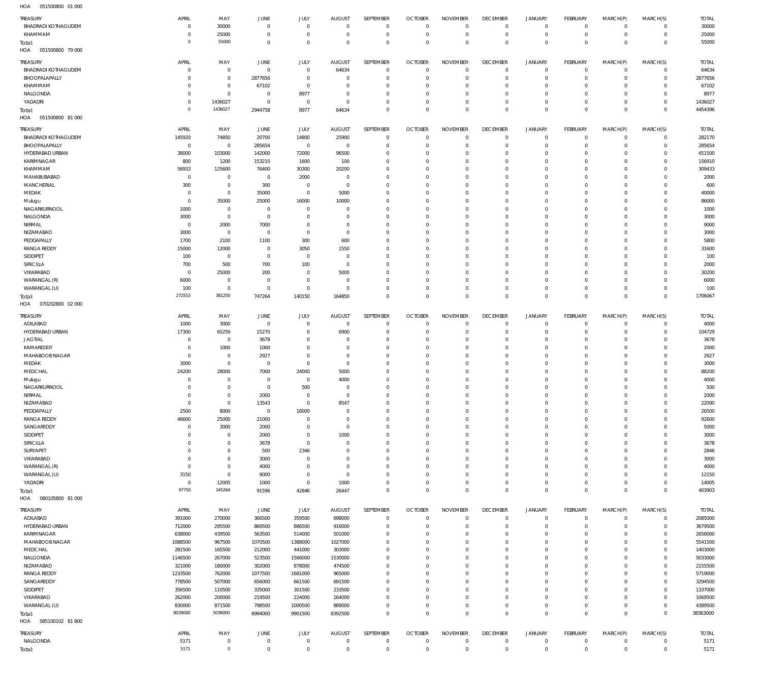HOA 051500800 01 000

| TREASURY | APRIL | MAY | JUNE | JULY | AUGUST | SEPTEMBER | OCTOBER | NOVEMBER | DECEMBER | JANUARY | FEBRUARY | MARCH(P) | MARCH(S) | TOTAL |
|---|---|---|---|---|---|---|---|---|---|---|---|---|---|---|
| BHADRADI KOTHAGUDEM | 0 | 30000 | 0 | 0 | 0 | 0 | 0 | 0 | 0 | 0 | 0 | 0 | 0 | 30000 |
| KHAMMAM | 0 | 25000 | 0 | 0 | 0 | 0 | 0 | 0 | 0 | 0 | 0 | 0 | 0 | 25000 |
| Total: | 0 | 55000 | 0 | 0 | 0 | 0 | 0 | 0 | 0 | 0 | 0 | 0 | 0 | 55000 |

HOA 051500800 79 000

| TREASURY | APRIL | MAY | JUNE | JULY | AUGUST | SEPTEMBER | OCTOBER | NOVEMBER | DECEMBER | JANUARY | FEBRUARY | MARCH(P) | MARCH(S) | TOTAL |
|---|---|---|---|---|---|---|---|---|---|---|---|---|---|---|
| BHADRADI KOTHAGUDEM | 0 | 0 | 0 | 0 | 64634 | 0 | 0 | 0 | 0 | 0 | 0 | 0 | 0 | 64634 |
| BHOOPALAPALLY | 0 | 0 | 2877656 | 0 | 0 | 0 | 0 | 0 | 0 | 0 | 0 | 0 | 0 | 2877656 |
| KHAMMAM | 0 | 0 | 67102 | 0 | 0 | 0 | 0 | 0 | 0 | 0 | 0 | 0 | 0 | 67102 |
| NALGONDA | 0 | 0 | 0 | 8977 | 0 | 0 | 0 | 0 | 0 | 0 | 0 | 0 | 0 | 8977 |
| YADADRI | 0 | 1436027 | 0 | 0 | 0 | 0 | 0 | 0 | 0 | 0 | 0 | 0 | 0 | 1436027 |
| Total: | 0 | 1436027 | 2944758 | 8977 | 64634 | 0 | 0 | 0 | 0 | 0 | 0 | 0 | 0 | 4454396 |

HOA 051500800 81 000

| TREASURY | APRIL | MAY | JUNE | JULY | AUGUST | SEPTEMBER | OCTOBER | NOVEMBER | DECEMBER | JANUARY | FEBRUARY | MARCH(P) | MARCH(S) | TOTAL |
|---|---|---|---|---|---|---|---|---|---|---|---|---|---|---|
| BHADRADI KOTHAGUDEM | 145920 | 74850 | 20700 | 14800 | 25900 | 0 | 0 | 0 | 0 | 0 | 0 | 0 | 0 | 282170 |
| BHOOPALAPALLY | 0 | 0 | 285654 | 0 | 0 | 0 | 0 | 0 | 0 | 0 | 0 | 0 | 0 | 285654 |
| HYDERABAD URBAN | 38000 | 103000 | 142000 | 72000 | 96500 | 0 | 0 | 0 | 0 | 0 | 0 | 0 | 0 | 451500 |
| KARIMNAGAR | 800 | 1200 | 153210 | 1600 | 100 | 0 | 0 | 0 | 0 | 0 | 0 | 0 | 0 | 156910 |
| KHAMMAM | 56933 | 125600 | 76400 | 30300 | 20200 | 0 | 0 | 0 | 0 | 0 | 0 | 0 | 0 | 309433 |
| MAHABUBABAD | 0 | 0 | 0 | 2000 | 0 | 0 | 0 | 0 | 0 | 0 | 0 | 0 | 0 | 2000 |
| MANCHERIAL | 300 | 0 | 300 | 0 | 0 | 0 | 0 | 0 | 0 | 0 | 0 | 0 | 0 | 600 |
| MEDAK | 0 | 0 | 35000 | 0 | 5000 | 0 | 0 | 0 | 0 | 0 | 0 | 0 | 0 | 40000 |
| Mulugu | 0 | 35000 | 25000 | 16000 | 10000 | 0 | 0 | 0 | 0 | 0 | 0 | 0 | 0 | 86000 |
| NAGARKURNOOL | 1000 | 0 | 0 | 0 | 0 | 0 | 0 | 0 | 0 | 0 | 0 | 0 | 0 | 1000 |
| NALGONDA | 3000 | 0 | 0 | 0 | 0 | 0 | 0 | 0 | 0 | 0 | 0 | 0 | 0 | 3000 |
| NIRMAL | 0 | 2000 | 7000 | 0 | 0 | 0 | 0 | 0 | 0 | 0 | 0 | 0 | 0 | 9000 |
| NIZAMABAD | 3000 | 0 | 0 | 0 | 0 | 0 | 0 | 0 | 0 | 0 | 0 | 0 | 0 | 3000 |
| PEDDAPALLY | 1700 | 2100 | 1100 | 300 | 600 | 0 | 0 | 0 | 0 | 0 | 0 | 0 | 0 | 5800 |
| RANGA REDDY | 15000 | 12000 | 0 | 3050 | 1550 | 0 | 0 | 0 | 0 | 0 | 0 | 0 | 0 | 31600 |
| SIDDIPET | 100 | 0 | 0 | 0 | 0 | 0 | 0 | 0 | 0 | 0 | 0 | 0 | 0 | 100 |
| SIRICILLA | 700 | 500 | 700 | 100 | 0 | 0 | 0 | 0 | 0 | 0 | 0 | 0 | 0 | 2000 |
| VIKARABAD | 0 | 25000 | 200 | 0 | 5000 | 0 | 0 | 0 | 0 | 0 | 0 | 0 | 0 | 30200 |
| WARANGAL (R) | 6000 | 0 | 0 | 0 | 0 | 0 | 0 | 0 | 0 | 0 | 0 | 0 | 0 | 6000 |
| WARANGAL (U) | 100 | 0 | 0 | 0 | 0 | 0 | 0 | 0 | 0 | 0 | 0 | 0 | 0 | 100 |
| Total: | 272553 | 381250 | 747264 | 140150 | 164850 | 0 | 0 | 0 | 0 | 0 | 0 | 0 | 0 | 1706067 |

HOA 070202800 02 000

| TREASURY | APRIL | MAY | JUNE | JULY | AUGUST | SEPTEMBER | OCTOBER | NOVEMBER | DECEMBER | JANUARY | FEBRUARY | MARCH(P) | MARCH(S) | TOTAL |
|---|---|---|---|---|---|---|---|---|---|---|---|---|---|---|
| ADILABAD | 1000 | 3000 | 0 | 0 | 0 | 0 | 0 | 0 | 0 | 0 | 0 | 0 | 0 | 4000 |
| HYDERABAD URBAN | 17300 | 65259 | 15270 | 0 | 6900 | 0 | 0 | 0 | 0 | 0 | 0 | 0 | 0 | 104729 |
| JAGTIAL | 0 | 0 | 3678 | 0 | 0 | 0 | 0 | 0 | 0 | 0 | 0 | 0 | 0 | 3678 |
| KAMAREDDY | 0 | 1000 | 1000 | 0 | 0 | 0 | 0 | 0 | 0 | 0 | 0 | 0 | 0 | 2000 |
| MAHABOOB NAGAR | 0 | 0 | 2927 | 0 | 0 | 0 | 0 | 0 | 0 | 0 | 0 | 0 | 0 | 2927 |
| MEDAK | 3000 | 0 | 0 | 0 | 0 | 0 | 0 | 0 | 0 | 0 | 0 | 0 | 0 | 3000 |
| MEDCHAL | 24200 | 28000 | 7000 | 24000 | 5000 | 0 | 0 | 0 | 0 | 0 | 0 | 0 | 0 | 88200 |
| Mulugu | 0 | 0 | 0 | 0 | 4000 | 0 | 0 | 0 | 0 | 0 | 0 | 0 | 0 | 4000 |
| NAGARKURNOOL | 0 | 0 | 0 | 500 | 0 | 0 | 0 | 0 | 0 | 0 | 0 | 0 | 0 | 500 |
| NIRMAL | 0 | 0 | 2000 | 0 | 0 | 0 | 0 | 0 | 0 | 0 | 0 | 0 | 0 | 2000 |
| NIZAMABAD | 0 | 0 | 13543 | 0 | 8547 | 0 | 0 | 0 | 0 | 0 | 0 | 0 | 0 | 22090 |
| PEDDAPALLY | 2500 | 8000 | 0 | 16000 | 0 | 0 | 0 | 0 | 0 | 0 | 0 | 0 | 0 | 26500 |
| RANGA REDDY | 46600 | 25000 | 21000 | 0 | 0 | 0 | 0 | 0 | 0 | 0 | 0 | 0 | 0 | 92600 |
| SANGAREDDY | 0 | 3000 | 2000 | 0 | 0 | 0 | 0 | 0 | 0 | 0 | 0 | 0 | 0 | 5000 |
| SIDDIPET | 0 | 0 | 2000 | 0 | 1000 | 0 | 0 | 0 | 0 | 0 | 0 | 0 | 0 | 3000 |
| SIRICILLA | 0 | 0 | 3678 | 0 | 0 | 0 | 0 | 0 | 0 | 0 | 0 | 0 | 0 | 3678 |
| SURYAPET | 0 | 0 | 500 | 2346 | 0 | 0 | 0 | 0 | 0 | 0 | 0 | 0 | 0 | 2846 |
| VIKARABAD | 0 | 0 | 3000 | 0 | 0 | 0 | 0 | 0 | 0 | 0 | 0 | 0 | 0 | 3000 |
| WARANGAL (R) | 0 | 0 | 4000 | 0 | 0 | 0 | 0 | 0 | 0 | 0 | 0 | 0 | 0 | 4000 |
| WARANGAL (U) | 3150 | 0 | 9000 | 0 | 0 | 0 | 0 | 0 | 0 | 0 | 0 | 0 | 0 | 12150 |
| YADADRI | 0 | 12005 | 1000 | 0 | 1000 | 0 | 0 | 0 | 0 | 0 | 0 | 0 | 0 | 14005 |
| Total: | 97750 | 145264 | 91596 | 42846 | 26447 | 0 | 0 | 0 | 0 | 0 | 0 | 0 | 0 | 403903 |

HOA 080105800 81 000

| TREASURY | APRIL | MAY | JUNE | JULY | AUGUST | SEPTEMBER | OCTOBER | NOVEMBER | DECEMBER | JANUARY | FEBRUARY | MARCH(P) | MARCH(S) | TOTAL |
|---|---|---|---|---|---|---|---|---|---|---|---|---|---|---|
| ADILABAD | 391000 | 270000 | 366500 | 359500 | 698000 | 0 | 0 | 0 | 0 | 0 | 0 | 0 | 0 | 2085000 |
| HYDERABAD URBAN | 712000 | 295500 | 869500 | 886500 | 916000 | 0 | 0 | 0 | 0 | 0 | 0 | 0 | 0 | 3679500 |
| KARIMNAGAR | 638000 | 439500 | 563500 | 514000 | 501000 | 0 | 0 | 0 | 0 | 0 | 0 | 0 | 0 | 2656000 |
| MAHABOOB NAGAR | 1088500 | 967500 | 1070500 | 1388000 | 1027000 | 0 | 0 | 0 | 0 | 0 | 0 | 0 | 0 | 5541500 |
| MEDCHAL | 281500 | 165500 | 212000 | 441000 | 303000 | 0 | 0 | 0 | 0 | 0 | 0 | 0 | 0 | 1403000 |
| NALGONDA | 1146500 | 267000 | 523500 | 1566000 | 1530000 | 0 | 0 | 0 | 0 | 0 | 0 | 0 | 0 | 5033000 |
| NIZAMABAD | 321000 | 180000 | 302000 | 878000 | 474500 | 0 | 0 | 0 | 0 | 0 | 0 | 0 | 0 | 2155500 |
| RANGA REDDY | 1233500 | 762000 | 1077500 | 1681000 | 965000 | 0 | 0 | 0 | 0 | 0 | 0 | 0 | 0 | 5719000 |
| SANGAREDDY | 778500 | 507000 | 656000 | 661500 | 691500 | 0 | 0 | 0 | 0 | 0 | 0 | 0 | 0 | 3294500 |
| SIDDIPET | 356500 | 110500 | 335000 | 301500 | 233500 | 0 | 0 | 0 | 0 | 0 | 0 | 0 | 0 | 1337000 |
| VIKARABAD | 262000 | 200000 | 219500 | 224000 | 164000 | 0 | 0 | 0 | 0 | 0 | 0 | 0 | 0 | 1069500 |
| WARANGAL (U) | 830000 | 871500 | 798500 | 1000500 | 889000 | 0 | 0 | 0 | 0 | 0 | 0 | 0 | 0 | 4389500 |
| Total: | 8039000 | 5036000 | 6994000 | 9901500 | 8392500 | 0 | 0 | 0 | 0 | 0 | 0 | 0 | 0 | 38363000 |

HOA 085100102 81 800

| TREASURY | APRIL | MAY | JUNE | JULY | AUGUST | SEPTEMBER | OCTOBER | NOVEMBER | DECEMBER | JANUARY | FEBRUARY | MARCH(P) | MARCH(S) | TOTAL |
|---|---|---|---|---|---|---|---|---|---|---|---|---|---|---|
| NALGONDA | 5171 | 0 | 0 | 0 | 0 | 0 | 0 | 0 | 0 | 0 | 0 | 0 | 0 | 5171 |
| Total: | 5171 | 0 | 0 | 0 | 0 | 0 | 0 | 0 | 0 | 0 | 0 | 0 | 0 | 5171 |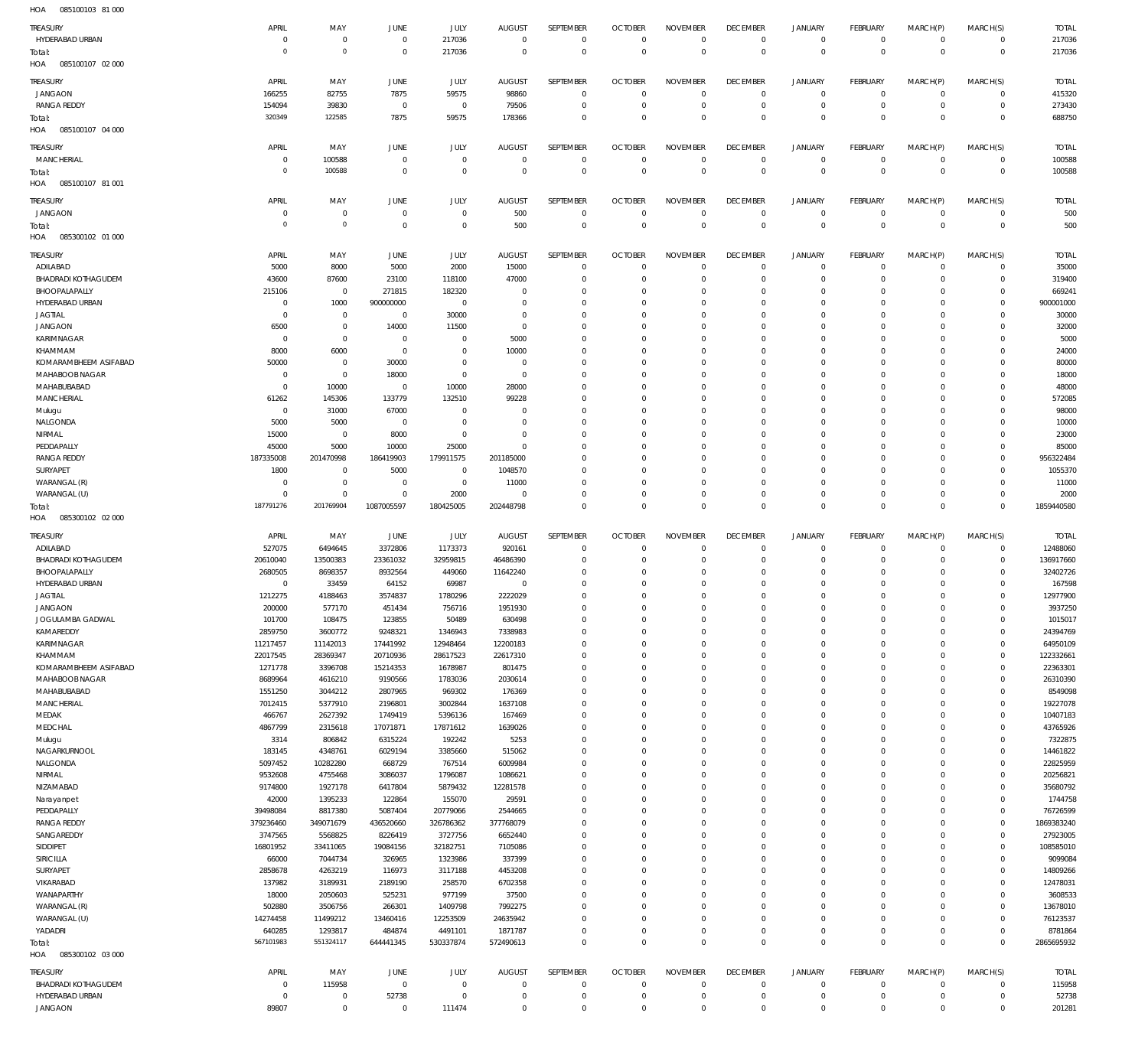HOA 085100103 81 000

| TREASURY | APRIL | MAY | JUNE | JULY | AUGUST | SEPTEMBER | OCTOBER | NOVEMBER | DECEMBER | JANUARY | FEBRUARY | MARCH(P) | MARCH(S) | TOTAL |
|---|---|---|---|---|---|---|---|---|---|---|---|---|---|---|
| HYDERABAD URBAN | 0 | 0 | 0 | 217036 | 0 | 0 | 0 | 0 | 0 | 0 | 0 | 0 | 0 | 217036 |
| Total: | 0 | 0 | 0 | 217036 | 0 | 0 | 0 | 0 | 0 | 0 | 0 | 0 | 0 | 217036 |

HOA 085100107 02 000

| TREASURY | APRIL | MAY | JUNE | JULY | AUGUST | SEPTEMBER | OCTOBER | NOVEMBER | DECEMBER | JANUARY | FEBRUARY | MARCH(P) | MARCH(S) | TOTAL |
|---|---|---|---|---|---|---|---|---|---|---|---|---|---|---|
| JANGAON | 166255 | 82755 | 7875 | 59575 | 98860 | 0 | 0 | 0 | 0 | 0 | 0 | 0 | 0 | 415320 |
| RANGA REDDY | 154094 | 39830 | 0 | 0 | 79506 | 0 | 0 | 0 | 0 | 0 | 0 | 0 | 0 | 273430 |
| Total: | 320349 | 122585 | 7875 | 59575 | 178366 | 0 | 0 | 0 | 0 | 0 | 0 | 0 | 0 | 688750 |

HOA 085100107 04 000

| TREASURY | APRIL | MAY | JUNE | JULY | AUGUST | SEPTEMBER | OCTOBER | NOVEMBER | DECEMBER | JANUARY | FEBRUARY | MARCH(P) | MARCH(S) | TOTAL |
|---|---|---|---|---|---|---|---|---|---|---|---|---|---|---|
| MANCHERIAL | 0 | 100588 | 0 | 0 | 0 | 0 | 0 | 0 | 0 | 0 | 0 | 0 | 0 | 100588 |
| Total: | 0 | 100588 | 0 | 0 | 0 | 0 | 0 | 0 | 0 | 0 | 0 | 0 | 0 | 100588 |

HOA 085100107 81 001

| TREASURY | APRIL | MAY | JUNE | JULY | AUGUST | SEPTEMBER | OCTOBER | NOVEMBER | DECEMBER | JANUARY | FEBRUARY | MARCH(P) | MARCH(S) | TOTAL |
|---|---|---|---|---|---|---|---|---|---|---|---|---|---|---|
| JANGAON | 0 | 0 | 0 | 0 | 500 | 0 | 0 | 0 | 0 | 0 | 0 | 0 | 0 | 500 |
| Total: | 0 | 0 | 0 | 0 | 500 | 0 | 0 | 0 | 0 | 0 | 0 | 0 | 0 | 500 |

HOA 085300102 01 000

| TREASURY | APRIL | MAY | JUNE | JULY | AUGUST | SEPTEMBER | OCTOBER | NOVEMBER | DECEMBER | JANUARY | FEBRUARY | MARCH(P) | MARCH(S) | TOTAL |
|---|---|---|---|---|---|---|---|---|---|---|---|---|---|---|
| ADILABAD | 5000 | 8000 | 5000 | 2000 | 15000 | 0 | 0 | 0 | 0 | 0 | 0 | 0 | 0 | 35000 |
| BHADRADI KOTHAGUDEM | 43600 | 87600 | 23100 | 118100 | 47000 | 0 | 0 | 0 | 0 | 0 | 0 | 0 | 0 | 319400 |
| BHOOPALAPALLY | 215106 | 0 | 271815 | 182320 | 0 | 0 | 0 | 0 | 0 | 0 | 0 | 0 | 0 | 669241 |
| HYDERABAD URBAN | 0 | 1000 | 900000000 | 0 | 0 | 0 | 0 | 0 | 0 | 0 | 0 | 0 | 0 | 900001000 |
| JAGTIAL | 0 | 0 | 0 | 30000 | 0 | 0 | 0 | 0 | 0 | 0 | 0 | 0 | 0 | 30000 |
| JANGAON | 6500 | 0 | 14000 | 11500 | 0 | 0 | 0 | 0 | 0 | 0 | 0 | 0 | 0 | 32000 |
| KARIMNAGAR | 0 | 0 | 0 | 0 | 5000 | 0 | 0 | 0 | 0 | 0 | 0 | 0 | 0 | 5000 |
| KHAMMAM | 8000 | 6000 | 0 | 0 | 10000 | 0 | 0 | 0 | 0 | 0 | 0 | 0 | 0 | 24000 |
| KOMARAMBHEEM ASIFABAD | 50000 | 0 | 30000 | 0 | 0 | 0 | 0 | 0 | 0 | 0 | 0 | 0 | 0 | 80000 |
| MAHABOOB NAGAR | 0 | 0 | 18000 | 0 | 0 | 0 | 0 | 0 | 0 | 0 | 0 | 0 | 0 | 18000 |
| MAHABUBABAD | 0 | 10000 | 0 | 10000 | 28000 | 0 | 0 | 0 | 0 | 0 | 0 | 0 | 0 | 48000 |
| MANCHERIAL | 61262 | 145306 | 133779 | 132510 | 99228 | 0 | 0 | 0 | 0 | 0 | 0 | 0 | 0 | 572085 |
| Mulugu | 0 | 31000 | 67000 | 0 | 0 | 0 | 0 | 0 | 0 | 0 | 0 | 0 | 0 | 98000 |
| NALGONDA | 5000 | 5000 | 0 | 0 | 0 | 0 | 0 | 0 | 0 | 0 | 0 | 0 | 0 | 10000 |
| NIRMAL | 15000 | 0 | 8000 | 0 | 0 | 0 | 0 | 0 | 0 | 0 | 0 | 0 | 0 | 23000 |
| PEDDAPALLY | 45000 | 5000 | 10000 | 25000 | 0 | 0 | 0 | 0 | 0 | 0 | 0 | 0 | 0 | 85000 |
| RANGA REDDY | 187335008 | 201470998 | 186419903 | 179911575 | 201185000 | 0 | 0 | 0 | 0 | 0 | 0 | 0 | 0 | 956322484 |
| SURYAPET | 1800 | 0 | 5000 | 0 | 1048570 | 0 | 0 | 0 | 0 | 0 | 0 | 0 | 0 | 1055370 |
| WARANGAL (R) | 0 | 0 | 0 | 0 | 11000 | 0 | 0 | 0 | 0 | 0 | 0 | 0 | 0 | 11000 |
| WARANGAL (U) | 0 | 0 | 0 | 2000 | 0 | 0 | 0 | 0 | 0 | 0 | 0 | 0 | 0 | 2000 |
| Total: | 187791276 | 201769904 | 1087005597 | 180425005 | 202448798 | 0 | 0 | 0 | 0 | 0 | 0 | 0 | 0 | 1859440580 |

HOA 085300102 02 000

| TREASURY | APRIL | MAY | JUNE | JULY | AUGUST | SEPTEMBER | OCTOBER | NOVEMBER | DECEMBER | JANUARY | FEBRUARY | MARCH(P) | MARCH(S) | TOTAL |
|---|---|---|---|---|---|---|---|---|---|---|---|---|---|---|
| ADILABAD | 527075 | 6494645 | 3372806 | 1173373 | 920161 | 0 | 0 | 0 | 0 | 0 | 0 | 0 | 0 | 12488060 |
| BHADRADI KOTHAGUDEM | 20610040 | 13500383 | 23361032 | 32959815 | 46486390 | 0 | 0 | 0 | 0 | 0 | 0 | 0 | 0 | 136917660 |
| BHOOPALAPALLY | 2680505 | 8698357 | 8932564 | 449060 | 11642240 | 0 | 0 | 0 | 0 | 0 | 0 | 0 | 0 | 32402726 |
| HYDERABAD URBAN | 0 | 33459 | 64152 | 69987 | 0 | 0 | 0 | 0 | 0 | 0 | 0 | 0 | 0 | 167598 |
| JAGTIAL | 1212275 | 4188463 | 3574837 | 1780296 | 2222029 | 0 | 0 | 0 | 0 | 0 | 0 | 0 | 0 | 12977900 |
| JANGAON | 200000 | 577170 | 451434 | 756716 | 1951930 | 0 | 0 | 0 | 0 | 0 | 0 | 0 | 0 | 3937250 |
| JOGULAMBA GADWAL | 101700 | 108475 | 123855 | 50489 | 630498 | 0 | 0 | 0 | 0 | 0 | 0 | 0 | 0 | 1015017 |
| KAMAREDDY | 2859750 | 3600772 | 9248321 | 1346943 | 7338983 | 0 | 0 | 0 | 0 | 0 | 0 | 0 | 0 | 24394769 |
| KARIMNAGAR | 11217457 | 11142013 | 17441992 | 12948464 | 12200183 | 0 | 0 | 0 | 0 | 0 | 0 | 0 | 0 | 64950109 |
| KHAMMAM | 22017545 | 28369347 | 20710936 | 28617523 | 22617310 | 0 | 0 | 0 | 0 | 0 | 0 | 0 | 0 | 122332661 |
| KOMARAMBHEEM ASIFABAD | 1271778 | 3396708 | 15214353 | 1678987 | 801475 | 0 | 0 | 0 | 0 | 0 | 0 | 0 | 0 | 22363301 |
| MAHABOOB NAGAR | 8689964 | 4616210 | 9190566 | 1783036 | 2030614 | 0 | 0 | 0 | 0 | 0 | 0 | 0 | 0 | 26310390 |
| MAHABUBABAD | 1551250 | 3044212 | 2807965 | 969302 | 176369 | 0 | 0 | 0 | 0 | 0 | 0 | 0 | 0 | 8549098 |
| MANCHERIAL | 7012415 | 5377910 | 2196801 | 3002844 | 1637108 | 0 | 0 | 0 | 0 | 0 | 0 | 0 | 0 | 19227078 |
| MEDAK | 466767 | 2627392 | 1749419 | 5396136 | 167469 | 0 | 0 | 0 | 0 | 0 | 0 | 0 | 0 | 10407183 |
| MEDCHAL | 4867799 | 2315618 | 17071871 | 17871612 | 1639026 | 0 | 0 | 0 | 0 | 0 | 0 | 0 | 0 | 43765926 |
| Mulugu | 3314 | 806842 | 6315224 | 192242 | 5253 | 0 | 0 | 0 | 0 | 0 | 0 | 0 | 0 | 7322875 |
| NAGARKURNOOL | 183145 | 4348761 | 6029194 | 3385660 | 515062 | 0 | 0 | 0 | 0 | 0 | 0 | 0 | 0 | 14461822 |
| NALGONDA | 5097452 | 10282280 | 668729 | 767514 | 6009984 | 0 | 0 | 0 | 0 | 0 | 0 | 0 | 0 | 22825959 |
| NIRMAL | 9532608 | 4755468 | 3086037 | 1796087 | 1086621 | 0 | 0 | 0 | 0 | 0 | 0 | 0 | 0 | 20256821 |
| NIZAMABAD | 9174800 | 1927178 | 6417804 | 5879432 | 12281578 | 0 | 0 | 0 | 0 | 0 | 0 | 0 | 0 | 35680792 |
| Narayanpet | 42000 | 1395233 | 122864 | 155070 | 29591 | 0 | 0 | 0 | 0 | 0 | 0 | 0 | 0 | 1744758 |
| PEDDAPALLY | 39498084 | 8817380 | 5087404 | 20779066 | 2544665 | 0 | 0 | 0 | 0 | 0 | 0 | 0 | 0 | 76726599 |
| RANGA REDDY | 379236460 | 349071679 | 436520660 | 326786362 | 377768079 | 0 | 0 | 0 | 0 | 0 | 0 | 0 | 0 | 1869383240 |
| SANGAREDDY | 3747565 | 5568825 | 8226419 | 3727756 | 6652440 | 0 | 0 | 0 | 0 | 0 | 0 | 0 | 0 | 27923005 |
| SIDDIPET | 16801952 | 33411065 | 19084156 | 32182751 | 7105086 | 0 | 0 | 0 | 0 | 0 | 0 | 0 | 0 | 108585010 |
| SIRICILLA | 66000 | 7044734 | 326965 | 1323986 | 337399 | 0 | 0 | 0 | 0 | 0 | 0 | 0 | 0 | 9099084 |
| SURYAPET | 2858678 | 4263219 | 116973 | 3117188 | 4453208 | 0 | 0 | 0 | 0 | 0 | 0 | 0 | 0 | 14809266 |
| VIKARABAD | 137982 | 3189931 | 2189190 | 258570 | 6702358 | 0 | 0 | 0 | 0 | 0 | 0 | 0 | 0 | 12478031 |
| WANAPARTHY | 18000 | 2050603 | 525231 | 977199 | 37500 | 0 | 0 | 0 | 0 | 0 | 0 | 0 | 0 | 3608533 |
| WARANGAL (R) | 502880 | 3506756 | 266301 | 1409798 | 7992275 | 0 | 0 | 0 | 0 | 0 | 0 | 0 | 0 | 13678010 |
| WARANGAL (U) | 14274458 | 11499212 | 13460416 | 12253509 | 24635942 | 0 | 0 | 0 | 0 | 0 | 0 | 0 | 0 | 76123537 |
| YADADRI | 640285 | 1293817 | 484874 | 4491101 | 1871787 | 0 | 0 | 0 | 0 | 0 | 0 | 0 | 0 | 8781864 |
| Total: | 567101983 | 551324117 | 644441345 | 530337874 | 572490613 | 0 | 0 | 0 | 0 | 0 | 0 | 0 | 0 | 2865695932 |

HOA 085300102 03 000

| TREASURY | APRIL | MAY | JUNE | JULY | AUGUST | SEPTEMBER | OCTOBER | NOVEMBER | DECEMBER | JANUARY | FEBRUARY | MARCH(P) | MARCH(S) | TOTAL |
|---|---|---|---|---|---|---|---|---|---|---|---|---|---|---|
| BHADRADI KOTHAGUDEM | 0 | 115958 | 0 | 0 | 0 | 0 | 0 | 0 | 0 | 0 | 0 | 0 | 0 | 115958 |
| HYDERABAD URBAN | 0 | 0 | 52738 | 0 | 0 | 0 | 0 | 0 | 0 | 0 | 0 | 0 | 0 | 52738 |
| JANGAON | 89807 | 0 | 0 | 111474 | 0 | 0 | 0 | 0 | 0 | 0 | 0 | 0 | 0 | 201281 |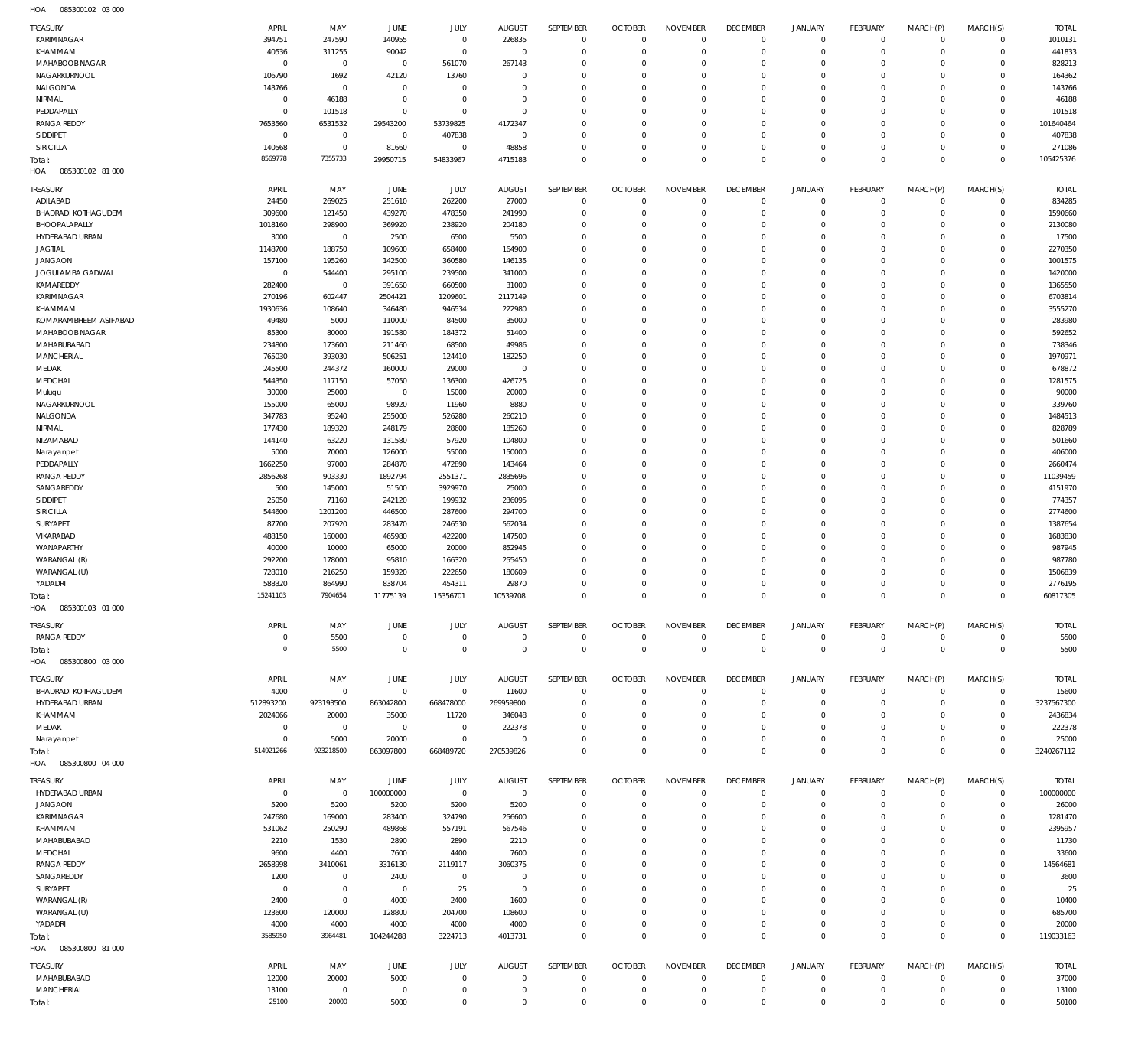HOA 085300102 03 000

| TREASURY | APRIL | MAY | JUNE | JULY | AUGUST | SEPTEMBER | OCTOBER | NOVEMBER | DECEMBER | JANUARY | FEBRUARY | MARCH(P) | MARCH(S) | TOTAL |
|---|---|---|---|---|---|---|---|---|---|---|---|---|---|---|
| KARIMNAGAR | 394751 | 247590 | 140955 | 0 | 226835 | 0 | 0 | 0 | 0 | 0 | 0 | 0 | 0 | 1010131 |
| KHAMMAM | 40536 | 311255 | 90042 | 0 | 0 | 0 | 0 | 0 | 0 | 0 | 0 | 0 | 0 | 441833 |
| MAHABOOB NAGAR | 0 | 0 | 0 | 561070 | 267143 | 0 | 0 | 0 | 0 | 0 | 0 | 0 | 0 | 828213 |
| NAGARKURNOOL | 106790 | 1692 | 42120 | 13760 | 0 | 0 | 0 | 0 | 0 | 0 | 0 | 0 | 0 | 164362 |
| NALGONDA | 143766 | 0 | 0 | 0 | 0 | 0 | 0 | 0 | 0 | 0 | 0 | 0 | 0 | 143766 |
| NIRMAL | 0 | 46188 | 0 | 0 | 0 | 0 | 0 | 0 | 0 | 0 | 0 | 0 | 0 | 46188 |
| PEDDAPALLY | 0 | 101518 | 0 | 0 | 0 | 0 | 0 | 0 | 0 | 0 | 0 | 0 | 0 | 101518 |
| RANGA REDDY | 7653560 | 6531532 | 29543200 | 53739825 | 4172347 | 0 | 0 | 0 | 0 | 0 | 0 | 0 | 0 | 101640464 |
| SIDDIPET | 0 | 0 | 0 | 407838 | 0 | 0 | 0 | 0 | 0 | 0 | 0 | 0 | 0 | 407838 |
| SIRICILLA | 140568 | 0 | 81660 | 0 | 48858 | 0 | 0 | 0 | 0 | 0 | 0 | 0 | 0 | 271086 |
| Total: | 8569778 | 7355733 | 29950715 | 54833967 | 4715183 | 0 | 0 | 0 | 0 | 0 | 0 | 0 | 0 | 105425376 |

HOA 085300102 81 000

| TREASURY | APRIL | MAY | JUNE | JULY | AUGUST | SEPTEMBER | OCTOBER | NOVEMBER | DECEMBER | JANUARY | FEBRUARY | MARCH(P) | MARCH(S) | TOTAL |
|---|---|---|---|---|---|---|---|---|---|---|---|---|---|---|
| ADILABAD | 24450 | 269025 | 251610 | 262200 | 27000 | 0 | 0 | 0 | 0 | 0 | 0 | 0 | 0 | 834285 |
| BHADRADI KOTHAGUDEM | 309600 | 121450 | 439270 | 478350 | 241990 | 0 | 0 | 0 | 0 | 0 | 0 | 0 | 0 | 1590660 |
| BHOOPALAPALLY | 1018160 | 298900 | 369920 | 238920 | 204180 | 0 | 0 | 0 | 0 | 0 | 0 | 0 | 0 | 2130080 |
| HYDERABAD URBAN | 3000 | 0 | 2500 | 6500 | 5500 | 0 | 0 | 0 | 0 | 0 | 0 | 0 | 0 | 17500 |
| JAGTIAL | 1148700 | 188750 | 109600 | 658400 | 164900 | 0 | 0 | 0 | 0 | 0 | 0 | 0 | 0 | 2270350 |
| JANGAON | 157100 | 195260 | 142500 | 360580 | 146135 | 0 | 0 | 0 | 0 | 0 | 0 | 0 | 0 | 1001575 |
| JOGULAMBA GADWAL | 0 | 544400 | 295100 | 239500 | 341000 | 0 | 0 | 0 | 0 | 0 | 0 | 0 | 0 | 1420000 |
| KAMAREDDY | 282400 | 0 | 391650 | 660500 | 31000 | 0 | 0 | 0 | 0 | 0 | 0 | 0 | 0 | 1365550 |
| KARIMNAGAR | 270196 | 602447 | 2504421 | 1209601 | 2117149 | 0 | 0 | 0 | 0 | 0 | 0 | 0 | 0 | 6703814 |
| KHAMMAM | 1930636 | 108640 | 346480 | 946534 | 222980 | 0 | 0 | 0 | 0 | 0 | 0 | 0 | 0 | 3555270 |
| KOMARAMBHEEM ASIFABAD | 49480 | 5000 | 110000 | 84500 | 35000 | 0 | 0 | 0 | 0 | 0 | 0 | 0 | 0 | 283980 |
| MAHABOOB NAGAR | 85300 | 80000 | 191580 | 184372 | 51400 | 0 | 0 | 0 | 0 | 0 | 0 | 0 | 0 | 592652 |
| MAHABUBABAD | 234800 | 173600 | 211460 | 68500 | 49986 | 0 | 0 | 0 | 0 | 0 | 0 | 0 | 0 | 738346 |
| MANCHERIAL | 765030 | 393030 | 506251 | 124410 | 182250 | 0 | 0 | 0 | 0 | 0 | 0 | 0 | 0 | 1970971 |
| MEDAK | 245500 | 244372 | 160000 | 29000 | 0 | 0 | 0 | 0 | 0 | 0 | 0 | 0 | 0 | 678872 |
| MEDCHAL | 544350 | 117150 | 57050 | 136300 | 426725 | 0 | 0 | 0 | 0 | 0 | 0 | 0 | 0 | 1281575 |
| Mulugu | 30000 | 25000 | 0 | 15000 | 20000 | 0 | 0 | 0 | 0 | 0 | 0 | 0 | 0 | 90000 |
| NAGARKURNOOL | 155000 | 65000 | 98920 | 11960 | 8880 | 0 | 0 | 0 | 0 | 0 | 0 | 0 | 0 | 339760 |
| NALGONDA | 347783 | 95240 | 255000 | 526280 | 260210 | 0 | 0 | 0 | 0 | 0 | 0 | 0 | 0 | 1484513 |
| NIRMAL | 177430 | 189320 | 248179 | 28600 | 185260 | 0 | 0 | 0 | 0 | 0 | 0 | 0 | 0 | 828789 |
| NIZAMABAD | 144140 | 63220 | 131580 | 57920 | 104800 | 0 | 0 | 0 | 0 | 0 | 0 | 0 | 0 | 501660 |
| Narayanpet | 5000 | 70000 | 126000 | 55000 | 150000 | 0 | 0 | 0 | 0 | 0 | 0 | 0 | 0 | 406000 |
| PEDDAPALLY | 1662250 | 97000 | 284870 | 472890 | 143464 | 0 | 0 | 0 | 0 | 0 | 0 | 0 | 0 | 2660474 |
| RANGA REDDY | 2856268 | 903330 | 1892794 | 2551371 | 2835696 | 0 | 0 | 0 | 0 | 0 | 0 | 0 | 0 | 11039459 |
| SANGAREDDY | 500 | 145000 | 51500 | 3929970 | 25000 | 0 | 0 | 0 | 0 | 0 | 0 | 0 | 0 | 4151970 |
| SIDDIPET | 25050 | 71160 | 242120 | 199932 | 236095 | 0 | 0 | 0 | 0 | 0 | 0 | 0 | 0 | 774357 |
| SIRICILLA | 544600 | 1201200 | 446500 | 287600 | 294700 | 0 | 0 | 0 | 0 | 0 | 0 | 0 | 0 | 2774600 |
| SURYAPET | 87700 | 207920 | 283470 | 246530 | 562034 | 0 | 0 | 0 | 0 | 0 | 0 | 0 | 0 | 1387654 |
| VIKARABAD | 488150 | 160000 | 465980 | 422200 | 147500 | 0 | 0 | 0 | 0 | 0 | 0 | 0 | 0 | 1683830 |
| WANAPARTHY | 40000 | 10000 | 65000 | 20000 | 852945 | 0 | 0 | 0 | 0 | 0 | 0 | 0 | 0 | 987945 |
| WARANGAL (R) | 292200 | 178000 | 95810 | 166320 | 255450 | 0 | 0 | 0 | 0 | 0 | 0 | 0 | 0 | 987780 |
| WARANGAL (U) | 728010 | 216250 | 159320 | 222650 | 180609 | 0 | 0 | 0 | 0 | 0 | 0 | 0 | 0 | 1506839 |
| YADADRI | 588320 | 864990 | 838704 | 454311 | 29870 | 0 | 0 | 0 | 0 | 0 | 0 | 0 | 0 | 2776195 |
| Total: | 15241103 | 7904654 | 11775139 | 15356701 | 10539708 | 0 | 0 | 0 | 0 | 0 | 0 | 0 | 0 | 60817305 |

HOA 085300103 01 000

| TREASURY | APRIL | MAY | JUNE | JULY | AUGUST | SEPTEMBER | OCTOBER | NOVEMBER | DECEMBER | JANUARY | FEBRUARY | MARCH(P) | MARCH(S) | TOTAL |
|---|---|---|---|---|---|---|---|---|---|---|---|---|---|---|
| RANGA REDDY | 0 | 5500 | 0 | 0 | 0 | 0 | 0 | 0 | 0 | 0 | 0 | 0 | 0 | 5500 |
| Total: | 0 | 5500 | 0 | 0 | 0 | 0 | 0 | 0 | 0 | 0 | 0 | 0 | 0 | 5500 |

HOA 085300800 03 000

| TREASURY | APRIL | MAY | JUNE | JULY | AUGUST | SEPTEMBER | OCTOBER | NOVEMBER | DECEMBER | JANUARY | FEBRUARY | MARCH(P) | MARCH(S) | TOTAL |
|---|---|---|---|---|---|---|---|---|---|---|---|---|---|---|
| BHADRADI KOTHAGUDEM | 4000 | 0 | 0 | 0 | 11600 | 0 | 0 | 0 | 0 | 0 | 0 | 0 | 0 | 15600 |
| HYDERABAD URBAN | 512893200 | 923193500 | 863042800 | 668478000 | 269959800 | 0 | 0 | 0 | 0 | 0 | 0 | 0 | 0 | 3237567300 |
| KHAMMAM | 2024066 | 20000 | 35000 | 11720 | 346048 | 0 | 0 | 0 | 0 | 0 | 0 | 0 | 0 | 2436834 |
| MEDAK | 0 | 0 | 0 | 0 | 222378 | 0 | 0 | 0 | 0 | 0 | 0 | 0 | 0 | 222378 |
| Narayanpet | 0 | 5000 | 20000 | 0 | 0 | 0 | 0 | 0 | 0 | 0 | 0 | 0 | 0 | 25000 |
| Total: | 514921266 | 923218500 | 863097800 | 668489720 | 270539826 | 0 | 0 | 0 | 0 | 0 | 0 | 0 | 0 | 3240267112 |

HOA 085300800 04 000

| TREASURY | APRIL | MAY | JUNE | JULY | AUGUST | SEPTEMBER | OCTOBER | NOVEMBER | DECEMBER | JANUARY | FEBRUARY | MARCH(P) | MARCH(S) | TOTAL |
|---|---|---|---|---|---|---|---|---|---|---|---|---|---|---|
| HYDERABAD URBAN | 0 | 0 | 100000000 | 0 | 0 | 0 | 0 | 0 | 0 | 0 | 0 | 0 | 0 | 100000000 |
| JANGAON | 5200 | 5200 | 5200 | 5200 | 5200 | 0 | 0 | 0 | 0 | 0 | 0 | 0 | 0 | 26000 |
| KARIMNAGAR | 247680 | 169000 | 283400 | 324790 | 256600 | 0 | 0 | 0 | 0 | 0 | 0 | 0 | 0 | 1281470 |
| KHAMMAM | 531062 | 250290 | 489868 | 557191 | 567546 | 0 | 0 | 0 | 0 | 0 | 0 | 0 | 0 | 2395957 |
| MAHABUBABAD | 2210 | 1530 | 2890 | 2890 | 2210 | 0 | 0 | 0 | 0 | 0 | 0 | 0 | 0 | 11730 |
| MEDCHAL | 9600 | 4400 | 7600 | 4400 | 7600 | 0 | 0 | 0 | 0 | 0 | 0 | 0 | 0 | 33600 |
| RANGA REDDY | 2658998 | 3410061 | 3316130 | 2119117 | 3060375 | 0 | 0 | 0 | 0 | 0 | 0 | 0 | 0 | 14564681 |
| SANGAREDDY | 1200 | 0 | 2400 | 0 | 0 | 0 | 0 | 0 | 0 | 0 | 0 | 0 | 0 | 3600 |
| SURYAPET | 0 | 0 | 0 | 25 | 0 | 0 | 0 | 0 | 0 | 0 | 0 | 0 | 0 | 25 |
| WARANGAL (R) | 2400 | 0 | 4000 | 2400 | 1600 | 0 | 0 | 0 | 0 | 0 | 0 | 0 | 0 | 10400 |
| WARANGAL (U) | 123600 | 120000 | 128800 | 204700 | 108600 | 0 | 0 | 0 | 0 | 0 | 0 | 0 | 0 | 685700 |
| YADADRI | 4000 | 4000 | 4000 | 4000 | 4000 | 0 | 0 | 0 | 0 | 0 | 0 | 0 | 0 | 20000 |
| Total: | 3585950 | 3964481 | 104244288 | 3224713 | 4013731 | 0 | 0 | 0 | 0 | 0 | 0 | 0 | 0 | 119033163 |

HOA 085300800 81 000

| TREASURY | APRIL | MAY | JUNE | JULY | AUGUST | SEPTEMBER | OCTOBER | NOVEMBER | DECEMBER | JANUARY | FEBRUARY | MARCH(P) | MARCH(S) | TOTAL |
|---|---|---|---|---|---|---|---|---|---|---|---|---|---|---|
| MAHABUBABAD | 12000 | 20000 | 5000 | 0 | 0 | 0 | 0 | 0 | 0 | 0 | 0 | 0 | 0 | 37000 |
| MANCHERIAL | 13100 | 0 | 0 | 0 | 0 | 0 | 0 | 0 | 0 | 0 | 0 | 0 | 0 | 13100 |
| Total: | 25100 | 20000 | 5000 | 0 | 0 | 0 | 0 | 0 | 0 | 0 | 0 | 0 | 0 | 50100 |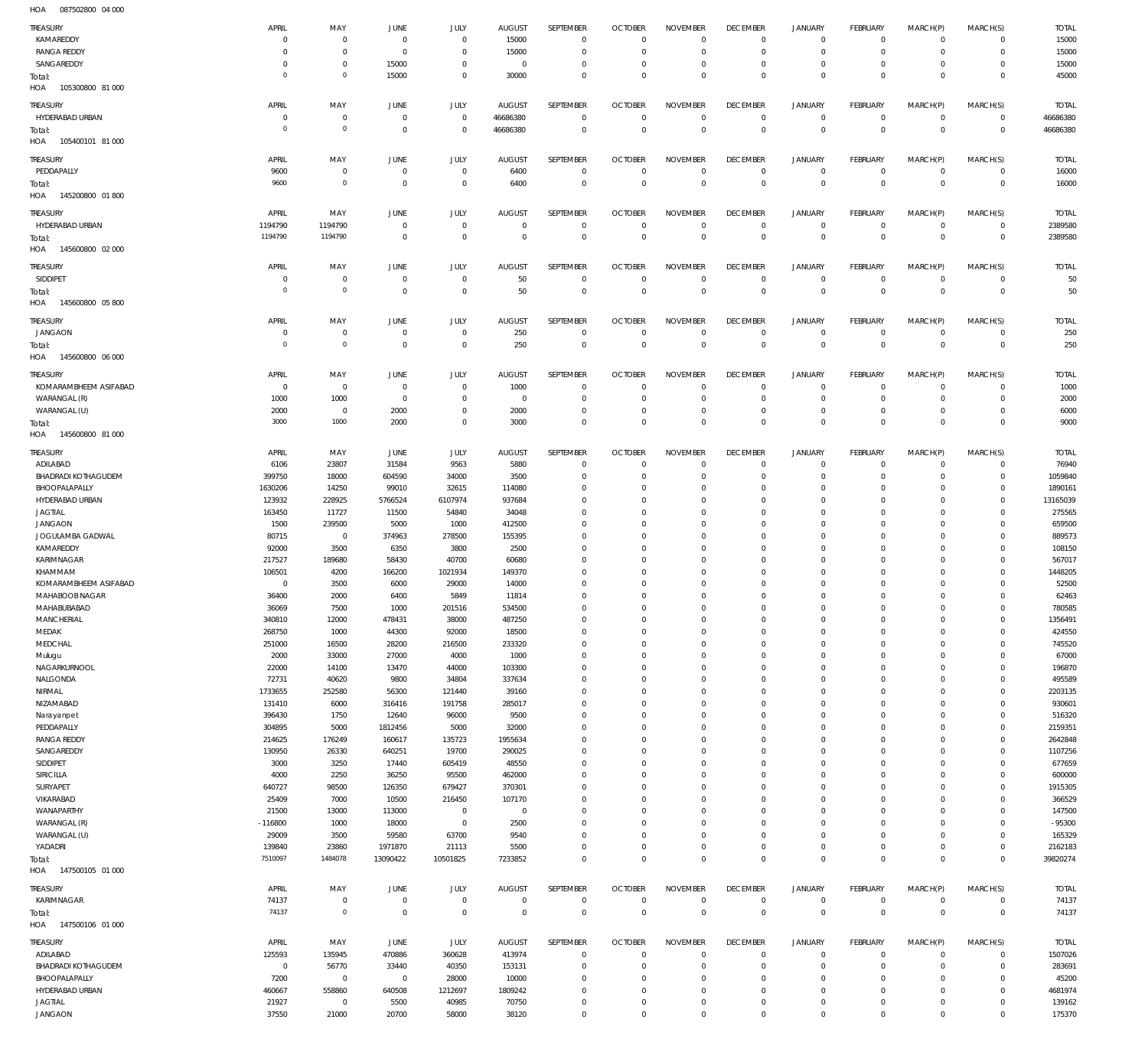HOA 087502800 04 000

| TREASURY | APRIL | MAY | JUNE | JULY | AUGUST | SEPTEMBER | OCTOBER | NOVEMBER | DECEMBER | JANUARY | FEBRUARY | MARCH(P) | MARCH(S) | TOTAL |
|---|---|---|---|---|---|---|---|---|---|---|---|---|---|---|
| KAMAREDDY | 0 | 0 | 0 | 0 | 15000 | 0 | 0 | 0 | 0 | 0 | 0 | 0 | 0 | 15000 |
| RANGA REDDY | 0 | 0 | 0 | 0 | 15000 | 0 | 0 | 0 | 0 | 0 | 0 | 0 | 0 | 15000 |
| SANGAREDDY | 0 | 0 | 15000 | 0 | 0 | 0 | 0 | 0 | 0 | 0 | 0 | 0 | 0 | 15000 |
| Total: | 0 | 0 | 15000 | 0 | 30000 | 0 | 0 | 0 | 0 | 0 | 0 | 0 | 0 | 45000 |

HOA 105300800 81 000

| TREASURY | APRIL | MAY | JUNE | JULY | AUGUST | SEPTEMBER | OCTOBER | NOVEMBER | DECEMBER | JANUARY | FEBRUARY | MARCH(P) | MARCH(S) | TOTAL |
|---|---|---|---|---|---|---|---|---|---|---|---|---|---|---|
| HYDERABAD URBAN | 0 | 0 | 0 | 0 | 46686380 | 0 | 0 | 0 | 0 | 0 | 0 | 0 | 0 | 46686380 |
| Total: | 0 | 0 | 0 | 0 | 46686380 | 0 | 0 | 0 | 0 | 0 | 0 | 0 | 0 | 46686380 |

HOA 105400101 81 000

| TREASURY | APRIL | MAY | JUNE | JULY | AUGUST | SEPTEMBER | OCTOBER | NOVEMBER | DECEMBER | JANUARY | FEBRUARY | MARCH(P) | MARCH(S) | TOTAL |
|---|---|---|---|---|---|---|---|---|---|---|---|---|---|---|
| PEDDAPALLY | 9600 | 0 | 0 | 0 | 6400 | 0 | 0 | 0 | 0 | 0 | 0 | 0 | 0 | 16000 |
| Total: | 9600 | 0 | 0 | 0 | 6400 | 0 | 0 | 0 | 0 | 0 | 0 | 0 | 0 | 16000 |

HOA 145200800 01 800

| TREASURY | APRIL | MAY | JUNE | JULY | AUGUST | SEPTEMBER | OCTOBER | NOVEMBER | DECEMBER | JANUARY | FEBRUARY | MARCH(P) | MARCH(S) | TOTAL |
|---|---|---|---|---|---|---|---|---|---|---|---|---|---|---|
| HYDERABAD URBAN | 1194790 | 1194790 | 0 | 0 | 0 | 0 | 0 | 0 | 0 | 0 | 0 | 0 | 0 | 2389580 |
| Total: | 1194790 | 1194790 | 0 | 0 | 0 | 0 | 0 | 0 | 0 | 0 | 0 | 0 | 0 | 2389580 |

HOA 145600800 02 000

| TREASURY | APRIL | MAY | JUNE | JULY | AUGUST | SEPTEMBER | OCTOBER | NOVEMBER | DECEMBER | JANUARY | FEBRUARY | MARCH(P) | MARCH(S) | TOTAL |
|---|---|---|---|---|---|---|---|---|---|---|---|---|---|---|
| SIDDIPET | 0 | 0 | 0 | 0 | 50 | 0 | 0 | 0 | 0 | 0 | 0 | 0 | 0 | 50 |
| Total: | 0 | 0 | 0 | 0 | 50 | 0 | 0 | 0 | 0 | 0 | 0 | 0 | 0 | 50 |

HOA 145600800 05 800

| TREASURY | APRIL | MAY | JUNE | JULY | AUGUST | SEPTEMBER | OCTOBER | NOVEMBER | DECEMBER | JANUARY | FEBRUARY | MARCH(P) | MARCH(S) | TOTAL |
|---|---|---|---|---|---|---|---|---|---|---|---|---|---|---|
| JANGAON | 0 | 0 | 0 | 0 | 250 | 0 | 0 | 0 | 0 | 0 | 0 | 0 | 0 | 250 |
| Total: | 0 | 0 | 0 | 0 | 250 | 0 | 0 | 0 | 0 | 0 | 0 | 0 | 0 | 250 |

HOA 145600800 06 000

| TREASURY | APRIL | MAY | JUNE | JULY | AUGUST | SEPTEMBER | OCTOBER | NOVEMBER | DECEMBER | JANUARY | FEBRUARY | MARCH(P) | MARCH(S) | TOTAL |
|---|---|---|---|---|---|---|---|---|---|---|---|---|---|---|
| KOMARAMBHEEM ASIFABAD | 0 | 0 | 0 | 0 | 1000 | 0 | 0 | 0 | 0 | 0 | 0 | 0 | 0 | 1000 |
| WARANGAL (R) | 1000 | 1000 | 0 | 0 | 0 | 0 | 0 | 0 | 0 | 0 | 0 | 0 | 0 | 2000 |
| WARANGAL (U) | 2000 | 0 | 2000 | 0 | 2000 | 0 | 0 | 0 | 0 | 0 | 0 | 0 | 0 | 6000 |
| Total: | 3000 | 1000 | 2000 | 0 | 3000 | 0 | 0 | 0 | 0 | 0 | 0 | 0 | 0 | 9000 |

HOA 145600800 81 000

| TREASURY | APRIL | MAY | JUNE | JULY | AUGUST | SEPTEMBER | OCTOBER | NOVEMBER | DECEMBER | JANUARY | FEBRUARY | MARCH(P) | MARCH(S) | TOTAL |
|---|---|---|---|---|---|---|---|---|---|---|---|---|---|---|
| ADILABAD | 6106 | 23807 | 31584 | 9563 | 5880 | 0 | 0 | 0 | 0 | 0 | 0 | 0 | 0 | 76940 |
| BHADRADI KOTHAGUDEM | 399750 | 18000 | 604590 | 34000 | 3500 | 0 | 0 | 0 | 0 | 0 | 0 | 0 | 0 | 1059840 |
| BHOOPALAPALLY | 1630206 | 14250 | 99010 | 32615 | 114080 | 0 | 0 | 0 | 0 | 0 | 0 | 0 | 0 | 1890161 |
| HYDERABAD URBAN | 123932 | 228925 | 5766524 | 6107974 | 937684 | 0 | 0 | 0 | 0 | 0 | 0 | 0 | 0 | 13165039 |
| JAGTIAL | 163450 | 11727 | 11500 | 54840 | 34048 | 0 | 0 | 0 | 0 | 0 | 0 | 0 | 0 | 275565 |
| JANGAON | 1500 | 239500 | 5000 | 1000 | 412500 | 0 | 0 | 0 | 0 | 0 | 0 | 0 | 0 | 659500 |
| JOGULAMBA GADWAL | 80715 | 0 | 374963 | 278500 | 155395 | 0 | 0 | 0 | 0 | 0 | 0 | 0 | 0 | 889573 |
| KAMAREDDY | 92000 | 3500 | 6350 | 3800 | 2500 | 0 | 0 | 0 | 0 | 0 | 0 | 0 | 0 | 108150 |
| KARIMNAGAR | 217527 | 189680 | 58430 | 40700 | 60680 | 0 | 0 | 0 | 0 | 0 | 0 | 0 | 0 | 567017 |
| KHAMMAM | 106501 | 4200 | 166200 | 1021934 | 149370 | 0 | 0 | 0 | 0 | 0 | 0 | 0 | 0 | 1448205 |
| KOMARAMBHEEM ASIFABAD | 0 | 3500 | 6000 | 29000 | 14000 | 0 | 0 | 0 | 0 | 0 | 0 | 0 | 0 | 52500 |
| MAHABOOBNAGAR | 36400 | 2000 | 6400 | 5849 | 11814 | 0 | 0 | 0 | 0 | 0 | 0 | 0 | 0 | 62463 |
| MAHABUBABAD | 36069 | 7500 | 1000 | 201516 | 534500 | 0 | 0 | 0 | 0 | 0 | 0 | 0 | 0 | 780585 |
| MANCHERIAL | 340810 | 12000 | 478431 | 38000 | 487250 | 0 | 0 | 0 | 0 | 0 | 0 | 0 | 0 | 1356491 |
| MEDAK | 268750 | 1000 | 44300 | 92000 | 18500 | 0 | 0 | 0 | 0 | 0 | 0 | 0 | 0 | 424550 |
| MEDCHAL | 251000 | 16500 | 28200 | 216500 | 233320 | 0 | 0 | 0 | 0 | 0 | 0 | 0 | 0 | 745520 |
| Mulugu | 2000 | 33000 | 27000 | 4000 | 1000 | 0 | 0 | 0 | 0 | 0 | 0 | 0 | 0 | 67000 |
| NAGARKURNOOL | 22000 | 14100 | 13470 | 44000 | 103300 | 0 | 0 | 0 | 0 | 0 | 0 | 0 | 0 | 196870 |
| NALGONDA | 72731 | 40620 | 9800 | 34804 | 337634 | 0 | 0 | 0 | 0 | 0 | 0 | 0 | 0 | 495589 |
| NIRMAL | 1733655 | 252580 | 56300 | 121440 | 39160 | 0 | 0 | 0 | 0 | 0 | 0 | 0 | 0 | 2203135 |
| NIZAMABAD | 131410 | 6000 | 316416 | 191758 | 285017 | 0 | 0 | 0 | 0 | 0 | 0 | 0 | 0 | 930601 |
| Narayanpet | 396430 | 1750 | 12640 | 96000 | 9500 | 0 | 0 | 0 | 0 | 0 | 0 | 0 | 0 | 516320 |
| PEDDAPALLY | 304895 | 5000 | 1812456 | 5000 | 32000 | 0 | 0 | 0 | 0 | 0 | 0 | 0 | 0 | 2159351 |
| RANGA REDDY | 214625 | 176249 | 160617 | 135723 | 1955634 | 0 | 0 | 0 | 0 | 0 | 0 | 0 | 0 | 2642848 |
| SANGAREDDY | 130950 | 26330 | 640251 | 19700 | 290025 | 0 | 0 | 0 | 0 | 0 | 0 | 0 | 0 | 1107256 |
| SIDDIPET | 3000 | 3250 | 17440 | 605419 | 48550 | 0 | 0 | 0 | 0 | 0 | 0 | 0 | 0 | 677659 |
| SIRICILLA | 4000 | 2250 | 36250 | 95500 | 462000 | 0 | 0 | 0 | 0 | 0 | 0 | 0 | 0 | 600000 |
| SURYAPET | 640727 | 98500 | 126350 | 679427 | 370301 | 0 | 0 | 0 | 0 | 0 | 0 | 0 | 0 | 1915305 |
| VIKARABAD | 25409 | 7000 | 10500 | 216450 | 107170 | 0 | 0 | 0 | 0 | 0 | 0 | 0 | 0 | 366529 |
| WANAPARTHY | 21500 | 13000 | 113000 | 0 | 0 | 0 | 0 | 0 | 0 | 0 | 0 | 0 | 0 | 147500 |
| WARANGAL (R) | -116800 | 1000 | 18000 | 0 | 2500 | 0 | 0 | 0 | 0 | 0 | 0 | 0 | 0 | -95300 |
| WARANGAL (U) | 29009 | 3500 | 59580 | 63700 | 9540 | 0 | 0 | 0 | 0 | 0 | 0 | 0 | 0 | 165329 |
| YADADRI | 139840 | 23860 | 1971870 | 21113 | 5500 | 0 | 0 | 0 | 0 | 0 | 0 | 0 | 0 | 2162183 |
| Total: | 7510097 | 1484078 | 13090422 | 10501825 | 7233852 | 0 | 0 | 0 | 0 | 0 | 0 | 0 | 0 | 39820274 |

HOA 147500105 01 000

| TREASURY | APRIL | MAY | JUNE | JULY | AUGUST | SEPTEMBER | OCTOBER | NOVEMBER | DECEMBER | JANUARY | FEBRUARY | MARCH(P) | MARCH(S) | TOTAL |
|---|---|---|---|---|---|---|---|---|---|---|---|---|---|---|
| KARIMNAGAR | 74137 | 0 | 0 | 0 | 0 | 0 | 0 | 0 | 0 | 0 | 0 | 0 | 0 | 74137 |
| Total: | 74137 | 0 | 0 | 0 | 0 | 0 | 0 | 0 | 0 | 0 | 0 | 0 | 0 | 74137 |

HOA 147500106 01 000

| TREASURY | APRIL | MAY | JUNE | JULY | AUGUST | SEPTEMBER | OCTOBER | NOVEMBER | DECEMBER | JANUARY | FEBRUARY | MARCH(P) | MARCH(S) | TOTAL |
|---|---|---|---|---|---|---|---|---|---|---|---|---|---|---|
| ADILABAD | 125593 | 135945 | 470886 | 360628 | 413974 | 0 | 0 | 0 | 0 | 0 | 0 | 0 | 0 | 1507026 |
| BHADRADI KOTHAGUDEM | 0 | 56770 | 33440 | 40350 | 153131 | 0 | 0 | 0 | 0 | 0 | 0 | 0 | 0 | 283691 |
| BHOOPALAPALLY | 7200 | 0 | 0 | 28000 | 10000 | 0 | 0 | 0 | 0 | 0 | 0 | 0 | 0 | 45200 |
| HYDERABAD URBAN | 460667 | 558860 | 640508 | 1212697 | 1809242 | 0 | 0 | 0 | 0 | 0 | 0 | 0 | 0 | 4681974 |
| JAGTIAL | 21927 | 0 | 5500 | 40985 | 70750 | 0 | 0 | 0 | 0 | 0 | 0 | 0 | 0 | 139162 |
| JANGAON | 37550 | 21000 | 20700 | 58000 | 38120 | 0 | 0 | 0 | 0 | 0 | 0 | 0 | 0 | 175370 |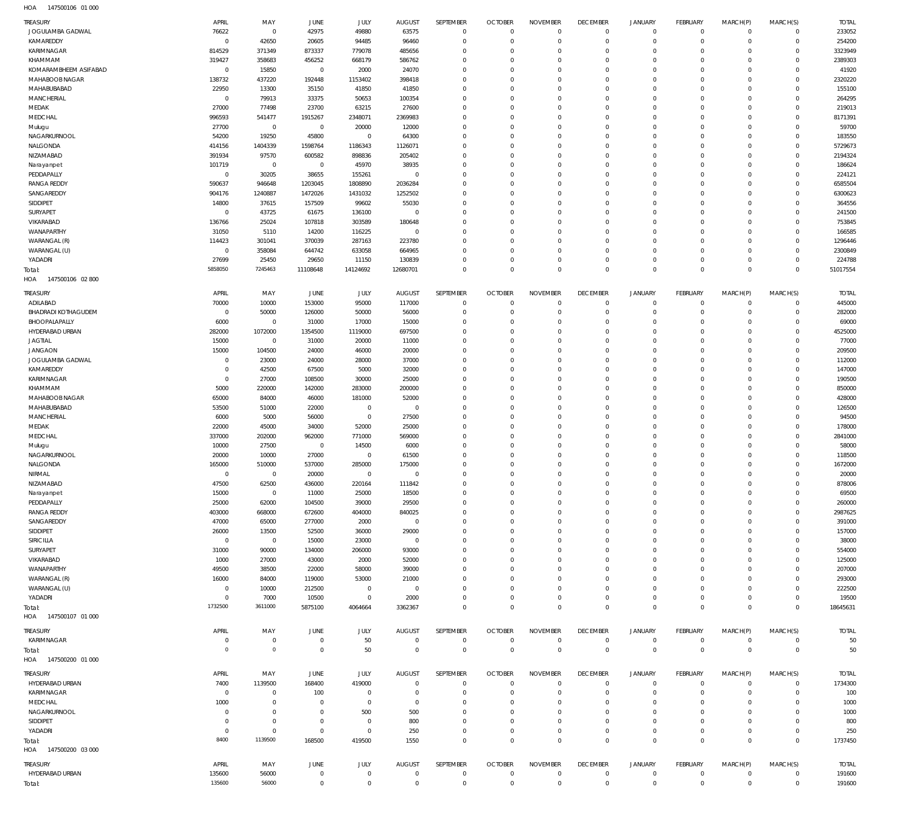HOA 147500106 01 000

| TREASURY | APRIL | MAY | JUNE | JULY | AUGUST | SEPTEMBER | OCTOBER | NOVEMBER | DECEMBER | JANUARY | FEBRUARY | MARCH(P) | MARCH(S) | TOTAL |
|---|---|---|---|---|---|---|---|---|---|---|---|---|---|---|
| JOGULAMBA GADWAL | 76622 | 0 | 42975 | 49880 | 63575 | 0 | 0 | 0 | 0 | 0 | 0 | 0 | 0 | 233052 |
| KAMAREDDY | 0 | 42650 | 20605 | 94485 | 96460 | 0 | 0 | 0 | 0 | 0 | 0 | 0 | 0 | 254200 |
| KARIMNAGAR | 814529 | 371349 | 873337 | 779078 | 485656 | 0 | 0 | 0 | 0 | 0 | 0 | 0 | 0 | 3323949 |
| KHAMMAM | 319427 | 358683 | 456252 | 668179 | 586762 | 0 | 0 | 0 | 0 | 0 | 0 | 0 | 0 | 2389303 |
| KOMARAMBHEEM ASIFABAD | 0 | 15850 | 0 | 2000 | 24070 | 0 | 0 | 0 | 0 | 0 | 0 | 0 | 0 | 41920 |
| MAHABOOBNAGAR | 138732 | 437220 | 192448 | 1153402 | 398418 | 0 | 0 | 0 | 0 | 0 | 0 | 0 | 0 | 2320220 |
| MAHABUBABAD | 22950 | 13300 | 35150 | 41850 | 41850 | 0 | 0 | 0 | 0 | 0 | 0 | 0 | 0 | 155100 |
| MANCHERIAL | 0 | 79913 | 33375 | 50653 | 100354 | 0 | 0 | 0 | 0 | 0 | 0 | 0 | 0 | 264295 |
| MEDAK | 27000 | 77498 | 23700 | 63215 | 27600 | 0 | 0 | 0 | 0 | 0 | 0 | 0 | 0 | 219013 |
| MEDCHAL | 996593 | 541477 | 1915267 | 2348071 | 2369983 | 0 | 0 | 0 | 0 | 0 | 0 | 0 | 0 | 8171391 |
| Mulugu | 27700 | 0 | 0 | 20000 | 12000 | 0 | 0 | 0 | 0 | 0 | 0 | 0 | 0 | 59700 |
| NAGARKURNOOL | 54200 | 19250 | 45800 | 0 | 64300 | 0 | 0 | 0 | 0 | 0 | 0 | 0 | 0 | 183550 |
| NALGONDA | 414156 | 1404339 | 1598764 | 1186343 | 1126071 | 0 | 0 | 0 | 0 | 0 | 0 | 0 | 0 | 5729673 |
| NIZAMABAD | 391934 | 97570 | 600582 | 898836 | 205402 | 0 | 0 | 0 | 0 | 0 | 0 | 0 | 0 | 2194324 |
| Narayanpet | 101719 | 0 | 0 | 45970 | 38935 | 0 | 0 | 0 | 0 | 0 | 0 | 0 | 0 | 186624 |
| PEDDAPALLY | 0 | 30205 | 38655 | 155261 | 0 | 0 | 0 | 0 | 0 | 0 | 0 | 0 | 0 | 224121 |
| RANGA REDDY | 590637 | 946648 | 1203045 | 1808890 | 2036284 | 0 | 0 | 0 | 0 | 0 | 0 | 0 | 0 | 6585504 |
| SANGAREDDY | 904176 | 1240887 | 1472026 | 1431032 | 1252502 | 0 | 0 | 0 | 0 | 0 | 0 | 0 | 0 | 6300623 |
| SIDDIPET | 14800 | 37615 | 157509 | 99602 | 55030 | 0 | 0 | 0 | 0 | 0 | 0 | 0 | 0 | 364556 |
| SURYAPET | 0 | 43725 | 61675 | 136100 | 0 | 0 | 0 | 0 | 0 | 0 | 0 | 0 | 0 | 241500 |
| VIKARABAD | 136766 | 25024 | 107818 | 303589 | 180648 | 0 | 0 | 0 | 0 | 0 | 0 | 0 | 0 | 753845 |
| WANAPARTHY | 31050 | 5110 | 14200 | 116225 | 0 | 0 | 0 | 0 | 0 | 0 | 0 | 0 | 0 | 166585 |
| WARANGAL (R) | 114423 | 301041 | 370039 | 287163 | 223780 | 0 | 0 | 0 | 0 | 0 | 0 | 0 | 0 | 1296446 |
| WARANGAL (U) | 0 | 358084 | 644742 | 633058 | 664965 | 0 | 0 | 0 | 0 | 0 | 0 | 0 | 0 | 2300849 |
| YADADRI | 27699 | 25450 | 29650 | 11150 | 130839 | 0 | 0 | 0 | 0 | 0 | 0 | 0 | 0 | 224788 |
| Total: | 5858050 | 7245463 | 11108648 | 14124692 | 12680701 | 0 | 0 | 0 | 0 | 0 | 0 | 0 | 0 | 51017554 |

HOA 147500106 02 800

| TREASURY | APRIL | MAY | JUNE | JULY | AUGUST | SEPTEMBER | OCTOBER | NOVEMBER | DECEMBER | JANUARY | FEBRUARY | MARCH(P) | MARCH(S) | TOTAL |
|---|---|---|---|---|---|---|---|---|---|---|---|---|---|---|
| ADILABAD | 70000 | 10000 | 153000 | 95000 | 117000 | 0 | 0 | 0 | 0 | 0 | 0 | 0 | 0 | 445000 |
| BHADRADI KOTHAGUDEM | 0 | 50000 | 126000 | 50000 | 56000 | 0 | 0 | 0 | 0 | 0 | 0 | 0 | 0 | 282000 |
| BHOOPALAPALLY | 6000 | 0 | 31000 | 17000 | 15000 | 0 | 0 | 0 | 0 | 0 | 0 | 0 | 0 | 69000 |
| HYDERABAD URBAN | 282000 | 1072000 | 1354500 | 1119000 | 697500 | 0 | 0 | 0 | 0 | 0 | 0 | 0 | 0 | 4525000 |
| JAGTIAL | 15000 | 0 | 31000 | 20000 | 11000 | 0 | 0 | 0 | 0 | 0 | 0 | 0 | 0 | 77000 |
| JANGAON | 15000 | 104500 | 24000 | 46000 | 20000 | 0 | 0 | 0 | 0 | 0 | 0 | 0 | 0 | 209500 |
| JOGULAMBA GADWAL | 0 | 23000 | 24000 | 28000 | 37000 | 0 | 0 | 0 | 0 | 0 | 0 | 0 | 0 | 112000 |
| KAMAREDDY | 0 | 42500 | 67500 | 5000 | 32000 | 0 | 0 | 0 | 0 | 0 | 0 | 0 | 0 | 147000 |
| KARIMNAGAR | 0 | 27000 | 108500 | 30000 | 25000 | 0 | 0 | 0 | 0 | 0 | 0 | 0 | 0 | 190500 |
| KHAMMAM | 5000 | 220000 | 142000 | 283000 | 200000 | 0 | 0 | 0 | 0 | 0 | 0 | 0 | 0 | 850000 |
| MAHABOOBNAGAR | 65000 | 84000 | 46000 | 181000 | 52000 | 0 | 0 | 0 | 0 | 0 | 0 | 0 | 0 | 428000 |
| MAHABUBABAD | 53500 | 51000 | 22000 | 0 | 0 | 0 | 0 | 0 | 0 | 0 | 0 | 0 | 0 | 126500 |
| MANCHERIAL | 6000 | 5000 | 56000 | 0 | 27500 | 0 | 0 | 0 | 0 | 0 | 0 | 0 | 0 | 94500 |
| MEDAK | 22000 | 45000 | 34000 | 52000 | 25000 | 0 | 0 | 0 | 0 | 0 | 0 | 0 | 0 | 178000 |
| MEDCHAL | 337000 | 202000 | 962000 | 771000 | 569000 | 0 | 0 | 0 | 0 | 0 | 0 | 0 | 0 | 2841000 |
| Mulugu | 10000 | 27500 | 0 | 14500 | 6000 | 0 | 0 | 0 | 0 | 0 | 0 | 0 | 0 | 58000 |
| NAGARKURNOOL | 20000 | 10000 | 27000 | 0 | 61500 | 0 | 0 | 0 | 0 | 0 | 0 | 0 | 0 | 118500 |
| NALGONDA | 165000 | 510000 | 537000 | 285000 | 175000 | 0 | 0 | 0 | 0 | 0 | 0 | 0 | 0 | 1672000 |
| NIRMAL | 0 | 0 | 20000 | 0 | 0 | 0 | 0 | 0 | 0 | 0 | 0 | 0 | 0 | 20000 |
| NIZAMABAD | 47500 | 62500 | 436000 | 220164 | 111842 | 0 | 0 | 0 | 0 | 0 | 0 | 0 | 0 | 878006 |
| Narayanpet | 15000 | 0 | 11000 | 25000 | 18500 | 0 | 0 | 0 | 0 | 0 | 0 | 0 | 0 | 69500 |
| PEDDAPALLY | 25000 | 62000 | 104500 | 39000 | 29500 | 0 | 0 | 0 | 0 | 0 | 0 | 0 | 0 | 260000 |
| RANGA REDDY | 403000 | 668000 | 672600 | 404000 | 840025 | 0 | 0 | 0 | 0 | 0 | 0 | 0 | 0 | 2987625 |
| SANGAREDDY | 47000 | 65000 | 277000 | 2000 | 0 | 0 | 0 | 0 | 0 | 0 | 0 | 0 | 0 | 391000 |
| SIDDIPET | 26000 | 13500 | 52500 | 36000 | 29000 | 0 | 0 | 0 | 0 | 0 | 0 | 0 | 0 | 157000 |
| SIRICILLA | 0 | 0 | 15000 | 23000 | 0 | 0 | 0 | 0 | 0 | 0 | 0 | 0 | 0 | 38000 |
| SURYAPET | 31000 | 90000 | 134000 | 206000 | 93000 | 0 | 0 | 0 | 0 | 0 | 0 | 0 | 0 | 554000 |
| VIKARABAD | 1000 | 27000 | 43000 | 2000 | 52000 | 0 | 0 | 0 | 0 | 0 | 0 | 0 | 0 | 125000 |
| WANAPARTHY | 49500 | 38500 | 22000 | 58000 | 39000 | 0 | 0 | 0 | 0 | 0 | 0 | 0 | 0 | 207000 |
| WARANGAL (R) | 16000 | 84000 | 119000 | 53000 | 21000 | 0 | 0 | 0 | 0 | 0 | 0 | 0 | 0 | 293000 |
| WARANGAL (U) | 0 | 10000 | 212500 | 0 | 0 | 0 | 0 | 0 | 0 | 0 | 0 | 0 | 0 | 222500 |
| YADADRI | 0 | 7000 | 10500 | 0 | 2000 | 0 | 0 | 0 | 0 | 0 | 0 | 0 | 0 | 19500 |
| Total: | 1732500 | 3611000 | 5875100 | 4064664 | 3362367 | 0 | 0 | 0 | 0 | 0 | 0 | 0 | 0 | 18645631 |

HOA 147500107 01 000

| TREASURY | APRIL | MAY | JUNE | JULY | AUGUST | SEPTEMBER | OCTOBER | NOVEMBER | DECEMBER | JANUARY | FEBRUARY | MARCH(P) | MARCH(S) | TOTAL |
|---|---|---|---|---|---|---|---|---|---|---|---|---|---|---|
| KARIMNAGAR | 0 | 0 | 0 | 50 | 0 | 0 | 0 | 0 | 0 | 0 | 0 | 0 | 0 | 50 |
| Total: | 0 | 0 | 0 | 50 | 0 | 0 | 0 | 0 | 0 | 0 | 0 | 0 | 0 | 50 |

HOA 147500200 01 000

| TREASURY | APRIL | MAY | JUNE | JULY | AUGUST | SEPTEMBER | OCTOBER | NOVEMBER | DECEMBER | JANUARY | FEBRUARY | MARCH(P) | MARCH(S) | TOTAL |
|---|---|---|---|---|---|---|---|---|---|---|---|---|---|---|
| HYDERABAD URBAN | 7400 | 1139500 | 168400 | 419000 | 0 | 0 | 0 | 0 | 0 | 0 | 0 | 0 | 0 | 1734300 |
| KARIMNAGAR | 0 | 0 | 100 | 0 | 0 | 0 | 0 | 0 | 0 | 0 | 0 | 0 | 0 | 100 |
| MEDCHAL | 1000 | 0 | 0 | 0 | 0 | 0 | 0 | 0 | 0 | 0 | 0 | 0 | 0 | 1000 |
| NAGARKURNOOL | 0 | 0 | 0 | 500 | 500 | 0 | 0 | 0 | 0 | 0 | 0 | 0 | 0 | 1000 |
| SIDDIPET | 0 | 0 | 0 | 0 | 800 | 0 | 0 | 0 | 0 | 0 | 0 | 0 | 0 | 800 |
| YADADRI | 0 | 0 | 0 | 0 | 250 | 0 | 0 | 0 | 0 | 0 | 0 | 0 | 0 | 250 |
| Total: | 8400 | 1139500 | 168500 | 419500 | 1550 | 0 | 0 | 0 | 0 | 0 | 0 | 0 | 0 | 1737450 |

HOA 147500200 03 000

| TREASURY | APRIL | MAY | JUNE | JULY | AUGUST | SEPTEMBER | OCTOBER | NOVEMBER | DECEMBER | JANUARY | FEBRUARY | MARCH(P) | MARCH(S) | TOTAL |
|---|---|---|---|---|---|---|---|---|---|---|---|---|---|---|
| HYDERABAD URBAN | 135600 | 56000 | 0 | 0 | 0 | 0 | 0 | 0 | 0 | 0 | 0 | 0 | 0 | 191600 |
| Total: | 135600 | 56000 | 0 | 0 | 0 | 0 | 0 | 0 | 0 | 0 | 0 | 0 | 0 | 191600 |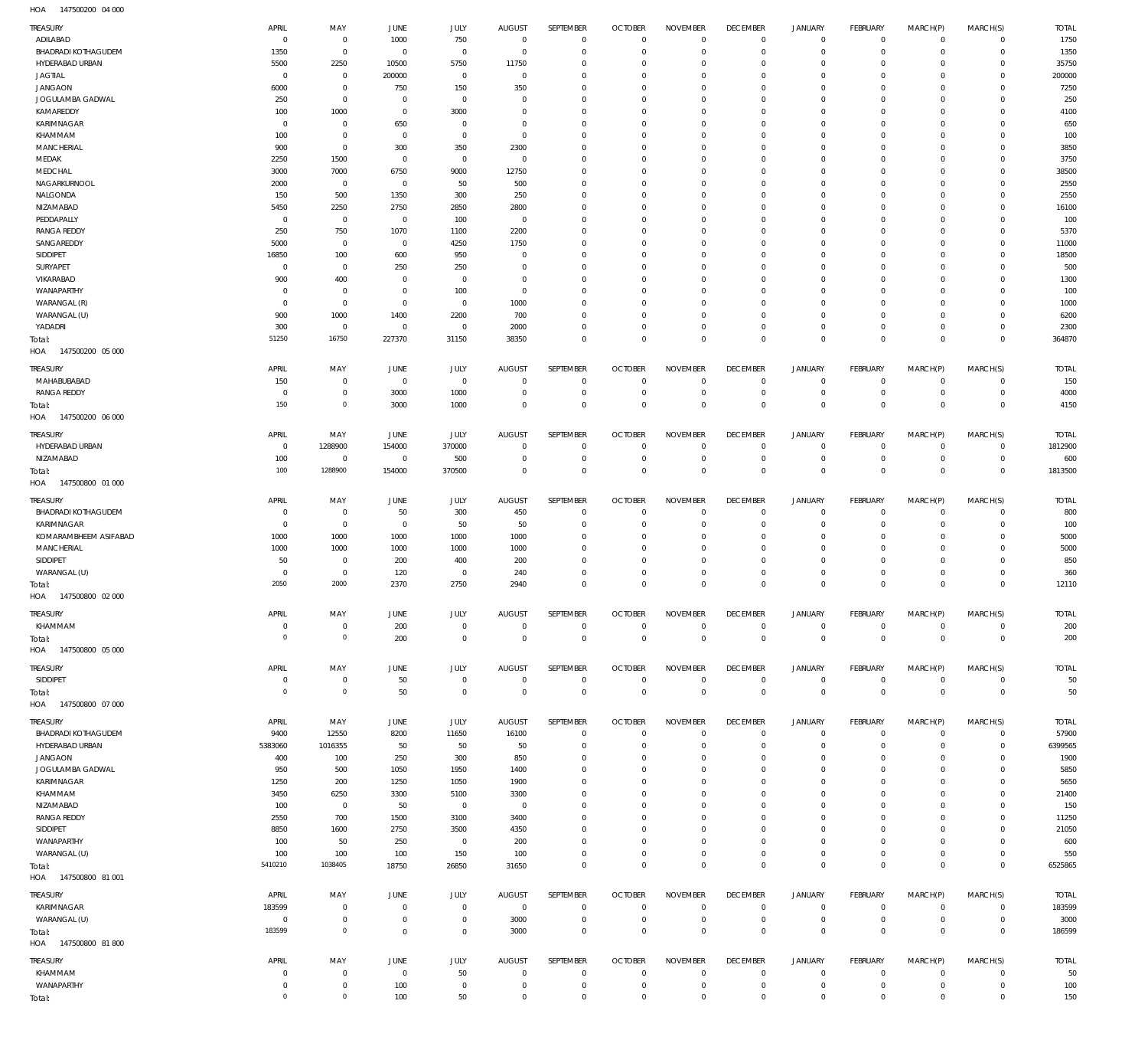HOA 147500200 04 000

| TREASURY | APRIL | MAY | JUNE | JULY | AUGUST | SEPTEMBER | OCTOBER | NOVEMBER | DECEMBER | JANUARY | FEBRUARY | MARCH(P) | MARCH(S) | TOTAL |
|---|---|---|---|---|---|---|---|---|---|---|---|---|---|---|
| ADILABAD | 0 | 0 | 1000 | 750 | 0 | 0 | 0 | 0 | 0 | 0 | 0 | 0 | 0 | 1750 |
| BHADRADI KOTHAGUDEM | 1350 | 0 | 0 | 0 | 0 | 0 | 0 | 0 | 0 | 0 | 0 | 0 | 0 | 1350 |
| HYDERABAD URBAN | 5500 | 2250 | 10500 | 5750 | 11750 | 0 | 0 | 0 | 0 | 0 | 0 | 0 | 0 | 35750 |
| JAGTIAL | 0 | 0 | 200000 | 0 | 0 | 0 | 0 | 0 | 0 | 0 | 0 | 0 | 0 | 200000 |
| JANGAON | 6000 | 0 | 750 | 150 | 350 | 0 | 0 | 0 | 0 | 0 | 0 | 0 | 0 | 7250 |
| JOGULAMBA GADWAL | 250 | 0 | 0 | 0 | 0 | 0 | 0 | 0 | 0 | 0 | 0 | 0 | 0 | 250 |
| KAMAREDDY | 100 | 1000 | 0 | 3000 | 0 | 0 | 0 | 0 | 0 | 0 | 0 | 0 | 0 | 4100 |
| KARIMNAGAR | 0 | 0 | 650 | 0 | 0 | 0 | 0 | 0 | 0 | 0 | 0 | 0 | 0 | 650 |
| KHAMMAM | 100 | 0 | 0 | 0 | 0 | 0 | 0 | 0 | 0 | 0 | 0 | 0 | 0 | 100 |
| MANCHERIAL | 900 | 0 | 300 | 350 | 2300 | 0 | 0 | 0 | 0 | 0 | 0 | 0 | 0 | 3850 |
| MEDAK | 2250 | 1500 | 0 | 0 | 0 | 0 | 0 | 0 | 0 | 0 | 0 | 0 | 0 | 3750 |
| MEDCHAL | 3000 | 7000 | 6750 | 9000 | 12750 | 0 | 0 | 0 | 0 | 0 | 0 | 0 | 0 | 38500 |
| NAGARKURNOOL | 2000 | 0 | 0 | 50 | 500 | 0 | 0 | 0 | 0 | 0 | 0 | 0 | 0 | 2550 |
| NALGONDA | 150 | 500 | 1350 | 300 | 250 | 0 | 0 | 0 | 0 | 0 | 0 | 0 | 0 | 2550 |
| NIZAMABAD | 5450 | 2250 | 2750 | 2850 | 2800 | 0 | 0 | 0 | 0 | 0 | 0 | 0 | 0 | 16100 |
| PEDDAPALLY | 0 | 0 | 0 | 100 | 0 | 0 | 0 | 0 | 0 | 0 | 0 | 0 | 0 | 100 |
| RANGA REDDY | 250 | 750 | 1070 | 1100 | 2200 | 0 | 0 | 0 | 0 | 0 | 0 | 0 | 0 | 5370 |
| SANGAREDDY | 5000 | 0 | 0 | 4250 | 1750 | 0 | 0 | 0 | 0 | 0 | 0 | 0 | 0 | 11000 |
| SIDDIPET | 16850 | 100 | 600 | 950 | 0 | 0 | 0 | 0 | 0 | 0 | 0 | 0 | 0 | 18500 |
| SURYAPET | 0 | 0 | 250 | 250 | 0 | 0 | 0 | 0 | 0 | 0 | 0 | 0 | 0 | 500 |
| VIKARABAD | 900 | 400 | 0 | 0 | 0 | 0 | 0 | 0 | 0 | 0 | 0 | 0 | 0 | 1300 |
| WANAPARTHY | 0 | 0 | 0 | 100 | 0 | 0 | 0 | 0 | 0 | 0 | 0 | 0 | 0 | 100 |
| WARANGAL (R) | 0 | 0 | 0 | 0 | 1000 | 0 | 0 | 0 | 0 | 0 | 0 | 0 | 0 | 1000 |
| WARANGAL (U) | 900 | 1000 | 1400 | 2200 | 700 | 0 | 0 | 0 | 0 | 0 | 0 | 0 | 0 | 6200 |
| YADADRI | 300 | 0 | 0 | 0 | 2000 | 0 | 0 | 0 | 0 | 0 | 0 | 0 | 0 | 2300 |
| Total: | 51250 | 16750 | 227370 | 31150 | 38350 | 0 | 0 | 0 | 0 | 0 | 0 | 0 | 0 | 364870 |

HOA 147500200 05 000

| TREASURY | APRIL | MAY | JUNE | JULY | AUGUST | SEPTEMBER | OCTOBER | NOVEMBER | DECEMBER | JANUARY | FEBRUARY | MARCH(P) | MARCH(S) | TOTAL |
|---|---|---|---|---|---|---|---|---|---|---|---|---|---|---|
| MAHABUBABAD | 150 | 0 | 0 | 0 | 0 | 0 | 0 | 0 | 0 | 0 | 0 | 0 | 0 | 150 |
| RANGA REDDY | 0 | 0 | 3000 | 1000 | 0 | 0 | 0 | 0 | 0 | 0 | 0 | 0 | 0 | 4000 |
| Total: | 150 | 0 | 3000 | 1000 | 0 | 0 | 0 | 0 | 0 | 0 | 0 | 0 | 0 | 4150 |

HOA 147500200 06 000

| TREASURY | APRIL | MAY | JUNE | JULY | AUGUST | SEPTEMBER | OCTOBER | NOVEMBER | DECEMBER | JANUARY | FEBRUARY | MARCH(P) | MARCH(S) | TOTAL |
|---|---|---|---|---|---|---|---|---|---|---|---|---|---|---|
| HYDERABAD URBAN | 0 | 1288900 | 154000 | 370000 | 0 | 0 | 0 | 0 | 0 | 0 | 0 | 0 | 0 | 1812900 |
| NIZAMABAD | 100 | 0 | 0 | 500 | 0 | 0 | 0 | 0 | 0 | 0 | 0 | 0 | 0 | 600 |
| Total: | 100 | 1288900 | 154000 | 370500 | 0 | 0 | 0 | 0 | 0 | 0 | 0 | 0 | 0 | 1813500 |

HOA 147500800 01 000

| TREASURY | APRIL | MAY | JUNE | JULY | AUGUST | SEPTEMBER | OCTOBER | NOVEMBER | DECEMBER | JANUARY | FEBRUARY | MARCH(P) | MARCH(S) | TOTAL |
|---|---|---|---|---|---|---|---|---|---|---|---|---|---|---|
| BHADRADI KOTHAGUDEM | 0 | 0 | 50 | 300 | 450 | 0 | 0 | 0 | 0 | 0 | 0 | 0 | 0 | 800 |
| KARIMNAGAR | 0 | 0 | 0 | 50 | 50 | 0 | 0 | 0 | 0 | 0 | 0 | 0 | 0 | 100 |
| KOMARAMBHEEM ASIFABAD | 1000 | 1000 | 1000 | 1000 | 1000 | 0 | 0 | 0 | 0 | 0 | 0 | 0 | 0 | 5000 |
| MANCHERIAL | 1000 | 1000 | 1000 | 1000 | 1000 | 0 | 0 | 0 | 0 | 0 | 0 | 0 | 0 | 5000 |
| SIDDIPET | 50 | 0 | 200 | 400 | 200 | 0 | 0 | 0 | 0 | 0 | 0 | 0 | 0 | 850 |
| WARANGAL (U) | 0 | 0 | 120 | 0 | 240 | 0 | 0 | 0 | 0 | 0 | 0 | 0 | 0 | 360 |
| Total: | 2050 | 2000 | 2370 | 2750 | 2940 | 0 | 0 | 0 | 0 | 0 | 0 | 0 | 0 | 12110 |

HOA 147500800 02 000

| TREASURY | APRIL | MAY | JUNE | JULY | AUGUST | SEPTEMBER | OCTOBER | NOVEMBER | DECEMBER | JANUARY | FEBRUARY | MARCH(P) | MARCH(S) | TOTAL |
|---|---|---|---|---|---|---|---|---|---|---|---|---|---|---|
| KHAMMAM | 0 | 0 | 200 | 0 | 0 | 0 | 0 | 0 | 0 | 0 | 0 | 0 | 0 | 200 |
| Total: | 0 | 0 | 200 | 0 | 0 | 0 | 0 | 0 | 0 | 0 | 0 | 0 | 0 | 200 |

HOA 147500800 05 000

| TREASURY | APRIL | MAY | JUNE | JULY | AUGUST | SEPTEMBER | OCTOBER | NOVEMBER | DECEMBER | JANUARY | FEBRUARY | MARCH(P) | MARCH(S) | TOTAL |
|---|---|---|---|---|---|---|---|---|---|---|---|---|---|---|
| SIDDIPET | 0 | 0 | 50 | 0 | 0 | 0 | 0 | 0 | 0 | 0 | 0 | 0 | 0 | 50 |
| Total: | 0 | 0 | 50 | 0 | 0 | 0 | 0 | 0 | 0 | 0 | 0 | 0 | 0 | 50 |

HOA 147500800 07 000

| TREASURY | APRIL | MAY | JUNE | JULY | AUGUST | SEPTEMBER | OCTOBER | NOVEMBER | DECEMBER | JANUARY | FEBRUARY | MARCH(P) | MARCH(S) | TOTAL |
|---|---|---|---|---|---|---|---|---|---|---|---|---|---|---|
| BHADRADI KOTHAGUDEM | 9400 | 12550 | 8200 | 11650 | 16100 | 0 | 0 | 0 | 0 | 0 | 0 | 0 | 0 | 57900 |
| HYDERABAD URBAN | 5383060 | 1016355 | 50 | 50 | 50 | 0 | 0 | 0 | 0 | 0 | 0 | 0 | 0 | 6399565 |
| JANGAON | 400 | 100 | 250 | 300 | 850 | 0 | 0 | 0 | 0 | 0 | 0 | 0 | 0 | 1900 |
| JOGULAMBA GADWAL | 950 | 500 | 1050 | 1950 | 1400 | 0 | 0 | 0 | 0 | 0 | 0 | 0 | 0 | 5850 |
| KARIMNAGAR | 1250 | 200 | 1250 | 1050 | 1900 | 0 | 0 | 0 | 0 | 0 | 0 | 0 | 0 | 5650 |
| KHAMMAM | 3450 | 6250 | 3300 | 5100 | 3300 | 0 | 0 | 0 | 0 | 0 | 0 | 0 | 0 | 21400 |
| NIZAMABAD | 100 | 0 | 50 | 0 | 0 | 0 | 0 | 0 | 0 | 0 | 0 | 0 | 0 | 150 |
| RANGA REDDY | 2550 | 700 | 1500 | 3100 | 3400 | 0 | 0 | 0 | 0 | 0 | 0 | 0 | 0 | 11250 |
| SIDDIPET | 8850 | 1600 | 2750 | 3500 | 4350 | 0 | 0 | 0 | 0 | 0 | 0 | 0 | 0 | 21050 |
| WANAPARTHY | 100 | 50 | 250 | 0 | 200 | 0 | 0 | 0 | 0 | 0 | 0 | 0 | 0 | 600 |
| WARANGAL (U) | 100 | 100 | 100 | 150 | 100 | 0 | 0 | 0 | 0 | 0 | 0 | 0 | 0 | 550 |
| Total: | 5410210 | 1038405 | 18750 | 26850 | 31650 | 0 | 0 | 0 | 0 | 0 | 0 | 0 | 0 | 6525865 |

HOA 147500800 81 001

| TREASURY | APRIL | MAY | JUNE | JULY | AUGUST | SEPTEMBER | OCTOBER | NOVEMBER | DECEMBER | JANUARY | FEBRUARY | MARCH(P) | MARCH(S) | TOTAL |
|---|---|---|---|---|---|---|---|---|---|---|---|---|---|---|
| KARIMNAGAR | 183599 | 0 | 0 | 0 | 0 | 0 | 0 | 0 | 0 | 0 | 0 | 0 | 0 | 183599 |
| WARANGAL (U) | 0 | 0 | 0 | 0 | 3000 | 0 | 0 | 0 | 0 | 0 | 0 | 0 | 0 | 3000 |
| Total: | 183599 | 0 | 0 | 0 | 3000 | 0 | 0 | 0 | 0 | 0 | 0 | 0 | 0 | 186599 |

HOA 147500800 81 800

| TREASURY | APRIL | MAY | JUNE | JULY | AUGUST | SEPTEMBER | OCTOBER | NOVEMBER | DECEMBER | JANUARY | FEBRUARY | MARCH(P) | MARCH(S) | TOTAL |
|---|---|---|---|---|---|---|---|---|---|---|---|---|---|---|
| KHAMMAM | 0 | 0 | 0 | 50 | 0 | 0 | 0 | 0 | 0 | 0 | 0 | 0 | 0 | 50 |
| WANAPARTHY | 0 | 0 | 100 | 0 | 0 | 0 | 0 | 0 | 0 | 0 | 0 | 0 | 0 | 100 |
| Total: | 0 | 0 | 100 | 50 | 0 | 0 | 0 | 0 | 0 | 0 | 0 | 0 | 0 | 150 |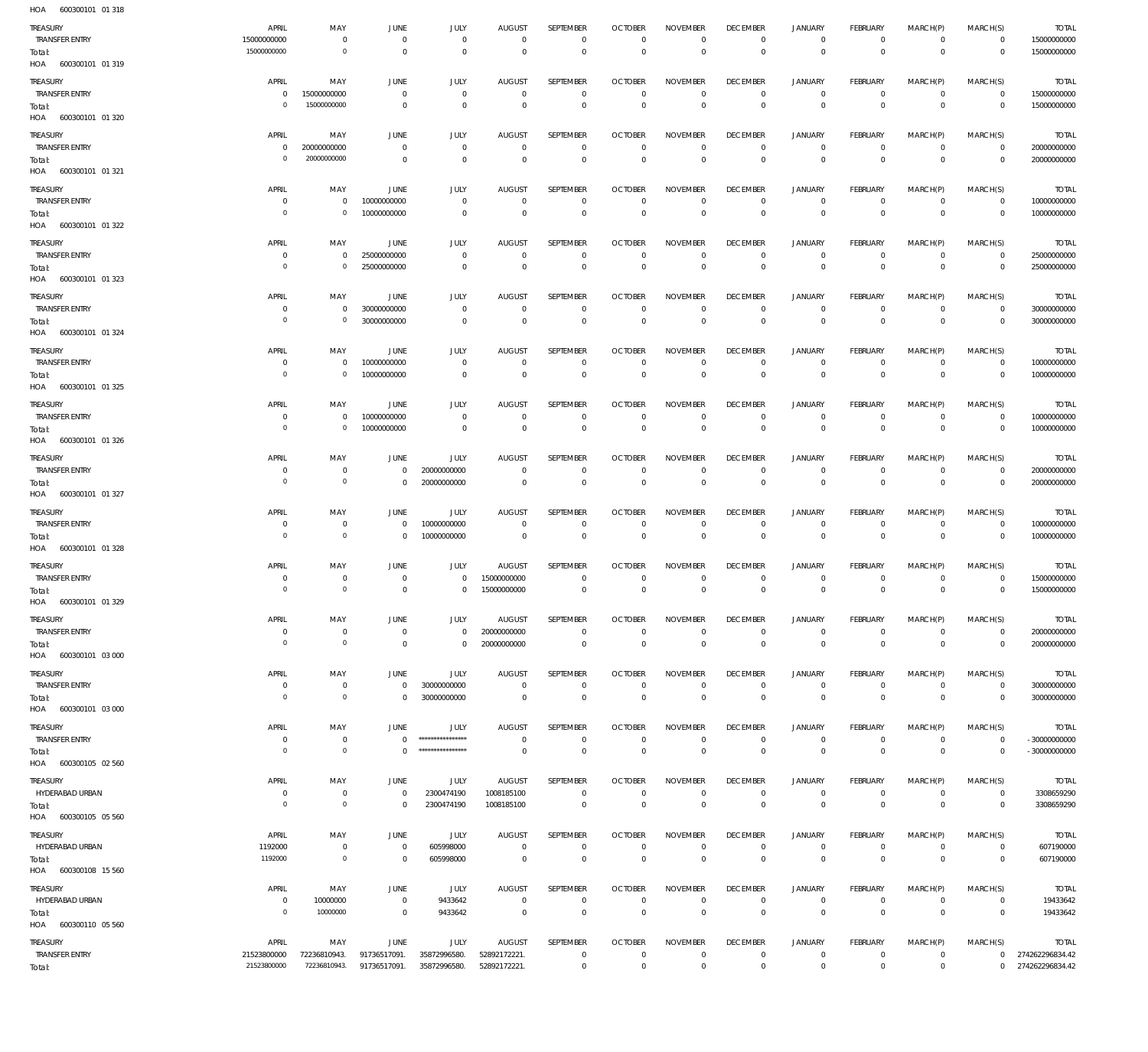HOA 600300101 01 318

| TREASURY | APRIL | MAY | JUNE | JULY | AUGUST | SEPTEMBER | OCTOBER | NOVEMBER | DECEMBER | JANUARY | FEBRUARY | MARCH(P) | MARCH(S) | TOTAL |
|---|---|---|---|---|---|---|---|---|---|---|---|---|---|---|
| TRANSFER ENTRY | 15000000000 | 0 | 0 | 0 | 0 | 0 | 0 | 0 | 0 | 0 | 0 | 0 | 0 | 15000000000 |
| Total: | 15000000000 | 0 | 0 | 0 | 0 | 0 | 0 | 0 | 0 | 0 | 0 | 0 | 0 | 15000000000 |

HOA 600300101 01 319

| TREASURY | APRIL | MAY | JUNE | JULY | AUGUST | SEPTEMBER | OCTOBER | NOVEMBER | DECEMBER | JANUARY | FEBRUARY | MARCH(P) | MARCH(S) | TOTAL |
|---|---|---|---|---|---|---|---|---|---|---|---|---|---|---|
| TRANSFER ENTRY | 0 | 15000000000 | 0 | 0 | 0 | 0 | 0 | 0 | 0 | 0 | 0 | 0 | 0 | 15000000000 |
| Total: | 0 | 15000000000 | 0 | 0 | 0 | 0 | 0 | 0 | 0 | 0 | 0 | 0 | 0 | 15000000000 |

HOA 600300101 01 320

| TREASURY | APRIL | MAY | JUNE | JULY | AUGUST | SEPTEMBER | OCTOBER | NOVEMBER | DECEMBER | JANUARY | FEBRUARY | MARCH(P) | MARCH(S) | TOTAL |
|---|---|---|---|---|---|---|---|---|---|---|---|---|---|---|
| TRANSFER ENTRY | 0 | 20000000000 | 0 | 0 | 0 | 0 | 0 | 0 | 0 | 0 | 0 | 0 | 0 | 20000000000 |
| Total: | 0 | 20000000000 | 0 | 0 | 0 | 0 | 0 | 0 | 0 | 0 | 0 | 0 | 0 | 20000000000 |

HOA 600300101 01 321

| TREASURY | APRIL | MAY | JUNE | JULY | AUGUST | SEPTEMBER | OCTOBER | NOVEMBER | DECEMBER | JANUARY | FEBRUARY | MARCH(P) | MARCH(S) | TOTAL |
|---|---|---|---|---|---|---|---|---|---|---|---|---|---|---|
| TRANSFER ENTRY | 0 | 0 | 10000000000 | 0 | 0 | 0 | 0 | 0 | 0 | 0 | 0 | 0 | 0 | 10000000000 |
| Total: | 0 | 0 | 10000000000 | 0 | 0 | 0 | 0 | 0 | 0 | 0 | 0 | 0 | 0 | 10000000000 |

HOA 600300101 01 322

| TREASURY | APRIL | MAY | JUNE | JULY | AUGUST | SEPTEMBER | OCTOBER | NOVEMBER | DECEMBER | JANUARY | FEBRUARY | MARCH(P) | MARCH(S) | TOTAL |
|---|---|---|---|---|---|---|---|---|---|---|---|---|---|---|
| TRANSFER ENTRY | 0 | 0 | 25000000000 | 0 | 0 | 0 | 0 | 0 | 0 | 0 | 0 | 0 | 0 | 25000000000 |
| Total: | 0 | 0 | 25000000000 | 0 | 0 | 0 | 0 | 0 | 0 | 0 | 0 | 0 | 0 | 25000000000 |

HOA 600300101 01 323

| TREASURY | APRIL | MAY | JUNE | JULY | AUGUST | SEPTEMBER | OCTOBER | NOVEMBER | DECEMBER | JANUARY | FEBRUARY | MARCH(P) | MARCH(S) | TOTAL |
|---|---|---|---|---|---|---|---|---|---|---|---|---|---|---|
| TRANSFER ENTRY | 0 | 0 | 30000000000 | 0 | 0 | 0 | 0 | 0 | 0 | 0 | 0 | 0 | 0 | 30000000000 |
| Total: | 0 | 0 | 30000000000 | 0 | 0 | 0 | 0 | 0 | 0 | 0 | 0 | 0 | 0 | 30000000000 |

HOA 600300101 01 324

| TREASURY | APRIL | MAY | JUNE | JULY | AUGUST | SEPTEMBER | OCTOBER | NOVEMBER | DECEMBER | JANUARY | FEBRUARY | MARCH(P) | MARCH(S) | TOTAL |
|---|---|---|---|---|---|---|---|---|---|---|---|---|---|---|
| TRANSFER ENTRY | 0 | 0 | 10000000000 | 0 | 0 | 0 | 0 | 0 | 0 | 0 | 0 | 0 | 0 | 10000000000 |
| Total: | 0 | 0 | 10000000000 | 0 | 0 | 0 | 0 | 0 | 0 | 0 | 0 | 0 | 0 | 10000000000 |

HOA 600300101 01 325

| TREASURY | APRIL | MAY | JUNE | JULY | AUGUST | SEPTEMBER | OCTOBER | NOVEMBER | DECEMBER | JANUARY | FEBRUARY | MARCH(P) | MARCH(S) | TOTAL |
|---|---|---|---|---|---|---|---|---|---|---|---|---|---|---|
| TRANSFER ENTRY | 0 | 0 | 10000000000 | 0 | 0 | 0 | 0 | 0 | 0 | 0 | 0 | 0 | 0 | 10000000000 |
| Total: | 0 | 0 | 10000000000 | 0 | 0 | 0 | 0 | 0 | 0 | 0 | 0 | 0 | 0 | 10000000000 |

HOA 600300101 01 326

| TREASURY | APRIL | MAY | JUNE | JULY | AUGUST | SEPTEMBER | OCTOBER | NOVEMBER | DECEMBER | JANUARY | FEBRUARY | MARCH(P) | MARCH(S) | TOTAL |
|---|---|---|---|---|---|---|---|---|---|---|---|---|---|---|
| TRANSFER ENTRY | 0 | 0 | 0 | 20000000000 | 0 | 0 | 0 | 0 | 0 | 0 | 0 | 0 | 0 | 20000000000 |
| Total: | 0 | 0 | 0 | 20000000000 | 0 | 0 | 0 | 0 | 0 | 0 | 0 | 0 | 0 | 20000000000 |

HOA 600300101 01 327

| TREASURY | APRIL | MAY | JUNE | JULY | AUGUST | SEPTEMBER | OCTOBER | NOVEMBER | DECEMBER | JANUARY | FEBRUARY | MARCH(P) | MARCH(S) | TOTAL |
|---|---|---|---|---|---|---|---|---|---|---|---|---|---|---|
| TRANSFER ENTRY | 0 | 0 | 0 | 10000000000 | 0 | 0 | 0 | 0 | 0 | 0 | 0 | 0 | 0 | 10000000000 |
| Total: | 0 | 0 | 0 | 10000000000 | 0 | 0 | 0 | 0 | 0 | 0 | 0 | 0 | 0 | 10000000000 |

HOA 600300101 01 328

| TREASURY | APRIL | MAY | JUNE | JULY | AUGUST | SEPTEMBER | OCTOBER | NOVEMBER | DECEMBER | JANUARY | FEBRUARY | MARCH(P) | MARCH(S) | TOTAL |
|---|---|---|---|---|---|---|---|---|---|---|---|---|---|---|
| TRANSFER ENTRY | 0 | 0 | 0 | 0 | 15000000000 | 0 | 0 | 0 | 0 | 0 | 0 | 0 | 0 | 15000000000 |
| Total: | 0 | 0 | 0 | 0 | 15000000000 | 0 | 0 | 0 | 0 | 0 | 0 | 0 | 0 | 15000000000 |

HOA 600300101 01 329

| TREASURY | APRIL | MAY | JUNE | JULY | AUGUST | SEPTEMBER | OCTOBER | NOVEMBER | DECEMBER | JANUARY | FEBRUARY | MARCH(P) | MARCH(S) | TOTAL |
|---|---|---|---|---|---|---|---|---|---|---|---|---|---|---|
| TRANSFER ENTRY | 0 | 0 | 0 | 0 | 20000000000 | 0 | 0 | 0 | 0 | 0 | 0 | 0 | 0 | 20000000000 |
| Total: | 0 | 0 | 0 | 0 | 20000000000 | 0 | 0 | 0 | 0 | 0 | 0 | 0 | 0 | 20000000000 |

HOA 600300101 03 000

| TREASURY | APRIL | MAY | JUNE | JULY | AUGUST | SEPTEMBER | OCTOBER | NOVEMBER | DECEMBER | JANUARY | FEBRUARY | MARCH(P) | MARCH(S) | TOTAL |
|---|---|---|---|---|---|---|---|---|---|---|---|---|---|---|
| TRANSFER ENTRY | 0 | 0 | 0 | 30000000000 | 0 | 0 | 0 | 0 | 0 | 0 | 0 | 0 | 0 | 30000000000 |
| Total: | 0 | 0 | 0 | 30000000000 | 0 | 0 | 0 | 0 | 0 | 0 | 0 | 0 | 0 | 30000000000 |

HOA 600300101 03 000

| TREASURY | APRIL | MAY | JUNE | JULY | AUGUST | SEPTEMBER | OCTOBER | NOVEMBER | DECEMBER | JANUARY | FEBRUARY | MARCH(P) | MARCH(S) | TOTAL |
|---|---|---|---|---|---|---|---|---|---|---|---|---|---|---|
| TRANSFER ENTRY | 0 | 0 | 0 | **************** | 0 | 0 | 0 | 0 | 0 | 0 | 0 | 0 | 0 | - 30000000000 |
| Total: | 0 | 0 | 0 | **************** | 0 | 0 | 0 | 0 | 0 | 0 | 0 | 0 | 0 | - 30000000000 |

HOA 600300105 02 560

| TREASURY | APRIL | MAY | JUNE | JULY | AUGUST | SEPTEMBER | OCTOBER | NOVEMBER | DECEMBER | JANUARY | FEBRUARY | MARCH(P) | MARCH(S) | TOTAL |
|---|---|---|---|---|---|---|---|---|---|---|---|---|---|---|
| HYDERABAD URBAN | 0 | 0 | 0 | 2300474190 | 1008185100 | 0 | 0 | 0 | 0 | 0 | 0 | 0 | 0 | 3308659290 |
| Total: | 0 | 0 | 0 | 2300474190 | 1008185100 | 0 | 0 | 0 | 0 | 0 | 0 | 0 | 0 | 3308659290 |

HOA 600300105 05 560

| TREASURY | APRIL | MAY | JUNE | JULY | AUGUST | SEPTEMBER | OCTOBER | NOVEMBER | DECEMBER | JANUARY | FEBRUARY | MARCH(P) | MARCH(S) | TOTAL |
|---|---|---|---|---|---|---|---|---|---|---|---|---|---|---|
| HYDERABAD URBAN | 1192000 | 0 | 0 | 605998000 | 0 | 0 | 0 | 0 | 0 | 0 | 0 | 0 | 0 | 607190000 |
| Total: | 1192000 | 0 | 0 | 605998000 | 0 | 0 | 0 | 0 | 0 | 0 | 0 | 0 | 0 | 607190000 |

HOA 600300108 15 560

| TREASURY | APRIL | MAY | JUNE | JULY | AUGUST | SEPTEMBER | OCTOBER | NOVEMBER | DECEMBER | JANUARY | FEBRUARY | MARCH(P) | MARCH(S) | TOTAL |
|---|---|---|---|---|---|---|---|---|---|---|---|---|---|---|
| HYDERABAD URBAN | 0 | 10000000 | 0 | 9433642 | 0 | 0 | 0 | 0 | 0 | 0 | 0 | 0 | 0 | 19433642 |
| Total: | 0 | 10000000 | 0 | 9433642 | 0 | 0 | 0 | 0 | 0 | 0 | 0 | 0 | 0 | 19433642 |

HOA 600300110 05 560

| TREASURY | APRIL | MAY | JUNE | JULY | AUGUST | SEPTEMBER | OCTOBER | NOVEMBER | DECEMBER | JANUARY | FEBRUARY | MARCH(P) | MARCH(S) | TOTAL |
|---|---|---|---|---|---|---|---|---|---|---|---|---|---|---|
| TRANSFER ENTRY | 21523800000 | 72236810943. | 91736517091. | 35872996580. | 52892172221. | 0 | 0 | 0 | 0 | 0 | 0 | 0 | 0 | 274262296834.42 |
| Total: | 21523800000 | 72236810943. | 91736517091. | 35872996580. | 52892172221. | 0 | 0 | 0 | 0 | 0 | 0 | 0 | 0 | 274262296834.42 |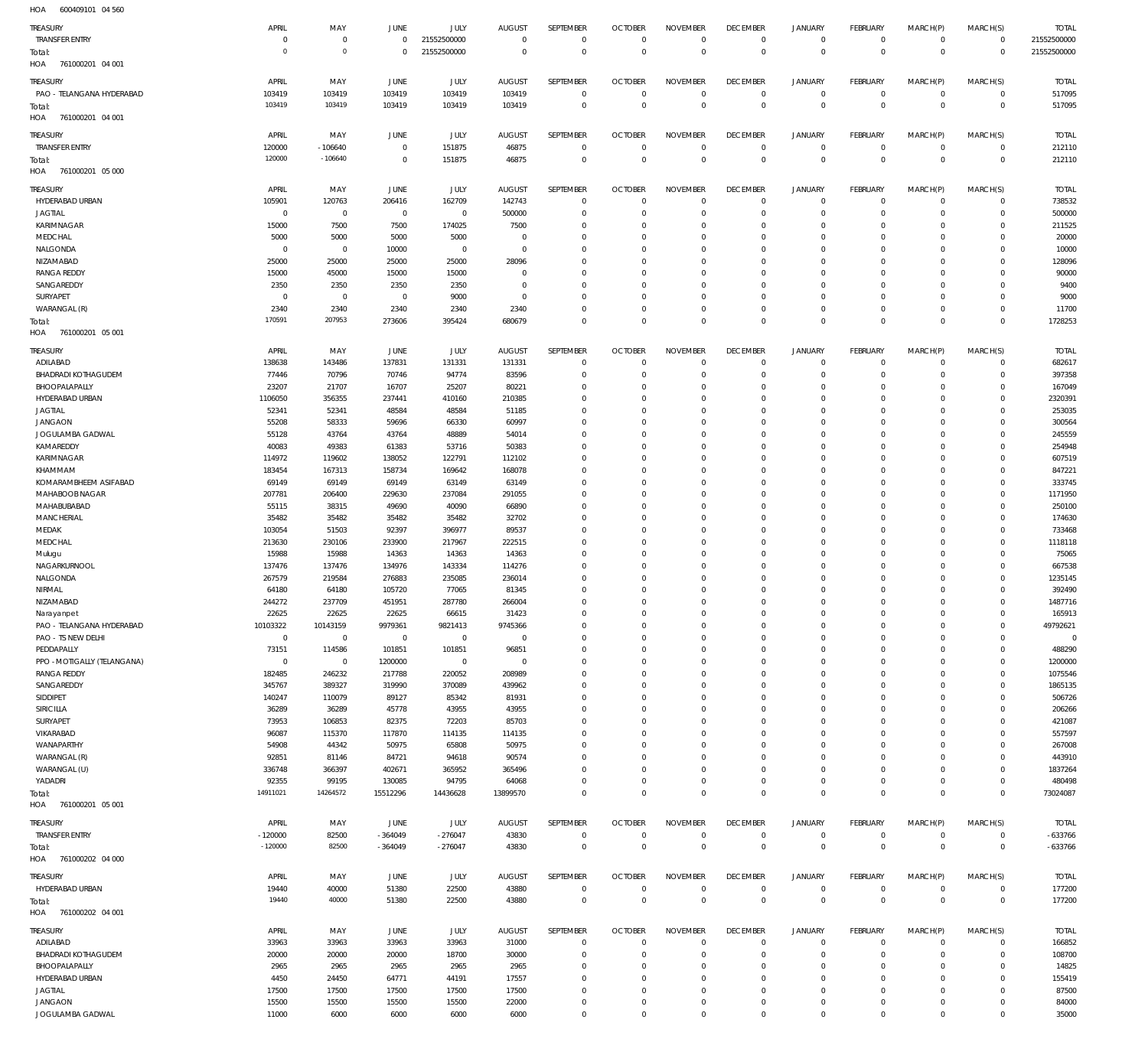HOA 600409101 04 560

| TREASURY | APRIL | MAY | JUNE | JULY | AUGUST | SEPTEMBER | OCTOBER | NOVEMBER | DECEMBER | JANUARY | FEBRUARY | MARCH(P) | MARCH(S) | TOTAL |
|---|---|---|---|---|---|---|---|---|---|---|---|---|---|---|
| TRANSFER ENTRY | 0 | 0 | 0 | 21552500000 | 0 | 0 | 0 | 0 | 0 | 0 | 0 | 0 | 0 | 21552500000 |
| Total: | 0 | 0 | 0 | 21552500000 | 0 | 0 | 0 | 0 | 0 | 0 | 0 | 0 | 0 | 21552500000 |

HOA 761000201 04 001

| TREASURY | APRIL | MAY | JUNE | JULY | AUGUST | SEPTEMBER | OCTOBER | NOVEMBER | DECEMBER | JANUARY | FEBRUARY | MARCH(P) | MARCH(S) | TOTAL |
|---|---|---|---|---|---|---|---|---|---|---|---|---|---|---|
| PAO - TELANGANA HYDERABAD | 103419 | 103419 | 103419 | 103419 | 103419 | 0 | 0 | 0 | 0 | 0 | 0 | 0 | 0 | 517095 |
| Total: | 103419 | 103419 | 103419 | 103419 | 103419 | 0 | 0 | 0 | 0 | 0 | 0 | 0 | 0 | 517095 |

HOA 761000201 04 001

| TREASURY | APRIL | MAY | JUNE | JULY | AUGUST | SEPTEMBER | OCTOBER | NOVEMBER | DECEMBER | JANUARY | FEBRUARY | MARCH(P) | MARCH(S) | TOTAL |
|---|---|---|---|---|---|---|---|---|---|---|---|---|---|---|
| TRANSFER ENTRY | 120000 | -106640 | 0 | 151875 | 46875 | 0 | 0 | 0 | 0 | 0 | 0 | 0 | 0 | 212110 |
| Total: | 120000 | -106640 | 0 | 151875 | 46875 | 0 | 0 | 0 | 0 | 0 | 0 | 0 | 0 | 212110 |

HOA 761000201 05 000

| TREASURY | APRIL | MAY | JUNE | JULY | AUGUST | SEPTEMBER | OCTOBER | NOVEMBER | DECEMBER | JANUARY | FEBRUARY | MARCH(P) | MARCH(S) | TOTAL |
|---|---|---|---|---|---|---|---|---|---|---|---|---|---|---|
| HYDERABAD URBAN | 105901 | 120763 | 206416 | 162709 | 142743 | 0 | 0 | 0 | 0 | 0 | 0 | 0 | 0 | 738532 |
| JAGTIAL | 0 | 0 | 0 | 0 | 500000 | 0 | 0 | 0 | 0 | 0 | 0 | 0 | 0 | 500000 |
| KARIMNAGAR | 15000 | 7500 | 7500 | 174025 | 7500 | 0 | 0 | 0 | 0 | 0 | 0 | 0 | 0 | 211525 |
| MEDCHAL | 5000 | 5000 | 5000 | 5000 | 0 | 0 | 0 | 0 | 0 | 0 | 0 | 0 | 0 | 20000 |
| NALGONDA | 0 | 0 | 10000 | 0 | 0 | 0 | 0 | 0 | 0 | 0 | 0 | 0 | 0 | 10000 |
| NIZAMABAD | 25000 | 25000 | 25000 | 25000 | 28096 | 0 | 0 | 0 | 0 | 0 | 0 | 0 | 0 | 128096 |
| RANGA REDDY | 15000 | 45000 | 15000 | 15000 | 0 | 0 | 0 | 0 | 0 | 0 | 0 | 0 | 0 | 90000 |
| SANGAREDDY | 2350 | 2350 | 2350 | 2350 | 0 | 0 | 0 | 0 | 0 | 0 | 0 | 0 | 0 | 9400 |
| SURYAPET | 0 | 0 | 0 | 9000 | 0 | 0 | 0 | 0 | 0 | 0 | 0 | 0 | 0 | 9000 |
| WARANGAL (R) | 2340 | 2340 | 2340 | 2340 | 2340 | 0 | 0 | 0 | 0 | 0 | 0 | 0 | 0 | 11700 |
| Total: | 170591 | 207953 | 273606 | 395424 | 680679 | 0 | 0 | 0 | 0 | 0 | 0 | 0 | 0 | 1728253 |

HOA 761000201 05 001

| TREASURY | APRIL | MAY | JUNE | JULY | AUGUST | SEPTEMBER | OCTOBER | NOVEMBER | DECEMBER | JANUARY | FEBRUARY | MARCH(P) | MARCH(S) | TOTAL |
|---|---|---|---|---|---|---|---|---|---|---|---|---|---|---|
| ADILABAD | 138638 | 143486 | 137831 | 131331 | 131331 | 0 | 0 | 0 | 0 | 0 | 0 | 0 | 0 | 682617 |
| BHADRADI KOTHAGUDEM | 77446 | 70796 | 70746 | 94774 | 83596 | 0 | 0 | 0 | 0 | 0 | 0 | 0 | 0 | 397358 |
| BHOOPALAPALLY | 23207 | 21707 | 16707 | 25207 | 80221 | 0 | 0 | 0 | 0 | 0 | 0 | 0 | 0 | 167049 |
| HYDERABAD URBAN | 1106050 | 356355 | 237441 | 410160 | 210385 | 0 | 0 | 0 | 0 | 0 | 0 | 0 | 0 | 2320391 |
| JAGTIAL | 52341 | 52341 | 48584 | 48584 | 51185 | 0 | 0 | 0 | 0 | 0 | 0 | 0 | 0 | 253035 |
| JANGAON | 55208 | 58333 | 59696 | 66330 | 60997 | 0 | 0 | 0 | 0 | 0 | 0 | 0 | 0 | 300564 |
| JOGULAMBA GADWAL | 55128 | 43764 | 43764 | 48889 | 54014 | 0 | 0 | 0 | 0 | 0 | 0 | 0 | 0 | 245559 |
| KAMAREDDY | 40083 | 49383 | 61383 | 53716 | 50383 | 0 | 0 | 0 | 0 | 0 | 0 | 0 | 0 | 254948 |
| KARIMNAGAR | 114972 | 119602 | 138052 | 122791 | 112102 | 0 | 0 | 0 | 0 | 0 | 0 | 0 | 0 | 607519 |
| KHAMMAM | 183454 | 167313 | 158734 | 169642 | 168078 | 0 | 0 | 0 | 0 | 0 | 0 | 0 | 0 | 847221 |
| KOMARAMBHEEM ASIFABAD | 69149 | 69149 | 69149 | 63149 | 63149 | 0 | 0 | 0 | 0 | 0 | 0 | 0 | 0 | 333745 |
| MAHABOOB NAGAR | 207781 | 206400 | 229630 | 237084 | 291055 | 0 | 0 | 0 | 0 | 0 | 0 | 0 | 0 | 1171950 |
| MAHABUBABAD | 55115 | 38315 | 49690 | 40090 | 66890 | 0 | 0 | 0 | 0 | 0 | 0 | 0 | 0 | 250100 |
| MANCHERIAL | 35482 | 35482 | 35482 | 35482 | 32702 | 0 | 0 | 0 | 0 | 0 | 0 | 0 | 0 | 174630 |
| MEDAK | 103054 | 51503 | 92397 | 396977 | 89537 | 0 | 0 | 0 | 0 | 0 | 0 | 0 | 0 | 733468 |
| MEDCHAL | 213630 | 230106 | 233900 | 217967 | 222515 | 0 | 0 | 0 | 0 | 0 | 0 | 0 | 0 | 1118118 |
| Mulugu | 15988 | 15988 | 14363 | 14363 | 14363 | 0 | 0 | 0 | 0 | 0 | 0 | 0 | 0 | 75065 |
| NAGARKURNOOL | 137476 | 137476 | 134976 | 143334 | 114276 | 0 | 0 | 0 | 0 | 0 | 0 | 0 | 0 | 667538 |
| NALGONDA | 267579 | 219584 | 276883 | 235085 | 236014 | 0 | 0 | 0 | 0 | 0 | 0 | 0 | 0 | 1235145 |
| NIRMAL | 64180 | 64180 | 105720 | 77065 | 81345 | 0 | 0 | 0 | 0 | 0 | 0 | 0 | 0 | 392490 |
| NIZAMABAD | 244272 | 237709 | 451951 | 287780 | 266004 | 0 | 0 | 0 | 0 | 0 | 0 | 0 | 0 | 1487716 |
| Narayanpet | 22625 | 22625 | 22625 | 66615 | 31423 | 0 | 0 | 0 | 0 | 0 | 0 | 0 | 0 | 165913 |
| PAO - TELANGANA HYDERABAD | 10103322 | 10143159 | 9979361 | 9821413 | 9745366 | 0 | 0 | 0 | 0 | 0 | 0 | 0 | 0 | 49792621 |
| PAO - TS NEW DELHI | 0 | 0 | 0 | 0 | 0 | 0 | 0 | 0 | 0 | 0 | 0 | 0 | 0 | 0 |
| PEDDAPALLY | 73151 | 114586 | 101851 | 101851 | 96851 | 0 | 0 | 0 | 0 | 0 | 0 | 0 | 0 | 488290 |
| PPO - MOTIGALLY (TELANGANA) | 0 | 0 | 1200000 | 0 | 0 | 0 | 0 | 0 | 0 | 0 | 0 | 0 | 0 | 1200000 |
| RANGA REDDY | 182485 | 246232 | 217788 | 220052 | 208989 | 0 | 0 | 0 | 0 | 0 | 0 | 0 | 0 | 1075546 |
| SANGAREDDY | 345767 | 389327 | 319990 | 370089 | 439962 | 0 | 0 | 0 | 0 | 0 | 0 | 0 | 0 | 1865135 |
| SIDDIPET | 140247 | 110079 | 89127 | 85342 | 81931 | 0 | 0 | 0 | 0 | 0 | 0 | 0 | 0 | 506726 |
| SIRICILLA | 36289 | 36289 | 45778 | 43955 | 43955 | 0 | 0 | 0 | 0 | 0 | 0 | 0 | 0 | 206266 |
| SURYAPET | 73953 | 106853 | 82375 | 72203 | 85703 | 0 | 0 | 0 | 0 | 0 | 0 | 0 | 0 | 421087 |
| VIKARABAD | 96087 | 115370 | 117870 | 114135 | 114135 | 0 | 0 | 0 | 0 | 0 | 0 | 0 | 0 | 557597 |
| WANAPARTHY | 54908 | 44342 | 50975 | 65808 | 50975 | 0 | 0 | 0 | 0 | 0 | 0 | 0 | 0 | 267008 |
| WARANGAL (R) | 92851 | 81146 | 84721 | 94618 | 90574 | 0 | 0 | 0 | 0 | 0 | 0 | 0 | 0 | 443910 |
| WARANGAL (U) | 336748 | 366397 | 402671 | 365952 | 365496 | 0 | 0 | 0 | 0 | 0 | 0 | 0 | 0 | 1837264 |
| YADADRI | 92355 | 99195 | 130085 | 94795 | 64068 | 0 | 0 | 0 | 0 | 0 | 0 | 0 | 0 | 480498 |
| Total: | 14911021 | 14264572 | 15512296 | 14436628 | 13899570 | 0 | 0 | 0 | 0 | 0 | 0 | 0 | 0 | 73024087 |

HOA 761000201 05 001

| TREASURY | APRIL | MAY | JUNE | JULY | AUGUST | SEPTEMBER | OCTOBER | NOVEMBER | DECEMBER | JANUARY | FEBRUARY | MARCH(P) | MARCH(S) | TOTAL |
|---|---|---|---|---|---|---|---|---|---|---|---|---|---|---|
| TRANSFER ENTRY | -120000 | 82500 | -364049 | -276047 | 43830 | 0 | 0 | 0 | 0 | 0 | 0 | 0 | 0 | -633766 |
| Total: | -120000 | 82500 | -364049 | -276047 | 43830 | 0 | 0 | 0 | 0 | 0 | 0 | 0 | 0 | -633766 |

HOA 761000202 04 000

| TREASURY | APRIL | MAY | JUNE | JULY | AUGUST | SEPTEMBER | OCTOBER | NOVEMBER | DECEMBER | JANUARY | FEBRUARY | MARCH(P) | MARCH(S) | TOTAL |
|---|---|---|---|---|---|---|---|---|---|---|---|---|---|---|
| HYDERABAD URBAN | 19440 | 40000 | 51380 | 22500 | 43880 | 0 | 0 | 0 | 0 | 0 | 0 | 0 | 0 | 177200 |
| Total: | 19440 | 40000 | 51380 | 22500 | 43880 | 0 | 0 | 0 | 0 | 0 | 0 | 0 | 0 | 177200 |

HOA 761000202 04 001

| TREASURY | APRIL | MAY | JUNE | JULY | AUGUST | SEPTEMBER | OCTOBER | NOVEMBER | DECEMBER | JANUARY | FEBRUARY | MARCH(P) | MARCH(S) | TOTAL |
|---|---|---|---|---|---|---|---|---|---|---|---|---|---|---|
| ADILABAD | 33963 | 33963 | 33963 | 33963 | 31000 | 0 | 0 | 0 | 0 | 0 | 0 | 0 | 0 | 166852 |
| BHADRADI KOTHAGUDEM | 20000 | 20000 | 20000 | 18700 | 30000 | 0 | 0 | 0 | 0 | 0 | 0 | 0 | 0 | 108700 |
| BHOOPALAPALLY | 2965 | 2965 | 2965 | 2965 | 2965 | 0 | 0 | 0 | 0 | 0 | 0 | 0 | 0 | 14825 |
| HYDERABAD URBAN | 4450 | 24450 | 64771 | 44191 | 17557 | 0 | 0 | 0 | 0 | 0 | 0 | 0 | 0 | 155419 |
| JAGTIAL | 17500 | 17500 | 17500 | 17500 | 17500 | 0 | 0 | 0 | 0 | 0 | 0 | 0 | 0 | 87500 |
| JANGAON | 15500 | 15500 | 15500 | 15500 | 22000 | 0 | 0 | 0 | 0 | 0 | 0 | 0 | 0 | 84000 |
| JOGULAMBA GADWAL | 11000 | 6000 | 6000 | 6000 | 6000 | 0 | 0 | 0 | 0 | 0 | 0 | 0 | 0 | 35000 |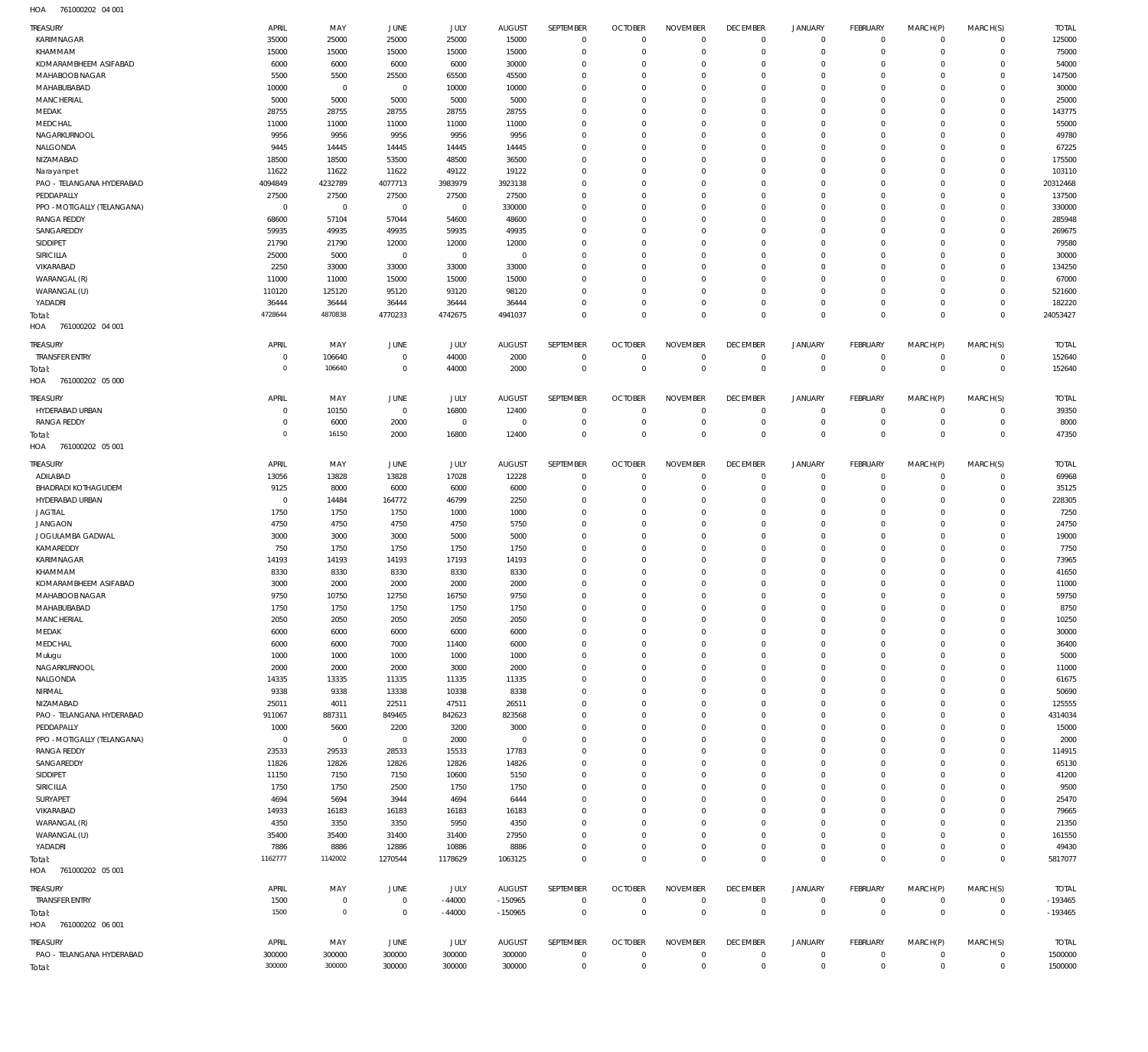HOA 761000202 04 001

| TREASURY | APRIL | MAY | JUNE | JULY | AUGUST | SEPTEMBER | OCTOBER | NOVEMBER | DECEMBER | JANUARY | FEBRUARY | MARCH(P) | MARCH(S) | TOTAL |
|---|---|---|---|---|---|---|---|---|---|---|---|---|---|---|
| KARIMNAGAR | 35000 | 25000 | 25000 | 25000 | 15000 | 0 | 0 | 0 | 0 | 0 | 0 | 0 | 0 | 125000 |
| KHAMMAM | 15000 | 15000 | 15000 | 15000 | 15000 | 0 | 0 | 0 | 0 | 0 | 0 | 0 | 0 | 75000 |
| KOMARAMBHEEM ASIFABAD | 6000 | 6000 | 6000 | 6000 | 30000 | 0 | 0 | 0 | 0 | 0 | 0 | 0 | 0 | 54000 |
| MAHABOOB NAGAR | 5500 | 5500 | 25500 | 65500 | 45500 | 0 | 0 | 0 | 0 | 0 | 0 | 0 | 0 | 147500 |
| MAHABUBABAD | 10000 | 0 | 0 | 10000 | 10000 | 0 | 0 | 0 | 0 | 0 | 0 | 0 | 0 | 30000 |
| MANCHERIAL | 5000 | 5000 | 5000 | 5000 | 5000 | 0 | 0 | 0 | 0 | 0 | 0 | 0 | 0 | 25000 |
| MEDAK | 28755 | 28755 | 28755 | 28755 | 28755 | 0 | 0 | 0 | 0 | 0 | 0 | 0 | 0 | 143775 |
| MEDCHAL | 11000 | 11000 | 11000 | 11000 | 11000 | 0 | 0 | 0 | 0 | 0 | 0 | 0 | 0 | 55000 |
| NAGARKURNOOL | 9956 | 9956 | 9956 | 9956 | 9956 | 0 | 0 | 0 | 0 | 0 | 0 | 0 | 0 | 49780 |
| NALGONDA | 9445 | 14445 | 14445 | 14445 | 14445 | 0 | 0 | 0 | 0 | 0 | 0 | 0 | 0 | 67225 |
| NIZAMABAD | 18500 | 18500 | 53500 | 48500 | 36500 | 0 | 0 | 0 | 0 | 0 | 0 | 0 | 0 | 175500 |
| Narayanpet | 11622 | 11622 | 11622 | 49122 | 19122 | 0 | 0 | 0 | 0 | 0 | 0 | 0 | 0 | 103110 |
| PAO - TELANGANA HYDERABAD | 4094849 | 4232789 | 4077713 | 3983979 | 3923138 | 0 | 0 | 0 | 0 | 0 | 0 | 0 | 0 | 20312468 |
| PEDDAPALLY | 27500 | 27500 | 27500 | 27500 | 27500 | 0 | 0 | 0 | 0 | 0 | 0 | 0 | 0 | 137500 |
| PPO - MOTIGALLY (TELANGANA) | 0 | 0 | 0 | 0 | 330000 | 0 | 0 | 0 | 0 | 0 | 0 | 0 | 0 | 330000 |
| RANGA REDDY | 68600 | 57104 | 57044 | 54600 | 48600 | 0 | 0 | 0 | 0 | 0 | 0 | 0 | 0 | 285948 |
| SANGAREDDY | 59935 | 49935 | 49935 | 59935 | 49935 | 0 | 0 | 0 | 0 | 0 | 0 | 0 | 0 | 269675 |
| SIDDIPET | 21790 | 21790 | 12000 | 12000 | 12000 | 0 | 0 | 0 | 0 | 0 | 0 | 0 | 0 | 79580 |
| SIRICILLA | 25000 | 5000 | 0 | 0 | 0 | 0 | 0 | 0 | 0 | 0 | 0 | 0 | 0 | 30000 |
| VIKARABAD | 2250 | 33000 | 33000 | 33000 | 33000 | 0 | 0 | 0 | 0 | 0 | 0 | 0 | 0 | 134250 |
| WARANGAL (R) | 11000 | 11000 | 15000 | 15000 | 15000 | 0 | 0 | 0 | 0 | 0 | 0 | 0 | 0 | 67000 |
| WARANGAL (U) | 110120 | 125120 | 95120 | 93120 | 98120 | 0 | 0 | 0 | 0 | 0 | 0 | 0 | 0 | 521600 |
| YADADRI | 36444 | 36444 | 36444 | 36444 | 36444 | 0 | 0 | 0 | 0 | 0 | 0 | 0 | 0 | 182220 |
| Total: | 4728644 | 4870838 | 4770233 | 4742675 | 4941037 | 0 | 0 | 0 | 0 | 0 | 0 | 0 | 0 | 24053427 |

HOA 761000202 04 001

| TREASURY | APRIL | MAY | JUNE | JULY | AUGUST | SEPTEMBER | OCTOBER | NOVEMBER | DECEMBER | JANUARY | FEBRUARY | MARCH(P) | MARCH(S) | TOTAL |
|---|---|---|---|---|---|---|---|---|---|---|---|---|---|---|
| TRANSFER ENTRY | 0 | 106640 | 0 | 44000 | 2000 | 0 | 0 | 0 | 0 | 0 | 0 | 0 | 0 | 152640 |
| Total: | 0 | 106640 | 0 | 44000 | 2000 | 0 | 0 | 0 | 0 | 0 | 0 | 0 | 0 | 152640 |

HOA 761000202 05 000

| TREASURY | APRIL | MAY | JUNE | JULY | AUGUST | SEPTEMBER | OCTOBER | NOVEMBER | DECEMBER | JANUARY | FEBRUARY | MARCH(P) | MARCH(S) | TOTAL |
|---|---|---|---|---|---|---|---|---|---|---|---|---|---|---|
| HYDERABAD URBAN | 0 | 10150 | 0 | 16800 | 12400 | 0 | 0 | 0 | 0 | 0 | 0 | 0 | 0 | 39350 |
| RANGA REDDY | 0 | 6000 | 2000 | 0 | 0 | 0 | 0 | 0 | 0 | 0 | 0 | 0 | 0 | 8000 |
| Total: | 0 | 16150 | 2000 | 16800 | 12400 | 0 | 0 | 0 | 0 | 0 | 0 | 0 | 0 | 47350 |

HOA 761000202 05 001

| TREASURY | APRIL | MAY | JUNE | JULY | AUGUST | SEPTEMBER | OCTOBER | NOVEMBER | DECEMBER | JANUARY | FEBRUARY | MARCH(P) | MARCH(S) | TOTAL |
|---|---|---|---|---|---|---|---|---|---|---|---|---|---|---|
| ADILABAD | 13056 | 13828 | 13828 | 17028 | 12228 | 0 | 0 | 0 | 0 | 0 | 0 | 0 | 0 | 69968 |
| BHADRADI KOTHAGUDEM | 9125 | 8000 | 6000 | 6000 | 6000 | 0 | 0 | 0 | 0 | 0 | 0 | 0 | 0 | 35125 |
| HYDERABAD URBAN | 0 | 14484 | 164772 | 46799 | 2250 | 0 | 0 | 0 | 0 | 0 | 0 | 0 | 0 | 228305 |
| JAGTIAL | 1750 | 1750 | 1750 | 1000 | 1000 | 0 | 0 | 0 | 0 | 0 | 0 | 0 | 0 | 7250 |
| JANGAON | 4750 | 4750 | 4750 | 4750 | 5750 | 0 | 0 | 0 | 0 | 0 | 0 | 0 | 0 | 24750 |
| JOGULAMBA GADWAL | 3000 | 3000 | 3000 | 5000 | 5000 | 0 | 0 | 0 | 0 | 0 | 0 | 0 | 0 | 19000 |
| KAMAREDDY | 750 | 1750 | 1750 | 1750 | 1750 | 0 | 0 | 0 | 0 | 0 | 0 | 0 | 0 | 7750 |
| KARIMNAGAR | 14193 | 14193 | 14193 | 17193 | 14193 | 0 | 0 | 0 | 0 | 0 | 0 | 0 | 0 | 73965 |
| KHAMMAM | 8330 | 8330 | 8330 | 8330 | 8330 | 0 | 0 | 0 | 0 | 0 | 0 | 0 | 0 | 41650 |
| KOMARAMBHEEM ASIFABAD | 3000 | 2000 | 2000 | 2000 | 2000 | 0 | 0 | 0 | 0 | 0 | 0 | 0 | 0 | 11000 |
| MAHABOOB NAGAR | 9750 | 10750 | 12750 | 16750 | 9750 | 0 | 0 | 0 | 0 | 0 | 0 | 0 | 0 | 59750 |
| MAHABUBABAD | 1750 | 1750 | 1750 | 1750 | 1750 | 0 | 0 | 0 | 0 | 0 | 0 | 0 | 0 | 8750 |
| MANCHERIAL | 2050 | 2050 | 2050 | 2050 | 2050 | 0 | 0 | 0 | 0 | 0 | 0 | 0 | 0 | 10250 |
| MEDAK | 6000 | 6000 | 6000 | 6000 | 6000 | 0 | 0 | 0 | 0 | 0 | 0 | 0 | 0 | 30000 |
| MEDCHAL | 6000 | 6000 | 7000 | 11400 | 6000 | 0 | 0 | 0 | 0 | 0 | 0 | 0 | 0 | 36400 |
| Mulugu | 1000 | 1000 | 1000 | 1000 | 1000 | 0 | 0 | 0 | 0 | 0 | 0 | 0 | 0 | 5000 |
| NAGARKURNOOL | 2000 | 2000 | 2000 | 3000 | 2000 | 0 | 0 | 0 | 0 | 0 | 0 | 0 | 0 | 11000 |
| NALGONDA | 14335 | 13335 | 11335 | 11335 | 11335 | 0 | 0 | 0 | 0 | 0 | 0 | 0 | 0 | 61675 |
| NIRMAL | 9338 | 9338 | 13338 | 10338 | 8338 | 0 | 0 | 0 | 0 | 0 | 0 | 0 | 0 | 50690 |
| NIZAMABAD | 25011 | 4011 | 22511 | 47511 | 26511 | 0 | 0 | 0 | 0 | 0 | 0 | 0 | 0 | 125555 |
| PAO - TELANGANA HYDERABAD | 911067 | 887311 | 849465 | 842623 | 823568 | 0 | 0 | 0 | 0 | 0 | 0 | 0 | 0 | 4314034 |
| PEDDAPALLY | 1000 | 5600 | 2200 | 3200 | 3000 | 0 | 0 | 0 | 0 | 0 | 0 | 0 | 0 | 15000 |
| PPO - MOTIGALLY (TELANGANA) | 0 | 0 | 0 | 2000 | 0 | 0 | 0 | 0 | 0 | 0 | 0 | 0 | 0 | 2000 |
| RANGA REDDY | 23533 | 29533 | 28533 | 15533 | 17783 | 0 | 0 | 0 | 0 | 0 | 0 | 0 | 0 | 114915 |
| SANGAREDDY | 11826 | 12826 | 12826 | 12826 | 14826 | 0 | 0 | 0 | 0 | 0 | 0 | 0 | 0 | 65130 |
| SIDDIPET | 11150 | 7150 | 7150 | 10600 | 5150 | 0 | 0 | 0 | 0 | 0 | 0 | 0 | 0 | 41200 |
| SIRICILLA | 1750 | 1750 | 2500 | 1750 | 1750 | 0 | 0 | 0 | 0 | 0 | 0 | 0 | 0 | 9500 |
| SURYAPET | 4694 | 5694 | 3944 | 4694 | 6444 | 0 | 0 | 0 | 0 | 0 | 0 | 0 | 0 | 25470 |
| VIKARABAD | 14933 | 16183 | 16183 | 16183 | 16183 | 0 | 0 | 0 | 0 | 0 | 0 | 0 | 0 | 79665 |
| WARANGAL (R) | 4350 | 3350 | 3350 | 5950 | 4350 | 0 | 0 | 0 | 0 | 0 | 0 | 0 | 0 | 21350 |
| WARANGAL (U) | 35400 | 35400 | 31400 | 31400 | 27950 | 0 | 0 | 0 | 0 | 0 | 0 | 0 | 0 | 161550 |
| YADADRI | 7886 | 8886 | 12886 | 10886 | 8886 | 0 | 0 | 0 | 0 | 0 | 0 | 0 | 0 | 49430 |
| Total: | 1162777 | 1142002 | 1270544 | 1178629 | 1063125 | 0 | 0 | 0 | 0 | 0 | 0 | 0 | 0 | 5817077 |

HOA 761000202 05 001

| TREASURY | APRIL | MAY | JUNE | JULY | AUGUST | SEPTEMBER | OCTOBER | NOVEMBER | DECEMBER | JANUARY | FEBRUARY | MARCH(P) | MARCH(S) | TOTAL |
|---|---|---|---|---|---|---|---|---|---|---|---|---|---|---|
| TRANSFER ENTRY | 1500 | 0 | 0 | -44000 | -150965 | 0 | 0 | 0 | 0 | 0 | 0 | 0 | 0 | -193465 |
| Total: | 1500 | 0 | 0 | -44000 | -150965 | 0 | 0 | 0 | 0 | 0 | 0 | 0 | 0 | -193465 |

HOA 761000202 06 001

| TREASURY | APRIL | MAY | JUNE | JULY | AUGUST | SEPTEMBER | OCTOBER | NOVEMBER | DECEMBER | JANUARY | FEBRUARY | MARCH(P) | MARCH(S) | TOTAL |
|---|---|---|---|---|---|---|---|---|---|---|---|---|---|---|
| PAO - TELANGANA HYDERABAD | 300000 | 300000 | 300000 | 300000 | 300000 | 0 | 0 | 0 | 0 | 0 | 0 | 0 | 0 | 1500000 |
| Total: | 300000 | 300000 | 300000 | 300000 | 300000 | 0 | 0 | 0 | 0 | 0 | 0 | 0 | 0 | 1500000 |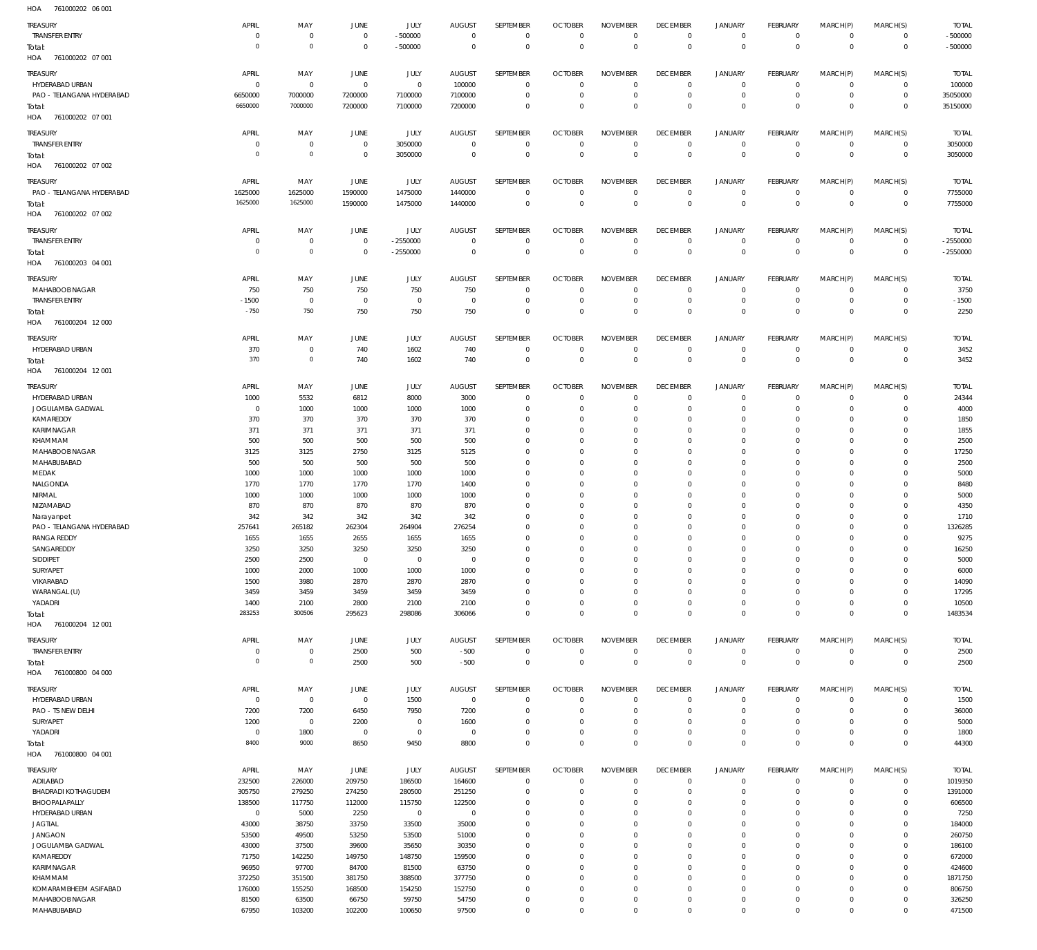HOA 761000202 06 001

| TREASURY | APRIL | MAY | JUNE | JULY | AUGUST | SEPTEMBER | OCTOBER | NOVEMBER | DECEMBER | JANUARY | FEBRUARY | MARCH(P) | MARCH(S) | TOTAL |
|---|---|---|---|---|---|---|---|---|---|---|---|---|---|---|
| TRANSFER ENTRY | 0 | 0 | 0 | - 500000 | 0 | 0 | 0 | 0 | 0 | 0 | 0 | 0 | 0 | - 500000 |
| Total: | 0 | 0 | 0 | - 500000 | 0 | 0 | 0 | 0 | 0 | 0 | 0 | 0 | 0 | - 500000 |

HOA 761000202 07 001

| TREASURY | APRIL | MAY | JUNE | JULY | AUGUST | SEPTEMBER | OCTOBER | NOVEMBER | DECEMBER | JANUARY | FEBRUARY | MARCH(P) | MARCH(S) | TOTAL |
|---|---|---|---|---|---|---|---|---|---|---|---|---|---|---|
| HYDERABAD URBAN | 0 | 0 | 0 | 0 | 100000 | 0 | 0 | 0 | 0 | 0 | 0 | 0 | 0 | 100000 |
| PAO - TELANGANA HYDERABAD | 6650000 | 7000000 | 7200000 | 7100000 | 7100000 | 0 | 0 | 0 | 0 | 0 | 0 | 0 | 0 | 35050000 |
| Total: | 6650000 | 7000000 | 7200000 | 7100000 | 7200000 | 0 | 0 | 0 | 0 | 0 | 0 | 0 | 0 | 35150000 |

HOA 761000202 07 001

| TREASURY | APRIL | MAY | JUNE | JULY | AUGUST | SEPTEMBER | OCTOBER | NOVEMBER | DECEMBER | JANUARY | FEBRUARY | MARCH(P) | MARCH(S) | TOTAL |
|---|---|---|---|---|---|---|---|---|---|---|---|---|---|---|
| TRANSFER ENTRY | 0 | 0 | 0 | 3050000 | 0 | 0 | 0 | 0 | 0 | 0 | 0 | 0 | 0 | 3050000 |
| Total: | 0 | 0 | 0 | 3050000 | 0 | 0 | 0 | 0 | 0 | 0 | 0 | 0 | 0 | 3050000 |

HOA 761000202 07 002

| TREASURY | APRIL | MAY | JUNE | JULY | AUGUST | SEPTEMBER | OCTOBER | NOVEMBER | DECEMBER | JANUARY | FEBRUARY | MARCH(P) | MARCH(S) | TOTAL |
|---|---|---|---|---|---|---|---|---|---|---|---|---|---|---|
| PAO - TELANGANA HYDERABAD | 1625000 | 1625000 | 1590000 | 1475000 | 1440000 | 0 | 0 | 0 | 0 | 0 | 0 | 0 | 0 | 7755000 |
| Total: | 1625000 | 1625000 | 1590000 | 1475000 | 1440000 | 0 | 0 | 0 | 0 | 0 | 0 | 0 | 0 | 7755000 |

HOA 761000202 07 002

| TREASURY | APRIL | MAY | JUNE | JULY | AUGUST | SEPTEMBER | OCTOBER | NOVEMBER | DECEMBER | JANUARY | FEBRUARY | MARCH(P) | MARCH(S) | TOTAL |
|---|---|---|---|---|---|---|---|---|---|---|---|---|---|---|
| TRANSFER ENTRY | 0 | 0 | 0 | - 2550000 | 0 | 0 | 0 | 0 | 0 | 0 | 0 | 0 | 0 | - 2550000 |
| Total: | 0 | 0 | 0 | - 2550000 | 0 | 0 | 0 | 0 | 0 | 0 | 0 | 0 | 0 | - 2550000 |

HOA 761000203 04 001

| TREASURY | APRIL | MAY | JUNE | JULY | AUGUST | SEPTEMBER | OCTOBER | NOVEMBER | DECEMBER | JANUARY | FEBRUARY | MARCH(P) | MARCH(S) | TOTAL |
|---|---|---|---|---|---|---|---|---|---|---|---|---|---|---|
| MAHABOOB NAGAR | 750 | 750 | 750 | 750 | 750 | 0 | 0 | 0 | 0 | 0 | 0 | 0 | 0 | 3750 |
| TRANSFER ENTRY | - 1500 | 0 | 0 | 0 | 0 | 0 | 0 | 0 | 0 | 0 | 0 | 0 | 0 | - 1500 |
| Total: | - 750 | 750 | 750 | 750 | 750 | 0 | 0 | 0 | 0 | 0 | 0 | 0 | 0 | 2250 |

HOA 761000204 12 000

| TREASURY | APRIL | MAY | JUNE | JULY | AUGUST | SEPTEMBER | OCTOBER | NOVEMBER | DECEMBER | JANUARY | FEBRUARY | MARCH(P) | MARCH(S) | TOTAL |
|---|---|---|---|---|---|---|---|---|---|---|---|---|---|---|
| HYDERABAD URBAN | 370 | 0 | 740 | 1602 | 740 | 0 | 0 | 0 | 0 | 0 | 0 | 0 | 0 | 3452 |
| Total: | 370 | 0 | 740 | 1602 | 740 | 0 | 0 | 0 | 0 | 0 | 0 | 0 | 0 | 3452 |

HOA 761000204 12 001

| TREASURY | APRIL | MAY | JUNE | JULY | AUGUST | SEPTEMBER | OCTOBER | NOVEMBER | DECEMBER | JANUARY | FEBRUARY | MARCH(P) | MARCH(S) | TOTAL |
|---|---|---|---|---|---|---|---|---|---|---|---|---|---|---|
| HYDERABAD URBAN | 1000 | 5532 | 6812 | 8000 | 3000 | 0 | 0 | 0 | 0 | 0 | 0 | 0 | 0 | 24344 |
| JOGULAMBA GADWAL | 0 | 1000 | 1000 | 1000 | 1000 | 0 | 0 | 0 | 0 | 0 | 0 | 0 | 0 | 4000 |
| KAMAREDDY | 370 | 370 | 370 | 370 | 370 | 0 | 0 | 0 | 0 | 0 | 0 | 0 | 0 | 1850 |
| KARIMNAGAR | 371 | 371 | 371 | 371 | 371 | 0 | 0 | 0 | 0 | 0 | 0 | 0 | 0 | 1855 |
| KHAMMAM | 500 | 500 | 500 | 500 | 500 | 0 | 0 | 0 | 0 | 0 | 0 | 0 | 0 | 2500 |
| MAHABOOB NAGAR | 3125 | 3125 | 2750 | 3125 | 5125 | 0 | 0 | 0 | 0 | 0 | 0 | 0 | 0 | 17250 |
| MAHABUBABAD | 500 | 500 | 500 | 500 | 500 | 0 | 0 | 0 | 0 | 0 | 0 | 0 | 0 | 2500 |
| MEDAK | 1000 | 1000 | 1000 | 1000 | 1000 | 0 | 0 | 0 | 0 | 0 | 0 | 0 | 0 | 5000 |
| NALGONDA | 1770 | 1770 | 1770 | 1770 | 1400 | 0 | 0 | 0 | 0 | 0 | 0 | 0 | 0 | 8480 |
| NIRMAL | 1000 | 1000 | 1000 | 1000 | 1000 | 0 | 0 | 0 | 0 | 0 | 0 | 0 | 0 | 5000 |
| NIZAMABAD | 870 | 870 | 870 | 870 | 870 | 0 | 0 | 0 | 0 | 0 | 0 | 0 | 0 | 4350 |
| Narayanpet | 342 | 342 | 342 | 342 | 342 | 0 | 0 | 0 | 0 | 0 | 0 | 0 | 0 | 1710 |
| PAO - TELANGANA HYDERABAD | 257641 | 265182 | 262304 | 264904 | 276254 | 0 | 0 | 0 | 0 | 0 | 0 | 0 | 0 | 1326285 |
| RANGA REDDY | 1655 | 1655 | 2655 | 1655 | 1655 | 0 | 0 | 0 | 0 | 0 | 0 | 0 | 0 | 9275 |
| SANGAREDDY | 3250 | 3250 | 3250 | 3250 | 3250 | 0 | 0 | 0 | 0 | 0 | 0 | 0 | 0 | 16250 |
| SIDDIPET | 2500 | 2500 | 0 | 0 | 0 | 0 | 0 | 0 | 0 | 0 | 0 | 0 | 0 | 5000 |
| SURYAPET | 1000 | 2000 | 1000 | 1000 | 1000 | 0 | 0 | 0 | 0 | 0 | 0 | 0 | 0 | 6000 |
| VIKARABAD | 1500 | 3980 | 2870 | 2870 | 2870 | 0 | 0 | 0 | 0 | 0 | 0 | 0 | 0 | 14090 |
| WARANGAL (U) | 3459 | 3459 | 3459 | 3459 | 3459 | 0 | 0 | 0 | 0 | 0 | 0 | 0 | 0 | 17295 |
| YADADRI | 1400 | 2100 | 2800 | 2100 | 2100 | 0 | 0 | 0 | 0 | 0 | 0 | 0 | 0 | 10500 |
| Total: | 283253 | 300506 | 295623 | 298086 | 306066 | 0 | 0 | 0 | 0 | 0 | 0 | 0 | 0 | 1483534 |

HOA 761000204 12 001

| TREASURY | APRIL | MAY | JUNE | JULY | AUGUST | SEPTEMBER | OCTOBER | NOVEMBER | DECEMBER | JANUARY | FEBRUARY | MARCH(P) | MARCH(S) | TOTAL |
|---|---|---|---|---|---|---|---|---|---|---|---|---|---|---|
| TRANSFER ENTRY | 0 | 0 | 2500 | 500 | - 500 | 0 | 0 | 0 | 0 | 0 | 0 | 0 | 0 | 2500 |
| Total: | 0 | 0 | 2500 | 500 | - 500 | 0 | 0 | 0 | 0 | 0 | 0 | 0 | 0 | 2500 |

HOA 761000800 04 000

| TREASURY | APRIL | MAY | JUNE | JULY | AUGUST | SEPTEMBER | OCTOBER | NOVEMBER | DECEMBER | JANUARY | FEBRUARY | MARCH(P) | MARCH(S) | TOTAL |
|---|---|---|---|---|---|---|---|---|---|---|---|---|---|---|
| HYDERABAD URBAN | 0 | 0 | 0 | 1500 | 0 | 0 | 0 | 0 | 0 | 0 | 0 | 0 | 0 | 1500 |
| PAO - TS NEW DELHI | 7200 | 7200 | 6450 | 7950 | 7200 | 0 | 0 | 0 | 0 | 0 | 0 | 0 | 0 | 36000 |
| SURYAPET | 1200 | 0 | 2200 | 0 | 1600 | 0 | 0 | 0 | 0 | 0 | 0 | 0 | 0 | 5000 |
| YADADRI | 0 | 1800 | 0 | 0 | 0 | 0 | 0 | 0 | 0 | 0 | 0 | 0 | 0 | 1800 |
| Total: | 8400 | 9000 | 8650 | 9450 | 8800 | 0 | 0 | 0 | 0 | 0 | 0 | 0 | 0 | 44300 |

HOA 761000800 04 001

| TREASURY | APRIL | MAY | JUNE | JULY | AUGUST | SEPTEMBER | OCTOBER | NOVEMBER | DECEMBER | JANUARY | FEBRUARY | MARCH(P) | MARCH(S) | TOTAL |
|---|---|---|---|---|---|---|---|---|---|---|---|---|---|---|
| ADILABAD | 232500 | 226000 | 209750 | 186500 | 164600 | 0 | 0 | 0 | 0 | 0 | 0 | 0 | 0 | 1019350 |
| BHADRADI KOTHAGUDEM | 305750 | 279250 | 274250 | 280500 | 251250 | 0 | 0 | 0 | 0 | 0 | 0 | 0 | 0 | 1391000 |
| BHOOPALAPALLY | 138500 | 117750 | 112000 | 115750 | 122500 | 0 | 0 | 0 | 0 | 0 | 0 | 0 | 0 | 606500 |
| HYDERABAD URBAN | 0 | 5000 | 2250 | 0 | 0 | 0 | 0 | 0 | 0 | 0 | 0 | 0 | 0 | 7250 |
| JAGTIAL | 43000 | 38750 | 33750 | 33500 | 35000 | 0 | 0 | 0 | 0 | 0 | 0 | 0 | 0 | 184000 |
| JANGAON | 53500 | 49500 | 53250 | 53500 | 51000 | 0 | 0 | 0 | 0 | 0 | 0 | 0 | 0 | 260750 |
| JOGULAMBA GADWAL | 43000 | 37500 | 39600 | 35650 | 30350 | 0 | 0 | 0 | 0 | 0 | 0 | 0 | 0 | 186100 |
| KAMAREDDY | 71750 | 142250 | 149750 | 148750 | 159500 | 0 | 0 | 0 | 0 | 0 | 0 | 0 | 0 | 672000 |
| KARIMNAGAR | 96950 | 97700 | 84700 | 81500 | 63750 | 0 | 0 | 0 | 0 | 0 | 0 | 0 | 0 | 424600 |
| KHAMMAM | 372250 | 351500 | 381750 | 388500 | 377750 | 0 | 0 | 0 | 0 | 0 | 0 | 0 | 0 | 1871750 |
| KOMARAMBHEEM ASIFABAD | 176000 | 155250 | 168500 | 154250 | 152750 | 0 | 0 | 0 | 0 | 0 | 0 | 0 | 0 | 806750 |
| MAHABOOB NAGAR | 81500 | 63500 | 66750 | 59750 | 54750 | 0 | 0 | 0 | 0 | 0 | 0 | 0 | 0 | 326250 |
| MAHABUBABAD | 67950 | 103200 | 102200 | 100650 | 97500 | 0 | 0 | 0 | 0 | 0 | 0 | 0 | 0 | 471500 |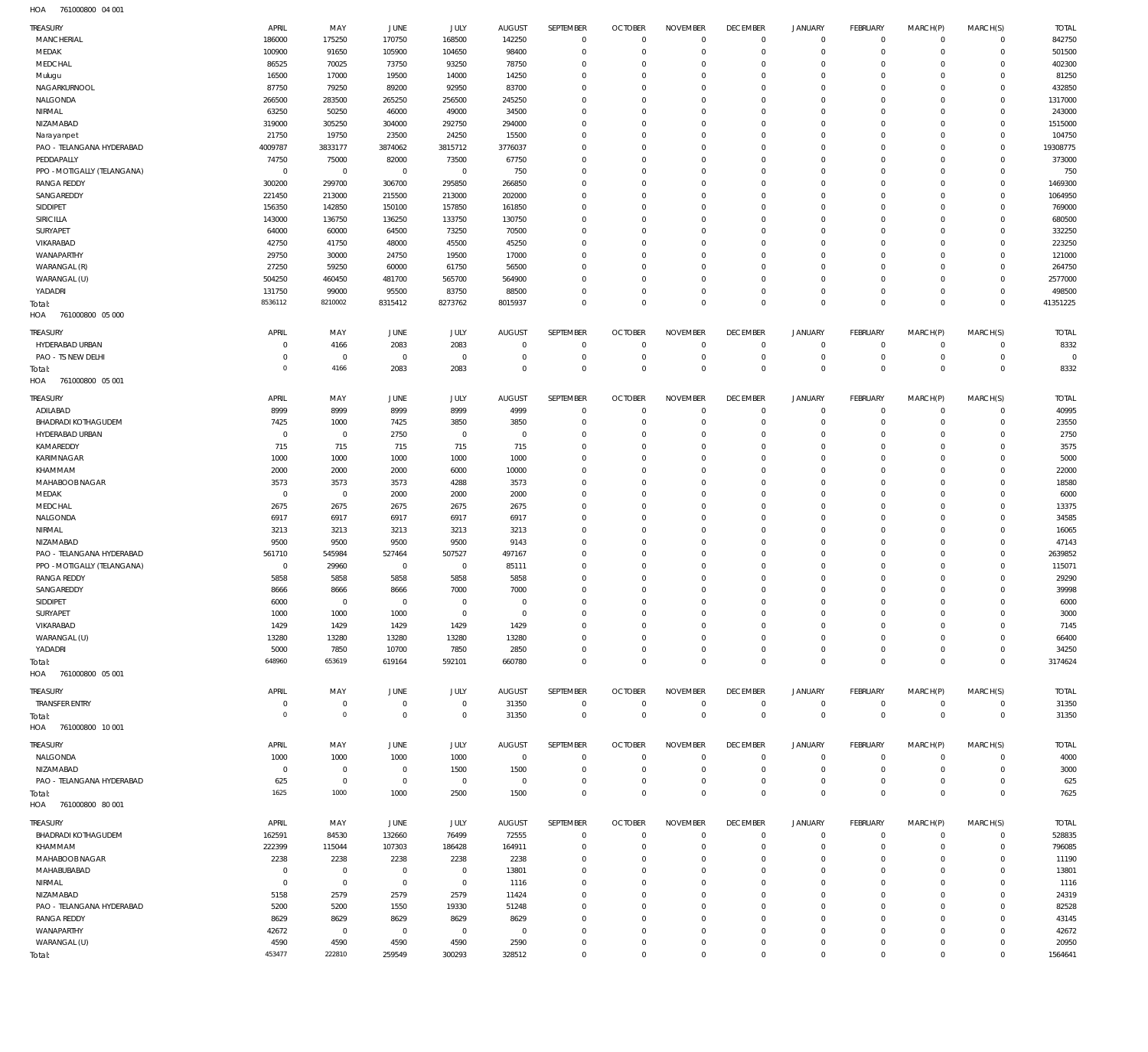HOA 761000800 04 001

| TREASURY | APRIL | MAY | JUNE | JULY | AUGUST | SEPTEMBER | OCTOBER | NOVEMBER | DECEMBER | JANUARY | FEBRUARY | MARCH(P) | MARCH(S) | TOTAL |
|---|---|---|---|---|---|---|---|---|---|---|---|---|---|---|
| MANCHERIAL | 186000 | 175250 | 170750 | 168500 | 142250 | 0 | 0 | 0 | 0 | 0 | 0 | 0 | 0 | 842750 |
| MEDAK | 100900 | 91650 | 105900 | 104650 | 98400 | 0 | 0 | 0 | 0 | 0 | 0 | 0 | 0 | 501500 |
| MEDCHAL | 86525 | 70025 | 73750 | 93250 | 78750 | 0 | 0 | 0 | 0 | 0 | 0 | 0 | 0 | 402300 |
| Mulugu | 16500 | 17000 | 19500 | 14000 | 14250 | 0 | 0 | 0 | 0 | 0 | 0 | 0 | 0 | 81250 |
| NAGARKURNOOL | 87750 | 79250 | 89200 | 92950 | 83700 | 0 | 0 | 0 | 0 | 0 | 0 | 0 | 0 | 432850 |
| NALGONDA | 266500 | 283500 | 265250 | 256500 | 245250 | 0 | 0 | 0 | 0 | 0 | 0 | 0 | 0 | 1317000 |
| NIRMAL | 63250 | 50250 | 46000 | 49000 | 34500 | 0 | 0 | 0 | 0 | 0 | 0 | 0 | 0 | 243000 |
| NIZAMABAD | 319000 | 305250 | 304000 | 292750 | 294000 | 0 | 0 | 0 | 0 | 0 | 0 | 0 | 0 | 1515000 |
| Narayanpet | 21750 | 19750 | 23500 | 24250 | 15500 | 0 | 0 | 0 | 0 | 0 | 0 | 0 | 0 | 104750 |
| PAO - TELANGANA HYDERABAD | 4009787 | 3833177 | 3874062 | 3815712 | 3776037 | 0 | 0 | 0 | 0 | 0 | 0 | 0 | 0 | 19308775 |
| PEDDAPALLY | 74750 | 75000 | 82000 | 73500 | 67750 | 0 | 0 | 0 | 0 | 0 | 0 | 0 | 0 | 373000 |
| PPO - MOTIGALLY (TELANGANA) | 0 | 0 | 0 | 0 | 750 | 0 | 0 | 0 | 0 | 0 | 0 | 0 | 0 | 750 |
| RANGA REDDY | 300200 | 299700 | 306700 | 295850 | 266850 | 0 | 0 | 0 | 0 | 0 | 0 | 0 | 0 | 1469300 |
| SANGAREDDY | 221450 | 213000 | 215500 | 213000 | 202000 | 0 | 0 | 0 | 0 | 0 | 0 | 0 | 0 | 1064950 |
| SIDDIPET | 156350 | 142850 | 150100 | 157850 | 161850 | 0 | 0 | 0 | 0 | 0 | 0 | 0 | 0 | 769000 |
| SIRICILLA | 143000 | 136750 | 136250 | 133750 | 130750 | 0 | 0 | 0 | 0 | 0 | 0 | 0 | 0 | 680500 |
| SURYAPET | 64000 | 60000 | 64500 | 73250 | 70500 | 0 | 0 | 0 | 0 | 0 | 0 | 0 | 0 | 332250 |
| VIKARABAD | 42750 | 41750 | 48000 | 45500 | 45250 | 0 | 0 | 0 | 0 | 0 | 0 | 0 | 0 | 223250 |
| WANAPARTHY | 29750 | 30000 | 24750 | 19500 | 17000 | 0 | 0 | 0 | 0 | 0 | 0 | 0 | 0 | 121000 |
| WARANGAL (R) | 27250 | 59250 | 60000 | 61750 | 56500 | 0 | 0 | 0 | 0 | 0 | 0 | 0 | 0 | 264750 |
| WARANGAL (U) | 504250 | 460450 | 481700 | 565700 | 564900 | 0 | 0 | 0 | 0 | 0 | 0 | 0 | 0 | 2577000 |
| YADADRI | 131750 | 99000 | 95500 | 83750 | 88500 | 0 | 0 | 0 | 0 | 0 | 0 | 0 | 0 | 498500 |
| Total: | 8536112 | 8210002 | 8315412 | 8273762 | 8015937 | 0 | 0 | 0 | 0 | 0 | 0 | 0 | 0 | 41351225 |

HOA 761000800 05 000

| TREASURY | APRIL | MAY | JUNE | JULY | AUGUST | SEPTEMBER | OCTOBER | NOVEMBER | DECEMBER | JANUARY | FEBRUARY | MARCH(P) | MARCH(S) | TOTAL |
|---|---|---|---|---|---|---|---|---|---|---|---|---|---|---|
| HYDERABAD URBAN | 0 | 4166 | 2083 | 2083 | 0 | 0 | 0 | 0 | 0 | 0 | 0 | 0 | 0 | 8332 |
| PAO - TS NEW DELHI | 0 | 0 | 0 | 0 | 0 | 0 | 0 | 0 | 0 | 0 | 0 | 0 | 0 | 0 |
| Total: | 0 | 4166 | 2083 | 2083 | 0 | 0 | 0 | 0 | 0 | 0 | 0 | 0 | 0 | 8332 |

HOA 761000800 05 001

| TREASURY | APRIL | MAY | JUNE | JULY | AUGUST | SEPTEMBER | OCTOBER | NOVEMBER | DECEMBER | JANUARY | FEBRUARY | MARCH(P) | MARCH(S) | TOTAL |
|---|---|---|---|---|---|---|---|---|---|---|---|---|---|---|
| ADILABAD | 8999 | 8999 | 8999 | 8999 | 4999 | 0 | 0 | 0 | 0 | 0 | 0 | 0 | 0 | 40995 |
| BHADRADI KOTHAGUDEM | 7425 | 1000 | 7425 | 3850 | 3850 | 0 | 0 | 0 | 0 | 0 | 0 | 0 | 0 | 23550 |
| HYDERABAD URBAN | 0 | 0 | 2750 | 0 | 0 | 0 | 0 | 0 | 0 | 0 | 0 | 0 | 0 | 2750 |
| KAMAREDDY | 715 | 715 | 715 | 715 | 715 | 0 | 0 | 0 | 0 | 0 | 0 | 0 | 0 | 3575 |
| KARIMNAGAR | 1000 | 1000 | 1000 | 1000 | 1000 | 0 | 0 | 0 | 0 | 0 | 0 | 0 | 0 | 5000 |
| KHAMMAM | 2000 | 2000 | 2000 | 6000 | 10000 | 0 | 0 | 0 | 0 | 0 | 0 | 0 | 0 | 22000 |
| MAHABOOB NAGAR | 3573 | 3573 | 3573 | 4288 | 3573 | 0 | 0 | 0 | 0 | 0 | 0 | 0 | 0 | 18580 |
| MEDAK | 0 | 0 | 2000 | 2000 | 2000 | 0 | 0 | 0 | 0 | 0 | 0 | 0 | 0 | 6000 |
| MEDCHAL | 2675 | 2675 | 2675 | 2675 | 2675 | 0 | 0 | 0 | 0 | 0 | 0 | 0 | 0 | 13375 |
| NALGONDA | 6917 | 6917 | 6917 | 6917 | 6917 | 0 | 0 | 0 | 0 | 0 | 0 | 0 | 0 | 34585 |
| NIRMAL | 3213 | 3213 | 3213 | 3213 | 3213 | 0 | 0 | 0 | 0 | 0 | 0 | 0 | 0 | 16065 |
| NIZAMABAD | 9500 | 9500 | 9500 | 9500 | 9143 | 0 | 0 | 0 | 0 | 0 | 0 | 0 | 0 | 47143 |
| PAO - TELANGANA HYDERABAD | 561710 | 545984 | 527464 | 507527 | 497167 | 0 | 0 | 0 | 0 | 0 | 0 | 0 | 0 | 2639852 |
| PPO - MOTIGALLY (TELANGANA) | 0 | 29960 | 0 | 0 | 85111 | 0 | 0 | 0 | 0 | 0 | 0 | 0 | 0 | 115071 |
| RANGA REDDY | 5858 | 5858 | 5858 | 5858 | 5858 | 0 | 0 | 0 | 0 | 0 | 0 | 0 | 0 | 29290 |
| SANGAREDDY | 8666 | 8666 | 8666 | 7000 | 7000 | 0 | 0 | 0 | 0 | 0 | 0 | 0 | 0 | 39998 |
| SIDDIPET | 6000 | 0 | 0 | 0 | 0 | 0 | 0 | 0 | 0 | 0 | 0 | 0 | 0 | 6000 |
| SURYAPET | 1000 | 1000 | 1000 | 0 | 0 | 0 | 0 | 0 | 0 | 0 | 0 | 0 | 0 | 3000 |
| VIKARABAD | 1429 | 1429 | 1429 | 1429 | 1429 | 0 | 0 | 0 | 0 | 0 | 0 | 0 | 0 | 7145 |
| WARANGAL (U) | 13280 | 13280 | 13280 | 13280 | 13280 | 0 | 0 | 0 | 0 | 0 | 0 | 0 | 0 | 66400 |
| YADADRI | 5000 | 7850 | 10700 | 7850 | 2850 | 0 | 0 | 0 | 0 | 0 | 0 | 0 | 0 | 34250 |
| Total: | 648960 | 653619 | 619164 | 592101 | 660780 | 0 | 0 | 0 | 0 | 0 | 0 | 0 | 0 | 3174624 |

HOA 761000800 05 001

| TREASURY | APRIL | MAY | JUNE | JULY | AUGUST | SEPTEMBER | OCTOBER | NOVEMBER | DECEMBER | JANUARY | FEBRUARY | MARCH(P) | MARCH(S) | TOTAL |
|---|---|---|---|---|---|---|---|---|---|---|---|---|---|---|
| TRANSFER ENTRY | 0 | 0 | 0 | 0 | 31350 | 0 | 0 | 0 | 0 | 0 | 0 | 0 | 0 | 31350 |
| Total: | 0 | 0 | 0 | 0 | 31350 | 0 | 0 | 0 | 0 | 0 | 0 | 0 | 0 | 31350 |

HOA 761000800 10 001

| TREASURY | APRIL | MAY | JUNE | JULY | AUGUST | SEPTEMBER | OCTOBER | NOVEMBER | DECEMBER | JANUARY | FEBRUARY | MARCH(P) | MARCH(S) | TOTAL |
|---|---|---|---|---|---|---|---|---|---|---|---|---|---|---|
| NALGONDA | 1000 | 1000 | 1000 | 1000 | 0 | 0 | 0 | 0 | 0 | 0 | 0 | 0 | 0 | 4000 |
| NIZAMABAD | 0 | 0 | 0 | 1500 | 1500 | 0 | 0 | 0 | 0 | 0 | 0 | 0 | 0 | 3000 |
| PAO - TELANGANA HYDERABAD | 625 | 0 | 0 | 0 | 0 | 0 | 0 | 0 | 0 | 0 | 0 | 0 | 0 | 625 |
| Total: | 1625 | 1000 | 1000 | 2500 | 1500 | 0 | 0 | 0 | 0 | 0 | 0 | 0 | 0 | 7625 |

HOA 761000800 80 001

| TREASURY | APRIL | MAY | JUNE | JULY | AUGUST | SEPTEMBER | OCTOBER | NOVEMBER | DECEMBER | JANUARY | FEBRUARY | MARCH(P) | MARCH(S) | TOTAL |
|---|---|---|---|---|---|---|---|---|---|---|---|---|---|---|
| BHADRADI KOTHAGUDEM | 162591 | 84530 | 132660 | 76499 | 72555 | 0 | 0 | 0 | 0 | 0 | 0 | 0 | 0 | 528835 |
| KHAMMAM | 222399 | 115044 | 107303 | 186428 | 164911 | 0 | 0 | 0 | 0 | 0 | 0 | 0 | 0 | 796085 |
| MAHABOOB NAGAR | 2238 | 2238 | 2238 | 2238 | 2238 | 0 | 0 | 0 | 0 | 0 | 0 | 0 | 0 | 11190 |
| MAHABUBABAD | 0 | 0 | 0 | 0 | 13801 | 0 | 0 | 0 | 0 | 0 | 0 | 0 | 0 | 13801 |
| NIRMAL | 0 | 0 | 0 | 0 | 1116 | 0 | 0 | 0 | 0 | 0 | 0 | 0 | 0 | 1116 |
| NIZAMABAD | 5158 | 2579 | 2579 | 2579 | 11424 | 0 | 0 | 0 | 0 | 0 | 0 | 0 | 0 | 24319 |
| PAO - TELANGANA HYDERABAD | 5200 | 5200 | 1550 | 19330 | 51248 | 0 | 0 | 0 | 0 | 0 | 0 | 0 | 0 | 82528 |
| RANGA REDDY | 8629 | 8629 | 8629 | 8629 | 8629 | 0 | 0 | 0 | 0 | 0 | 0 | 0 | 0 | 43145 |
| WANAPARTHY | 42672 | 0 | 0 | 0 | 0 | 0 | 0 | 0 | 0 | 0 | 0 | 0 | 0 | 42672 |
| WARANGAL (U) | 4590 | 4590 | 4590 | 4590 | 2590 | 0 | 0 | 0 | 0 | 0 | 0 | 0 | 0 | 20950 |
| Total: | 453477 | 222810 | 259549 | 300293 | 328512 | 0 | 0 | 0 | 0 | 0 | 0 | 0 | 0 | 1564641 |